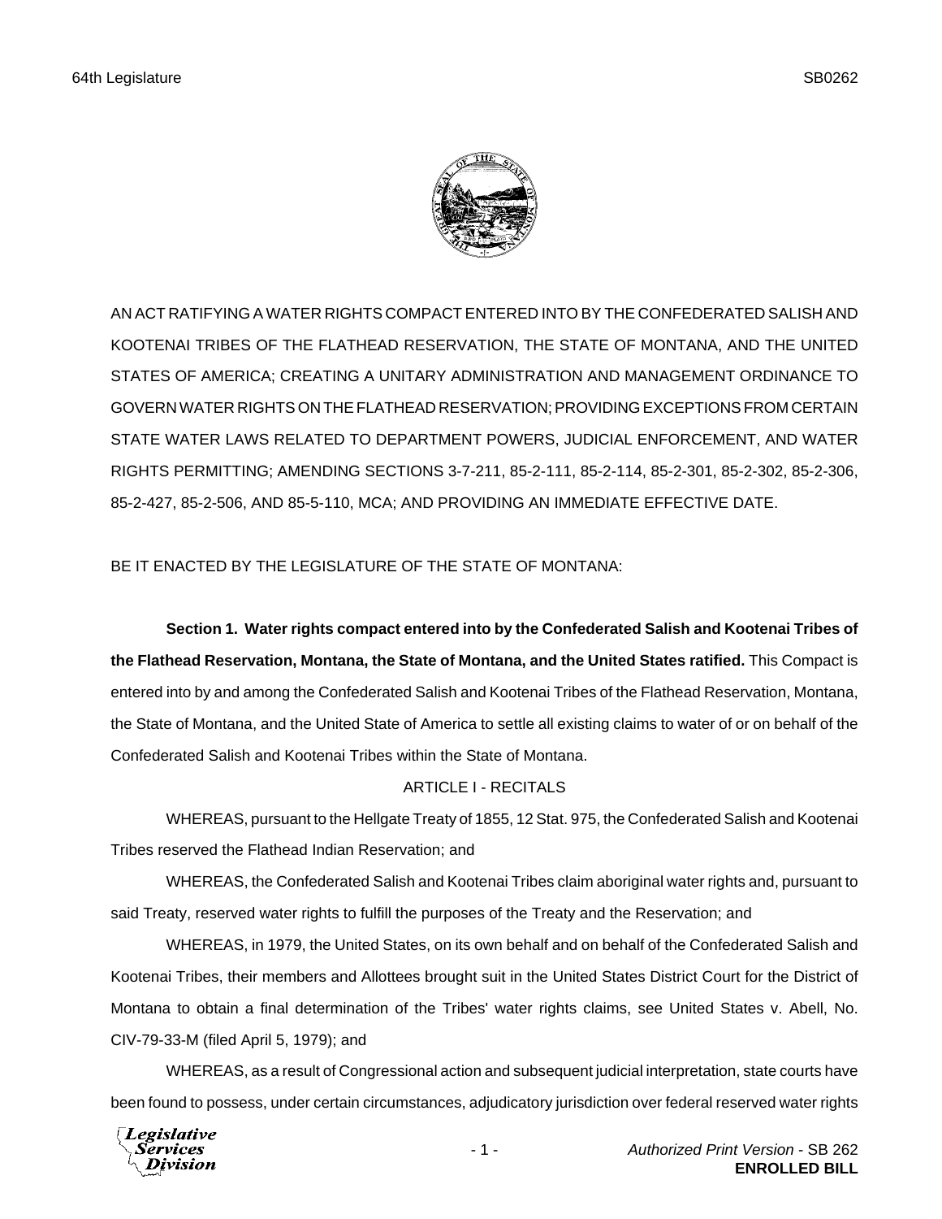AN ACT RATIFYING A WATER RIGHTS COMPACT ENTERED INTO BY THE CONFEDERATED SALISH AND KOOTENAI TRIBES OF THE FLATHEAD RESERVATION, THE STATE OF MONTANA, AND THE UNITED STATES OF AMERICA; CREATING A UNITARY ADMINISTRATION AND MANAGEMENT ORDINANCE TO GOVERN WATER RIGHTS ON THE FLATHEAD RESERVATION; PROVIDING EXCEPTIONS FROM CERTAIN STATE WATER LAWS RELATED TO DEPARTMENT POWERS, JUDICIAL ENFORCEMENT, AND WATER RIGHTS PERMITTING; AMENDING SECTIONS 3-7-211, 85-2-111, 85-2-114, 85-2-301, 85-2-302, 85-2-306, 85-2-427, 85-2-506, AND 85-5-110, MCA; AND PROVIDING AN IMMEDIATE EFFECTIVE DATE.

BE IT ENACTED BY THE LEGISLATURE OF THE STATE OF MONTANA:

**Section 1. Water rights compact entered into by the Confederated Salish and Kootenai Tribes of the Flathead Reservation, Montana, the State of Montana, and the United States ratified.** This Compact is entered into by and among the Confederated Salish and Kootenai Tribes of the Flathead Reservation, Montana, the State of Montana, and the United State of America to settle all existing claims to water of or on behalf of the Confederated Salish and Kootenai Tribes within the State of Montana.

ARTICLE I - RECITALS

WHEREAS, pursuant to the Hellgate Treaty of 1855, 12 Stat. 975, the Confederated Salish and Kootenai Tribes reserved the Flathead Indian Reservation; and

WHEREAS, the Confederated Salish and Kootenai Tribes claim aboriginal water rights and, pursuant to said Treaty, reserved water rights to fulfill the purposes of the Treaty and the Reservation; and

WHEREAS, in 1979, the United States, on its own behalf and on behalf of the Confederated Salish and Kootenai Tribes, their members and Allottees brought suit in the United States District Court for the District of Montana to obtain a final determination of the Tribes' water rights claims, see United States v. Abell, No. CIV-79-33-M (filed April 5, 1979); and

WHEREAS, as a result of Congressional action and subsequent judicial interpretation, state courts have been found to possess, under certain circumstances, adjudicatory jurisdiction over federal reserved water rights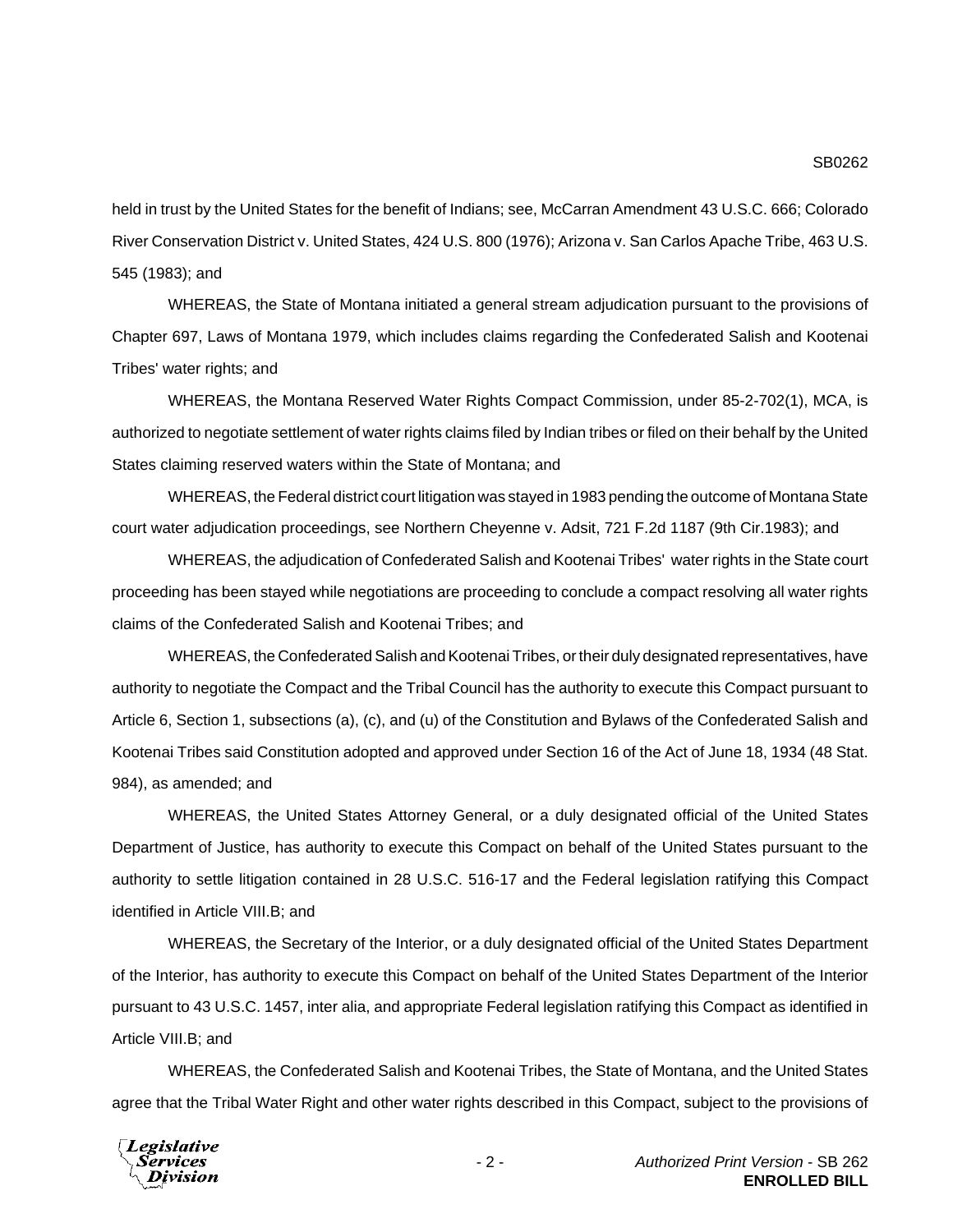held in trust by the United States for the benefit of Indians; see, McCarran Amendment 43 U.S.C. 666; Colorado River Conservation District v. United States, 424 U.S. 800 (1976); Arizona v. San Carlos Apache Tribe, 463 U.S. 545 (1983); and

WHEREAS, the State of Montana initiated a general stream adjudication pursuant to the provisions of Chapter 697, Laws of Montana 1979, which includes claims regarding the Confederated Salish and Kootenai Tribes' water rights; and

WHEREAS, the Montana Reserved Water Rights Compact Commission, under 85-2-702(1), MCA, is authorized to negotiate settlement of water rights claims filed by Indian tribes or filed on their behalf by the United States claiming reserved waters within the State of Montana; and

WHEREAS, the Federal district court litigation was stayed in 1983 pending the outcome of Montana State court water adjudication proceedings, see Northern Cheyenne v. Adsit, 721 F.2d 1187 (9th Cir.1983); and

WHEREAS, the adjudication of Confederated Salish and Kootenai Tribes' water rights in the State court proceeding has been stayed while negotiations are proceeding to conclude a compact resolving all water rights claims of the Confederated Salish and Kootenai Tribes; and

WHEREAS, the Confederated Salish and Kootenai Tribes, or their duly designated representatives, have authority to negotiate the Compact and the Tribal Council has the authority to execute this Compact pursuant to Article 6, Section 1, subsections (a), (c), and (u) of the Constitution and Bylaws of the Confederated Salish and Kootenai Tribes said Constitution adopted and approved under Section 16 of the Act of June 18, 1934 (48 Stat. 984), as amended; and

WHEREAS, the United States Attorney General, or a duly designated official of the United States Department of Justice, has authority to execute this Compact on behalf of the United States pursuant to the authority to settle litigation contained in 28 U.S.C. 516-17 and the Federal legislation ratifying this Compact identified in Article VIII.B; and

WHEREAS, the Secretary of the Interior, or a duly designated official of the United States Department of the Interior, has authority to execute this Compact on behalf of the United States Department of the Interior pursuant to 43 U.S.C. 1457, inter alia, and appropriate Federal legislation ratifying this Compact as identified in Article VIII.B; and

WHEREAS, the Confederated Salish and Kootenai Tribes, the State of Montana, and the United States agree that the Tribal Water Right and other water rights described in this Compact, subject to the provisions of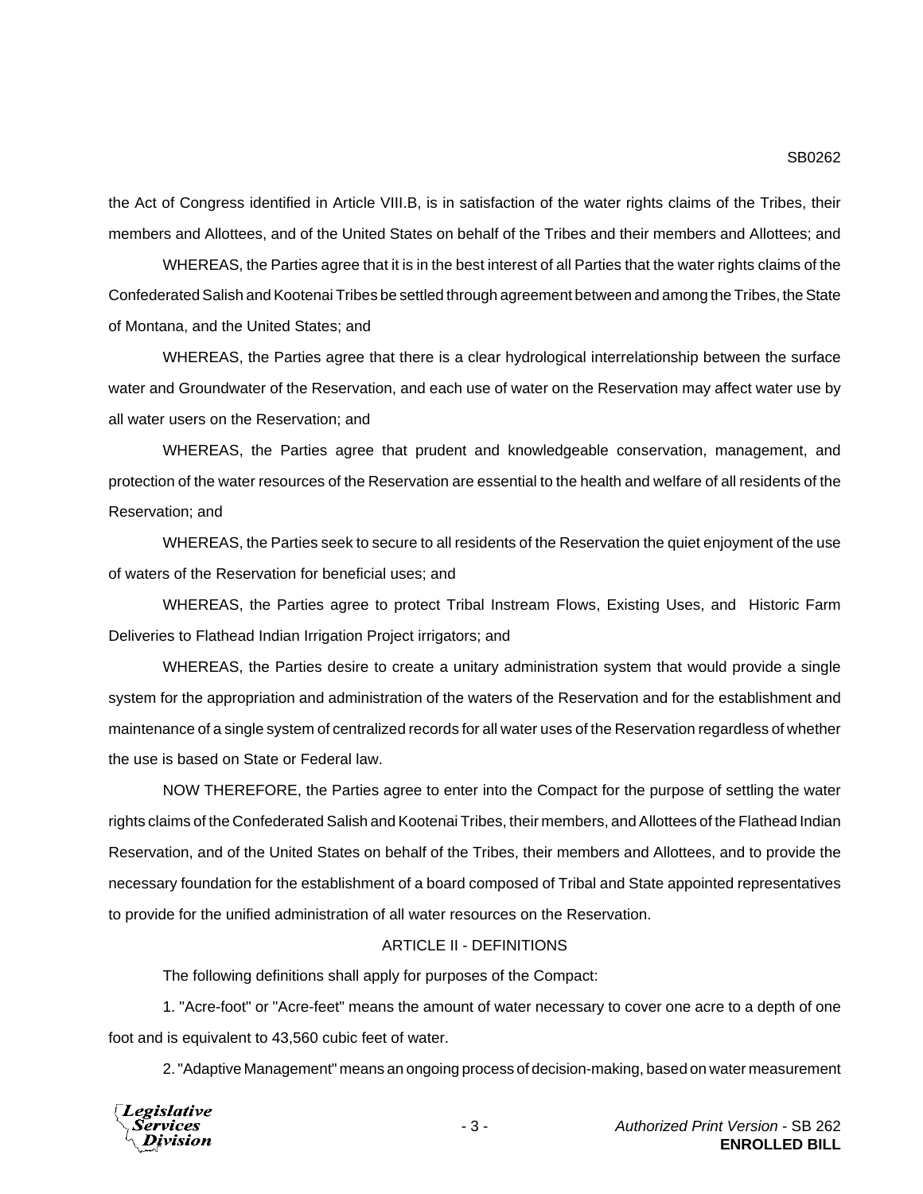the Act of Congress identified in Article VIII.B, is in satisfaction of the water rights claims of the Tribes, their members and Allottees, and of the United States on behalf of the Tribes and their members and Allottees; and

WHEREAS, the Parties agree that it is in the best interest of all Parties that the water rights claims of the Confederated Salish and Kootenai Tribes be settled through agreement between and among the Tribes, the State of Montana, and the United States; and

WHEREAS, the Parties agree that there is a clear hydrological interrelationship between the surface water and Groundwater of the Reservation, and each use of water on the Reservation may affect water use by all water users on the Reservation; and

WHEREAS, the Parties agree that prudent and knowledgeable conservation, management, and protection of the water resources of the Reservation are essential to the health and welfare of all residents of the Reservation; and

WHEREAS, the Parties seek to secure to all residents of the Reservation the quiet enjoyment of the use of waters of the Reservation for beneficial uses; and

WHEREAS, the Parties agree to protect Tribal Instream Flows, Existing Uses, and Historic Farm Deliveries to Flathead Indian Irrigation Project irrigators; and

WHEREAS, the Parties desire to create a unitary administration system that would provide a single system for the appropriation and administration of the waters of the Reservation and for the establishment and maintenance of a single system of centralized records for all water uses of the Reservation regardless of whether the use is based on State or Federal law.

NOW THEREFORE, the Parties agree to enter into the Compact for the purpose of settling the water rights claims of the Confederated Salish and Kootenai Tribes, their members, and Allottees of the Flathead Indian Reservation, and of the United States on behalf of the Tribes, their members and Allottees, and to provide the necessary foundation for the establishment of a board composed of Tribal and State appointed representatives to provide for the unified administration of all water resources on the Reservation.

## ARTICLE II - DEFINITIONS

The following definitions shall apply for purposes of the Compact:

1. "Acre-foot" or "Acre-feet" means the amount of water necessary to cover one acre to a depth of one foot and is equivalent to 43,560 cubic feet of water.

2. "Adaptive Management" means an ongoing process of decision-making, based on water measurement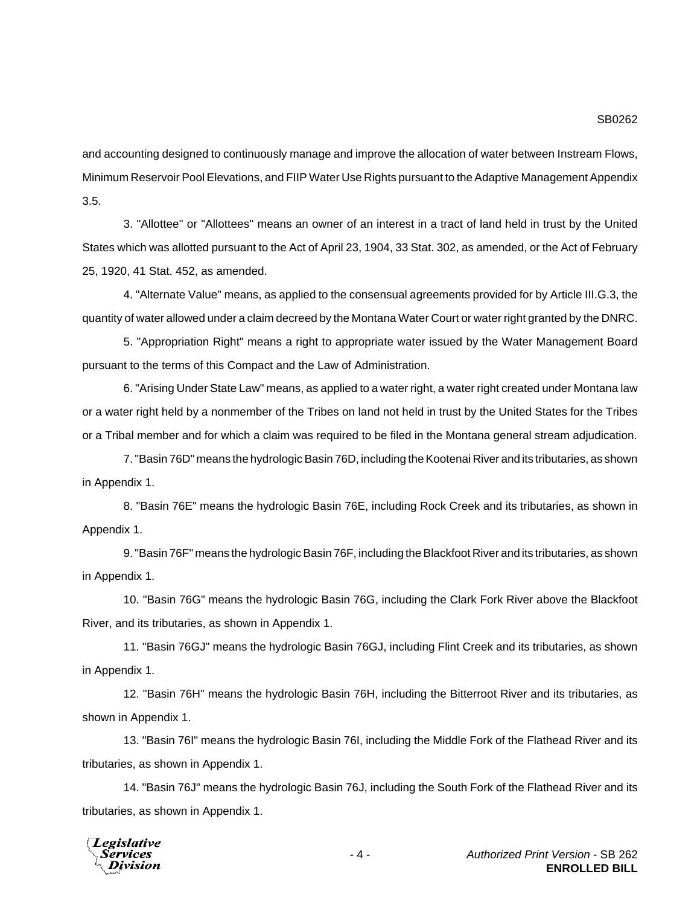and accounting designed to continuously manage and improve the allocation of water between Instream Flows, Minimum Reservoir Pool Elevations, and FIIP Water Use Rights pursuant to the Adaptive Management Appendix 3.5.

3. "Allottee" or "Allottees" means an owner of an interest in a tract of land held in trust by the United States which was allotted pursuant to the Act of April 23, 1904, 33 Stat. 302, as amended, or the Act of February 25, 1920, 41 Stat. 452, as amended.

4. "Alternate Value" means, as applied to the consensual agreements provided for by Article III.G.3, the quantity of water allowed under a claim decreed by the Montana Water Court or water right granted by the DNRC.

5. "Appropriation Right" means a right to appropriate water issued by the Water Management Board pursuant to the terms of this Compact and the Law of Administration.

6. "Arising Under State Law" means, as applied to a water right, a water right created under Montana law or a water right held by a nonmember of the Tribes on land not held in trust by the United States for the Tribes or a Tribal member and for which a claim was required to be filed in the Montana general stream adjudication.

7. "Basin 76D" means the hydrologic Basin 76D, including the Kootenai River and its tributaries, as shown in Appendix 1.

8. "Basin 76E" means the hydrologic Basin 76E, including Rock Creek and its tributaries, as shown in Appendix 1.

9. "Basin 76F" means the hydrologic Basin 76F, including the Blackfoot River and its tributaries, as shown in Appendix 1.

10. "Basin 76G" means the hydrologic Basin 76G, including the Clark Fork River above the Blackfoot River, and its tributaries, as shown in Appendix 1.

11. "Basin 76GJ" means the hydrologic Basin 76GJ, including Flint Creek and its tributaries, as shown in Appendix 1.

12. "Basin 76H" means the hydrologic Basin 76H, including the Bitterroot River and its tributaries, as shown in Appendix 1.

13. "Basin 76I" means the hydrologic Basin 76I, including the Middle Fork of the Flathead River and its tributaries, as shown in Appendix 1.

14. "Basin 76J" means the hydrologic Basin 76J, including the South Fork of the Flathead River and its tributaries, as shown in Appendix 1.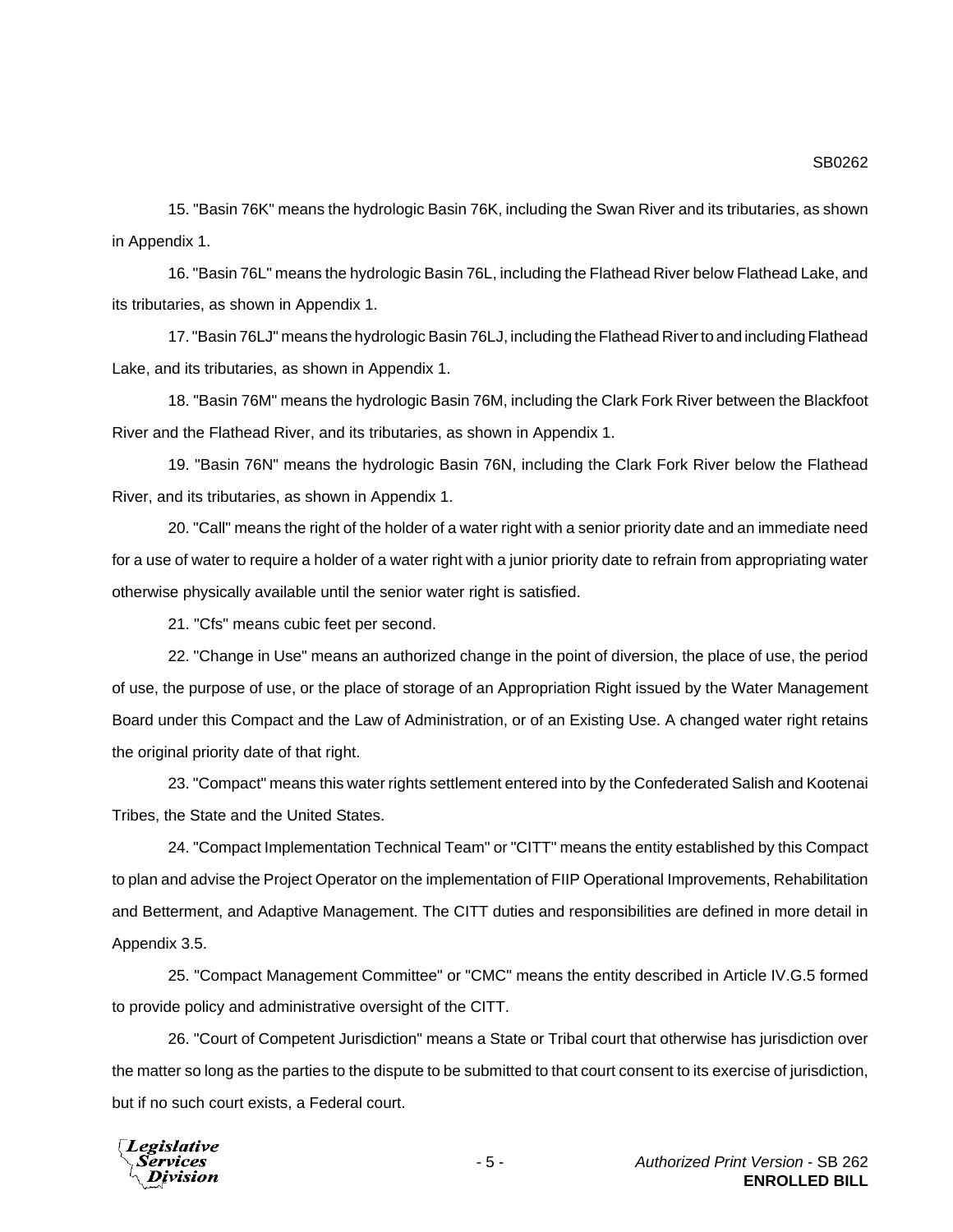15. "Basin 76K" means the hydrologic Basin 76K, including the Swan River and its tributaries, as shown in Appendix 1.

16. "Basin 76L" means the hydrologic Basin 76L, including the Flathead River below Flathead Lake, and its tributaries, as shown in Appendix 1.

17. "Basin 76LJ" means the hydrologic Basin 76LJ, including the Flathead River to and including Flathead Lake, and its tributaries, as shown in Appendix 1.

18. "Basin 76M" means the hydrologic Basin 76M, including the Clark Fork River between the Blackfoot River and the Flathead River, and its tributaries, as shown in Appendix 1.

19. "Basin 76N" means the hydrologic Basin 76N, including the Clark Fork River below the Flathead River, and its tributaries, as shown in Appendix 1.

20. "Call" means the right of the holder of a water right with a senior priority date and an immediate need for a use of water to require a holder of a water right with a junior priority date to refrain from appropriating water otherwise physically available until the senior water right is satisfied.

21. "Cfs" means cubic feet per second.

22. "Change in Use" means an authorized change in the point of diversion, the place of use, the period of use, the purpose of use, or the place of storage of an Appropriation Right issued by the Water Management Board under this Compact and the Law of Administration, or of an Existing Use. A changed water right retains the original priority date of that right.

23. "Compact" means this water rights settlement entered into by the Confederated Salish and Kootenai Tribes, the State and the United States.

24. "Compact Implementation Technical Team" or "CITT" means the entity established by this Compact to plan and advise the Project Operator on the implementation of FIIP Operational Improvements, Rehabilitation and Betterment, and Adaptive Management. The CITT duties and responsibilities are defined in more detail in Appendix 3.5.

25. "Compact Management Committee" or "CMC" means the entity described in Article IV.G.5 formed to provide policy and administrative oversight of the CITT.

26. "Court of Competent Jurisdiction" means a State or Tribal court that otherwise has jurisdiction over the matter so long as the parties to the dispute to be submitted to that court consent to its exercise of jurisdiction, but if no such court exists, a Federal court.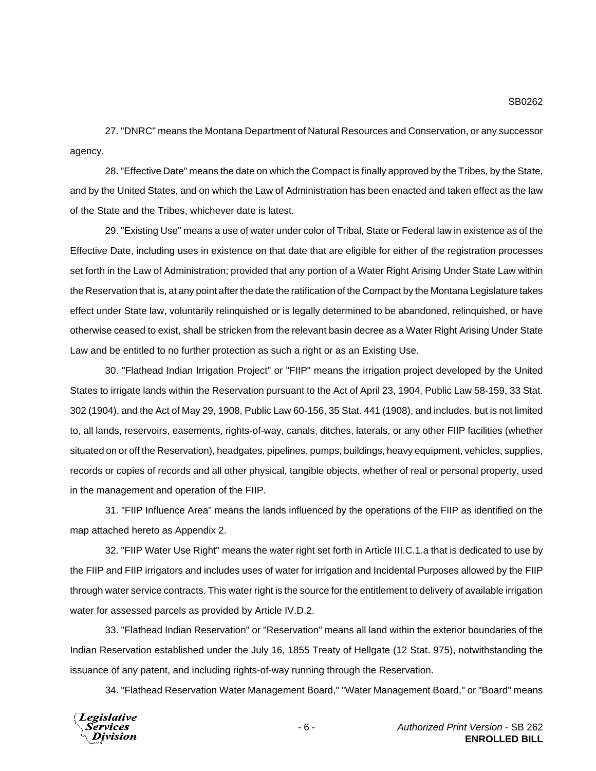27. "DNRC" means the Montana Department of Natural Resources and Conservation, or any successor agency.

28. "Effective Date" means the date on which the Compact is finally approved by the Tribes, by the State, and by the United States, and on which the Law of Administration has been enacted and taken effect as the law of the State and the Tribes, whichever date is latest.

29. "Existing Use" means a use of water under color of Tribal, State or Federal law in existence as of the Effective Date, including uses in existence on that date that are eligible for either of the registration processes set forth in the Law of Administration; provided that any portion of a Water Right Arising Under State Law within the Reservation that is, at any point after the date the ratification of the Compact by the Montana Legislature takes effect under State law, voluntarily relinquished or is legally determined to be abandoned, relinquished, or have otherwise ceased to exist, shall be stricken from the relevant basin decree as a Water Right Arising Under State Law and be entitled to no further protection as such a right or as an Existing Use.

30. "Flathead Indian Irrigation Project" or "FIIP" means the irrigation project developed by the United States to irrigate lands within the Reservation pursuant to the Act of April 23, 1904, Public Law 58-159, 33 Stat. 302 (1904), and the Act of May 29, 1908, Public Law 60-156, 35 Stat. 441 (1908), and includes, but is not limited to, all lands, reservoirs, easements, rights-of-way, canals, ditches, laterals, or any other FIIP facilities (whether situated on or off the Reservation), headgates, pipelines, pumps, buildings, heavy equipment, vehicles, supplies, records or copies of records and all other physical, tangible objects, whether of real or personal property, used in the management and operation of the FIIP.

31. "FIIP Influence Area" means the lands influenced by the operations of the FIIP as identified on the map attached hereto as Appendix 2.

32. "FIIP Water Use Right" means the water right set forth in Article III.C.1.a that is dedicated to use by the FIIP and FIIP irrigators and includes uses of water for irrigation and Incidental Purposes allowed by the FIIP through water service contracts. This water right is the source for the entitlement to delivery of available irrigation water for assessed parcels as provided by Article IV.D.2.

33. "Flathead Indian Reservation" or "Reservation" means all land within the exterior boundaries of the Indian Reservation established under the July 16, 1855 Treaty of Hellgate (12 Stat. 975), notwithstanding the issuance of any patent, and including rights-of-way running through the Reservation.

34. "Flathead Reservation Water Management Board," "Water Management Board," or "Board" means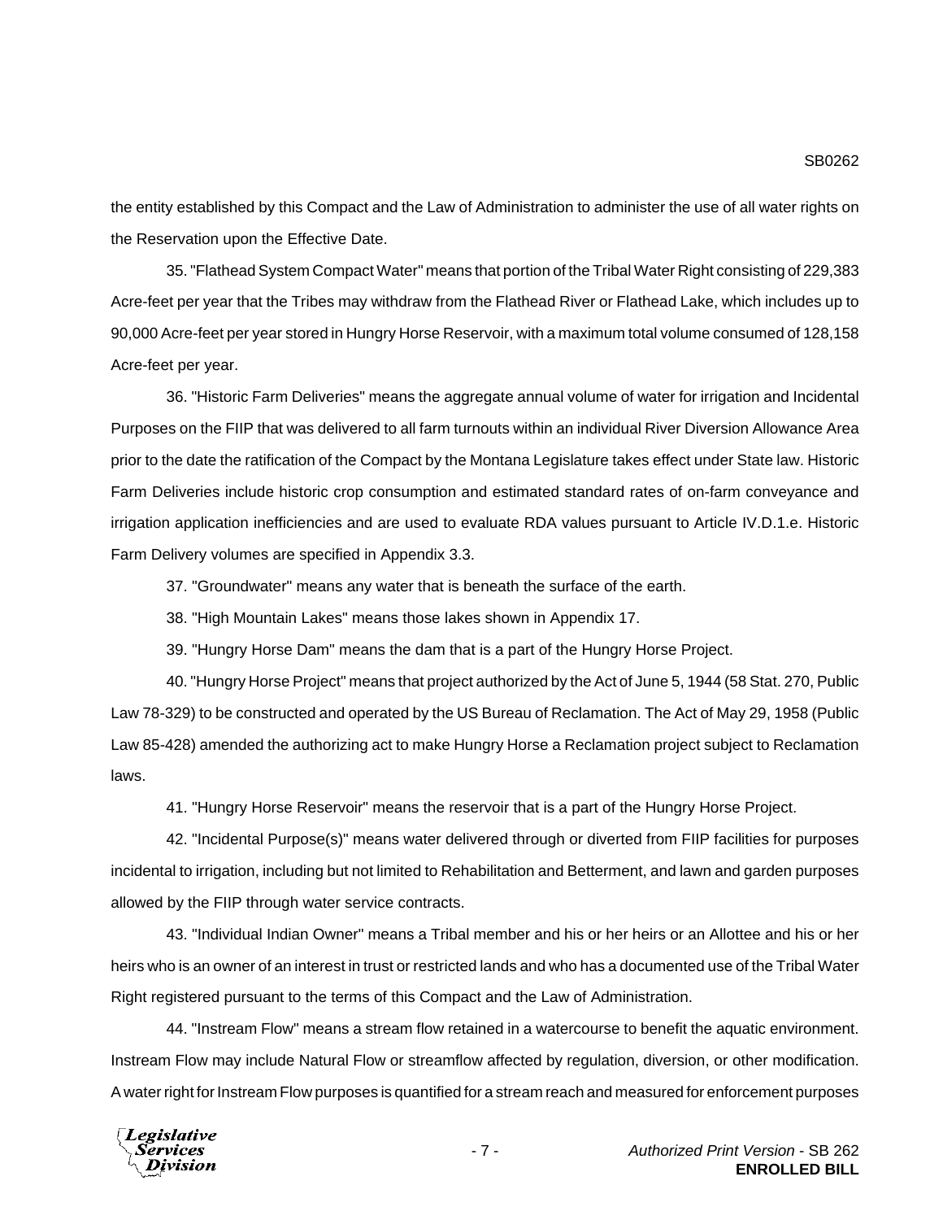the entity established by this Compact and the Law of Administration to administer the use of all water rights on the Reservation upon the Effective Date.

35. "Flathead System Compact Water" means that portion of the Tribal Water Right consisting of 229,383 Acre-feet per year that the Tribes may withdraw from the Flathead River or Flathead Lake, which includes up to 90,000 Acre-feet per year stored in Hungry Horse Reservoir, with a maximum total volume consumed of 128,158 Acre-feet per year.

36. "Historic Farm Deliveries" means the aggregate annual volume of water for irrigation and Incidental Purposes on the FIIP that was delivered to all farm turnouts within an individual River Diversion Allowance Area prior to the date the ratification of the Compact by the Montana Legislature takes effect under State law. Historic Farm Deliveries include historic crop consumption and estimated standard rates of on-farm conveyance and irrigation application inefficiencies and are used to evaluate RDA values pursuant to Article IV.D.1.e. Historic Farm Delivery volumes are specified in Appendix 3.3.

37. "Groundwater" means any water that is beneath the surface of the earth.

38. "High Mountain Lakes" means those lakes shown in Appendix 17.

39. "Hungry Horse Dam" means the dam that is a part of the Hungry Horse Project.

40. "Hungry Horse Project" means that project authorized by the Act of June 5, 1944 (58 Stat. 270, Public Law 78-329) to be constructed and operated by the US Bureau of Reclamation. The Act of May 29, 1958 (Public Law 85-428) amended the authorizing act to make Hungry Horse a Reclamation project subject to Reclamation laws.

41. "Hungry Horse Reservoir" means the reservoir that is a part of the Hungry Horse Project.

42. "Incidental Purpose(s)" means water delivered through or diverted from FIIP facilities for purposes incidental to irrigation, including but not limited to Rehabilitation and Betterment, and lawn and garden purposes allowed by the FIIP through water service contracts.

43. "Individual Indian Owner" means a Tribal member and his or her heirs or an Allottee and his or her heirs who is an owner of an interest in trust or restricted lands and who has a documented use of the Tribal Water Right registered pursuant to the terms of this Compact and the Law of Administration.

44. "Instream Flow" means a stream flow retained in a watercourse to benefit the aquatic environment. Instream Flow may include Natural Flow or streamflow affected by regulation, diversion, or other modification. A water right for Instream Flow purposes is quantified for a stream reach and measured for enforcement purposes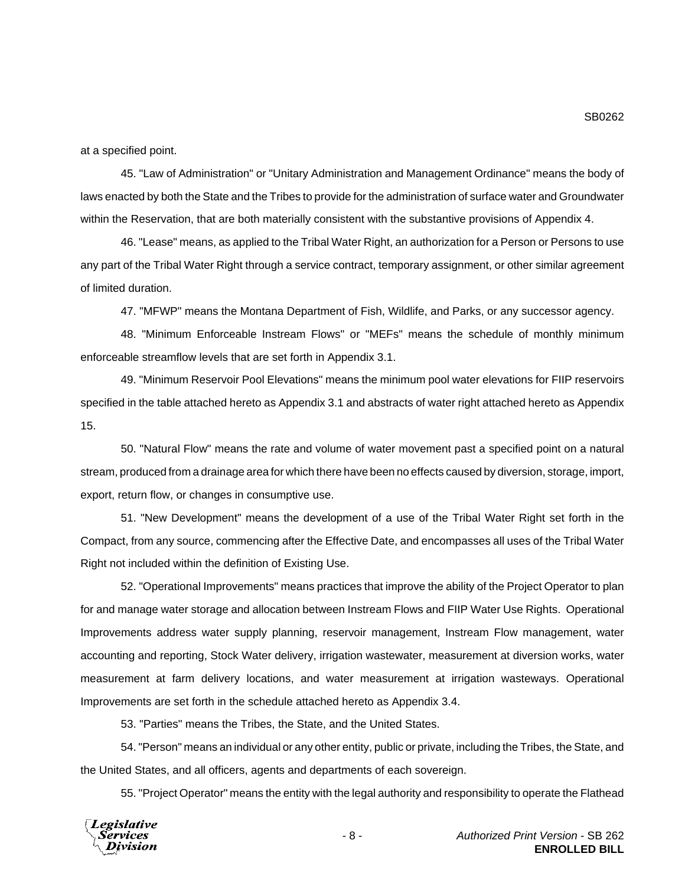at a specified point.

45. "Law of Administration" or "Unitary Administration and Management Ordinance" means the body of laws enacted by both the State and the Tribes to provide for the administration of surface water and Groundwater within the Reservation, that are both materially consistent with the substantive provisions of Appendix 4.

46. "Lease" means, as applied to the Tribal Water Right, an authorization for a Person or Persons to use any part of the Tribal Water Right through a service contract, temporary assignment, or other similar agreement of limited duration.

47. "MFWP" means the Montana Department of Fish, Wildlife, and Parks, or any successor agency.

48. "Minimum Enforceable Instream Flows" or "MEFs" means the schedule of monthly minimum enforceable streamflow levels that are set forth in Appendix 3.1.

49. "Minimum Reservoir Pool Elevations" means the minimum pool water elevations for FIIP reservoirs specified in the table attached hereto as Appendix 3.1 and abstracts of water right attached hereto as Appendix 15.

50. "Natural Flow" means the rate and volume of water movement past a specified point on a natural stream, produced from a drainage area for which there have been no effects caused by diversion, storage, import, export, return flow, or changes in consumptive use.

51. "New Development" means the development of a use of the Tribal Water Right set forth in the Compact, from any source, commencing after the Effective Date, and encompasses all uses of the Tribal Water Right not included within the definition of Existing Use.

52. "Operational Improvements" means practices that improve the ability of the Project Operator to plan for and manage water storage and allocation between Instream Flows and FIIP Water Use Rights. Operational Improvements address water supply planning, reservoir management, Instream Flow management, water accounting and reporting, Stock Water delivery, irrigation wastewater, measurement at diversion works, water measurement at farm delivery locations, and water measurement at irrigation wasteways. Operational Improvements are set forth in the schedule attached hereto as Appendix 3.4.

53. "Parties" means the Tribes, the State, and the United States.

54. "Person" means an individual or any other entity, public or private, including the Tribes, the State, and the United States, and all officers, agents and departments of each sovereign.

55. "Project Operator" means the entity with the legal authority and responsibility to operate the Flathead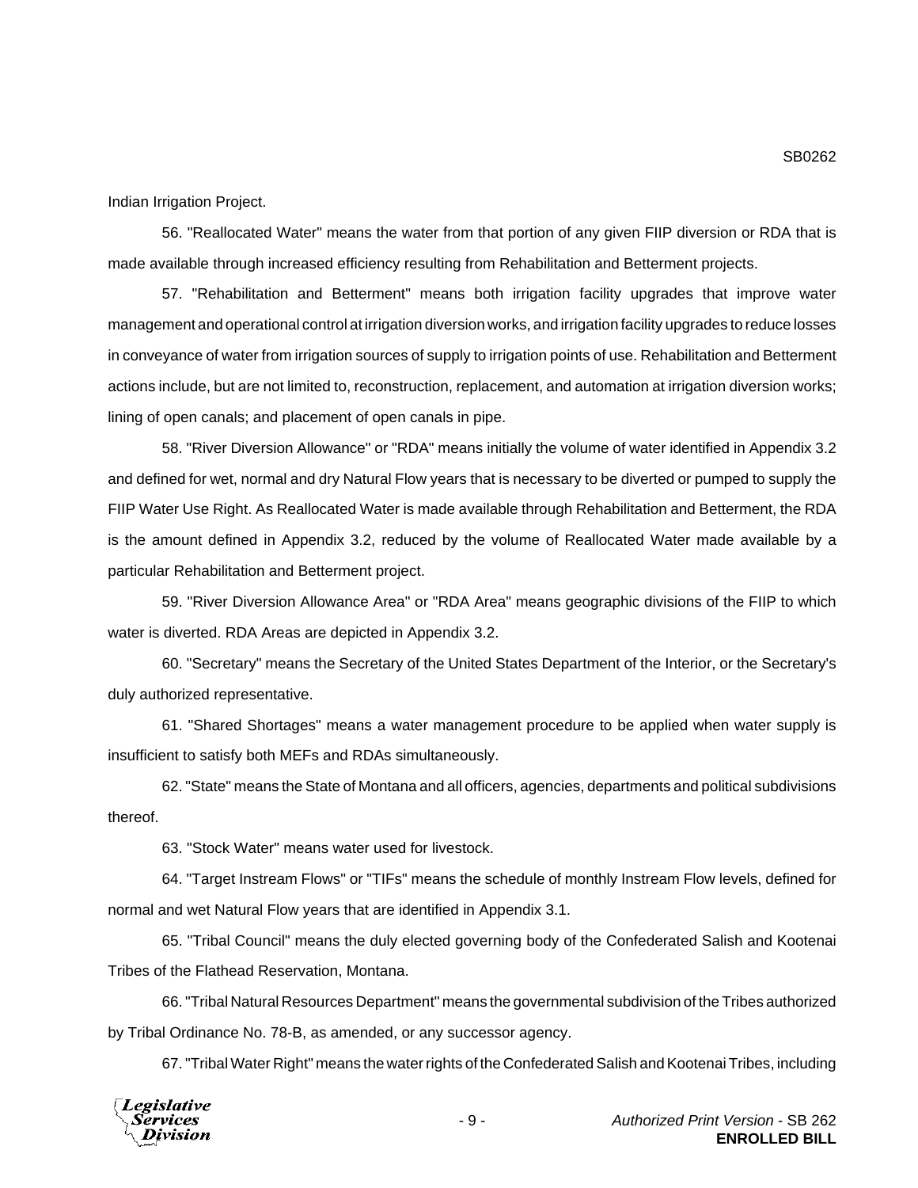Indian Irrigation Project.

56. "Reallocated Water" means the water from that portion of any given FIIP diversion or RDA that is made available through increased efficiency resulting from Rehabilitation and Betterment projects.

57. "Rehabilitation and Betterment" means both irrigation facility upgrades that improve water management and operational control at irrigation diversion works, and irrigation facility upgrades to reduce losses in conveyance of water from irrigation sources of supply to irrigation points of use. Rehabilitation and Betterment actions include, but are not limited to, reconstruction, replacement, and automation at irrigation diversion works; lining of open canals; and placement of open canals in pipe.

58. "River Diversion Allowance" or "RDA" means initially the volume of water identified in Appendix 3.2 and defined for wet, normal and dry Natural Flow years that is necessary to be diverted or pumped to supply the FIIP Water Use Right. As Reallocated Water is made available through Rehabilitation and Betterment, the RDA is the amount defined in Appendix 3.2, reduced by the volume of Reallocated Water made available by a particular Rehabilitation and Betterment project.

59. "River Diversion Allowance Area" or "RDA Area" means geographic divisions of the FIIP to which water is diverted. RDA Areas are depicted in Appendix 3.2.

60. "Secretary" means the Secretary of the United States Department of the Interior, or the Secretary's duly authorized representative.

61. "Shared Shortages" means a water management procedure to be applied when water supply is insufficient to satisfy both MEFs and RDAs simultaneously.

62. "State" means the State of Montana and all officers, agencies, departments and political subdivisions thereof.

63. "Stock Water" means water used for livestock.

64. "Target Instream Flows" or "TIFs" means the schedule of monthly Instream Flow levels, defined for normal and wet Natural Flow years that are identified in Appendix 3.1.

65. "Tribal Council" means the duly elected governing body of the Confederated Salish and Kootenai Tribes of the Flathead Reservation, Montana.

66. "Tribal Natural Resources Department" means the governmental subdivision of the Tribes authorized by Tribal Ordinance No. 78-B, as amended, or any successor agency.

67. "Tribal Water Right" means the water rights of the Confederated Salish and Kootenai Tribes, including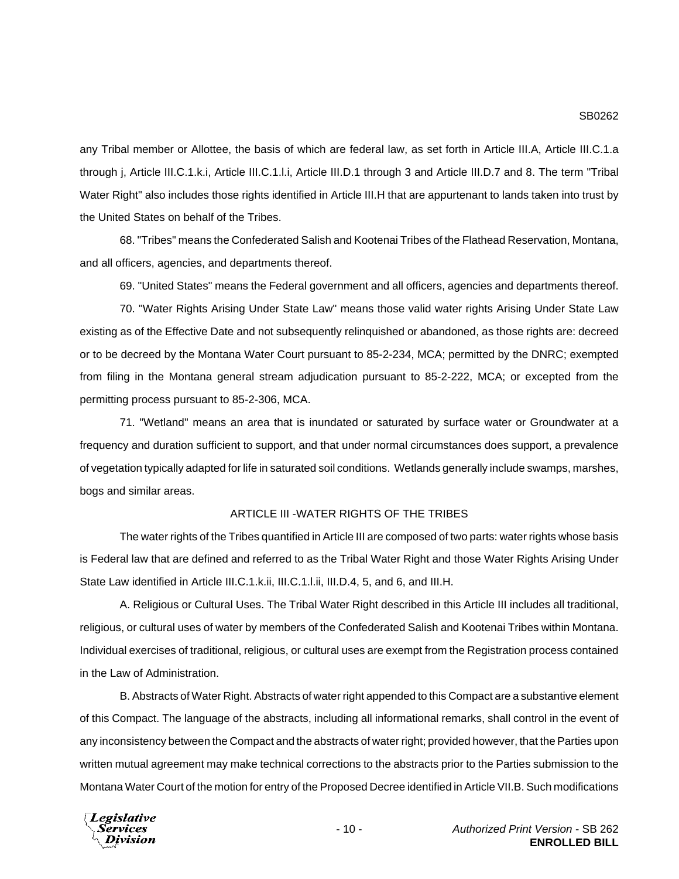any Tribal member or Allottee, the basis of which are federal law, as set forth in Article III.A, Article III.C.1.a through j, Article III.C.1.k.i, Article III.C.1.l.i, Article III.D.1 through 3 and Article III.D.7 and 8. The term "Tribal Water Right" also includes those rights identified in Article III.H that are appurtenant to lands taken into trust by the United States on behalf of the Tribes.

68. "Tribes" means the Confederated Salish and Kootenai Tribes of the Flathead Reservation, Montana, and all officers, agencies, and departments thereof.

69. "United States" means the Federal government and all officers, agencies and departments thereof.

70. "Water Rights Arising Under State Law" means those valid water rights Arising Under State Law existing as of the Effective Date and not subsequently relinquished or abandoned, as those rights are: decreed or to be decreed by the Montana Water Court pursuant to 85-2-234, MCA; permitted by the DNRC; exempted from filing in the Montana general stream adjudication pursuant to 85-2-222, MCA; or excepted from the permitting process pursuant to 85-2-306, MCA.

71. "Wetland" means an area that is inundated or saturated by surface water or Groundwater at a frequency and duration sufficient to support, and that under normal circumstances does support, a prevalence of vegetation typically adapted for life in saturated soil conditions. Wetlands generally include swamps, marshes, bogs and similar areas.

## ARTICLE III -WATER RIGHTS OF THE TRIBES

The water rights of the Tribes quantified in Article III are composed of two parts: water rights whose basis is Federal law that are defined and referred to as the Tribal Water Right and those Water Rights Arising Under State Law identified in Article III.C.1.k.ii, III.C.1.l.ii, III.D.4, 5, and 6, and III.H.

A. Religious or Cultural Uses. The Tribal Water Right described in this Article III includes all traditional, religious, or cultural uses of water by members of the Confederated Salish and Kootenai Tribes within Montana. Individual exercises of traditional, religious, or cultural uses are exempt from the Registration process contained in the Law of Administration.

B. Abstracts of Water Right. Abstracts of water right appended to this Compact are a substantive element of this Compact. The language of the abstracts, including all informational remarks, shall control in the event of any inconsistency between the Compact and the abstracts of water right; provided however, that the Parties upon written mutual agreement may make technical corrections to the abstracts prior to the Parties submission to the Montana Water Court of the motion for entry of the Proposed Decree identified in Article VII.B. Such modifications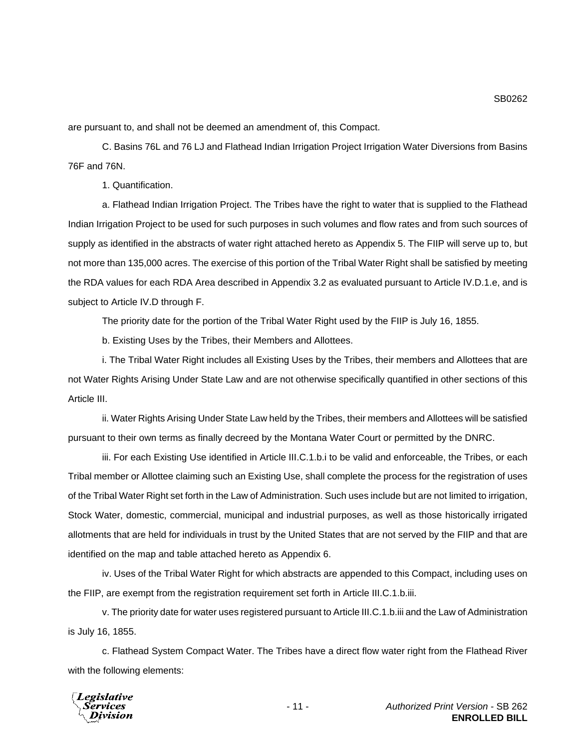are pursuant to, and shall not be deemed an amendment of, this Compact.

C. Basins 76L and 76 LJ and Flathead Indian Irrigation Project Irrigation Water Diversions from Basins 76F and 76N.

1. Quantification.

a. Flathead Indian Irrigation Project. The Tribes have the right to water that is supplied to the Flathead Indian Irrigation Project to be used for such purposes in such volumes and flow rates and from such sources of supply as identified in the abstracts of water right attached hereto as Appendix 5. The FIIP will serve up to, but not more than 135,000 acres. The exercise of this portion of the Tribal Water Right shall be satisfied by meeting the RDA values for each RDA Area described in Appendix 3.2 as evaluated pursuant to Article IV.D.1.e, and is subject to Article IV.D through F.

The priority date for the portion of the Tribal Water Right used by the FIIP is July 16, 1855.

b. Existing Uses by the Tribes, their Members and Allottees.

i. The Tribal Water Right includes all Existing Uses by the Tribes, their members and Allottees that are not Water Rights Arising Under State Law and are not otherwise specifically quantified in other sections of this Article III.

ii. Water Rights Arising Under State Law held by the Tribes, their members and Allottees will be satisfied pursuant to their own terms as finally decreed by the Montana Water Court or permitted by the DNRC.

iii. For each Existing Use identified in Article III.C.1.b.i to be valid and enforceable, the Tribes, or each Tribal member or Allottee claiming such an Existing Use, shall complete the process for the registration of uses of the Tribal Water Right set forth in the Law of Administration. Such uses include but are not limited to irrigation, Stock Water, domestic, commercial, municipal and industrial purposes, as well as those historically irrigated allotments that are held for individuals in trust by the United States that are not served by the FIIP and that are identified on the map and table attached hereto as Appendix 6.

iv. Uses of the Tribal Water Right for which abstracts are appended to this Compact, including uses on the FIIP, are exempt from the registration requirement set forth in Article III.C.1.b.iii.

v. The priority date for water uses registered pursuant to Article III.C.1.b.iii and the Law of Administration is July 16, 1855.

c. Flathead System Compact Water. The Tribes have a direct flow water right from the Flathead River with the following elements: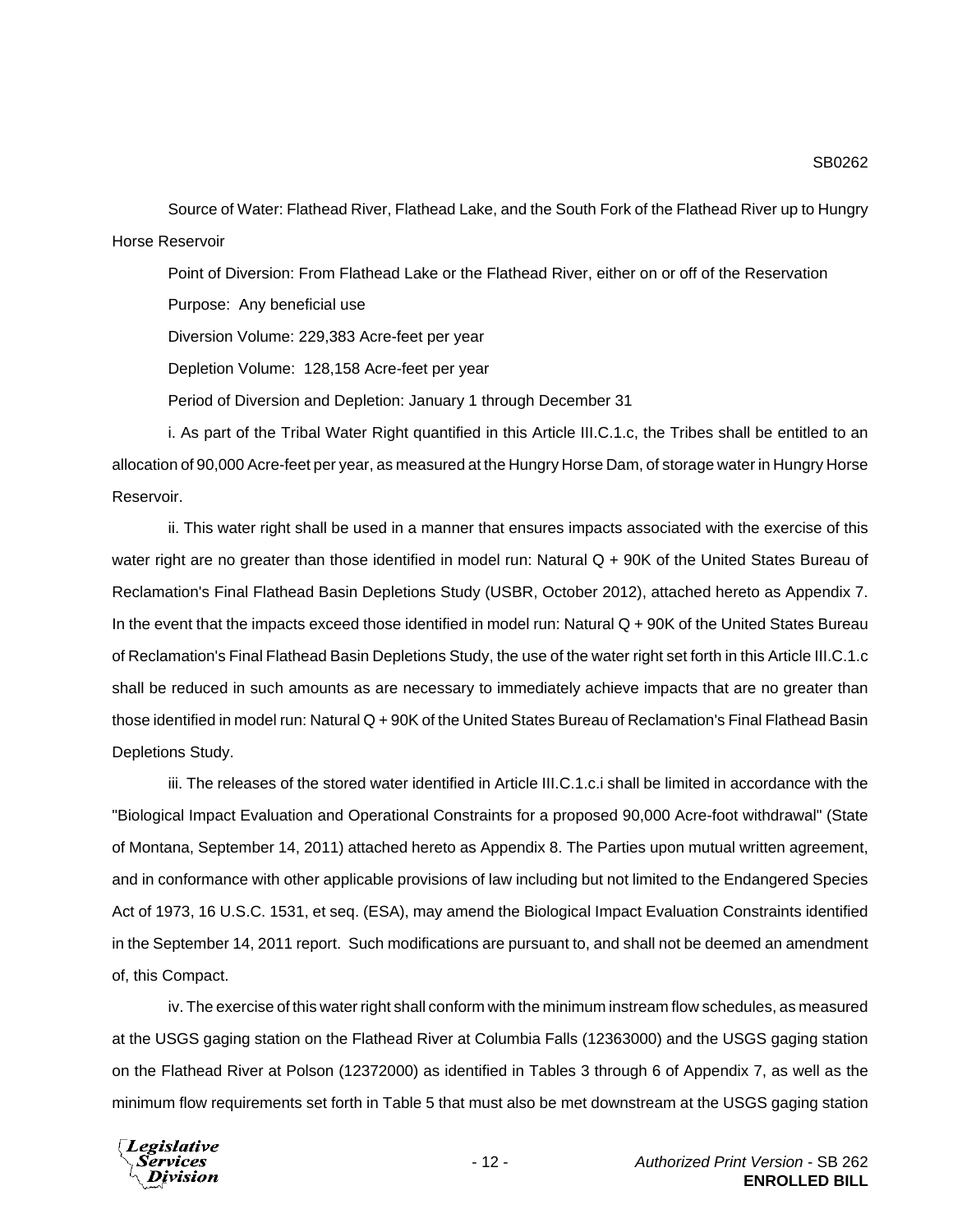Source of Water: Flathead River, Flathead Lake, and the South Fork of the Flathead River up to Hungry Horse Reservoir

Point of Diversion: From Flathead Lake or the Flathead River, either on or off of the Reservation

Purpose: Any beneficial use

Diversion Volume: 229,383 Acre-feet per year

Depletion Volume: 128,158 Acre-feet per year

Period of Diversion and Depletion: January 1 through December 31

i. As part of the Tribal Water Right quantified in this Article III.C.1.c, the Tribes shall be entitled to an allocation of 90,000 Acre-feet per year, as measured at the Hungry Horse Dam, of storage water in Hungry Horse Reservoir.

ii. This water right shall be used in a manner that ensures impacts associated with the exercise of this water right are no greater than those identified in model run: Natural Q + 90K of the United States Bureau of Reclamation's Final Flathead Basin Depletions Study (USBR, October 2012), attached hereto as Appendix 7. In the event that the impacts exceed those identified in model run: Natural Q + 90K of the United States Bureau of Reclamation's Final Flathead Basin Depletions Study, the use of the water right set forth in this Article III.C.1.c shall be reduced in such amounts as are necessary to immediately achieve impacts that are no greater than those identified in model run: Natural Q + 90K of the United States Bureau of Reclamation's Final Flathead Basin Depletions Study.

iii. The releases of the stored water identified in Article III.C.1.c.i shall be limited in accordance with the "Biological Impact Evaluation and Operational Constraints for a proposed 90,000 Acre-foot withdrawal" (State of Montana, September 14, 2011) attached hereto as Appendix 8. The Parties upon mutual written agreement, and in conformance with other applicable provisions of law including but not limited to the Endangered Species Act of 1973, 16 U.S.C. 1531, et seq. (ESA), may amend the Biological Impact Evaluation Constraints identified in the September 14, 2011 report. Such modifications are pursuant to, and shall not be deemed an amendment of, this Compact.

iv. The exercise of this water right shall conform with the minimum instream flow schedules, as measured at the USGS gaging station on the Flathead River at Columbia Falls (12363000) and the USGS gaging station on the Flathead River at Polson (12372000) as identified in Tables 3 through 6 of Appendix 7, as well as the minimum flow requirements set forth in Table 5 that must also be met downstream at the USGS gaging station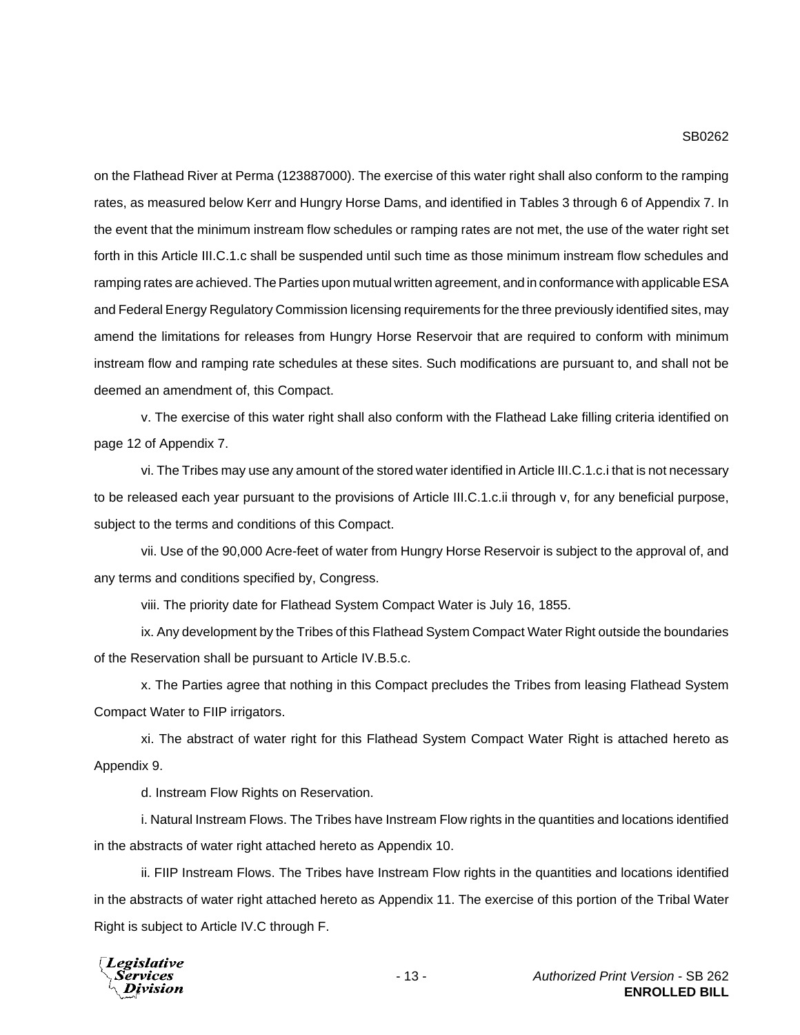on the Flathead River at Perma (123887000). The exercise of this water right shall also conform to the ramping rates, as measured below Kerr and Hungry Horse Dams, and identified in Tables 3 through 6 of Appendix 7. In the event that the minimum instream flow schedules or ramping rates are not met, the use of the water right set forth in this Article III.C.1.c shall be suspended until such time as those minimum instream flow schedules and ramping rates are achieved. The Parties upon mutual written agreement, and in conformance with applicable ESA and Federal Energy Regulatory Commission licensing requirements for the three previously identified sites, may amend the limitations for releases from Hungry Horse Reservoir that are required to conform with minimum instream flow and ramping rate schedules at these sites. Such modifications are pursuant to, and shall not be deemed an amendment of, this Compact.

v. The exercise of this water right shall also conform with the Flathead Lake filling criteria identified on page 12 of Appendix 7.

vi. The Tribes may use any amount of the stored water identified in Article III.C.1.c.i that is not necessary to be released each year pursuant to the provisions of Article III.C.1.c.ii through v, for any beneficial purpose, subject to the terms and conditions of this Compact.

vii. Use of the 90,000 Acre-feet of water from Hungry Horse Reservoir is subject to the approval of, and any terms and conditions specified by, Congress.

viii. The priority date for Flathead System Compact Water is July 16, 1855.

ix. Any development by the Tribes of this Flathead System Compact Water Right outside the boundaries of the Reservation shall be pursuant to Article IV.B.5.c.

x. The Parties agree that nothing in this Compact precludes the Tribes from leasing Flathead System Compact Water to FIIP irrigators.

xi. The abstract of water right for this Flathead System Compact Water Right is attached hereto as Appendix 9.

d. Instream Flow Rights on Reservation.

i. Natural Instream Flows. The Tribes have Instream Flow rights in the quantities and locations identified in the abstracts of water right attached hereto as Appendix 10.

ii. FIIP Instream Flows. The Tribes have Instream Flow rights in the quantities and locations identified in the abstracts of water right attached hereto as Appendix 11. The exercise of this portion of the Tribal Water Right is subject to Article IV.C through F.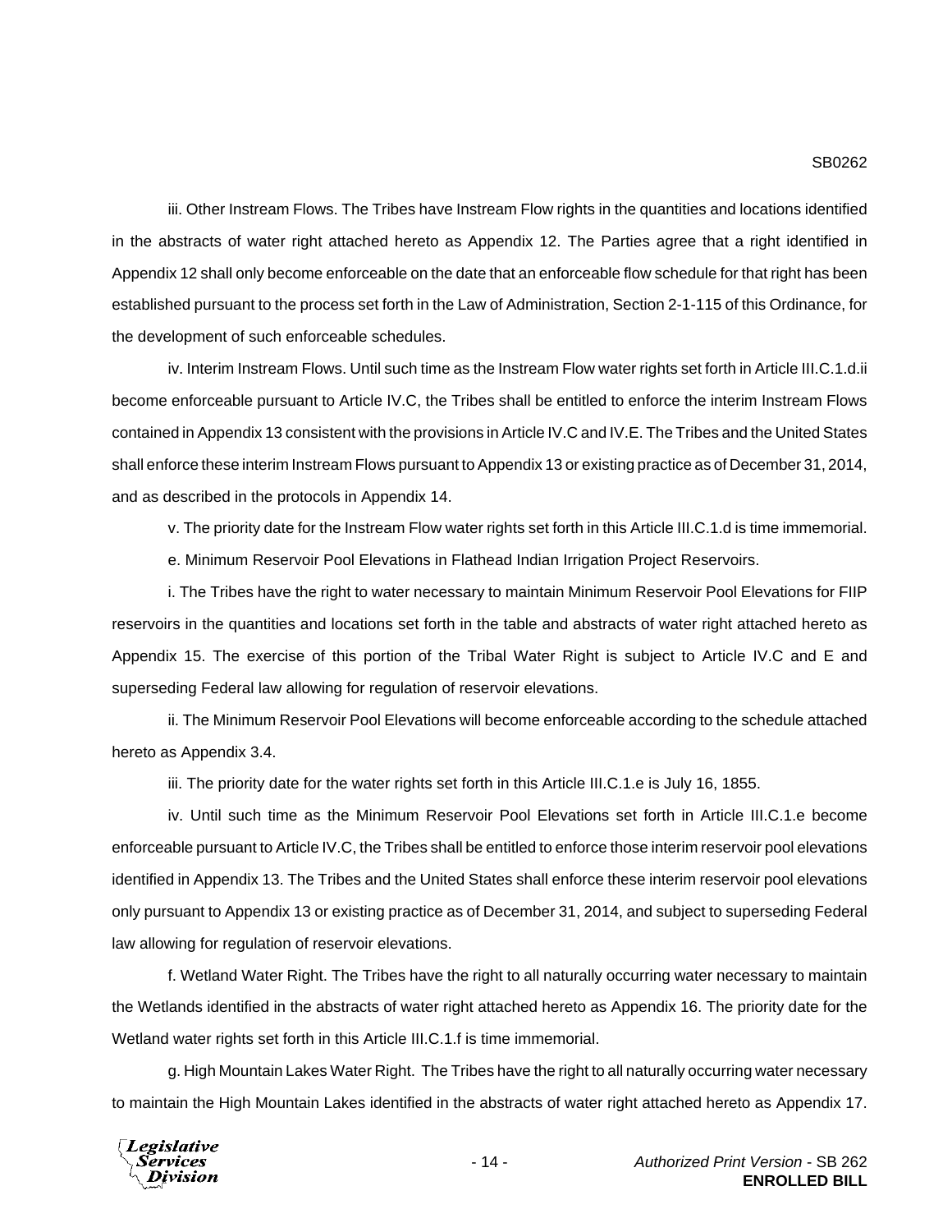iii. Other Instream Flows. The Tribes have Instream Flow rights in the quantities and locations identified in the abstracts of water right attached hereto as Appendix 12. The Parties agree that a right identified in Appendix 12 shall only become enforceable on the date that an enforceable flow schedule for that right has been established pursuant to the process set forth in the Law of Administration, Section 2-1-115 of this Ordinance, for the development of such enforceable schedules.

iv. Interim Instream Flows. Until such time as the Instream Flow water rights set forth in Article III.C.1.d.ii become enforceable pursuant to Article IV.C, the Tribes shall be entitled to enforce the interim Instream Flows contained in Appendix 13 consistent with the provisions in Article IV.C and IV.E. The Tribes and the United States shall enforce these interim Instream Flows pursuant to Appendix 13 or existing practice as of December 31, 2014, and as described in the protocols in Appendix 14.

v. The priority date for the Instream Flow water rights set forth in this Article III.C.1.d is time immemorial.

e. Minimum Reservoir Pool Elevations in Flathead Indian Irrigation Project Reservoirs.

i. The Tribes have the right to water necessary to maintain Minimum Reservoir Pool Elevations for FIIP reservoirs in the quantities and locations set forth in the table and abstracts of water right attached hereto as Appendix 15. The exercise of this portion of the Tribal Water Right is subject to Article IV.C and E and superseding Federal law allowing for regulation of reservoir elevations.

ii. The Minimum Reservoir Pool Elevations will become enforceable according to the schedule attached hereto as Appendix 3.4.

iii. The priority date for the water rights set forth in this Article III.C.1.e is July 16, 1855.

iv. Until such time as the Minimum Reservoir Pool Elevations set forth in Article III.C.1.e become enforceable pursuant to Article IV.C, the Tribes shall be entitled to enforce those interim reservoir pool elevations identified in Appendix 13. The Tribes and the United States shall enforce these interim reservoir pool elevations only pursuant to Appendix 13 or existing practice as of December 31, 2014, and subject to superseding Federal law allowing for regulation of reservoir elevations.

f. Wetland Water Right. The Tribes have the right to all naturally occurring water necessary to maintain the Wetlands identified in the abstracts of water right attached hereto as Appendix 16. The priority date for the Wetland water rights set forth in this Article III.C.1.f is time immemorial.

g. High Mountain Lakes Water Right. The Tribes have the right to all naturally occurring water necessary to maintain the High Mountain Lakes identified in the abstracts of water right attached hereto as Appendix 17.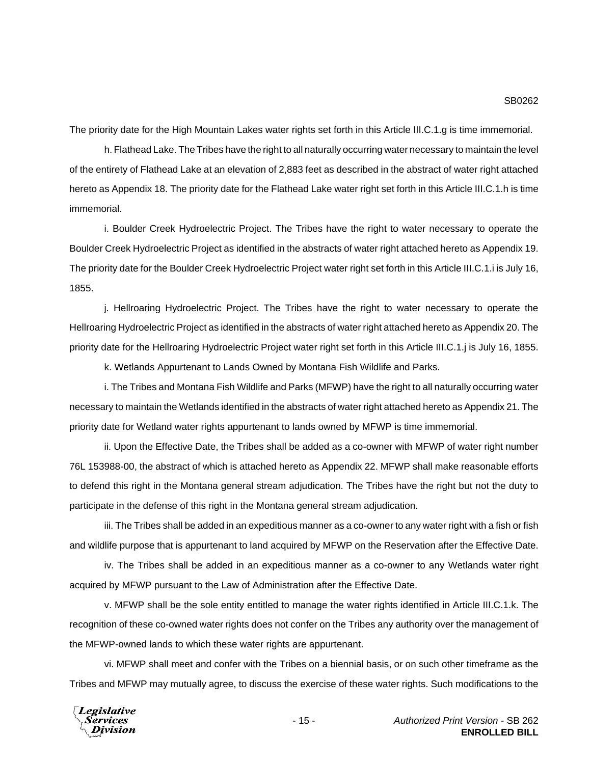The priority date for the High Mountain Lakes water rights set forth in this Article III.C.1.g is time immemorial.

h. Flathead Lake. The Tribes have the right to all naturally occurring water necessary to maintain the level of the entirety of Flathead Lake at an elevation of 2,883 feet as described in the abstract of water right attached hereto as Appendix 18. The priority date for the Flathead Lake water right set forth in this Article III.C.1.h is time immemorial.

i. Boulder Creek Hydroelectric Project. The Tribes have the right to water necessary to operate the Boulder Creek Hydroelectric Project as identified in the abstracts of water right attached hereto as Appendix 19. The priority date for the Boulder Creek Hydroelectric Project water right set forth in this Article III.C.1.i is July 16, 1855.

j. Hellroaring Hydroelectric Project. The Tribes have the right to water necessary to operate the Hellroaring Hydroelectric Project as identified in the abstracts of water right attached hereto as Appendix 20. The priority date for the Hellroaring Hydroelectric Project water right set forth in this Article III.C.1.j is July 16, 1855.

k. Wetlands Appurtenant to Lands Owned by Montana Fish Wildlife and Parks.

i. The Tribes and Montana Fish Wildlife and Parks (MFWP) have the right to all naturally occurring water necessary to maintain the Wetlands identified in the abstracts of water right attached hereto as Appendix 21. The priority date for Wetland water rights appurtenant to lands owned by MFWP is time immemorial.

ii. Upon the Effective Date, the Tribes shall be added as a co-owner with MFWP of water right number 76L 153988-00, the abstract of which is attached hereto as Appendix 22. MFWP shall make reasonable efforts to defend this right in the Montana general stream adjudication. The Tribes have the right but not the duty to participate in the defense of this right in the Montana general stream adjudication.

iii. The Tribes shall be added in an expeditious manner as a co-owner to any water right with a fish or fish and wildlife purpose that is appurtenant to land acquired by MFWP on the Reservation after the Effective Date.

iv. The Tribes shall be added in an expeditious manner as a co-owner to any Wetlands water right acquired by MFWP pursuant to the Law of Administration after the Effective Date.

v. MFWP shall be the sole entity entitled to manage the water rights identified in Article III.C.1.k. The recognition of these co-owned water rights does not confer on the Tribes any authority over the management of the MFWP-owned lands to which these water rights are appurtenant.

vi. MFWP shall meet and confer with the Tribes on a biennial basis, or on such other timeframe as the Tribes and MFWP may mutually agree, to discuss the exercise of these water rights. Such modifications to the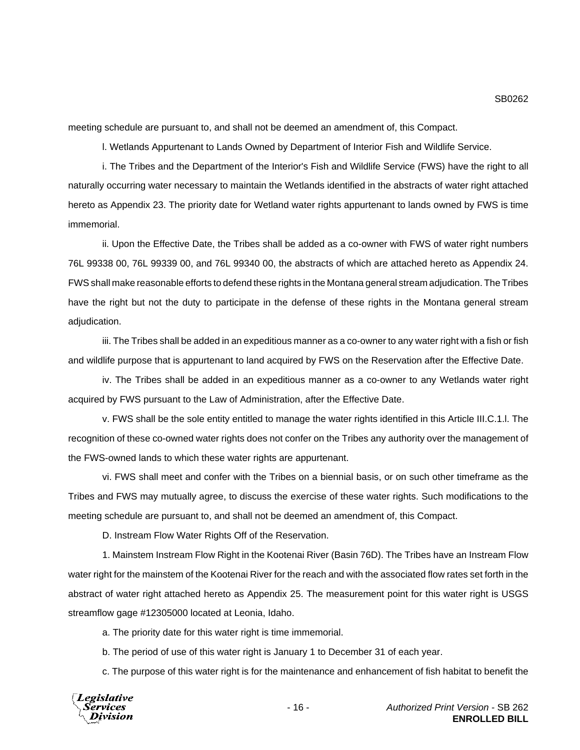meeting schedule are pursuant to, and shall not be deemed an amendment of, this Compact.

l. Wetlands Appurtenant to Lands Owned by Department of Interior Fish and Wildlife Service.

i. The Tribes and the Department of the Interior's Fish and Wildlife Service (FWS) have the right to all naturally occurring water necessary to maintain the Wetlands identified in the abstracts of water right attached hereto as Appendix 23. The priority date for Wetland water rights appurtenant to lands owned by FWS is time immemorial.

ii. Upon the Effective Date, the Tribes shall be added as a co-owner with FWS of water right numbers 76L 99338 00, 76L 99339 00, and 76L 99340 00, the abstracts of which are attached hereto as Appendix 24. FWS shall make reasonable efforts to defend these rights in the Montana general stream adjudication. The Tribes have the right but not the duty to participate in the defense of these rights in the Montana general stream adjudication.

iii. The Tribes shall be added in an expeditious manner as a co-owner to any water right with a fish or fish and wildlife purpose that is appurtenant to land acquired by FWS on the Reservation after the Effective Date.

iv. The Tribes shall be added in an expeditious manner as a co-owner to any Wetlands water right acquired by FWS pursuant to the Law of Administration, after the Effective Date.

v. FWS shall be the sole entity entitled to manage the water rights identified in this Article III.C.1.l. The recognition of these co-owned water rights does not confer on the Tribes any authority over the management of the FWS-owned lands to which these water rights are appurtenant.

vi. FWS shall meet and confer with the Tribes on a biennial basis, or on such other timeframe as the Tribes and FWS may mutually agree, to discuss the exercise of these water rights. Such modifications to the meeting schedule are pursuant to, and shall not be deemed an amendment of, this Compact.

D. Instream Flow Water Rights Off of the Reservation.

1. Mainstem Instream Flow Right in the Kootenai River (Basin 76D). The Tribes have an Instream Flow water right for the mainstem of the Kootenai River for the reach and with the associated flow rates set forth in the abstract of water right attached hereto as Appendix 25. The measurement point for this water right is USGS streamflow gage #12305000 located at Leonia, Idaho.

a. The priority date for this water right is time immemorial.

b. The period of use of this water right is January 1 to December 31 of each year.

c. The purpose of this water right is for the maintenance and enhancement of fish habitat to benefit the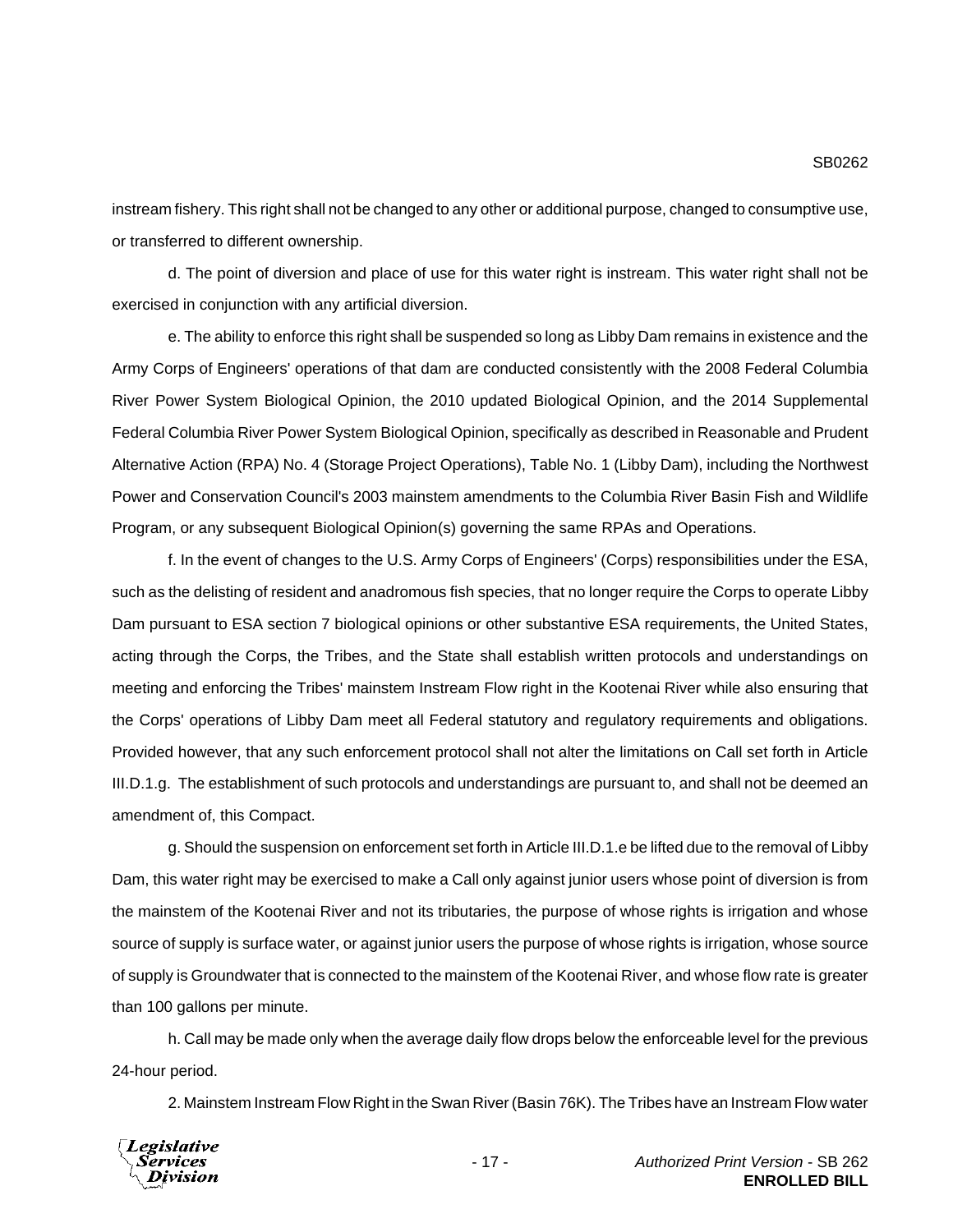instream fishery. This right shall not be changed to any other or additional purpose, changed to consumptive use, or transferred to different ownership.

d. The point of diversion and place of use for this water right is instream. This water right shall not be exercised in conjunction with any artificial diversion.

e. The ability to enforce this right shall be suspended so long as Libby Dam remains in existence and the Army Corps of Engineers' operations of that dam are conducted consistently with the 2008 Federal Columbia River Power System Biological Opinion, the 2010 updated Biological Opinion, and the 2014 Supplemental Federal Columbia River Power System Biological Opinion, specifically as described in Reasonable and Prudent Alternative Action (RPA) No. 4 (Storage Project Operations), Table No. 1 (Libby Dam), including the Northwest Power and Conservation Council's 2003 mainstem amendments to the Columbia River Basin Fish and Wildlife Program, or any subsequent Biological Opinion(s) governing the same RPAs and Operations.

f. In the event of changes to the U.S. Army Corps of Engineers' (Corps) responsibilities under the ESA, such as the delisting of resident and anadromous fish species, that no longer require the Corps to operate Libby Dam pursuant to ESA section 7 biological opinions or other substantive ESA requirements, the United States, acting through the Corps, the Tribes, and the State shall establish written protocols and understandings on meeting and enforcing the Tribes' mainstem Instream Flow right in the Kootenai River while also ensuring that the Corps' operations of Libby Dam meet all Federal statutory and regulatory requirements and obligations. Provided however, that any such enforcement protocol shall not alter the limitations on Call set forth in Article III.D.1.g. The establishment of such protocols and understandings are pursuant to, and shall not be deemed an amendment of, this Compact.

g. Should the suspension on enforcement set forth in Article III.D.1.e be lifted due to the removal of Libby Dam, this water right may be exercised to make a Call only against junior users whose point of diversion is from the mainstem of the Kootenai River and not its tributaries, the purpose of whose rights is irrigation and whose source of supply is surface water, or against junior users the purpose of whose rights is irrigation, whose source of supply is Groundwater that is connected to the mainstem of the Kootenai River, and whose flow rate is greater than 100 gallons per minute.

h. Call may be made only when the average daily flow drops below the enforceable level for the previous 24-hour period.

2. Mainstem Instream Flow Right in the Swan River (Basin 76K). The Tribes have an Instream Flow water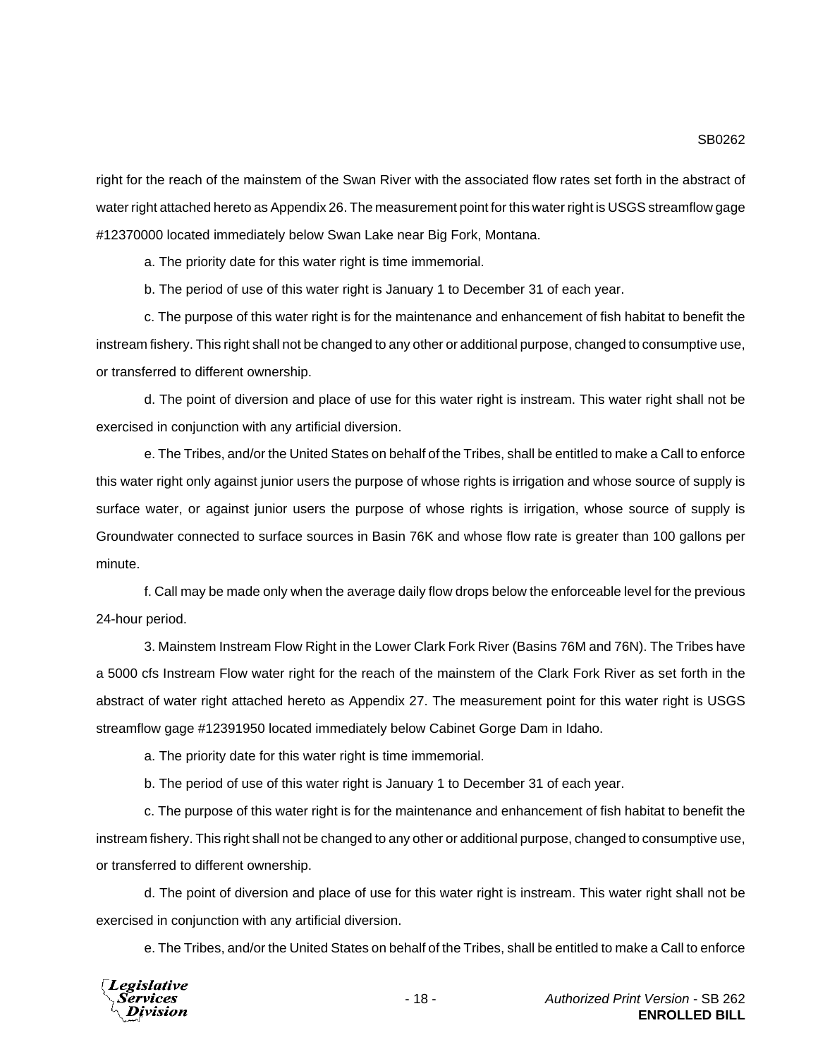right for the reach of the mainstem of the Swan River with the associated flow rates set forth in the abstract of water right attached hereto as Appendix 26. The measurement point for this water right is USGS streamflow gage #12370000 located immediately below Swan Lake near Big Fork, Montana.

a. The priority date for this water right is time immemorial.

b. The period of use of this water right is January 1 to December 31 of each year.

c. The purpose of this water right is for the maintenance and enhancement of fish habitat to benefit the instream fishery. This right shall not be changed to any other or additional purpose, changed to consumptive use, or transferred to different ownership.

d. The point of diversion and place of use for this water right is instream. This water right shall not be exercised in conjunction with any artificial diversion.

e. The Tribes, and/or the United States on behalf of the Tribes, shall be entitled to make a Call to enforce this water right only against junior users the purpose of whose rights is irrigation and whose source of supply is surface water, or against junior users the purpose of whose rights is irrigation, whose source of supply is Groundwater connected to surface sources in Basin 76K and whose flow rate is greater than 100 gallons per minute.

f. Call may be made only when the average daily flow drops below the enforceable level for the previous 24-hour period.

3. Mainstem Instream Flow Right in the Lower Clark Fork River (Basins 76M and 76N). The Tribes have a 5000 cfs Instream Flow water right for the reach of the mainstem of the Clark Fork River as set forth in the abstract of water right attached hereto as Appendix 27. The measurement point for this water right is USGS streamflow gage #12391950 located immediately below Cabinet Gorge Dam in Idaho.

a. The priority date for this water right is time immemorial.

b. The period of use of this water right is January 1 to December 31 of each year.

c. The purpose of this water right is for the maintenance and enhancement of fish habitat to benefit the instream fishery. This right shall not be changed to any other or additional purpose, changed to consumptive use, or transferred to different ownership.

d. The point of diversion and place of use for this water right is instream. This water right shall not be exercised in conjunction with any artificial diversion.

e. The Tribes, and/or the United States on behalf of the Tribes, shall be entitled to make a Call to enforce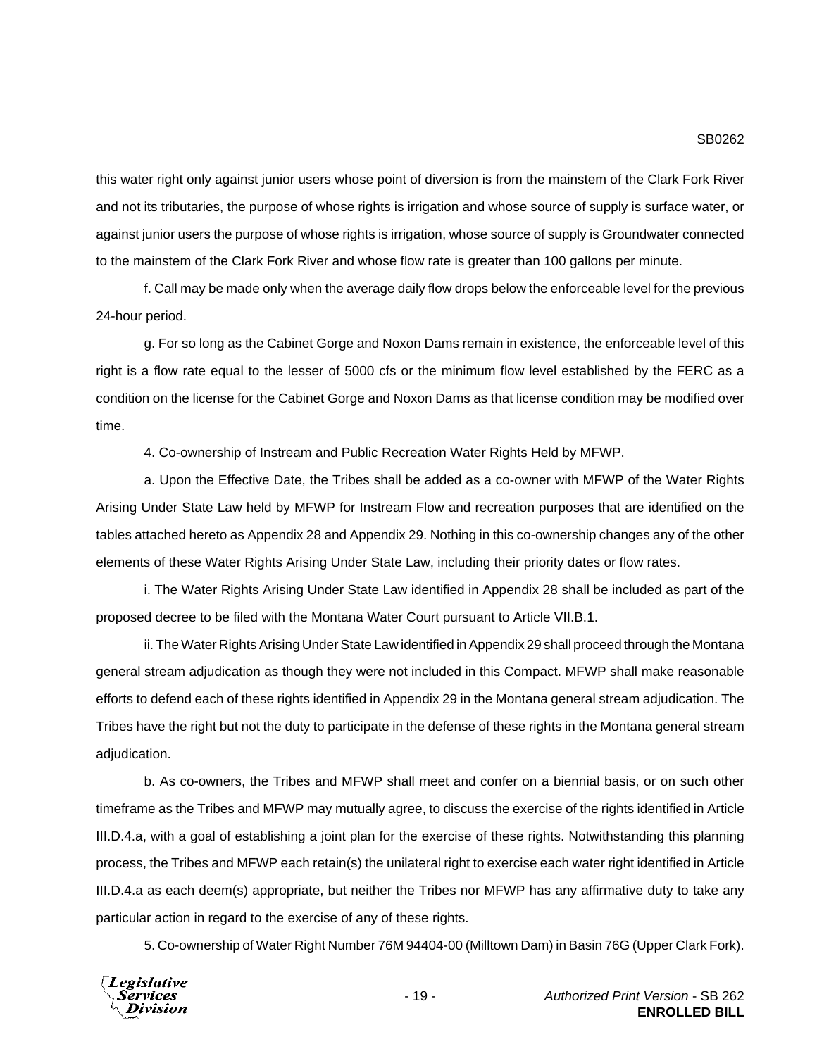this water right only against junior users whose point of diversion is from the mainstem of the Clark Fork River and not its tributaries, the purpose of whose rights is irrigation and whose source of supply is surface water, or against junior users the purpose of whose rights is irrigation, whose source of supply is Groundwater connected to the mainstem of the Clark Fork River and whose flow rate is greater than 100 gallons per minute.

f. Call may be made only when the average daily flow drops below the enforceable level for the previous 24-hour period.

g. For so long as the Cabinet Gorge and Noxon Dams remain in existence, the enforceable level of this right is a flow rate equal to the lesser of 5000 cfs or the minimum flow level established by the FERC as a condition on the license for the Cabinet Gorge and Noxon Dams as that license condition may be modified over time.

4. Co-ownership of Instream and Public Recreation Water Rights Held by MFWP.

a. Upon the Effective Date, the Tribes shall be added as a co-owner with MFWP of the Water Rights Arising Under State Law held by MFWP for Instream Flow and recreation purposes that are identified on the tables attached hereto as Appendix 28 and Appendix 29. Nothing in this co-ownership changes any of the other elements of these Water Rights Arising Under State Law, including their priority dates or flow rates.

i. The Water Rights Arising Under State Law identified in Appendix 28 shall be included as part of the proposed decree to be filed with the Montana Water Court pursuant to Article VII.B.1.

ii. The Water Rights Arising Under State Law identified in Appendix 29 shall proceed through the Montana general stream adjudication as though they were not included in this Compact. MFWP shall make reasonable efforts to defend each of these rights identified in Appendix 29 in the Montana general stream adjudication. The Tribes have the right but not the duty to participate in the defense of these rights in the Montana general stream adjudication.

b. As co-owners, the Tribes and MFWP shall meet and confer on a biennial basis, or on such other timeframe as the Tribes and MFWP may mutually agree, to discuss the exercise of the rights identified in Article III.D.4.a, with a goal of establishing a joint plan for the exercise of these rights. Notwithstanding this planning process, the Tribes and MFWP each retain(s) the unilateral right to exercise each water right identified in Article III.D.4.a as each deem(s) appropriate, but neither the Tribes nor MFWP has any affirmative duty to take any particular action in regard to the exercise of any of these rights.

5. Co-ownership of Water Right Number 76M 94404-00 (Milltown Dam) in Basin 76G (Upper Clark Fork).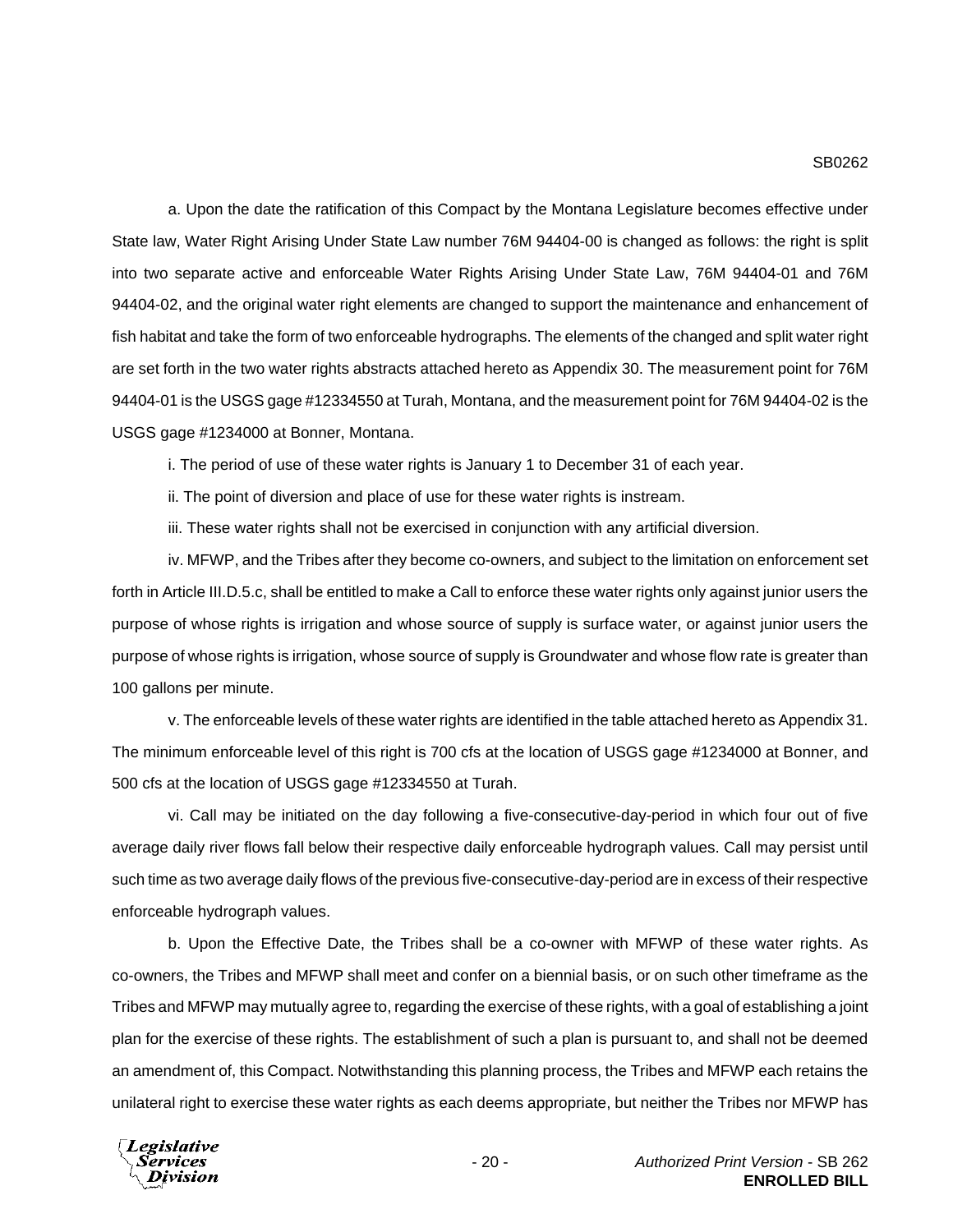a. Upon the date the ratification of this Compact by the Montana Legislature becomes effective under State law, Water Right Arising Under State Law number 76M 94404-00 is changed as follows: the right is split into two separate active and enforceable Water Rights Arising Under State Law, 76M 94404-01 and 76M 94404-02, and the original water right elements are changed to support the maintenance and enhancement of fish habitat and take the form of two enforceable hydrographs. The elements of the changed and split water right are set forth in the two water rights abstracts attached hereto as Appendix 30. The measurement point for 76M 94404-01 is the USGS gage #12334550 at Turah, Montana, and the measurement point for 76M 94404-02 is the USGS gage #1234000 at Bonner, Montana.

i. The period of use of these water rights is January 1 to December 31 of each year.

ii. The point of diversion and place of use for these water rights is instream.

iii. These water rights shall not be exercised in conjunction with any artificial diversion.

iv. MFWP, and the Tribes after they become co-owners, and subject to the limitation on enforcement set forth in Article III.D.5.c, shall be entitled to make a Call to enforce these water rights only against junior users the purpose of whose rights is irrigation and whose source of supply is surface water, or against junior users the purpose of whose rights is irrigation, whose source of supply is Groundwater and whose flow rate is greater than 100 gallons per minute.

v. The enforceable levels of these water rights are identified in the table attached hereto as Appendix 31. The minimum enforceable level of this right is 700 cfs at the location of USGS gage #1234000 at Bonner, and 500 cfs at the location of USGS gage #12334550 at Turah.

vi. Call may be initiated on the day following a five-consecutive-day-period in which four out of five average daily river flows fall below their respective daily enforceable hydrograph values. Call may persist until such time as two average daily flows of the previous five-consecutive-day-period are in excess of their respective enforceable hydrograph values.

b. Upon the Effective Date, the Tribes shall be a co-owner with MFWP of these water rights. As co-owners, the Tribes and MFWP shall meet and confer on a biennial basis, or on such other timeframe as the Tribes and MFWP may mutually agree to, regarding the exercise of these rights, with a goal of establishing a joint plan for the exercise of these rights. The establishment of such a plan is pursuant to, and shall not be deemed an amendment of, this Compact. Notwithstanding this planning process, the Tribes and MFWP each retains the unilateral right to exercise these water rights as each deems appropriate, but neither the Tribes nor MFWP has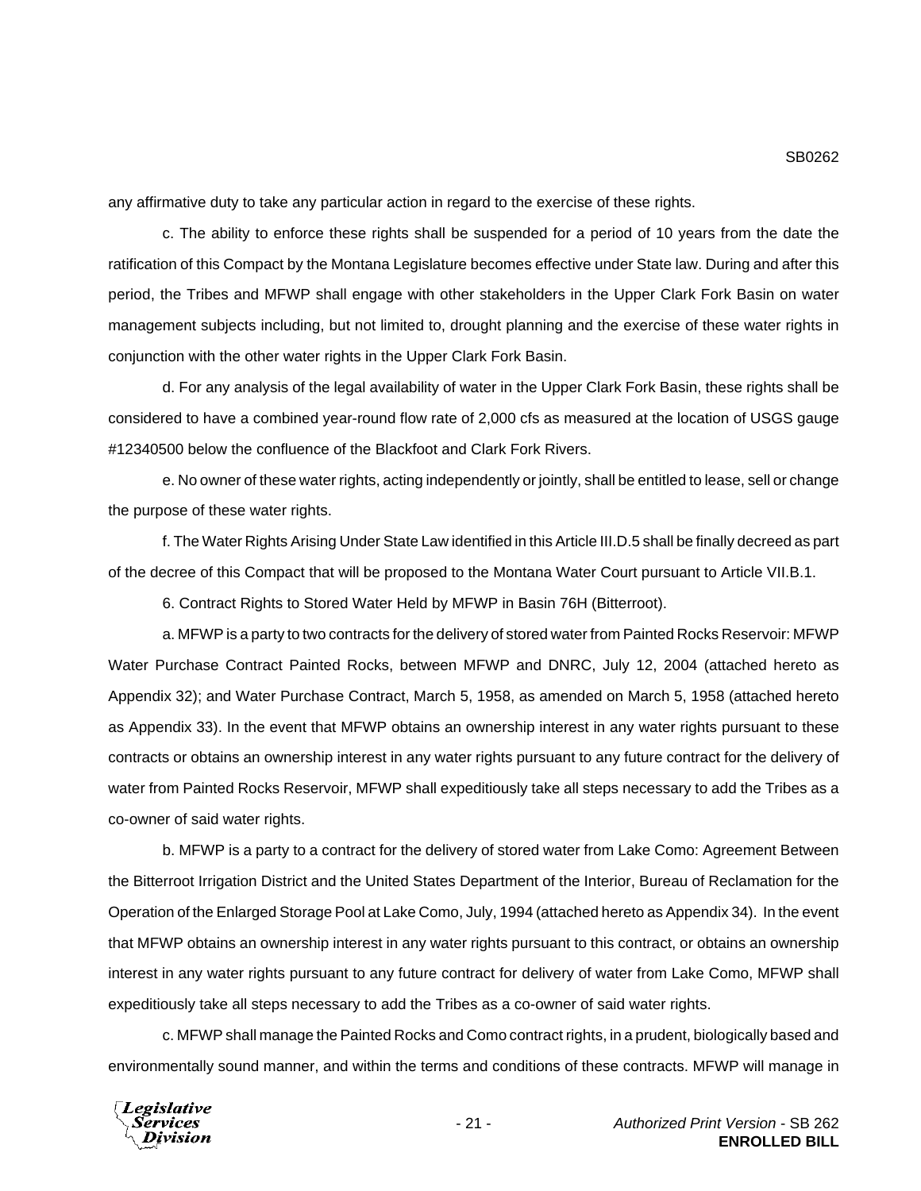any affirmative duty to take any particular action in regard to the exercise of these rights.

c. The ability to enforce these rights shall be suspended for a period of 10 years from the date the ratification of this Compact by the Montana Legislature becomes effective under State law. During and after this period, the Tribes and MFWP shall engage with other stakeholders in the Upper Clark Fork Basin on water management subjects including, but not limited to, drought planning and the exercise of these water rights in conjunction with the other water rights in the Upper Clark Fork Basin.

d. For any analysis of the legal availability of water in the Upper Clark Fork Basin, these rights shall be considered to have a combined year-round flow rate of 2,000 cfs as measured at the location of USGS gauge #12340500 below the confluence of the Blackfoot and Clark Fork Rivers.

e. No owner of these water rights, acting independently or jointly, shall be entitled to lease, sell or change the purpose of these water rights.

f. The Water Rights Arising Under State Law identified in this Article III.D.5 shall be finally decreed as part of the decree of this Compact that will be proposed to the Montana Water Court pursuant to Article VII.B.1.

6. Contract Rights to Stored Water Held by MFWP in Basin 76H (Bitterroot).

a. MFWP is a party to two contracts for the delivery of stored water from Painted Rocks Reservoir: MFWP Water Purchase Contract Painted Rocks, between MFWP and DNRC, July 12, 2004 (attached hereto as Appendix 32); and Water Purchase Contract, March 5, 1958, as amended on March 5, 1958 (attached hereto as Appendix 33). In the event that MFWP obtains an ownership interest in any water rights pursuant to these contracts or obtains an ownership interest in any water rights pursuant to any future contract for the delivery of water from Painted Rocks Reservoir, MFWP shall expeditiously take all steps necessary to add the Tribes as a co-owner of said water rights.

b. MFWP is a party to a contract for the delivery of stored water from Lake Como: Agreement Between the Bitterroot Irrigation District and the United States Department of the Interior, Bureau of Reclamation for the Operation of the Enlarged Storage Pool at Lake Como, July, 1994 (attached hereto as Appendix 34). In the event that MFWP obtains an ownership interest in any water rights pursuant to this contract, or obtains an ownership interest in any water rights pursuant to any future contract for delivery of water from Lake Como, MFWP shall expeditiously take all steps necessary to add the Tribes as a co-owner of said water rights.

c. MFWP shall manage the Painted Rocks and Como contract rights, in a prudent, biologically based and environmentally sound manner, and within the terms and conditions of these contracts. MFWP will manage in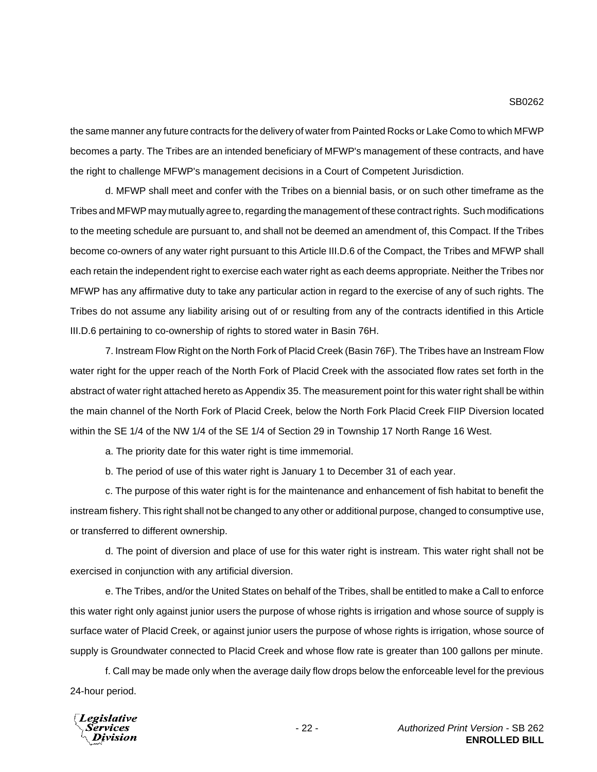the same manner any future contracts for the delivery of water from Painted Rocks or Lake Como to which MFWP becomes a party. The Tribes are an intended beneficiary of MFWP's management of these contracts, and have the right to challenge MFWP's management decisions in a Court of Competent Jurisdiction.

d. MFWP shall meet and confer with the Tribes on a biennial basis, or on such other timeframe as the Tribes and MFWP may mutually agree to, regarding the management of these contract rights. Such modifications to the meeting schedule are pursuant to, and shall not be deemed an amendment of, this Compact. If the Tribes become co-owners of any water right pursuant to this Article III.D.6 of the Compact, the Tribes and MFWP shall each retain the independent right to exercise each water right as each deems appropriate. Neither the Tribes nor MFWP has any affirmative duty to take any particular action in regard to the exercise of any of such rights. The Tribes do not assume any liability arising out of or resulting from any of the contracts identified in this Article III.D.6 pertaining to co-ownership of rights to stored water in Basin 76H.

7. Instream Flow Right on the North Fork of Placid Creek (Basin 76F). The Tribes have an Instream Flow water right for the upper reach of the North Fork of Placid Creek with the associated flow rates set forth in the abstract of water right attached hereto as Appendix 35. The measurement point for this water right shall be within the main channel of the North Fork of Placid Creek, below the North Fork Placid Creek FIIP Diversion located within the SE 1/4 of the NW 1/4 of the SE 1/4 of Section 29 in Township 17 North Range 16 West.

a. The priority date for this water right is time immemorial.

b. The period of use of this water right is January 1 to December 31 of each year.

c. The purpose of this water right is for the maintenance and enhancement of fish habitat to benefit the instream fishery. This right shall not be changed to any other or additional purpose, changed to consumptive use, or transferred to different ownership.

d. The point of diversion and place of use for this water right is instream. This water right shall not be exercised in conjunction with any artificial diversion.

e. The Tribes, and/or the United States on behalf of the Tribes, shall be entitled to make a Call to enforce this water right only against junior users the purpose of whose rights is irrigation and whose source of supply is surface water of Placid Creek, or against junior users the purpose of whose rights is irrigation, whose source of supply is Groundwater connected to Placid Creek and whose flow rate is greater than 100 gallons per minute.

f. Call may be made only when the average daily flow drops below the enforceable level for the previous 24-hour period.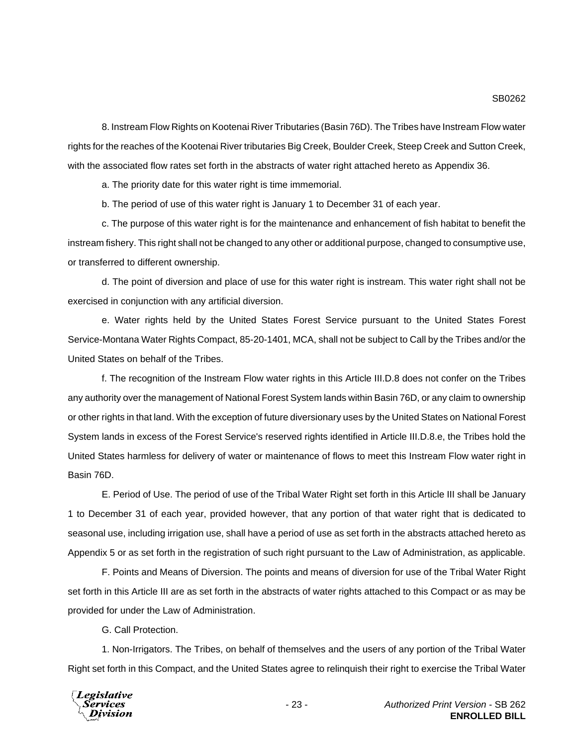8. Instream Flow Rights on Kootenai River Tributaries (Basin 76D). The Tribes have Instream Flow water rights for the reaches of the Kootenai River tributaries Big Creek, Boulder Creek, Steep Creek and Sutton Creek, with the associated flow rates set forth in the abstracts of water right attached hereto as Appendix 36.

a. The priority date for this water right is time immemorial.

b. The period of use of this water right is January 1 to December 31 of each year.

c. The purpose of this water right is for the maintenance and enhancement of fish habitat to benefit the instream fishery. This right shall not be changed to any other or additional purpose, changed to consumptive use, or transferred to different ownership.

d. The point of diversion and place of use for this water right is instream. This water right shall not be exercised in conjunction with any artificial diversion.

e. Water rights held by the United States Forest Service pursuant to the United States Forest Service-Montana Water Rights Compact, 85-20-1401, MCA, shall not be subject to Call by the Tribes and/or the United States on behalf of the Tribes.

f. The recognition of the Instream Flow water rights in this Article III.D.8 does not confer on the Tribes any authority over the management of National Forest System lands within Basin 76D, or any claim to ownership or other rights in that land. With the exception of future diversionary uses by the United States on National Forest System lands in excess of the Forest Service's reserved rights identified in Article III.D.8.e, the Tribes hold the United States harmless for delivery of water or maintenance of flows to meet this Instream Flow water right in Basin 76D.

E. Period of Use. The period of use of the Tribal Water Right set forth in this Article III shall be January 1 to December 31 of each year, provided however, that any portion of that water right that is dedicated to seasonal use, including irrigation use, shall have a period of use as set forth in the abstracts attached hereto as Appendix 5 or as set forth in the registration of such right pursuant to the Law of Administration, as applicable.

F. Points and Means of Diversion. The points and means of diversion for use of the Tribal Water Right set forth in this Article III are as set forth in the abstracts of water rights attached to this Compact or as may be provided for under the Law of Administration.

G. Call Protection.

1. Non-Irrigators. The Tribes, on behalf of themselves and the users of any portion of the Tribal Water Right set forth in this Compact, and the United States agree to relinquish their right to exercise the Tribal Water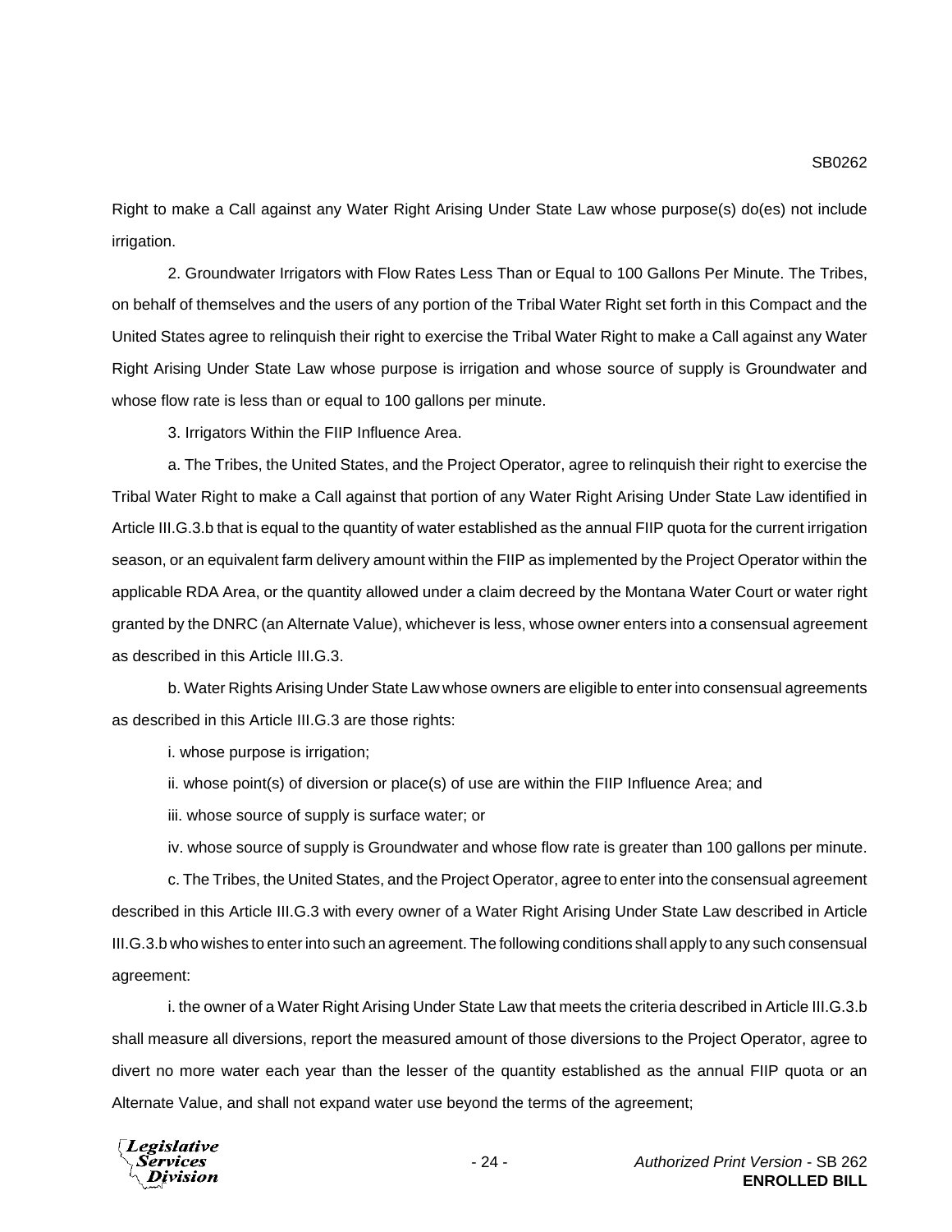Right to make a Call against any Water Right Arising Under State Law whose purpose(s) do(es) not include irrigation.

2. Groundwater Irrigators with Flow Rates Less Than or Equal to 100 Gallons Per Minute. The Tribes, on behalf of themselves and the users of any portion of the Tribal Water Right set forth in this Compact and the United States agree to relinquish their right to exercise the Tribal Water Right to make a Call against any Water Right Arising Under State Law whose purpose is irrigation and whose source of supply is Groundwater and whose flow rate is less than or equal to 100 gallons per minute.

3. Irrigators Within the FIIP Influence Area.

a. The Tribes, the United States, and the Project Operator, agree to relinquish their right to exercise the Tribal Water Right to make a Call against that portion of any Water Right Arising Under State Law identified in Article III.G.3.b that is equal to the quantity of water established as the annual FIIP quota for the current irrigation season, or an equivalent farm delivery amount within the FIIP as implemented by the Project Operator within the applicable RDA Area, or the quantity allowed under a claim decreed by the Montana Water Court or water right granted by the DNRC (an Alternate Value), whichever is less, whose owner enters into a consensual agreement as described in this Article III.G.3.

b. Water Rights Arising Under State Law whose owners are eligible to enter into consensual agreements as described in this Article III.G.3 are those rights:

i. whose purpose is irrigation;

ii. whose point(s) of diversion or place(s) of use are within the FIIP Influence Area; and

iii. whose source of supply is surface water; or

iv. whose source of supply is Groundwater and whose flow rate is greater than 100 gallons per minute.

c. The Tribes, the United States, and the Project Operator, agree to enter into the consensual agreement described in this Article III.G.3 with every owner of a Water Right Arising Under State Law described in Article III.G.3.b who wishes to enter into such an agreement. The following conditions shall apply to any such consensual agreement:

i. the owner of a Water Right Arising Under State Law that meets the criteria described in Article III.G.3.b shall measure all diversions, report the measured amount of those diversions to the Project Operator, agree to divert no more water each year than the lesser of the quantity established as the annual FIIP quota or an Alternate Value, and shall not expand water use beyond the terms of the agreement;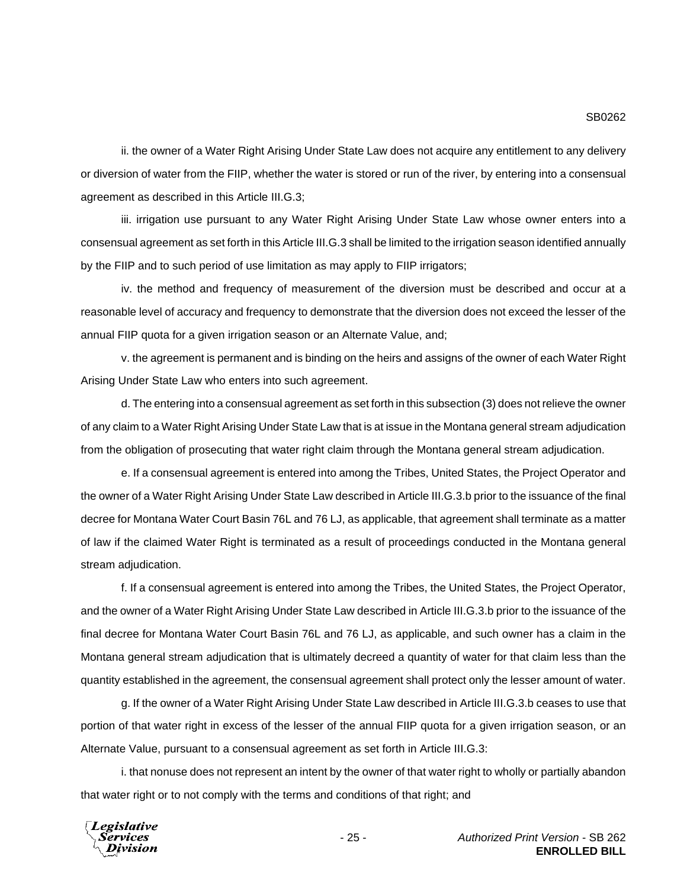ii. the owner of a Water Right Arising Under State Law does not acquire any entitlement to any delivery or diversion of water from the FIIP, whether the water is stored or run of the river, by entering into a consensual agreement as described in this Article III.G.3;

iii. irrigation use pursuant to any Water Right Arising Under State Law whose owner enters into a consensual agreement as set forth in this Article III.G.3 shall be limited to the irrigation season identified annually by the FIIP and to such period of use limitation as may apply to FIIP irrigators;

iv. the method and frequency of measurement of the diversion must be described and occur at a reasonable level of accuracy and frequency to demonstrate that the diversion does not exceed the lesser of the annual FIIP quota for a given irrigation season or an Alternate Value, and;

v. the agreement is permanent and is binding on the heirs and assigns of the owner of each Water Right Arising Under State Law who enters into such agreement.

d. The entering into a consensual agreement as set forth in this subsection (3) does not relieve the owner of any claim to a Water Right Arising Under State Law that is at issue in the Montana general stream adjudication from the obligation of prosecuting that water right claim through the Montana general stream adjudication.

e. If a consensual agreement is entered into among the Tribes, United States, the Project Operator and the owner of a Water Right Arising Under State Law described in Article III.G.3.b prior to the issuance of the final decree for Montana Water Court Basin 76L and 76 LJ, as applicable, that agreement shall terminate as a matter of law if the claimed Water Right is terminated as a result of proceedings conducted in the Montana general stream adjudication.

f. If a consensual agreement is entered into among the Tribes, the United States, the Project Operator, and the owner of a Water Right Arising Under State Law described in Article III.G.3.b prior to the issuance of the final decree for Montana Water Court Basin 76L and 76 LJ, as applicable, and such owner has a claim in the Montana general stream adjudication that is ultimately decreed a quantity of water for that claim less than the quantity established in the agreement, the consensual agreement shall protect only the lesser amount of water.

g. If the owner of a Water Right Arising Under State Law described in Article III.G.3.b ceases to use that portion of that water right in excess of the lesser of the annual FIIP quota for a given irrigation season, or an Alternate Value, pursuant to a consensual agreement as set forth in Article III.G.3:

i. that nonuse does not represent an intent by the owner of that water right to wholly or partially abandon that water right or to not comply with the terms and conditions of that right; and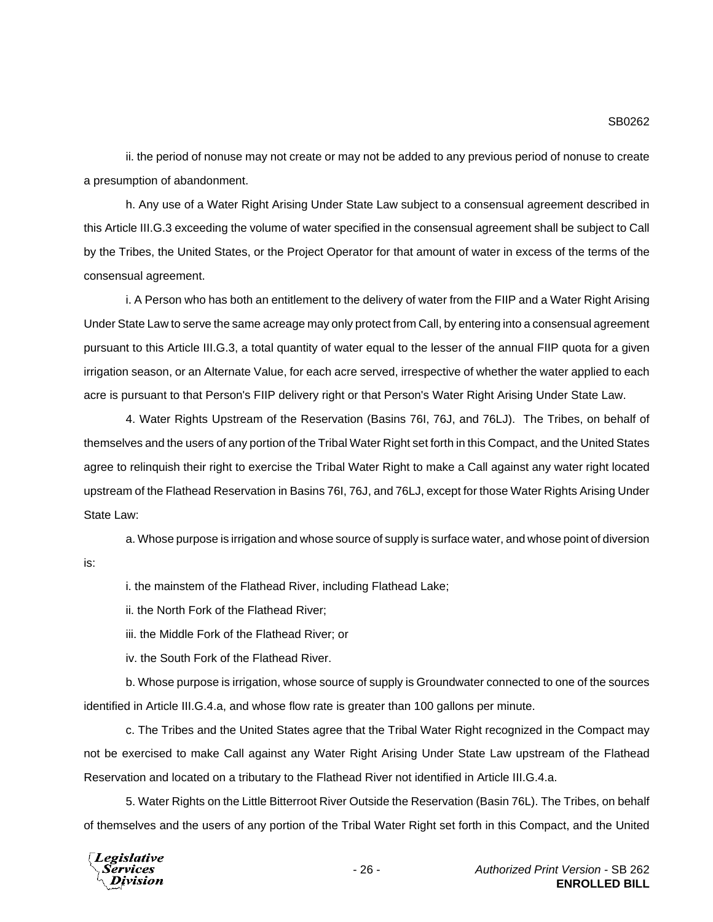ii. the period of nonuse may not create or may not be added to any previous period of nonuse to create a presumption of abandonment.

h. Any use of a Water Right Arising Under State Law subject to a consensual agreement described in this Article III.G.3 exceeding the volume of water specified in the consensual agreement shall be subject to Call by the Tribes, the United States, or the Project Operator for that amount of water in excess of the terms of the consensual agreement.

i. A Person who has both an entitlement to the delivery of water from the FIIP and a Water Right Arising Under State Law to serve the same acreage may only protect from Call, by entering into a consensual agreement pursuant to this Article III.G.3, a total quantity of water equal to the lesser of the annual FIIP quota for a given irrigation season, or an Alternate Value, for each acre served, irrespective of whether the water applied to each acre is pursuant to that Person's FIIP delivery right or that Person's Water Right Arising Under State Law.

4. Water Rights Upstream of the Reservation (Basins 76I, 76J, and 76LJ). The Tribes, on behalf of themselves and the users of any portion of the Tribal Water Right set forth in this Compact, and the United States agree to relinquish their right to exercise the Tribal Water Right to make a Call against any water right located upstream of the Flathead Reservation in Basins 76I, 76J, and 76LJ, except for those Water Rights Arising Under State Law:

a. Whose purpose is irrigation and whose source of supply is surface water, and whose point of diversion is:

i. the mainstem of the Flathead River, including Flathead Lake;

ii. the North Fork of the Flathead River;

iii. the Middle Fork of the Flathead River; or

iv. the South Fork of the Flathead River.

b. Whose purpose is irrigation, whose source of supply is Groundwater connected to one of the sources identified in Article III.G.4.a, and whose flow rate is greater than 100 gallons per minute.

c. The Tribes and the United States agree that the Tribal Water Right recognized in the Compact may not be exercised to make Call against any Water Right Arising Under State Law upstream of the Flathead Reservation and located on a tributary to the Flathead River not identified in Article III.G.4.a.

5. Water Rights on the Little Bitterroot River Outside the Reservation (Basin 76L). The Tribes, on behalf of themselves and the users of any portion of the Tribal Water Right set forth in this Compact, and the United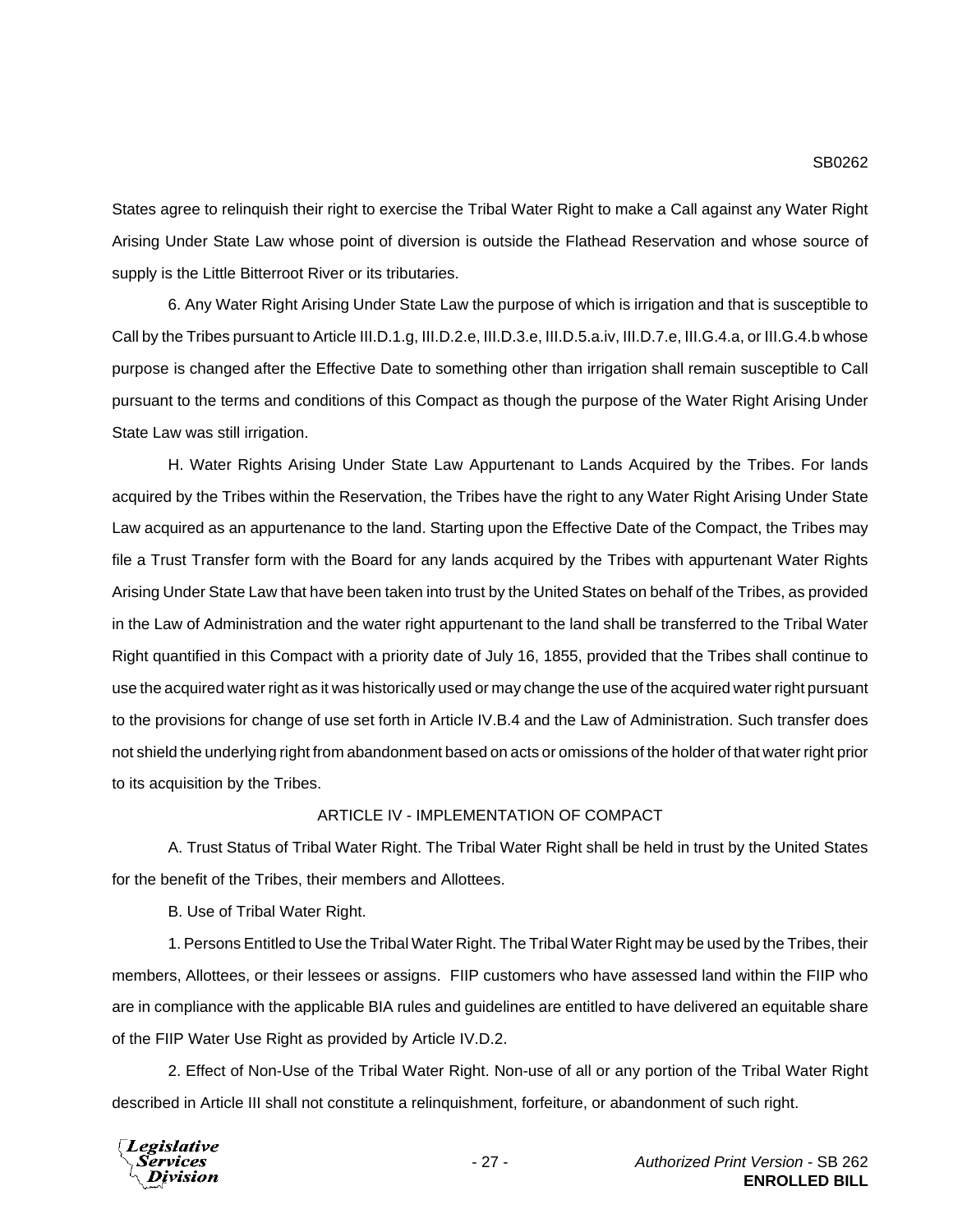States agree to relinquish their right to exercise the Tribal Water Right to make a Call against any Water Right Arising Under State Law whose point of diversion is outside the Flathead Reservation and whose source of supply is the Little Bitterroot River or its tributaries.

6. Any Water Right Arising Under State Law the purpose of which is irrigation and that is susceptible to Call by the Tribes pursuant to Article III.D.1.g, III.D.2.e, III.D.3.e, III.D.5.a.iv, III.D.7.e, III.G.4.a, or III.G.4.b whose purpose is changed after the Effective Date to something other than irrigation shall remain susceptible to Call pursuant to the terms and conditions of this Compact as though the purpose of the Water Right Arising Under State Law was still irrigation.

H. Water Rights Arising Under State Law Appurtenant to Lands Acquired by the Tribes. For lands acquired by the Tribes within the Reservation, the Tribes have the right to any Water Right Arising Under State Law acquired as an appurtenance to the land. Starting upon the Effective Date of the Compact, the Tribes may file a Trust Transfer form with the Board for any lands acquired by the Tribes with appurtenant Water Rights Arising Under State Law that have been taken into trust by the United States on behalf of the Tribes, as provided in the Law of Administration and the water right appurtenant to the land shall be transferred to the Tribal Water Right quantified in this Compact with a priority date of July 16, 1855, provided that the Tribes shall continue to use the acquired water right as it was historically used or may change the use of the acquired water right pursuant to the provisions for change of use set forth in Article IV.B.4 and the Law of Administration. Such transfer does not shield the underlying right from abandonment based on acts or omissions of the holder of that water right prior to its acquisition by the Tribes.

ARTICLE IV - IMPLEMENTATION OF COMPACT

A. Trust Status of Tribal Water Right. The Tribal Water Right shall be held in trust by the United States for the benefit of the Tribes, their members and Allottees.

B. Use of Tribal Water Right.

1. Persons Entitled to Use the Tribal Water Right. The Tribal Water Right may be used by the Tribes, their members, Allottees, or their lessees or assigns. FIIP customers who have assessed land within the FIIP who are in compliance with the applicable BIA rules and guidelines are entitled to have delivered an equitable share of the FIIP Water Use Right as provided by Article IV.D.2.

2. Effect of Non-Use of the Tribal Water Right. Non-use of all or any portion of the Tribal Water Right described in Article III shall not constitute a relinquishment, forfeiture, or abandonment of such right.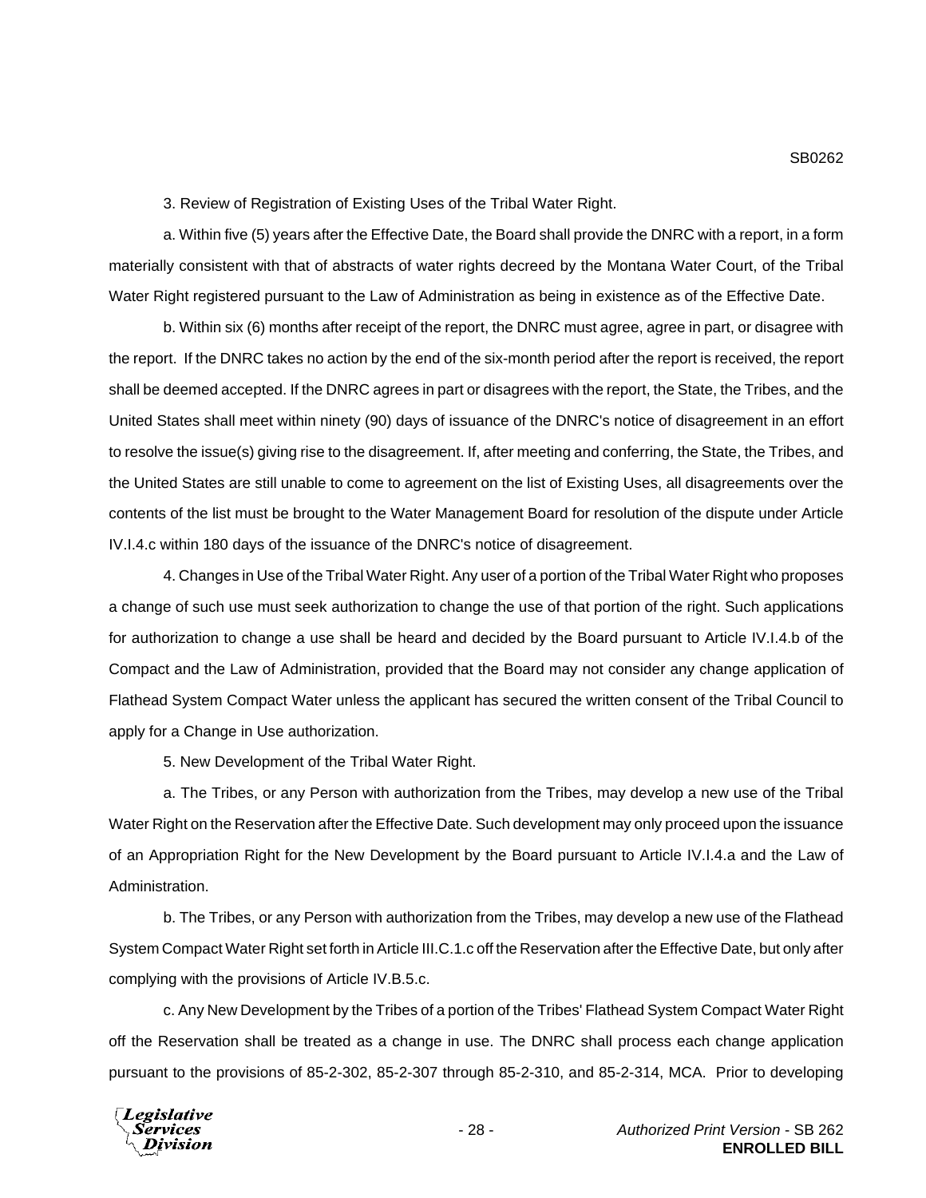3. Review of Registration of Existing Uses of the Tribal Water Right.

a. Within five (5) years after the Effective Date, the Board shall provide the DNRC with a report, in a form materially consistent with that of abstracts of water rights decreed by the Montana Water Court, of the Tribal Water Right registered pursuant to the Law of Administration as being in existence as of the Effective Date.

b. Within six (6) months after receipt of the report, the DNRC must agree, agree in part, or disagree with the report. If the DNRC takes no action by the end of the six-month period after the report is received, the report shall be deemed accepted. If the DNRC agrees in part or disagrees with the report, the State, the Tribes, and the United States shall meet within ninety (90) days of issuance of the DNRC's notice of disagreement in an effort to resolve the issue(s) giving rise to the disagreement. If, after meeting and conferring, the State, the Tribes, and the United States are still unable to come to agreement on the list of Existing Uses, all disagreements over the contents of the list must be brought to the Water Management Board for resolution of the dispute under Article IV.I.4.c within 180 days of the issuance of the DNRC's notice of disagreement.

4. Changes in Use of the Tribal Water Right. Any user of a portion of the Tribal Water Right who proposes a change of such use must seek authorization to change the use of that portion of the right. Such applications for authorization to change a use shall be heard and decided by the Board pursuant to Article IV.I.4.b of the Compact and the Law of Administration, provided that the Board may not consider any change application of Flathead System Compact Water unless the applicant has secured the written consent of the Tribal Council to apply for a Change in Use authorization.

5. New Development of the Tribal Water Right.

a. The Tribes, or any Person with authorization from the Tribes, may develop a new use of the Tribal Water Right on the Reservation after the Effective Date. Such development may only proceed upon the issuance of an Appropriation Right for the New Development by the Board pursuant to Article IV.I.4.a and the Law of Administration.

b. The Tribes, or any Person with authorization from the Tribes, may develop a new use of the Flathead System Compact Water Right set forth in Article III.C.1.c off the Reservation after the Effective Date, but only after complying with the provisions of Article IV.B.5.c.

c. Any New Development by the Tribes of a portion of the Tribes' Flathead System Compact Water Right off the Reservation shall be treated as a change in use. The DNRC shall process each change application pursuant to the provisions of 85-2-302, 85-2-307 through 85-2-310, and 85-2-314, MCA. Prior to developing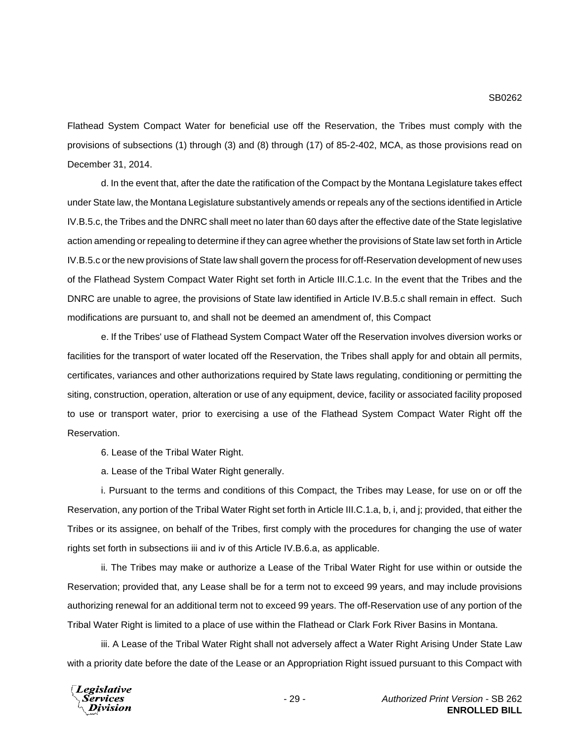Flathead System Compact Water for beneficial use off the Reservation, the Tribes must comply with the provisions of subsections (1) through (3) and (8) through (17) of 85-2-402, MCA, as those provisions read on December 31, 2014.

d. In the event that, after the date the ratification of the Compact by the Montana Legislature takes effect under State law, the Montana Legislature substantively amends or repeals any of the sections identified in Article IV.B.5.c, the Tribes and the DNRC shall meet no later than 60 days after the effective date of the State legislative action amending or repealing to determine if they can agree whether the provisions of State law set forth in Article IV.B.5.c or the new provisions of State law shall govern the process for off-Reservation development of new uses of the Flathead System Compact Water Right set forth in Article III.C.1.c. In the event that the Tribes and the DNRC are unable to agree, the provisions of State law identified in Article IV.B.5.c shall remain in effect. Such modifications are pursuant to, and shall not be deemed an amendment of, this Compact

e. If the Tribes' use of Flathead System Compact Water off the Reservation involves diversion works or facilities for the transport of water located off the Reservation, the Tribes shall apply for and obtain all permits, certificates, variances and other authorizations required by State laws regulating, conditioning or permitting the siting, construction, operation, alteration or use of any equipment, device, facility or associated facility proposed to use or transport water, prior to exercising a use of the Flathead System Compact Water Right off the Reservation.

6. Lease of the Tribal Water Right.

a. Lease of the Tribal Water Right generally.

i. Pursuant to the terms and conditions of this Compact, the Tribes may Lease, for use on or off the Reservation, any portion of the Tribal Water Right set forth in Article III.C.1.a, b, i, and j; provided, that either the Tribes or its assignee, on behalf of the Tribes, first comply with the procedures for changing the use of water rights set forth in subsections iii and iv of this Article IV.B.6.a, as applicable.

ii. The Tribes may make or authorize a Lease of the Tribal Water Right for use within or outside the Reservation; provided that, any Lease shall be for a term not to exceed 99 years, and may include provisions authorizing renewal for an additional term not to exceed 99 years. The off-Reservation use of any portion of the Tribal Water Right is limited to a place of use within the Flathead or Clark Fork River Basins in Montana.

iii. A Lease of the Tribal Water Right shall not adversely affect a Water Right Arising Under State Law with a priority date before the date of the Lease or an Appropriation Right issued pursuant to this Compact with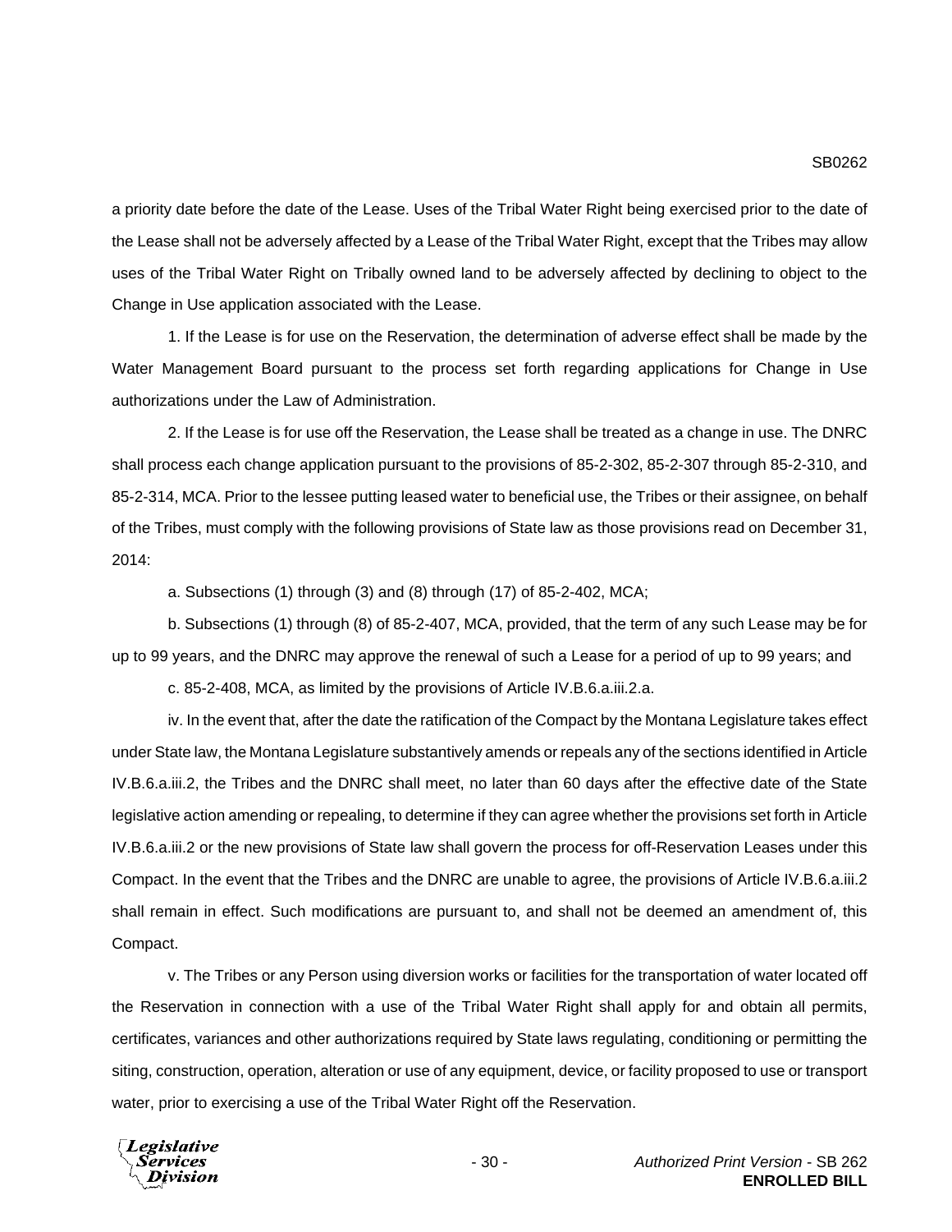a priority date before the date of the Lease. Uses of the Tribal Water Right being exercised prior to the date of the Lease shall not be adversely affected by a Lease of the Tribal Water Right, except that the Tribes may allow uses of the Tribal Water Right on Tribally owned land to be adversely affected by declining to object to the Change in Use application associated with the Lease.

1. If the Lease is for use on the Reservation, the determination of adverse effect shall be made by the Water Management Board pursuant to the process set forth regarding applications for Change in Use authorizations under the Law of Administration.

2. If the Lease is for use off the Reservation, the Lease shall be treated as a change in use. The DNRC shall process each change application pursuant to the provisions of 85-2-302, 85-2-307 through 85-2-310, and 85-2-314, MCA. Prior to the lessee putting leased water to beneficial use, the Tribes or their assignee, on behalf of the Tribes, must comply with the following provisions of State law as those provisions read on December 31, 2014:

a. Subsections (1) through (3) and (8) through (17) of 85-2-402, MCA;

b. Subsections (1) through (8) of 85-2-407, MCA, provided, that the term of any such Lease may be for up to 99 years, and the DNRC may approve the renewal of such a Lease for a period of up to 99 years; and

c. 85-2-408, MCA, as limited by the provisions of Article IV.B.6.a.iii.2.a.

iv. In the event that, after the date the ratification of the Compact by the Montana Legislature takes effect under State law, the Montana Legislature substantively amends or repeals any of the sections identified in Article IV.B.6.a.iii.2, the Tribes and the DNRC shall meet, no later than 60 days after the effective date of the State legislative action amending or repealing, to determine if they can agree whether the provisions set forth in Article IV.B.6.a.iii.2 or the new provisions of State law shall govern the process for off-Reservation Leases under this Compact. In the event that the Tribes and the DNRC are unable to agree, the provisions of Article IV.B.6.a.iii.2 shall remain in effect. Such modifications are pursuant to, and shall not be deemed an amendment of, this Compact.

v. The Tribes or any Person using diversion works or facilities for the transportation of water located off the Reservation in connection with a use of the Tribal Water Right shall apply for and obtain all permits, certificates, variances and other authorizations required by State laws regulating, conditioning or permitting the siting, construction, operation, alteration or use of any equipment, device, or facility proposed to use or transport water, prior to exercising a use of the Tribal Water Right off the Reservation.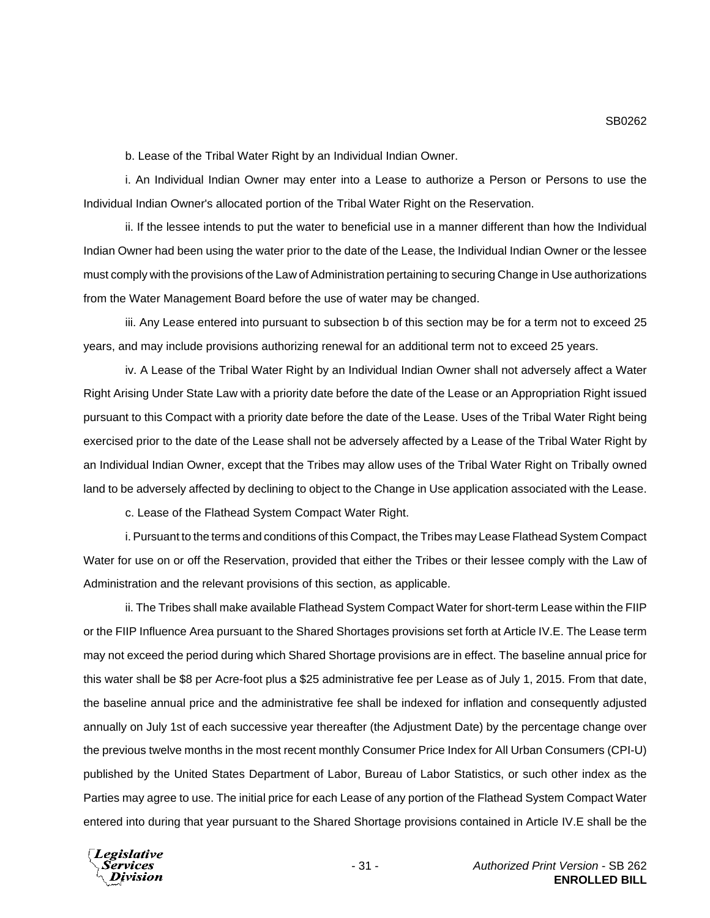b. Lease of the Tribal Water Right by an Individual Indian Owner.

i. An Individual Indian Owner may enter into a Lease to authorize a Person or Persons to use the Individual Indian Owner's allocated portion of the Tribal Water Right on the Reservation.

ii. If the lessee intends to put the water to beneficial use in a manner different than how the Individual Indian Owner had been using the water prior to the date of the Lease, the Individual Indian Owner or the lessee must comply with the provisions of the Law of Administration pertaining to securing Change in Use authorizations from the Water Management Board before the use of water may be changed.

iii. Any Lease entered into pursuant to subsection b of this section may be for a term not to exceed 25 years, and may include provisions authorizing renewal for an additional term not to exceed 25 years.

iv. A Lease of the Tribal Water Right by an Individual Indian Owner shall not adversely affect a Water Right Arising Under State Law with a priority date before the date of the Lease or an Appropriation Right issued pursuant to this Compact with a priority date before the date of the Lease. Uses of the Tribal Water Right being exercised prior to the date of the Lease shall not be adversely affected by a Lease of the Tribal Water Right by an Individual Indian Owner, except that the Tribes may allow uses of the Tribal Water Right on Tribally owned land to be adversely affected by declining to object to the Change in Use application associated with the Lease.

c. Lease of the Flathead System Compact Water Right.

i. Pursuant to the terms and conditions of this Compact, the Tribes may Lease Flathead System Compact Water for use on or off the Reservation, provided that either the Tribes or their lessee comply with the Law of Administration and the relevant provisions of this section, as applicable.

ii. The Tribes shall make available Flathead System Compact Water for short-term Lease within the FIIP or the FIIP Influence Area pursuant to the Shared Shortages provisions set forth at Article IV.E. The Lease term may not exceed the period during which Shared Shortage provisions are in effect. The baseline annual price for this water shall be $8 per Acre-foot plus a $25 administrative fee per Lease as of July 1, 2015. From that date, the baseline annual price and the administrative fee shall be indexed for inflation and consequently adjusted annually on July 1st of each successive year thereafter (the Adjustment Date) by the percentage change over the previous twelve months in the most recent monthly Consumer Price Index for All Urban Consumers (CPI-U) published by the United States Department of Labor, Bureau of Labor Statistics, or such other index as the Parties may agree to use. The initial price for each Lease of any portion of the Flathead System Compact Water entered into during that year pursuant to the Shared Shortage provisions contained in Article IV.E shall be the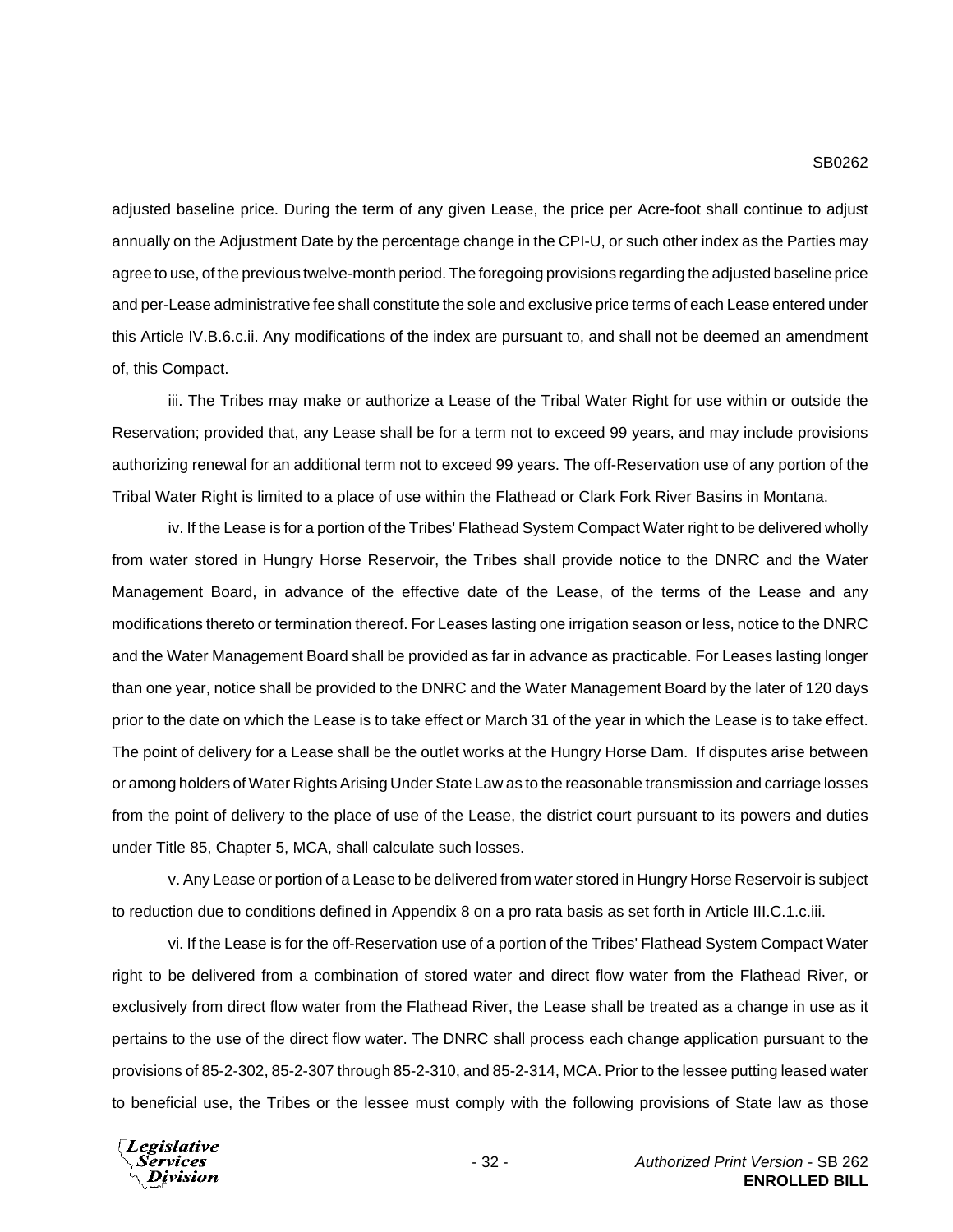adjusted baseline price. During the term of any given Lease, the price per Acre-foot shall continue to adjust annually on the Adjustment Date by the percentage change in the CPI-U, or such other index as the Parties may agree to use, of the previous twelve-month period. The foregoing provisions regarding the adjusted baseline price and per-Lease administrative fee shall constitute the sole and exclusive price terms of each Lease entered under this Article IV.B.6.c.ii. Any modifications of the index are pursuant to, and shall not be deemed an amendment of, this Compact.

iii. The Tribes may make or authorize a Lease of the Tribal Water Right for use within or outside the Reservation; provided that, any Lease shall be for a term not to exceed 99 years, and may include provisions authorizing renewal for an additional term not to exceed 99 years. The off-Reservation use of any portion of the Tribal Water Right is limited to a place of use within the Flathead or Clark Fork River Basins in Montana.

iv. If the Lease is for a portion of the Tribes' Flathead System Compact Water right to be delivered wholly from water stored in Hungry Horse Reservoir, the Tribes shall provide notice to the DNRC and the Water Management Board, in advance of the effective date of the Lease, of the terms of the Lease and any modifications thereto or termination thereof. For Leases lasting one irrigation season or less, notice to the DNRC and the Water Management Board shall be provided as far in advance as practicable. For Leases lasting longer than one year, notice shall be provided to the DNRC and the Water Management Board by the later of 120 days prior to the date on which the Lease is to take effect or March 31 of the year in which the Lease is to take effect. The point of delivery for a Lease shall be the outlet works at the Hungry Horse Dam. If disputes arise between or among holders of Water Rights Arising Under State Law as to the reasonable transmission and carriage losses from the point of delivery to the place of use of the Lease, the district court pursuant to its powers and duties under Title 85, Chapter 5, MCA, shall calculate such losses.

v. Any Lease or portion of a Lease to be delivered from water stored in Hungry Horse Reservoir is subject to reduction due to conditions defined in Appendix 8 on a pro rata basis as set forth in Article III.C.1.c.iii.

vi. If the Lease is for the off-Reservation use of a portion of the Tribes' Flathead System Compact Water right to be delivered from a combination of stored water and direct flow water from the Flathead River, or exclusively from direct flow water from the Flathead River, the Lease shall be treated as a change in use as it pertains to the use of the direct flow water. The DNRC shall process each change application pursuant to the provisions of 85-2-302, 85-2-307 through 85-2-310, and 85-2-314, MCA. Prior to the lessee putting leased water to beneficial use, the Tribes or the lessee must comply with the following provisions of State law as those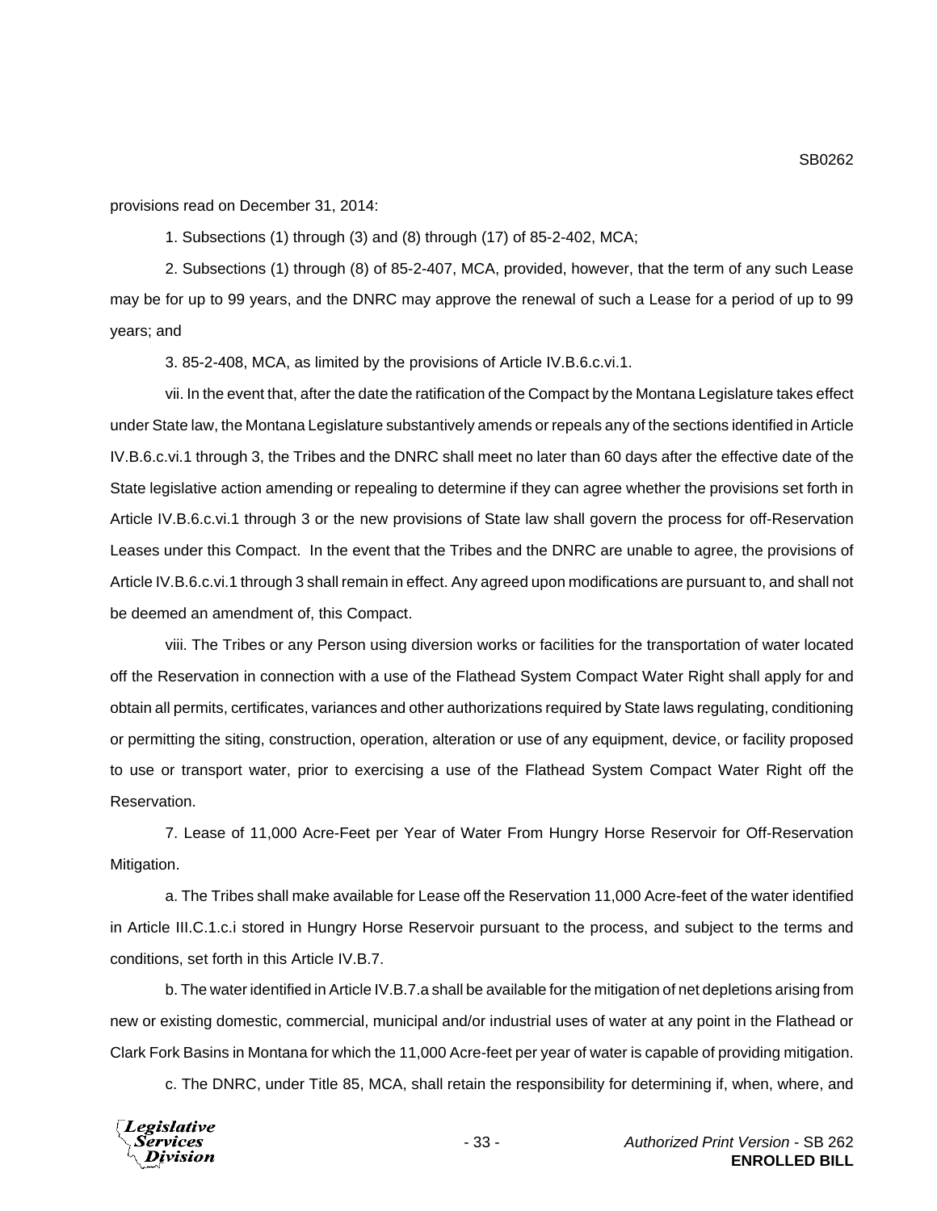provisions read on December 31, 2014:

1. Subsections (1) through (3) and (8) through (17) of 85-2-402, MCA;

2. Subsections (1) through (8) of 85-2-407, MCA, provided, however, that the term of any such Lease may be for up to 99 years, and the DNRC may approve the renewal of such a Lease for a period of up to 99 years; and

3. 85-2-408, MCA, as limited by the provisions of Article IV.B.6.c.vi.1.

vii. In the event that, after the date the ratification of the Compact by the Montana Legislature takes effect under State law, the Montana Legislature substantively amends or repeals any of the sections identified in Article IV.B.6.c.vi.1 through 3, the Tribes and the DNRC shall meet no later than 60 days after the effective date of the State legislative action amending or repealing to determine if they can agree whether the provisions set forth in Article IV.B.6.c.vi.1 through 3 or the new provisions of State law shall govern the process for off-Reservation Leases under this Compact. In the event that the Tribes and the DNRC are unable to agree, the provisions of Article IV.B.6.c.vi.1 through 3 shall remain in effect. Any agreed upon modifications are pursuant to, and shall not be deemed an amendment of, this Compact.

viii. The Tribes or any Person using diversion works or facilities for the transportation of water located off the Reservation in connection with a use of the Flathead System Compact Water Right shall apply for and obtain all permits, certificates, variances and other authorizations required by State laws regulating, conditioning or permitting the siting, construction, operation, alteration or use of any equipment, device, or facility proposed to use or transport water, prior to exercising a use of the Flathead System Compact Water Right off the Reservation.

7. Lease of 11,000 Acre-Feet per Year of Water From Hungry Horse Reservoir for Off-Reservation Mitigation.

a. The Tribes shall make available for Lease off the Reservation 11,000 Acre-feet of the water identified in Article III.C.1.c.i stored in Hungry Horse Reservoir pursuant to the process, and subject to the terms and conditions, set forth in this Article IV.B.7.

b. The water identified in Article IV.B.7.a shall be available for the mitigation of net depletions arising from new or existing domestic, commercial, municipal and/or industrial uses of water at any point in the Flathead or Clark Fork Basins in Montana for which the 11,000 Acre-feet per year of water is capable of providing mitigation.

c. The DNRC, under Title 85, MCA, shall retain the responsibility for determining if, when, where, and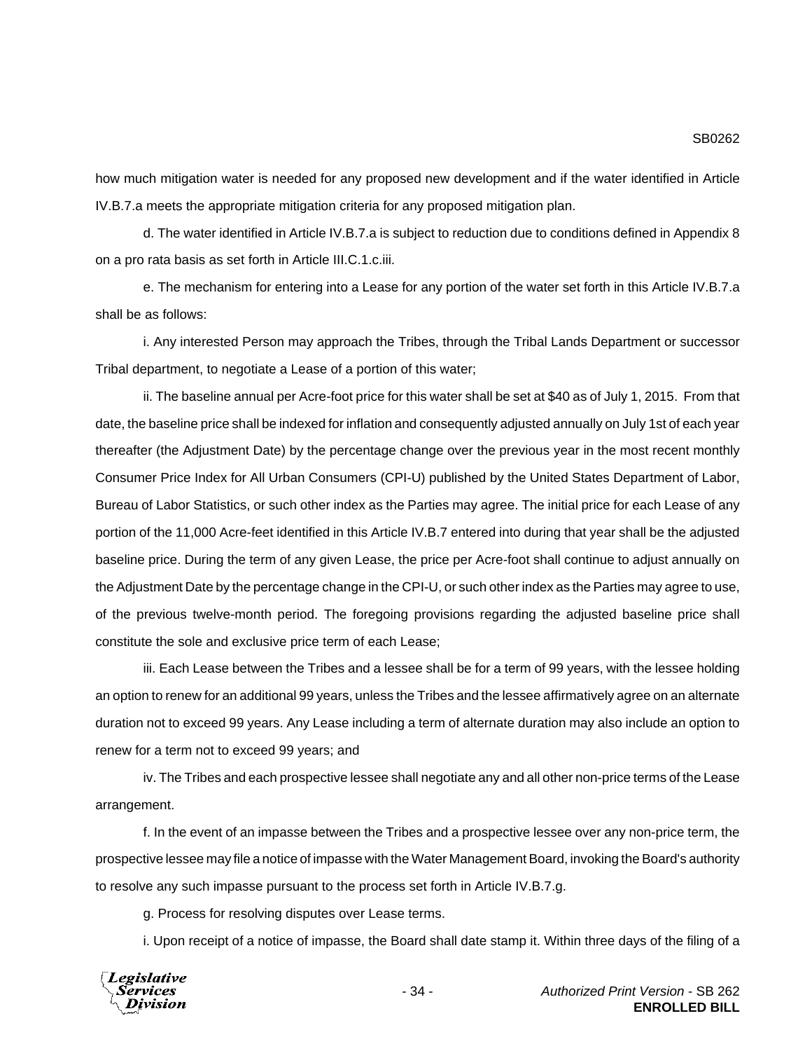how much mitigation water is needed for any proposed new development and if the water identified in Article IV.B.7.a meets the appropriate mitigation criteria for any proposed mitigation plan.

d. The water identified in Article IV.B.7.a is subject to reduction due to conditions defined in Appendix 8 on a pro rata basis as set forth in Article III.C.1.c.iii.

e. The mechanism for entering into a Lease for any portion of the water set forth in this Article IV.B.7.a shall be as follows:

i. Any interested Person may approach the Tribes, through the Tribal Lands Department or successor Tribal department, to negotiate a Lease of a portion of this water;

ii. The baseline annual per Acre-foot price for this water shall be set at $40 as of July 1, 2015. From that date, the baseline price shall be indexed for inflation and consequently adjusted annually on July 1st of each year thereafter (the Adjustment Date) by the percentage change over the previous year in the most recent monthly Consumer Price Index for All Urban Consumers (CPI-U) published by the United States Department of Labor, Bureau of Labor Statistics, or such other index as the Parties may agree. The initial price for each Lease of any portion of the 11,000 Acre-feet identified in this Article IV.B.7 entered into during that year shall be the adjusted baseline price. During the term of any given Lease, the price per Acre-foot shall continue to adjust annually on the Adjustment Date by the percentage change in the CPI-U, or such other index as the Parties may agree to use, of the previous twelve-month period. The foregoing provisions regarding the adjusted baseline price shall constitute the sole and exclusive price term of each Lease;

iii. Each Lease between the Tribes and a lessee shall be for a term of 99 years, with the lessee holding an option to renew for an additional 99 years, unless the Tribes and the lessee affirmatively agree on an alternate duration not to exceed 99 years. Any Lease including a term of alternate duration may also include an option to renew for a term not to exceed 99 years; and

iv. The Tribes and each prospective lessee shall negotiate any and all other non-price terms of the Lease arrangement.

f. In the event of an impasse between the Tribes and a prospective lessee over any non-price term, the prospective lessee may file a notice of impasse with the Water Management Board, invoking the Board's authority to resolve any such impasse pursuant to the process set forth in Article IV.B.7.g.

g. Process for resolving disputes over Lease terms.

i. Upon receipt of a notice of impasse, the Board shall date stamp it. Within three days of the filing of a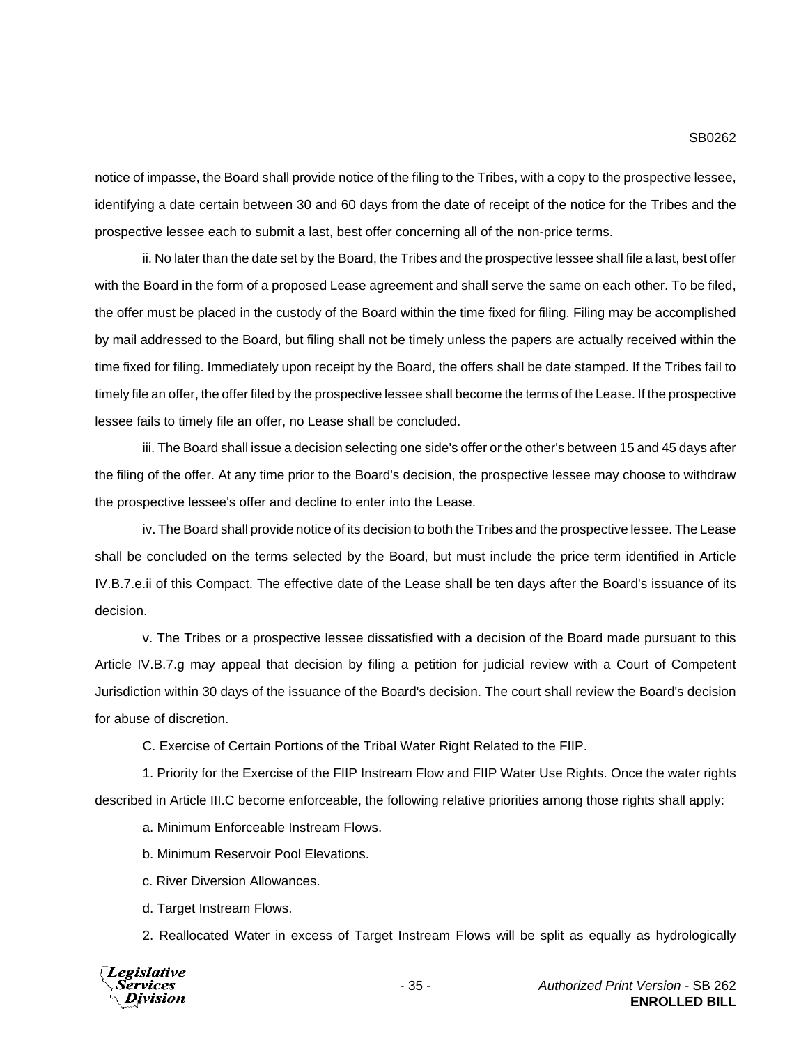notice of impasse, the Board shall provide notice of the filing to the Tribes, with a copy to the prospective lessee, identifying a date certain between 30 and 60 days from the date of receipt of the notice for the Tribes and the prospective lessee each to submit a last, best offer concerning all of the non-price terms.

ii. No later than the date set by the Board, the Tribes and the prospective lessee shall file a last, best offer with the Board in the form of a proposed Lease agreement and shall serve the same on each other. To be filed, the offer must be placed in the custody of the Board within the time fixed for filing. Filing may be accomplished by mail addressed to the Board, but filing shall not be timely unless the papers are actually received within the time fixed for filing. Immediately upon receipt by the Board, the offers shall be date stamped. If the Tribes fail to timely file an offer, the offer filed by the prospective lessee shall become the terms of the Lease. If the prospective lessee fails to timely file an offer, no Lease shall be concluded.

iii. The Board shall issue a decision selecting one side's offer or the other's between 15 and 45 days after the filing of the offer. At any time prior to the Board's decision, the prospective lessee may choose to withdraw the prospective lessee's offer and decline to enter into the Lease.

iv. The Board shall provide notice of its decision to both the Tribes and the prospective lessee. The Lease shall be concluded on the terms selected by the Board, but must include the price term identified in Article IV.B.7.e.ii of this Compact. The effective date of the Lease shall be ten days after the Board's issuance of its decision.

v. The Tribes or a prospective lessee dissatisfied with a decision of the Board made pursuant to this Article IV.B.7.g may appeal that decision by filing a petition for judicial review with a Court of Competent Jurisdiction within 30 days of the issuance of the Board's decision. The court shall review the Board's decision for abuse of discretion.

C. Exercise of Certain Portions of the Tribal Water Right Related to the FIIP.

1. Priority for the Exercise of the FIIP Instream Flow and FIIP Water Use Rights. Once the water rights described in Article III.C become enforceable, the following relative priorities among those rights shall apply:

a. Minimum Enforceable Instream Flows.

b. Minimum Reservoir Pool Elevations.

c. River Diversion Allowances.

d. Target Instream Flows.

2. Reallocated Water in excess of Target Instream Flows will be split as equally as hydrologically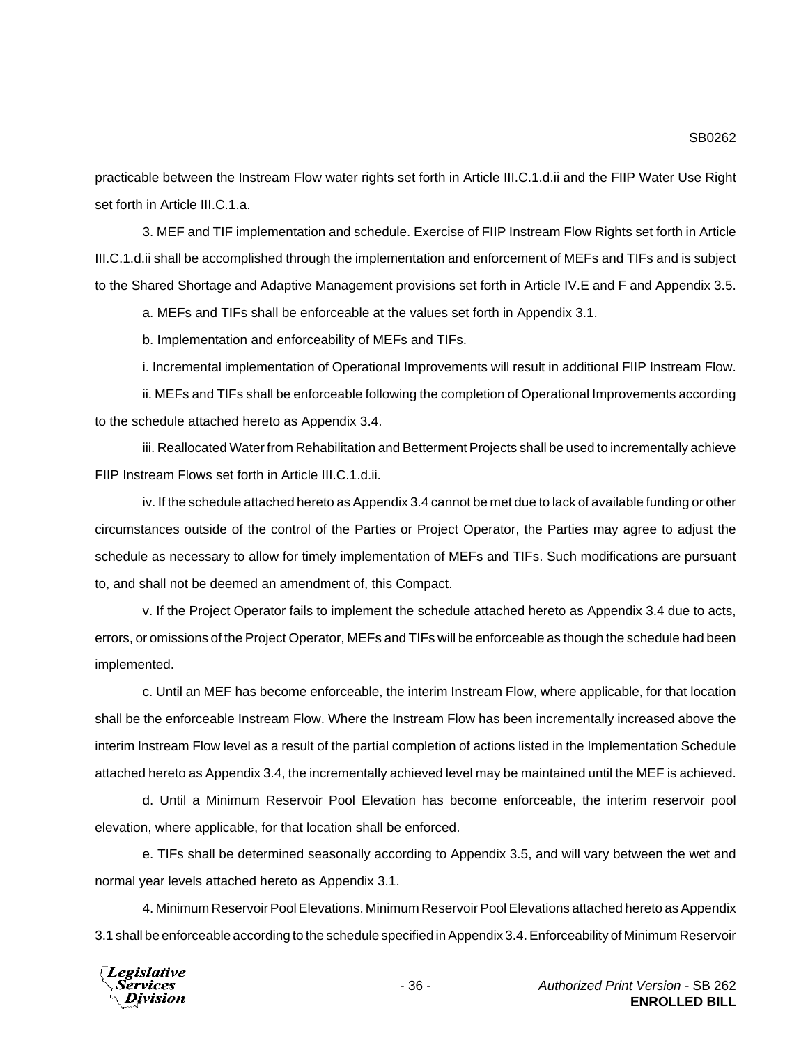practicable between the Instream Flow water rights set forth in Article III.C.1.d.ii and the FIIP Water Use Right set forth in Article III.C.1.a.

3. MEF and TIF implementation and schedule. Exercise of FIIP Instream Flow Rights set forth in Article III.C.1.d.ii shall be accomplished through the implementation and enforcement of MEFs and TIFs and is subject to the Shared Shortage and Adaptive Management provisions set forth in Article IV.E and F and Appendix 3.5.

a. MEFs and TIFs shall be enforceable at the values set forth in Appendix 3.1.

b. Implementation and enforceability of MEFs and TIFs.

i. Incremental implementation of Operational Improvements will result in additional FIIP Instream Flow.

ii. MEFs and TIFs shall be enforceable following the completion of Operational Improvements according to the schedule attached hereto as Appendix 3.4.

iii. Reallocated Water from Rehabilitation and Betterment Projects shall be used to incrementally achieve FIIP Instream Flows set forth in Article III.C.1.d.ii.

iv. If the schedule attached hereto as Appendix 3.4 cannot be met due to lack of available funding or other circumstances outside of the control of the Parties or Project Operator, the Parties may agree to adjust the schedule as necessary to allow for timely implementation of MEFs and TIFs. Such modifications are pursuant to, and shall not be deemed an amendment of, this Compact.

v. If the Project Operator fails to implement the schedule attached hereto as Appendix 3.4 due to acts, errors, or omissions of the Project Operator, MEFs and TIFs will be enforceable as though the schedule had been implemented.

c. Until an MEF has become enforceable, the interim Instream Flow, where applicable, for that location shall be the enforceable Instream Flow. Where the Instream Flow has been incrementally increased above the interim Instream Flow level as a result of the partial completion of actions listed in the Implementation Schedule attached hereto as Appendix 3.4, the incrementally achieved level may be maintained until the MEF is achieved.

d. Until a Minimum Reservoir Pool Elevation has become enforceable, the interim reservoir pool elevation, where applicable, for that location shall be enforced.

e. TIFs shall be determined seasonally according to Appendix 3.5, and will vary between the wet and normal year levels attached hereto as Appendix 3.1.

4. Minimum Reservoir Pool Elevations. Minimum Reservoir Pool Elevations attached hereto as Appendix 3.1 shall be enforceable according to the schedule specified in Appendix 3.4. Enforceability of Minimum Reservoir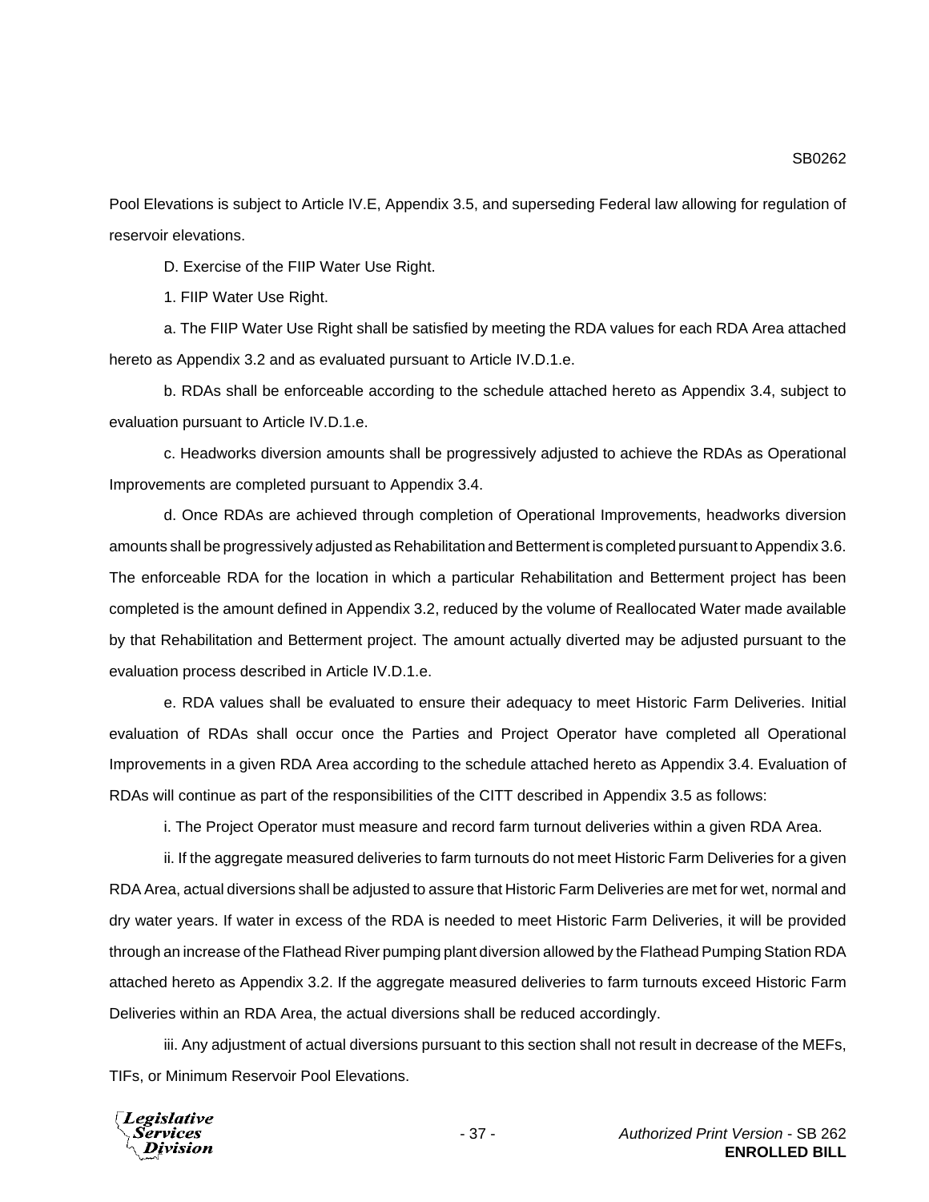Pool Elevations is subject to Article IV.E, Appendix 3.5, and superseding Federal law allowing for regulation of reservoir elevations.

D. Exercise of the FIIP Water Use Right.

1. FIIP Water Use Right.

a. The FIIP Water Use Right shall be satisfied by meeting the RDA values for each RDA Area attached hereto as Appendix 3.2 and as evaluated pursuant to Article IV.D.1.e.

b. RDAs shall be enforceable according to the schedule attached hereto as Appendix 3.4, subject to evaluation pursuant to Article IV.D.1.e.

c. Headworks diversion amounts shall be progressively adjusted to achieve the RDAs as Operational Improvements are completed pursuant to Appendix 3.4.

d. Once RDAs are achieved through completion of Operational Improvements, headworks diversion amounts shall be progressively adjusted as Rehabilitation and Betterment is completed pursuant to Appendix 3.6. The enforceable RDA for the location in which a particular Rehabilitation and Betterment project has been completed is the amount defined in Appendix 3.2, reduced by the volume of Reallocated Water made available by that Rehabilitation and Betterment project. The amount actually diverted may be adjusted pursuant to the evaluation process described in Article IV.D.1.e.

e. RDA values shall be evaluated to ensure their adequacy to meet Historic Farm Deliveries. Initial evaluation of RDAs shall occur once the Parties and Project Operator have completed all Operational Improvements in a given RDA Area according to the schedule attached hereto as Appendix 3.4. Evaluation of RDAs will continue as part of the responsibilities of the CITT described in Appendix 3.5 as follows:

i. The Project Operator must measure and record farm turnout deliveries within a given RDA Area.

ii. If the aggregate measured deliveries to farm turnouts do not meet Historic Farm Deliveries for a given RDA Area, actual diversions shall be adjusted to assure that Historic Farm Deliveries are met for wet, normal and dry water years. If water in excess of the RDA is needed to meet Historic Farm Deliveries, it will be provided through an increase of the Flathead River pumping plant diversion allowed by the Flathead Pumping Station RDA attached hereto as Appendix 3.2. If the aggregate measured deliveries to farm turnouts exceed Historic Farm Deliveries within an RDA Area, the actual diversions shall be reduced accordingly.

iii. Any adjustment of actual diversions pursuant to this section shall not result in decrease of the MEFs, TIFs, or Minimum Reservoir Pool Elevations.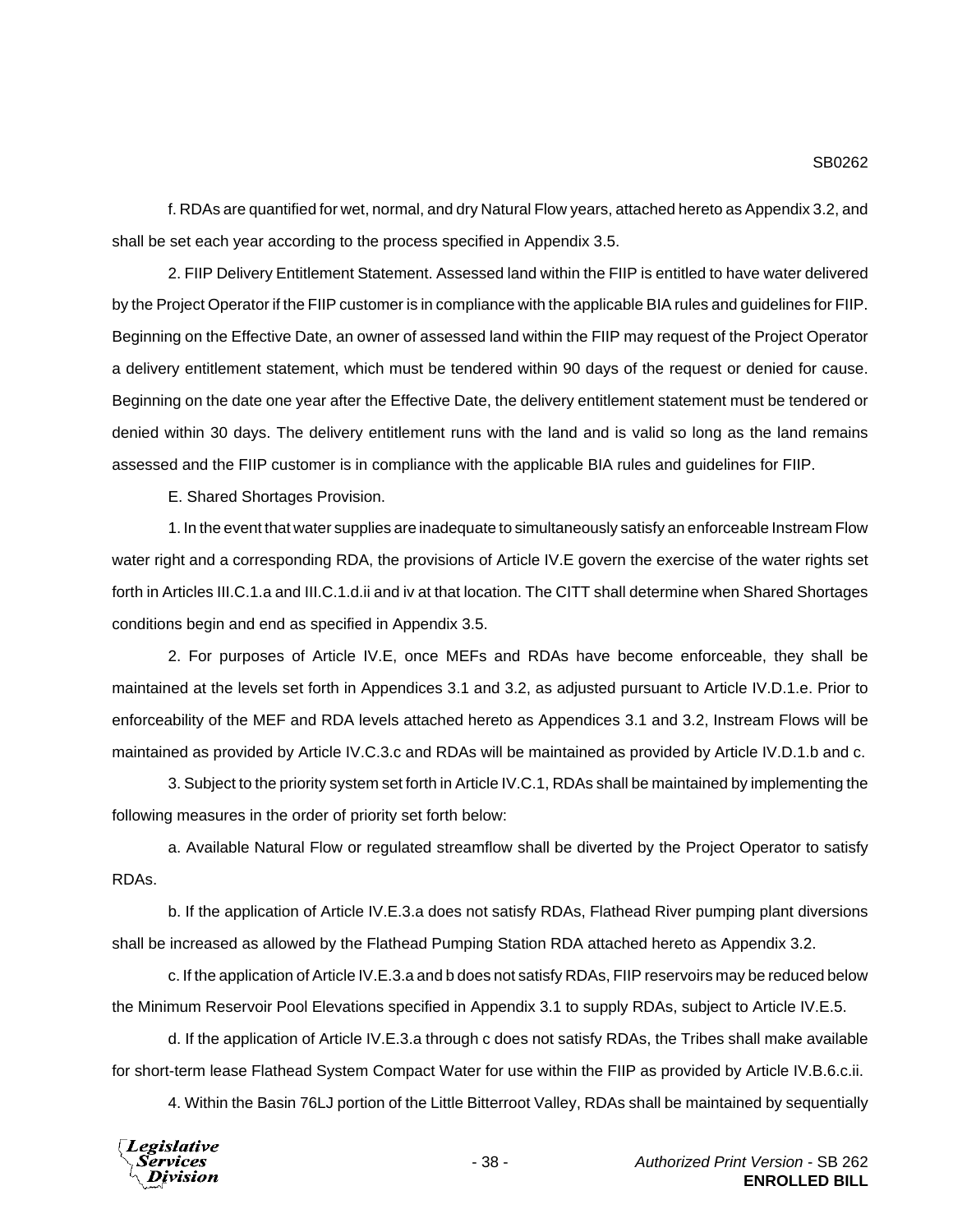f. RDAs are quantified for wet, normal, and dry Natural Flow years, attached hereto as Appendix 3.2, and shall be set each year according to the process specified in Appendix 3.5.

2. FIIP Delivery Entitlement Statement. Assessed land within the FIIP is entitled to have water delivered by the Project Operator if the FIIP customer is in compliance with the applicable BIA rules and guidelines for FIIP. Beginning on the Effective Date, an owner of assessed land within the FIIP may request of the Project Operator a delivery entitlement statement, which must be tendered within 90 days of the request or denied for cause. Beginning on the date one year after the Effective Date, the delivery entitlement statement must be tendered or denied within 30 days. The delivery entitlement runs with the land and is valid so long as the land remains assessed and the FIIP customer is in compliance with the applicable BIA rules and guidelines for FIIP.

E. Shared Shortages Provision.

1. In the event that water supplies are inadequate to simultaneously satisfy an enforceable Instream Flow water right and a corresponding RDA, the provisions of Article IV.E govern the exercise of the water rights set forth in Articles III.C.1.a and III.C.1.d.ii and iv at that location. The CITT shall determine when Shared Shortages conditions begin and end as specified in Appendix 3.5.

2. For purposes of Article IV.E, once MEFs and RDAs have become enforceable, they shall be maintained at the levels set forth in Appendices 3.1 and 3.2, as adjusted pursuant to Article IV.D.1.e. Prior to enforceability of the MEF and RDA levels attached hereto as Appendices 3.1 and 3.2, Instream Flows will be maintained as provided by Article IV.C.3.c and RDAs will be maintained as provided by Article IV.D.1.b and c.

3. Subject to the priority system set forth in Article IV.C.1, RDAs shall be maintained by implementing the following measures in the order of priority set forth below:

a. Available Natural Flow or regulated streamflow shall be diverted by the Project Operator to satisfy RDAs.

b. If the application of Article IV.E.3.a does not satisfy RDAs, Flathead River pumping plant diversions shall be increased as allowed by the Flathead Pumping Station RDA attached hereto as Appendix 3.2.

c. If the application of Article IV.E.3.a and b does not satisfy RDAs, FIIP reservoirs may be reduced below the Minimum Reservoir Pool Elevations specified in Appendix 3.1 to supply RDAs, subject to Article IV.E.5.

d. If the application of Article IV.E.3.a through c does not satisfy RDAs, the Tribes shall make available for short-term lease Flathead System Compact Water for use within the FIIP as provided by Article IV.B.6.c.ii.

4. Within the Basin 76LJ portion of the Little Bitterroot Valley, RDAs shall be maintained by sequentially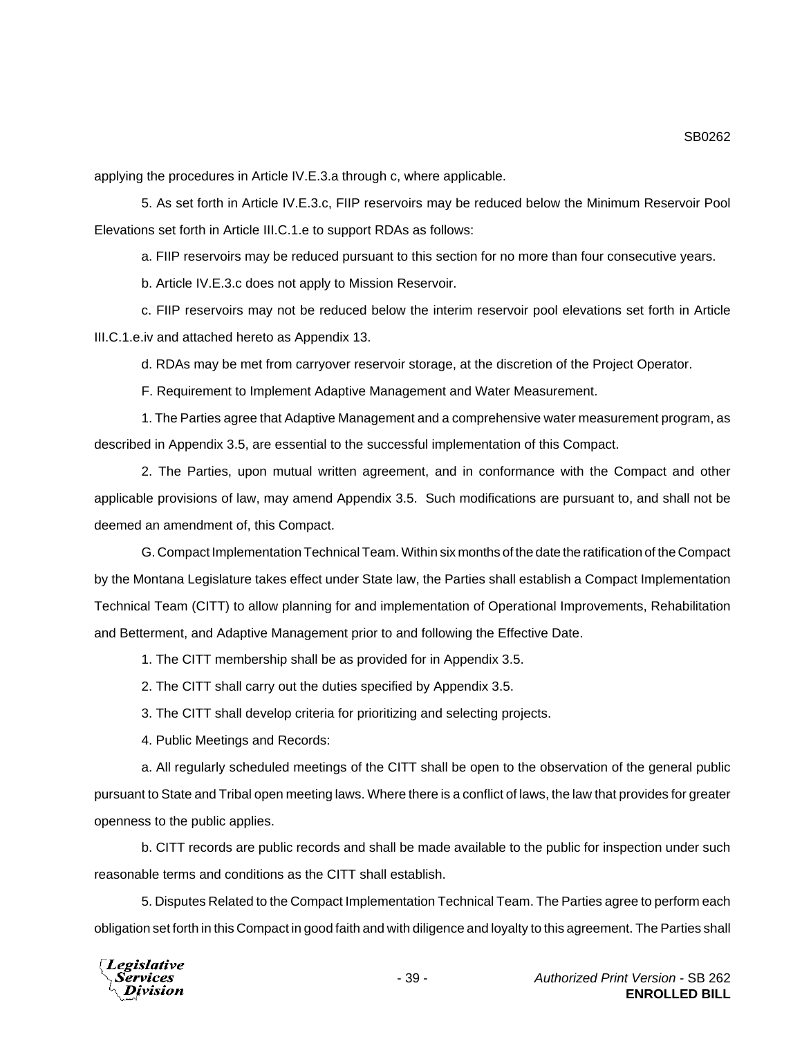applying the procedures in Article IV.E.3.a through c, where applicable.

5. As set forth in Article IV.E.3.c, FIIP reservoirs may be reduced below the Minimum Reservoir Pool Elevations set forth in Article III.C.1.e to support RDAs as follows:

a. FIIP reservoirs may be reduced pursuant to this section for no more than four consecutive years.

b. Article IV.E.3.c does not apply to Mission Reservoir.

c. FIIP reservoirs may not be reduced below the interim reservoir pool elevations set forth in Article III.C.1.e.iv and attached hereto as Appendix 13.

d. RDAs may be met from carryover reservoir storage, at the discretion of the Project Operator.

F. Requirement to Implement Adaptive Management and Water Measurement.

1. The Parties agree that Adaptive Management and a comprehensive water measurement program, as described in Appendix 3.5, are essential to the successful implementation of this Compact.

2. The Parties, upon mutual written agreement, and in conformance with the Compact and other applicable provisions of law, may amend Appendix 3.5. Such modifications are pursuant to, and shall not be deemed an amendment of, this Compact.

G. Compact Implementation Technical Team. Within six months of the date the ratification of the Compact by the Montana Legislature takes effect under State law, the Parties shall establish a Compact Implementation Technical Team (CITT) to allow planning for and implementation of Operational Improvements, Rehabilitation and Betterment, and Adaptive Management prior to and following the Effective Date.

1. The CITT membership shall be as provided for in Appendix 3.5.

2. The CITT shall carry out the duties specified by Appendix 3.5.

3. The CITT shall develop criteria for prioritizing and selecting projects.

4. Public Meetings and Records:

a. All regularly scheduled meetings of the CITT shall be open to the observation of the general public pursuant to State and Tribal open meeting laws. Where there is a conflict of laws, the law that provides for greater openness to the public applies.

b. CITT records are public records and shall be made available to the public for inspection under such reasonable terms and conditions as the CITT shall establish.

5. Disputes Related to the Compact Implementation Technical Team. The Parties agree to perform each obligation set forth in this Compact in good faith and with diligence and loyalty to this agreement. The Parties shall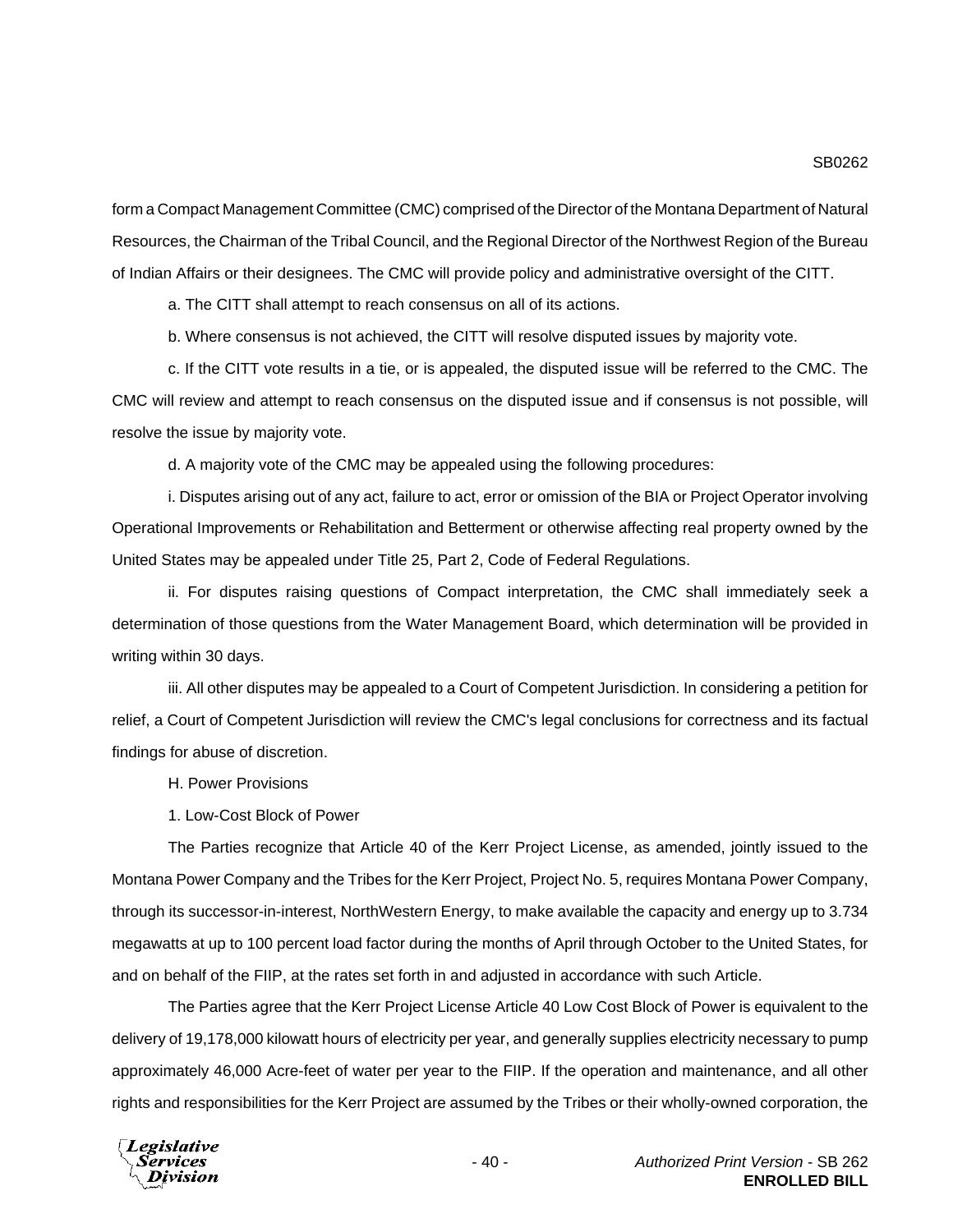form a Compact Management Committee (CMC) comprised of the Director of the Montana Department of Natural Resources, the Chairman of the Tribal Council, and the Regional Director of the Northwest Region of the Bureau of Indian Affairs or their designees. The CMC will provide policy and administrative oversight of the CITT.

a. The CITT shall attempt to reach consensus on all of its actions.

b. Where consensus is not achieved, the CITT will resolve disputed issues by majority vote.

c. If the CITT vote results in a tie, or is appealed, the disputed issue will be referred to the CMC. The CMC will review and attempt to reach consensus on the disputed issue and if consensus is not possible, will resolve the issue by majority vote.

d. A majority vote of the CMC may be appealed using the following procedures:

i. Disputes arising out of any act, failure to act, error or omission of the BIA or Project Operator involving Operational Improvements or Rehabilitation and Betterment or otherwise affecting real property owned by the United States may be appealed under Title 25, Part 2, Code of Federal Regulations.

ii. For disputes raising questions of Compact interpretation, the CMC shall immediately seek a determination of those questions from the Water Management Board, which determination will be provided in writing within 30 days.

iii. All other disputes may be appealed to a Court of Competent Jurisdiction. In considering a petition for relief, a Court of Competent Jurisdiction will review the CMC's legal conclusions for correctness and its factual findings for abuse of discretion.

H. Power Provisions

1. Low-Cost Block of Power

The Parties recognize that Article 40 of the Kerr Project License, as amended, jointly issued to the Montana Power Company and the Tribes for the Kerr Project, Project No. 5, requires Montana Power Company, through its successor-in-interest, NorthWestern Energy, to make available the capacity and energy up to 3.734 megawatts at up to 100 percent load factor during the months of April through October to the United States, for and on behalf of the FIIP, at the rates set forth in and adjusted in accordance with such Article.

The Parties agree that the Kerr Project License Article 40 Low Cost Block of Power is equivalent to the delivery of 19,178,000 kilowatt hours of electricity per year, and generally supplies electricity necessary to pump approximately 46,000 Acre-feet of water per year to the FIIP. If the operation and maintenance, and all other rights and responsibilities for the Kerr Project are assumed by the Tribes or their wholly-owned corporation, the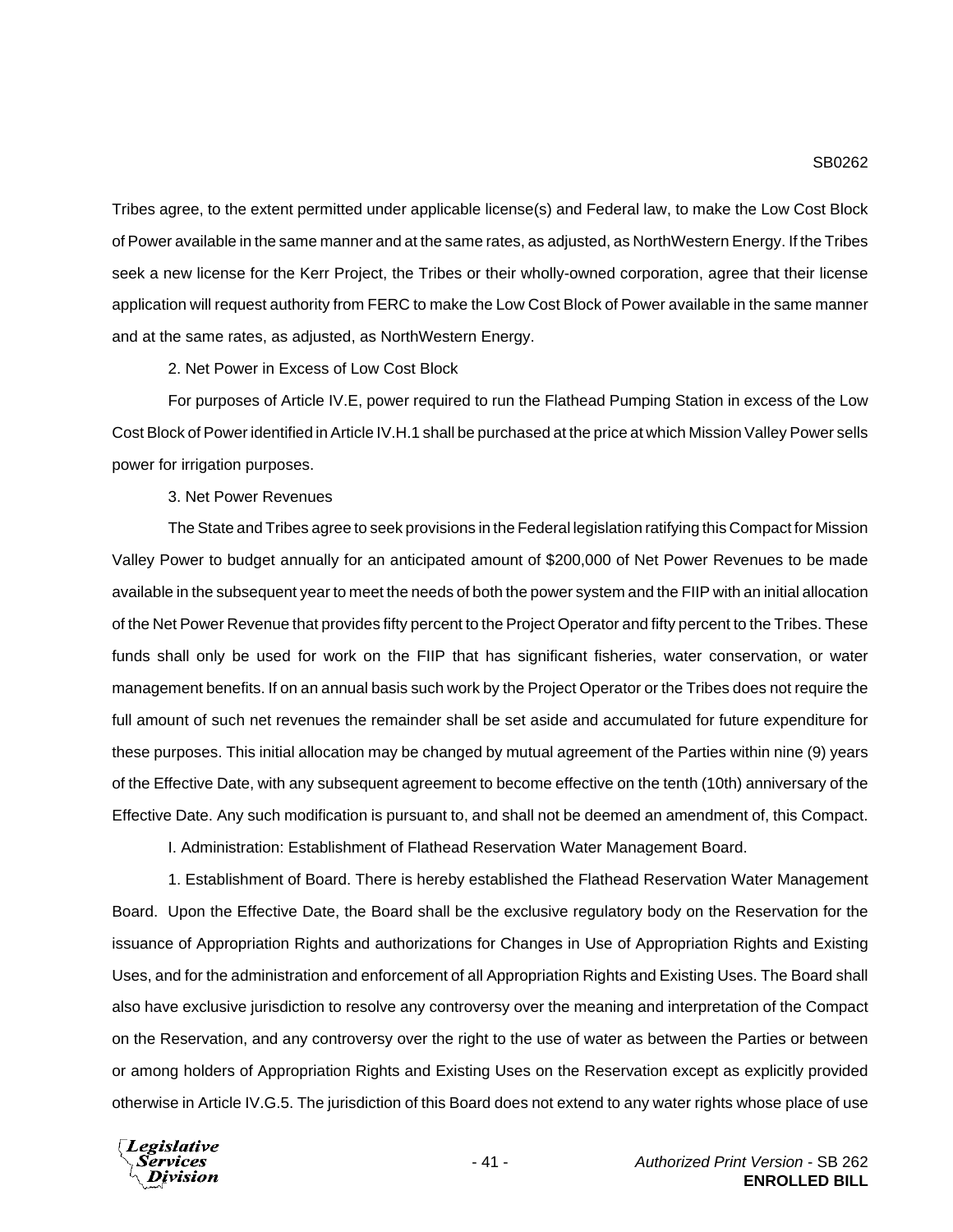Tribes agree, to the extent permitted under applicable license(s) and Federal law, to make the Low Cost Block of Power available in the same manner and at the same rates, as adjusted, as NorthWestern Energy. If the Tribes seek a new license for the Kerr Project, the Tribes or their wholly-owned corporation, agree that their license application will request authority from FERC to make the Low Cost Block of Power available in the same manner and at the same rates, as adjusted, as NorthWestern Energy.

2. Net Power in Excess of Low Cost Block

For purposes of Article IV.E, power required to run the Flathead Pumping Station in excess of the Low Cost Block of Power identified in Article IV.H.1 shall be purchased at the price at which Mission Valley Power sells power for irrigation purposes.

3. Net Power Revenues

The State and Tribes agree to seek provisions in the Federal legislation ratifying this Compact for Mission Valley Power to budget annually for an anticipated amount of $200,000 of Net Power Revenues to be made available in the subsequent year to meet the needs of both the power system and the FIIP with an initial allocation of the Net Power Revenue that provides fifty percent to the Project Operator and fifty percent to the Tribes. These funds shall only be used for work on the FIIP that has significant fisheries, water conservation, or water management benefits. If on an annual basis such work by the Project Operator or the Tribes does not require the full amount of such net revenues the remainder shall be set aside and accumulated for future expenditure for these purposes. This initial allocation may be changed by mutual agreement of the Parties within nine (9) years of the Effective Date, with any subsequent agreement to become effective on the tenth (10th) anniversary of the Effective Date. Any such modification is pursuant to, and shall not be deemed an amendment of, this Compact.

I. Administration: Establishment of Flathead Reservation Water Management Board.

1. Establishment of Board. There is hereby established the Flathead Reservation Water Management Board. Upon the Effective Date, the Board shall be the exclusive regulatory body on the Reservation for the issuance of Appropriation Rights and authorizations for Changes in Use of Appropriation Rights and Existing Uses, and for the administration and enforcement of all Appropriation Rights and Existing Uses. The Board shall also have exclusive jurisdiction to resolve any controversy over the meaning and interpretation of the Compact on the Reservation, and any controversy over the right to the use of water as between the Parties or between or among holders of Appropriation Rights and Existing Uses on the Reservation except as explicitly provided otherwise in Article IV.G.5. The jurisdiction of this Board does not extend to any water rights whose place of use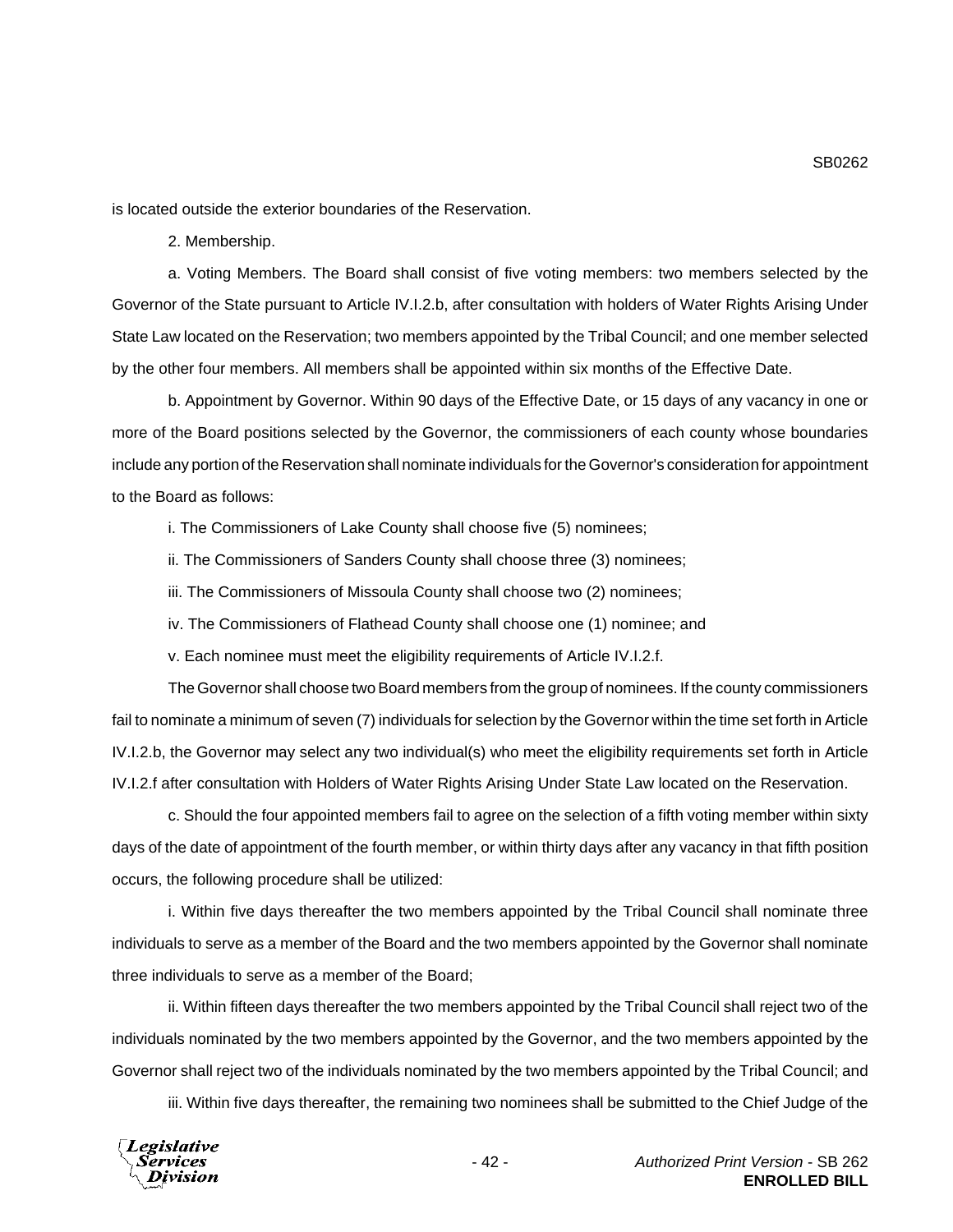is located outside the exterior boundaries of the Reservation.

2. Membership.

a. Voting Members. The Board shall consist of five voting members: two members selected by the Governor of the State pursuant to Article IV.I.2.b, after consultation with holders of Water Rights Arising Under State Law located on the Reservation; two members appointed by the Tribal Council; and one member selected by the other four members. All members shall be appointed within six months of the Effective Date.

b. Appointment by Governor. Within 90 days of the Effective Date, or 15 days of any vacancy in one or more of the Board positions selected by the Governor, the commissioners of each county whose boundaries include any portion of the Reservation shall nominate individuals for the Governor's consideration for appointment to the Board as follows:

i. The Commissioners of Lake County shall choose five (5) nominees;

ii. The Commissioners of Sanders County shall choose three (3) nominees;

iii. The Commissioners of Missoula County shall choose two (2) nominees;

iv. The Commissioners of Flathead County shall choose one (1) nominee; and

v. Each nominee must meet the eligibility requirements of Article IV.I.2.f.

The Governor shall choose two Board members from the group of nominees. If the county commissioners fail to nominate a minimum of seven (7) individuals for selection by the Governor within the time set forth in Article IV.I.2.b, the Governor may select any two individual(s) who meet the eligibility requirements set forth in Article IV.I.2.f after consultation with Holders of Water Rights Arising Under State Law located on the Reservation.

c. Should the four appointed members fail to agree on the selection of a fifth voting member within sixty days of the date of appointment of the fourth member, or within thirty days after any vacancy in that fifth position occurs, the following procedure shall be utilized:

i. Within five days thereafter the two members appointed by the Tribal Council shall nominate three individuals to serve as a member of the Board and the two members appointed by the Governor shall nominate three individuals to serve as a member of the Board;

ii. Within fifteen days thereafter the two members appointed by the Tribal Council shall reject two of the individuals nominated by the two members appointed by the Governor, and the two members appointed by the Governor shall reject two of the individuals nominated by the two members appointed by the Tribal Council; and

iii. Within five days thereafter, the remaining two nominees shall be submitted to the Chief Judge of the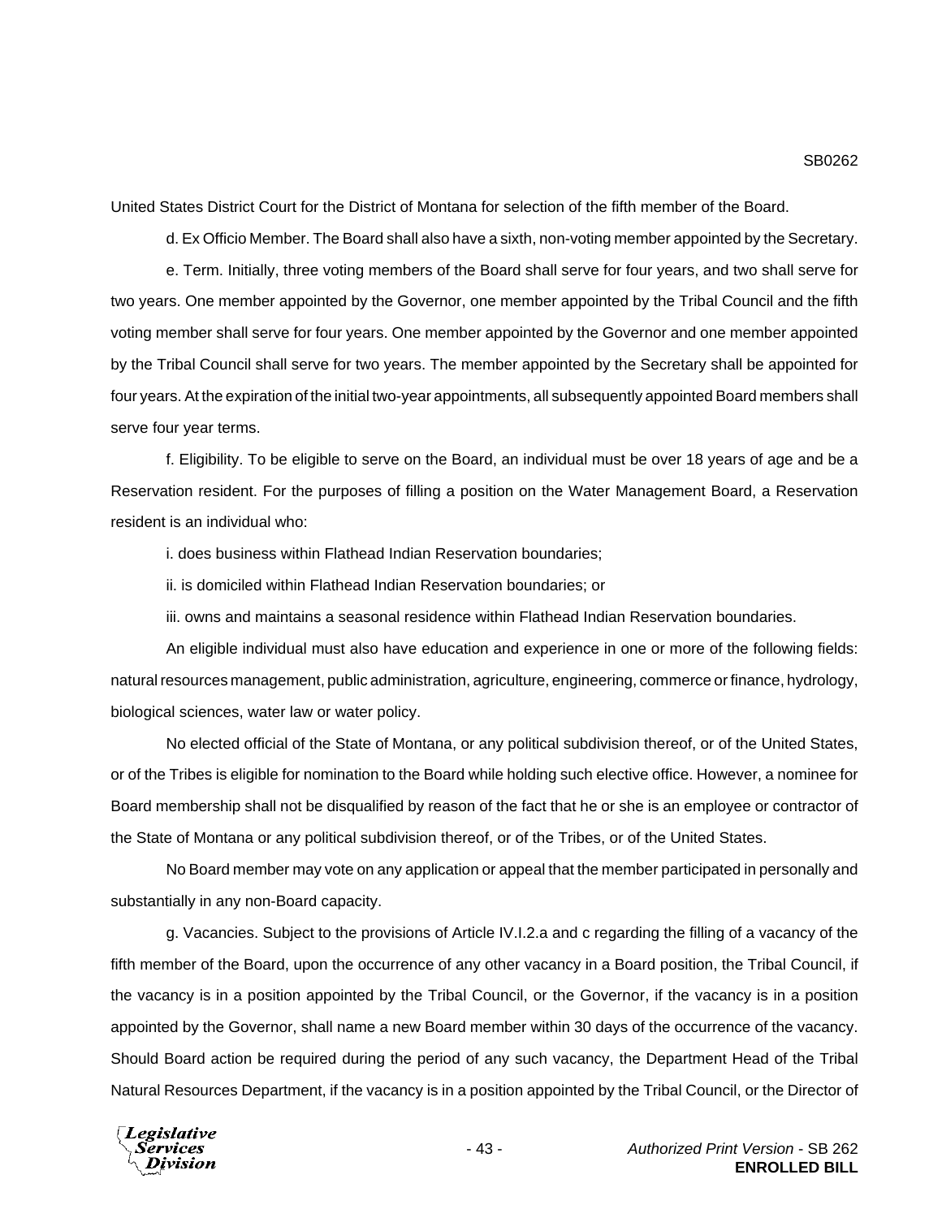United States District Court for the District of Montana for selection of the fifth member of the Board.

d. Ex Officio Member. The Board shall also have a sixth, non-voting member appointed by the Secretary.

e. Term. Initially, three voting members of the Board shall serve for four years, and two shall serve for two years. One member appointed by the Governor, one member appointed by the Tribal Council and the fifth voting member shall serve for four years. One member appointed by the Governor and one member appointed by the Tribal Council shall serve for two years. The member appointed by the Secretary shall be appointed for four years. At the expiration of the initial two-year appointments, all subsequently appointed Board members shall serve four year terms.

f. Eligibility. To be eligible to serve on the Board, an individual must be over 18 years of age and be a Reservation resident. For the purposes of filling a position on the Water Management Board, a Reservation resident is an individual who:

i. does business within Flathead Indian Reservation boundaries;

ii. is domiciled within Flathead Indian Reservation boundaries; or

iii. owns and maintains a seasonal residence within Flathead Indian Reservation boundaries.

An eligible individual must also have education and experience in one or more of the following fields: natural resources management, public administration, agriculture, engineering, commerce or finance, hydrology, biological sciences, water law or water policy.

No elected official of the State of Montana, or any political subdivision thereof, or of the United States, or of the Tribes is eligible for nomination to the Board while holding such elective office. However, a nominee for Board membership shall not be disqualified by reason of the fact that he or she is an employee or contractor of the State of Montana or any political subdivision thereof, or of the Tribes, or of the United States.

No Board member may vote on any application or appeal that the member participated in personally and substantially in any non-Board capacity.

g. Vacancies. Subject to the provisions of Article IV.I.2.a and c regarding the filling of a vacancy of the fifth member of the Board, upon the occurrence of any other vacancy in a Board position, the Tribal Council, if the vacancy is in a position appointed by the Tribal Council, or the Governor, if the vacancy is in a position appointed by the Governor, shall name a new Board member within 30 days of the occurrence of the vacancy. Should Board action be required during the period of any such vacancy, the Department Head of the Tribal Natural Resources Department, if the vacancy is in a position appointed by the Tribal Council, or the Director of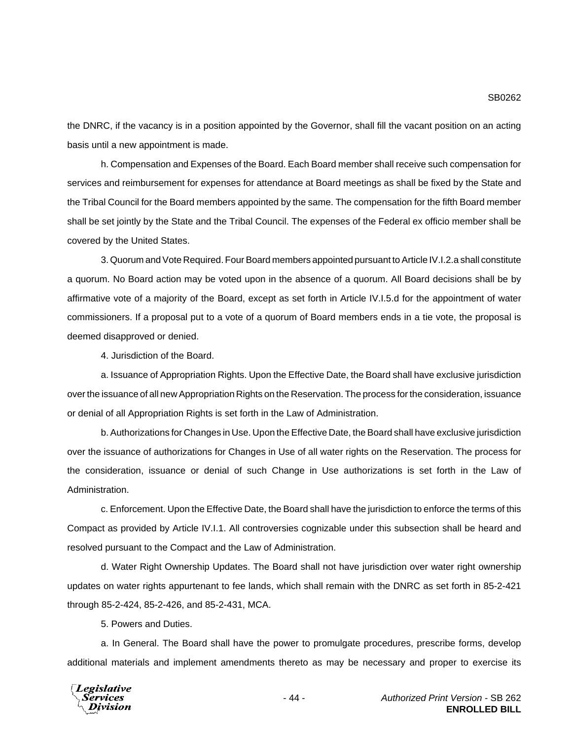the DNRC, if the vacancy is in a position appointed by the Governor, shall fill the vacant position on an acting basis until a new appointment is made.

h. Compensation and Expenses of the Board. Each Board member shall receive such compensation for services and reimbursement for expenses for attendance at Board meetings as shall be fixed by the State and the Tribal Council for the Board members appointed by the same. The compensation for the fifth Board member shall be set jointly by the State and the Tribal Council. The expenses of the Federal ex officio member shall be covered by the United States.

3. Quorum and Vote Required. Four Board members appointed pursuant to Article IV.I.2.a shall constitute a quorum. No Board action may be voted upon in the absence of a quorum. All Board decisions shall be by affirmative vote of a majority of the Board, except as set forth in Article IV.I.5.d for the appointment of water commissioners. If a proposal put to a vote of a quorum of Board members ends in a tie vote, the proposal is deemed disapproved or denied.

4. Jurisdiction of the Board.

a. Issuance of Appropriation Rights. Upon the Effective Date, the Board shall have exclusive jurisdiction over the issuance of all new Appropriation Rights on the Reservation. The process for the consideration, issuance or denial of all Appropriation Rights is set forth in the Law of Administration.

b. Authorizations for Changes in Use. Upon the Effective Date, the Board shall have exclusive jurisdiction over the issuance of authorizations for Changes in Use of all water rights on the Reservation. The process for the consideration, issuance or denial of such Change in Use authorizations is set forth in the Law of Administration.

c. Enforcement. Upon the Effective Date, the Board shall have the jurisdiction to enforce the terms of this Compact as provided by Article IV.I.1. All controversies cognizable under this subsection shall be heard and resolved pursuant to the Compact and the Law of Administration.

d. Water Right Ownership Updates. The Board shall not have jurisdiction over water right ownership updates on water rights appurtenant to fee lands, which shall remain with the DNRC as set forth in 85-2-421 through 85-2-424, 85-2-426, and 85-2-431, MCA.

5. Powers and Duties.

a. In General. The Board shall have the power to promulgate procedures, prescribe forms, develop additional materials and implement amendments thereto as may be necessary and proper to exercise its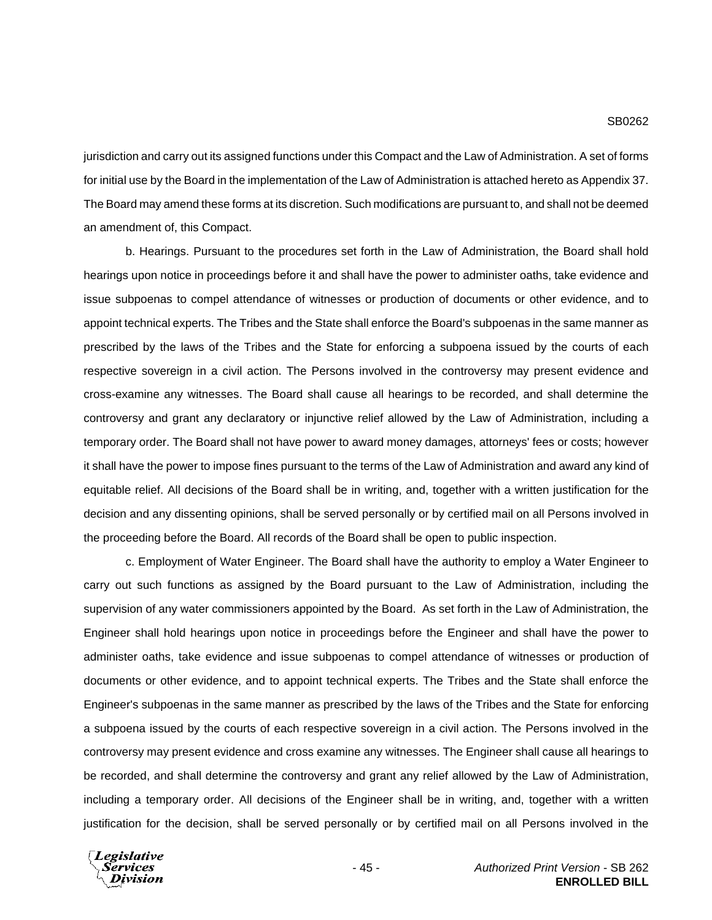jurisdiction and carry out its assigned functions under this Compact and the Law of Administration. A set of forms for initial use by the Board in the implementation of the Law of Administration is attached hereto as Appendix 37. The Board may amend these forms at its discretion. Such modifications are pursuant to, and shall not be deemed an amendment of, this Compact.

b. Hearings. Pursuant to the procedures set forth in the Law of Administration, the Board shall hold hearings upon notice in proceedings before it and shall have the power to administer oaths, take evidence and issue subpoenas to compel attendance of witnesses or production of documents or other evidence, and to appoint technical experts. The Tribes and the State shall enforce the Board's subpoenas in the same manner as prescribed by the laws of the Tribes and the State for enforcing a subpoena issued by the courts of each respective sovereign in a civil action. The Persons involved in the controversy may present evidence and cross-examine any witnesses. The Board shall cause all hearings to be recorded, and shall determine the controversy and grant any declaratory or injunctive relief allowed by the Law of Administration, including a temporary order. The Board shall not have power to award money damages, attorneys' fees or costs; however it shall have the power to impose fines pursuant to the terms of the Law of Administration and award any kind of equitable relief. All decisions of the Board shall be in writing, and, together with a written justification for the decision and any dissenting opinions, shall be served personally or by certified mail on all Persons involved in the proceeding before the Board. All records of the Board shall be open to public inspection.

c. Employment of Water Engineer. The Board shall have the authority to employ a Water Engineer to carry out such functions as assigned by the Board pursuant to the Law of Administration, including the supervision of any water commissioners appointed by the Board. As set forth in the Law of Administration, the Engineer shall hold hearings upon notice in proceedings before the Engineer and shall have the power to administer oaths, take evidence and issue subpoenas to compel attendance of witnesses or production of documents or other evidence, and to appoint technical experts. The Tribes and the State shall enforce the Engineer's subpoenas in the same manner as prescribed by the laws of the Tribes and the State for enforcing a subpoena issued by the courts of each respective sovereign in a civil action. The Persons involved in the controversy may present evidence and cross examine any witnesses. The Engineer shall cause all hearings to be recorded, and shall determine the controversy and grant any relief allowed by the Law of Administration, including a temporary order. All decisions of the Engineer shall be in writing, and, together with a written justification for the decision, shall be served personally or by certified mail on all Persons involved in the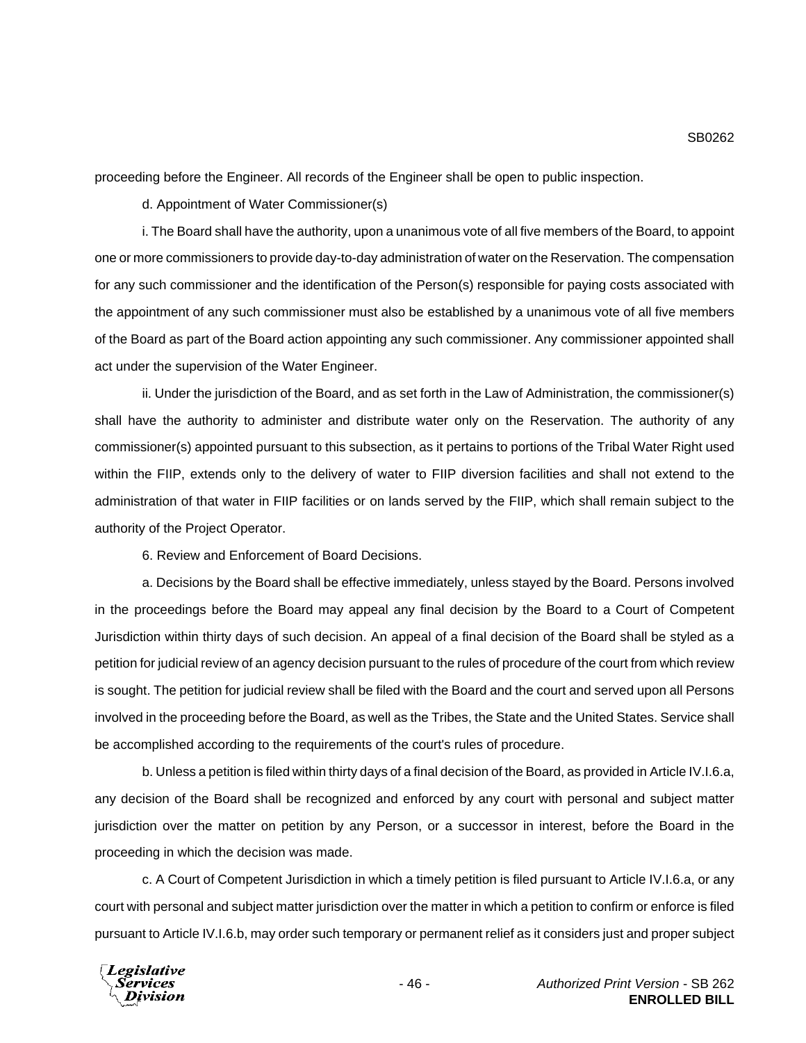proceeding before the Engineer. All records of the Engineer shall be open to public inspection.

d. Appointment of Water Commissioner(s)

i. The Board shall have the authority, upon a unanimous vote of all five members of the Board, to appoint one or more commissioners to provide day-to-day administration of water on the Reservation. The compensation for any such commissioner and the identification of the Person(s) responsible for paying costs associated with the appointment of any such commissioner must also be established by a unanimous vote of all five members of the Board as part of the Board action appointing any such commissioner. Any commissioner appointed shall act under the supervision of the Water Engineer.

ii. Under the jurisdiction of the Board, and as set forth in the Law of Administration, the commissioner(s) shall have the authority to administer and distribute water only on the Reservation. The authority of any commissioner(s) appointed pursuant to this subsection, as it pertains to portions of the Tribal Water Right used within the FIIP, extends only to the delivery of water to FIIP diversion facilities and shall not extend to the administration of that water in FIIP facilities or on lands served by the FIIP, which shall remain subject to the authority of the Project Operator.

6. Review and Enforcement of Board Decisions.

a. Decisions by the Board shall be effective immediately, unless stayed by the Board. Persons involved in the proceedings before the Board may appeal any final decision by the Board to a Court of Competent Jurisdiction within thirty days of such decision. An appeal of a final decision of the Board shall be styled as a petition for judicial review of an agency decision pursuant to the rules of procedure of the court from which review is sought. The petition for judicial review shall be filed with the Board and the court and served upon all Persons involved in the proceeding before the Board, as well as the Tribes, the State and the United States. Service shall be accomplished according to the requirements of the court's rules of procedure.

b. Unless a petition is filed within thirty days of a final decision of the Board, as provided in Article IV.I.6.a, any decision of the Board shall be recognized and enforced by any court with personal and subject matter jurisdiction over the matter on petition by any Person, or a successor in interest, before the Board in the proceeding in which the decision was made.

c. A Court of Competent Jurisdiction in which a timely petition is filed pursuant to Article IV.I.6.a, or any court with personal and subject matter jurisdiction over the matter in which a petition to confirm or enforce is filed pursuant to Article IV.I.6.b, may order such temporary or permanent relief as it considers just and proper subject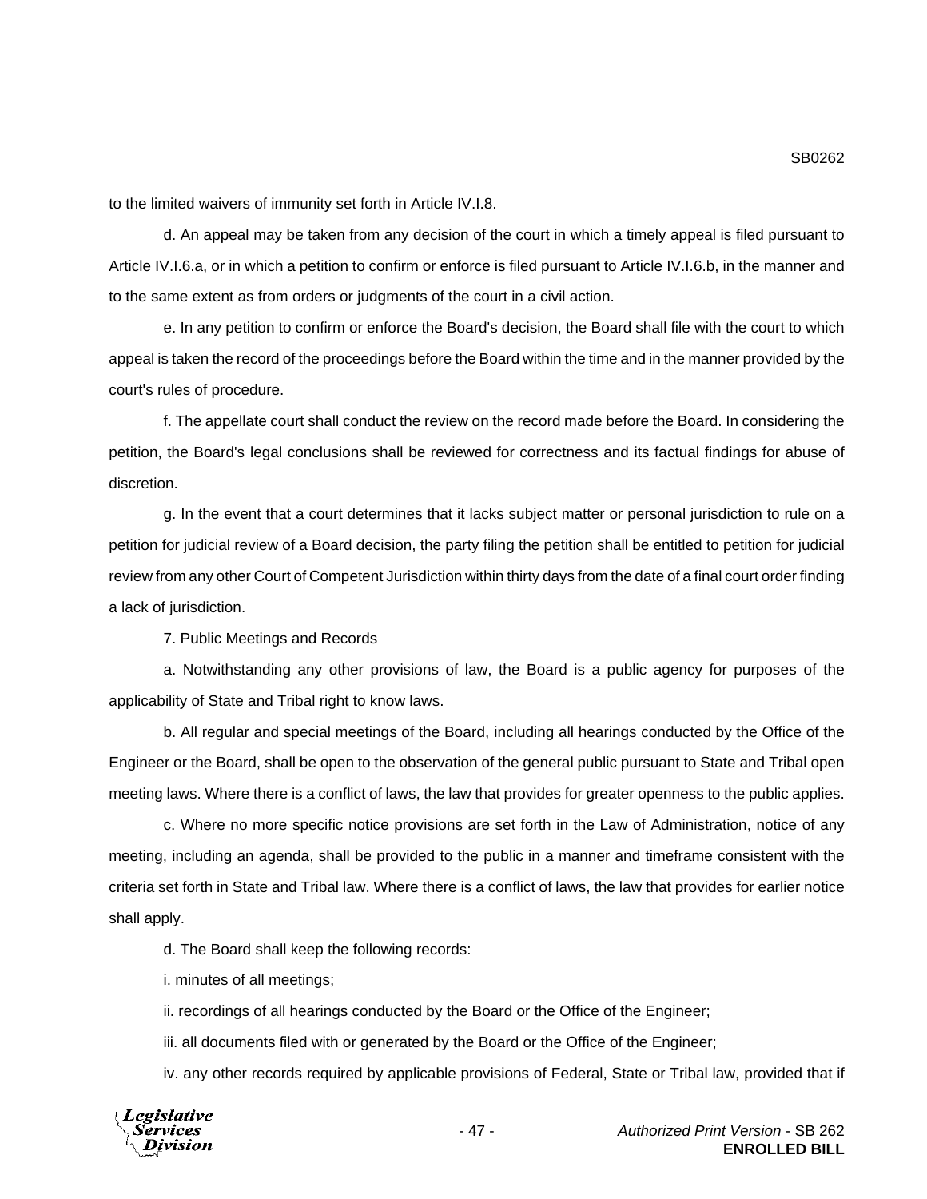to the limited waivers of immunity set forth in Article IV.I.8.

d. An appeal may be taken from any decision of the court in which a timely appeal is filed pursuant to Article IV.I.6.a, or in which a petition to confirm or enforce is filed pursuant to Article IV.I.6.b, in the manner and to the same extent as from orders or judgments of the court in a civil action.

e. In any petition to confirm or enforce the Board's decision, the Board shall file with the court to which appeal is taken the record of the proceedings before the Board within the time and in the manner provided by the court's rules of procedure.

f. The appellate court shall conduct the review on the record made before the Board. In considering the petition, the Board's legal conclusions shall be reviewed for correctness and its factual findings for abuse of discretion.

g. In the event that a court determines that it lacks subject matter or personal jurisdiction to rule on a petition for judicial review of a Board decision, the party filing the petition shall be entitled to petition for judicial review from any other Court of Competent Jurisdiction within thirty days from the date of a final court order finding a lack of jurisdiction.

7. Public Meetings and Records

a. Notwithstanding any other provisions of law, the Board is a public agency for purposes of the applicability of State and Tribal right to know laws.

b. All regular and special meetings of the Board, including all hearings conducted by the Office of the Engineer or the Board, shall be open to the observation of the general public pursuant to State and Tribal open meeting laws. Where there is a conflict of laws, the law that provides for greater openness to the public applies.

c. Where no more specific notice provisions are set forth in the Law of Administration, notice of any meeting, including an agenda, shall be provided to the public in a manner and timeframe consistent with the criteria set forth in State and Tribal law. Where there is a conflict of laws, the law that provides for earlier notice shall apply.

d. The Board shall keep the following records:

i. minutes of all meetings;

ii. recordings of all hearings conducted by the Board or the Office of the Engineer;

iii. all documents filed with or generated by the Board or the Office of the Engineer;

iv. any other records required by applicable provisions of Federal, State or Tribal law, provided that if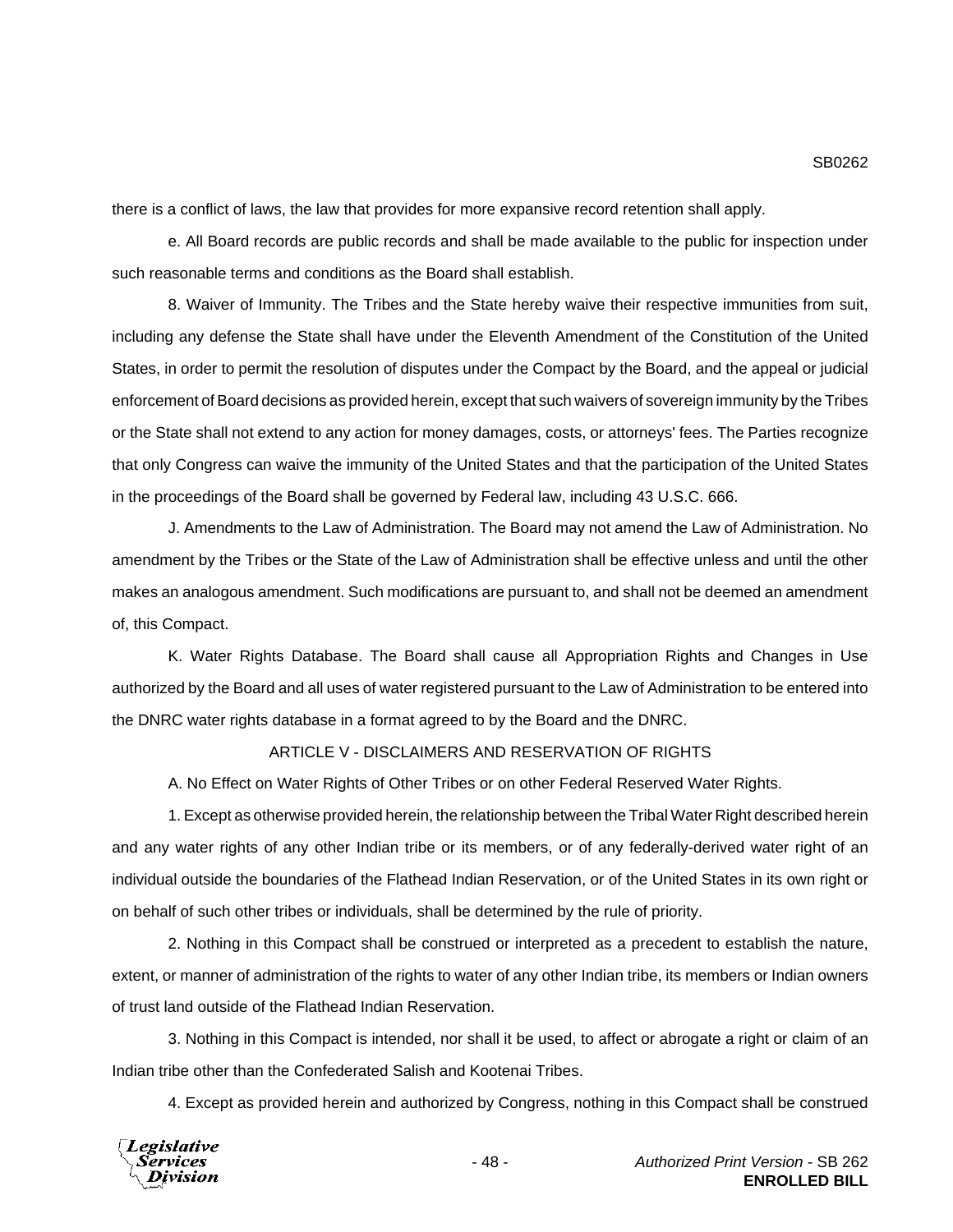there is a conflict of laws, the law that provides for more expansive record retention shall apply.

e. All Board records are public records and shall be made available to the public for inspection under such reasonable terms and conditions as the Board shall establish.

8. Waiver of Immunity. The Tribes and the State hereby waive their respective immunities from suit, including any defense the State shall have under the Eleventh Amendment of the Constitution of the United States, in order to permit the resolution of disputes under the Compact by the Board, and the appeal or judicial enforcement of Board decisions as provided herein, except that such waivers of sovereign immunity by the Tribes or the State shall not extend to any action for money damages, costs, or attorneys' fees. The Parties recognize that only Congress can waive the immunity of the United States and that the participation of the United States in the proceedings of the Board shall be governed by Federal law, including 43 U.S.C. 666.

J. Amendments to the Law of Administration. The Board may not amend the Law of Administration. No amendment by the Tribes or the State of the Law of Administration shall be effective unless and until the other makes an analogous amendment. Such modifications are pursuant to, and shall not be deemed an amendment of, this Compact.

K. Water Rights Database. The Board shall cause all Appropriation Rights and Changes in Use authorized by the Board and all uses of water registered pursuant to the Law of Administration to be entered into the DNRC water rights database in a format agreed to by the Board and the DNRC.

ARTICLE V - DISCLAIMERS AND RESERVATION OF RIGHTS

A. No Effect on Water Rights of Other Tribes or on other Federal Reserved Water Rights.

1. Except as otherwise provided herein, the relationship between the Tribal Water Right described herein and any water rights of any other Indian tribe or its members, or of any federally-derived water right of an individual outside the boundaries of the Flathead Indian Reservation, or of the United States in its own right or on behalf of such other tribes or individuals, shall be determined by the rule of priority.

2. Nothing in this Compact shall be construed or interpreted as a precedent to establish the nature, extent, or manner of administration of the rights to water of any other Indian tribe, its members or Indian owners of trust land outside of the Flathead Indian Reservation.

3. Nothing in this Compact is intended, nor shall it be used, to affect or abrogate a right or claim of an Indian tribe other than the Confederated Salish and Kootenai Tribes.

4. Except as provided herein and authorized by Congress, nothing in this Compact shall be construed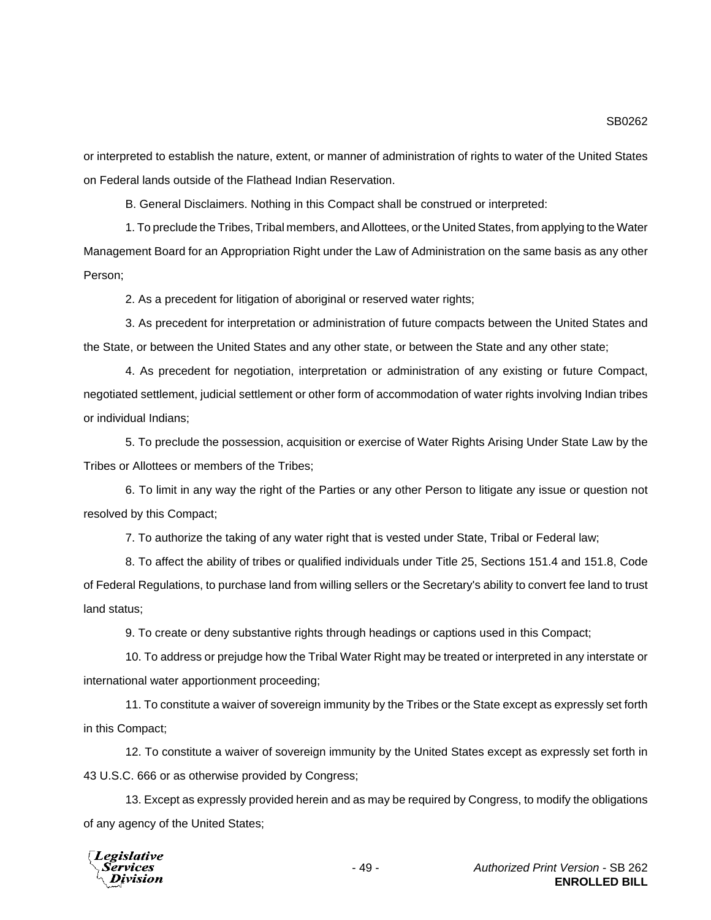or interpreted to establish the nature, extent, or manner of administration of rights to water of the United States on Federal lands outside of the Flathead Indian Reservation.

B. General Disclaimers. Nothing in this Compact shall be construed or interpreted:

1. To preclude the Tribes, Tribal members, and Allottees, or the United States, from applying to the Water Management Board for an Appropriation Right under the Law of Administration on the same basis as any other Person;

2. As a precedent for litigation of aboriginal or reserved water rights;

3. As precedent for interpretation or administration of future compacts between the United States and the State, or between the United States and any other state, or between the State and any other state;

4. As precedent for negotiation, interpretation or administration of any existing or future Compact, negotiated settlement, judicial settlement or other form of accommodation of water rights involving Indian tribes or individual Indians;

5. To preclude the possession, acquisition or exercise of Water Rights Arising Under State Law by the Tribes or Allottees or members of the Tribes;

6. To limit in any way the right of the Parties or any other Person to litigate any issue or question not resolved by this Compact;

7. To authorize the taking of any water right that is vested under State, Tribal or Federal law;

8. To affect the ability of tribes or qualified individuals under Title 25, Sections 151.4 and 151.8, Code of Federal Regulations, to purchase land from willing sellers or the Secretary's ability to convert fee land to trust land status;

9. To create or deny substantive rights through headings or captions used in this Compact;

10. To address or prejudge how the Tribal Water Right may be treated or interpreted in any interstate or international water apportionment proceeding;

11. To constitute a waiver of sovereign immunity by the Tribes or the State except as expressly set forth in this Compact;

12. To constitute a waiver of sovereign immunity by the United States except as expressly set forth in 43 U.S.C. 666 or as otherwise provided by Congress;

13. Except as expressly provided herein and as may be required by Congress, to modify the obligations of any agency of the United States;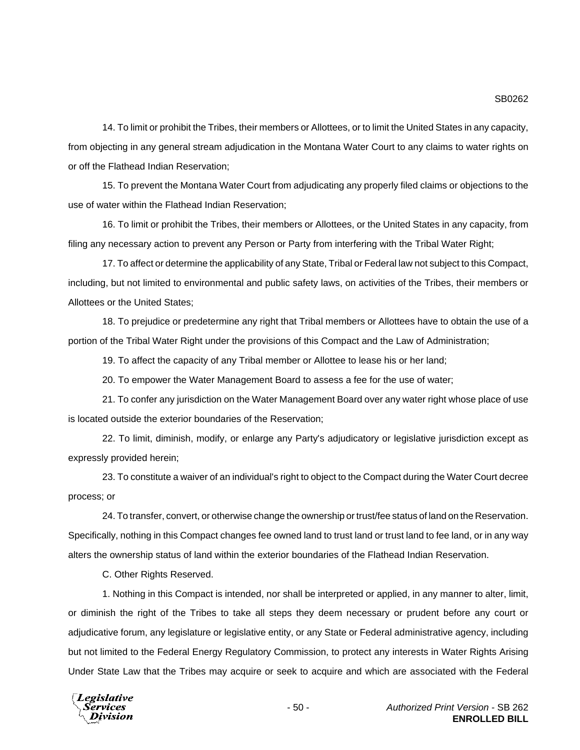14. To limit or prohibit the Tribes, their members or Allottees, or to limit the United States in any capacity, from objecting in any general stream adjudication in the Montana Water Court to any claims to water rights on or off the Flathead Indian Reservation;

15. To prevent the Montana Water Court from adjudicating any properly filed claims or objections to the use of water within the Flathead Indian Reservation;

16. To limit or prohibit the Tribes, their members or Allottees, or the United States in any capacity, from filing any necessary action to prevent any Person or Party from interfering with the Tribal Water Right;

17. To affect or determine the applicability of any State, Tribal or Federal law not subject to this Compact, including, but not limited to environmental and public safety laws, on activities of the Tribes, their members or Allottees or the United States;

18. To prejudice or predetermine any right that Tribal members or Allottees have to obtain the use of a portion of the Tribal Water Right under the provisions of this Compact and the Law of Administration;

19. To affect the capacity of any Tribal member or Allottee to lease his or her land;

20. To empower the Water Management Board to assess a fee for the use of water;

21. To confer any jurisdiction on the Water Management Board over any water right whose place of use is located outside the exterior boundaries of the Reservation;

22. To limit, diminish, modify, or enlarge any Party's adjudicatory or legislative jurisdiction except as expressly provided herein;

23. To constitute a waiver of an individual's right to object to the Compact during the Water Court decree process; or

24. To transfer, convert, or otherwise change the ownership or trust/fee status of land on the Reservation. Specifically, nothing in this Compact changes fee owned land to trust land or trust land to fee land, or in any way alters the ownership status of land within the exterior boundaries of the Flathead Indian Reservation.

C. Other Rights Reserved.

1. Nothing in this Compact is intended, nor shall be interpreted or applied, in any manner to alter, limit, or diminish the right of the Tribes to take all steps they deem necessary or prudent before any court or adjudicative forum, any legislature or legislative entity, or any State or Federal administrative agency, including but not limited to the Federal Energy Regulatory Commission, to protect any interests in Water Rights Arising Under State Law that the Tribes may acquire or seek to acquire and which are associated with the Federal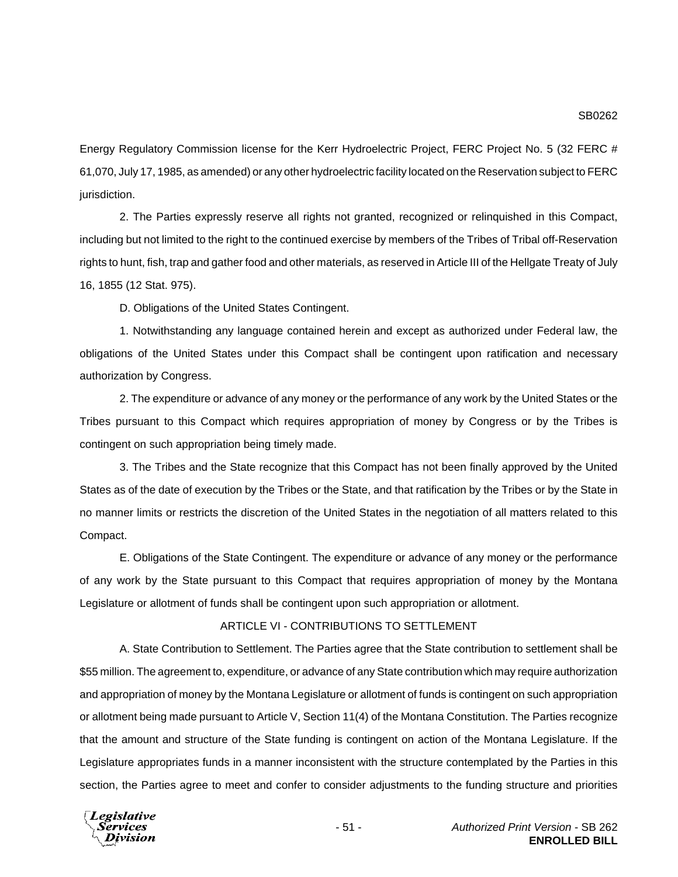Energy Regulatory Commission license for the Kerr Hydroelectric Project, FERC Project No. 5 (32 FERC # 61,070, July 17, 1985, as amended) or any other hydroelectric facility located on the Reservation subject to FERC jurisdiction.

2. The Parties expressly reserve all rights not granted, recognized or relinquished in this Compact, including but not limited to the right to the continued exercise by members of the Tribes of Tribal off-Reservation rights to hunt, fish, trap and gather food and other materials, as reserved in Article III of the Hellgate Treaty of July 16, 1855 (12 Stat. 975).

D. Obligations of the United States Contingent.

1. Notwithstanding any language contained herein and except as authorized under Federal law, the obligations of the United States under this Compact shall be contingent upon ratification and necessary authorization by Congress.

2. The expenditure or advance of any money or the performance of any work by the United States or the Tribes pursuant to this Compact which requires appropriation of money by Congress or by the Tribes is contingent on such appropriation being timely made.

3. The Tribes and the State recognize that this Compact has not been finally approved by the United States as of the date of execution by the Tribes or the State, and that ratification by the Tribes or by the State in no manner limits or restricts the discretion of the United States in the negotiation of all matters related to this Compact.

E. Obligations of the State Contingent. The expenditure or advance of any money or the performance of any work by the State pursuant to this Compact that requires appropriation of money by the Montana Legislature or allotment of funds shall be contingent upon such appropriation or allotment.

ARTICLE VI - CONTRIBUTIONS TO SETTLEMENT

A. State Contribution to Settlement. The Parties agree that the State contribution to settlement shall be $55 million. The agreement to, expenditure, or advance of any State contribution which may require authorization and appropriation of money by the Montana Legislature or allotment of funds is contingent on such appropriation or allotment being made pursuant to Article V, Section 11(4) of the Montana Constitution. The Parties recognize that the amount and structure of the State funding is contingent on action of the Montana Legislature. If the Legislature appropriates funds in a manner inconsistent with the structure contemplated by the Parties in this section, the Parties agree to meet and confer to consider adjustments to the funding structure and priorities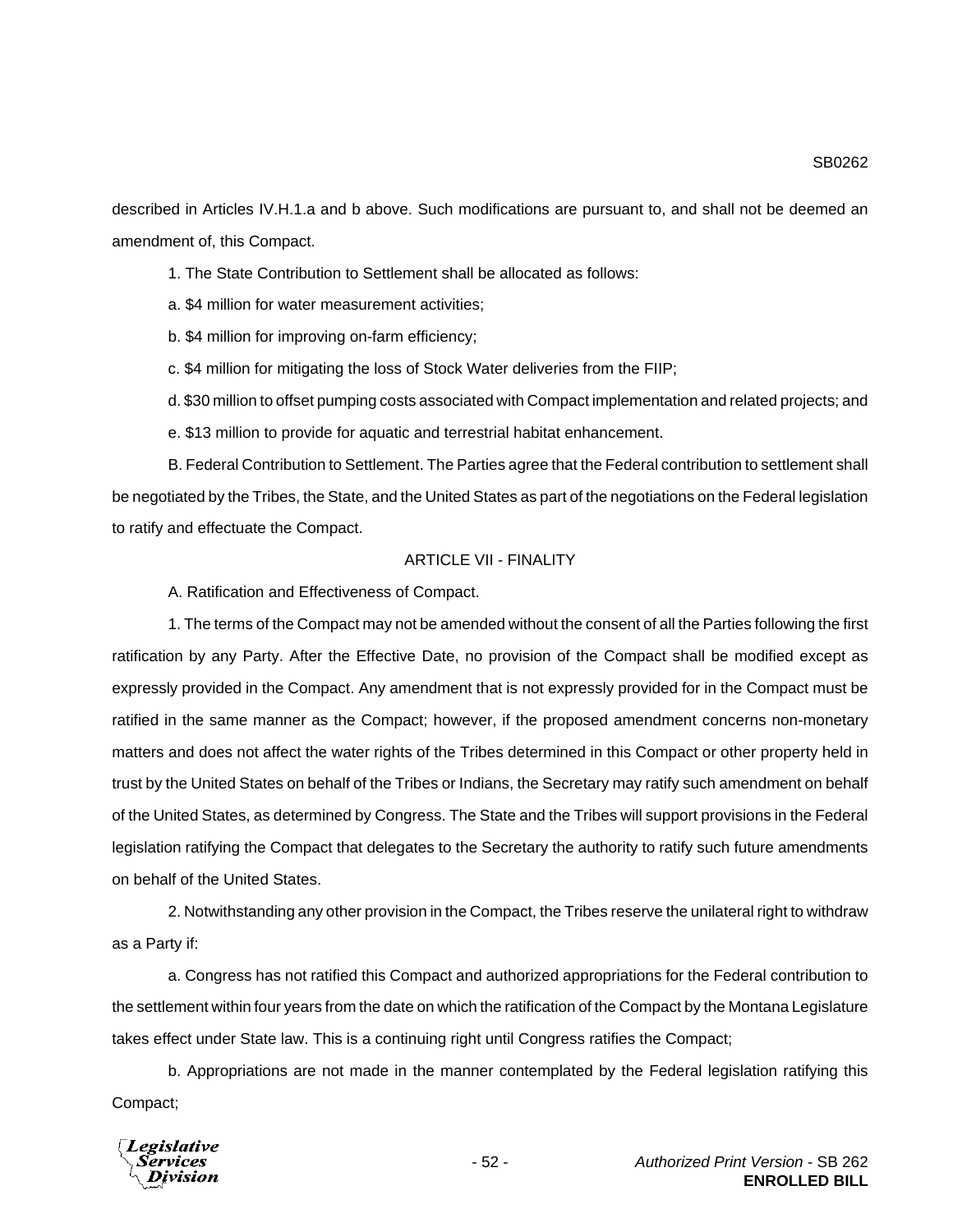described in Articles IV.H.1.a and b above. Such modifications are pursuant to, and shall not be deemed an amendment of, this Compact.

1. The State Contribution to Settlement shall be allocated as follows:

a. $4 million for water measurement activities;

b. $4 million for improving on-farm efficiency;

c. $4 million for mitigating the loss of Stock Water deliveries from the FIIP;

d. $30 million to offset pumping costs associated with Compact implementation and related projects; and

e. $13 million to provide for aquatic and terrestrial habitat enhancement.

B. Federal Contribution to Settlement. The Parties agree that the Federal contribution to settlement shall be negotiated by the Tribes, the State, and the United States as part of the negotiations on the Federal legislation to ratify and effectuate the Compact.

ARTICLE VII - FINALITY

A. Ratification and Effectiveness of Compact.

1. The terms of the Compact may not be amended without the consent of all the Parties following the first ratification by any Party. After the Effective Date, no provision of the Compact shall be modified except as expressly provided in the Compact. Any amendment that is not expressly provided for in the Compact must be ratified in the same manner as the Compact; however, if the proposed amendment concerns non-monetary matters and does not affect the water rights of the Tribes determined in this Compact or other property held in trust by the United States on behalf of the Tribes or Indians, the Secretary may ratify such amendment on behalf of the United States, as determined by Congress. The State and the Tribes will support provisions in the Federal legislation ratifying the Compact that delegates to the Secretary the authority to ratify such future amendments on behalf of the United States.

2. Notwithstanding any other provision in the Compact, the Tribes reserve the unilateral right to withdraw as a Party if:

a. Congress has not ratified this Compact and authorized appropriations for the Federal contribution to the settlement within four years from the date on which the ratification of the Compact by the Montana Legislature takes effect under State law. This is a continuing right until Congress ratifies the Compact;

b. Appropriations are not made in the manner contemplated by the Federal legislation ratifying this Compact;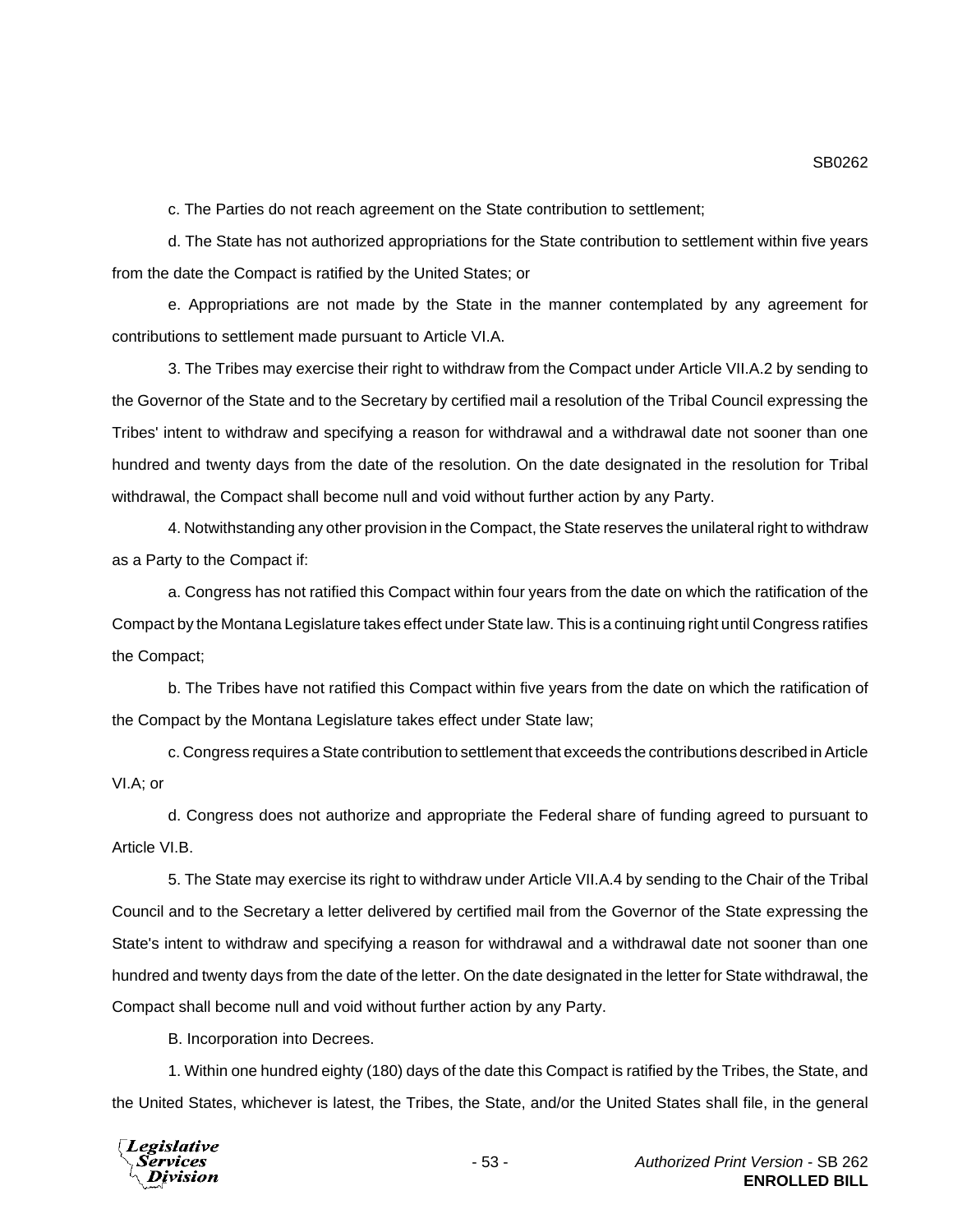c. The Parties do not reach agreement on the State contribution to settlement;

d. The State has not authorized appropriations for the State contribution to settlement within five years from the date the Compact is ratified by the United States; or

e. Appropriations are not made by the State in the manner contemplated by any agreement for contributions to settlement made pursuant to Article VI.A.

3. The Tribes may exercise their right to withdraw from the Compact under Article VII.A.2 by sending to the Governor of the State and to the Secretary by certified mail a resolution of the Tribal Council expressing the Tribes' intent to withdraw and specifying a reason for withdrawal and a withdrawal date not sooner than one hundred and twenty days from the date of the resolution. On the date designated in the resolution for Tribal withdrawal, the Compact shall become null and void without further action by any Party.

4. Notwithstanding any other provision in the Compact, the State reserves the unilateral right to withdraw as a Party to the Compact if:

a. Congress has not ratified this Compact within four years from the date on which the ratification of the Compact by the Montana Legislature takes effect under State law. This is a continuing right until Congress ratifies the Compact;

b. The Tribes have not ratified this Compact within five years from the date on which the ratification of the Compact by the Montana Legislature takes effect under State law;

c. Congress requires a State contribution to settlement that exceeds the contributions described in Article VI.A; or

d. Congress does not authorize and appropriate the Federal share of funding agreed to pursuant to Article VI.B.

5. The State may exercise its right to withdraw under Article VII.A.4 by sending to the Chair of the Tribal Council and to the Secretary a letter delivered by certified mail from the Governor of the State expressing the State's intent to withdraw and specifying a reason for withdrawal and a withdrawal date not sooner than one hundred and twenty days from the date of the letter. On the date designated in the letter for State withdrawal, the Compact shall become null and void without further action by any Party.

B. Incorporation into Decrees.

1. Within one hundred eighty (180) days of the date this Compact is ratified by the Tribes, the State, and the United States, whichever is latest, the Tribes, the State, and/or the United States shall file, in the general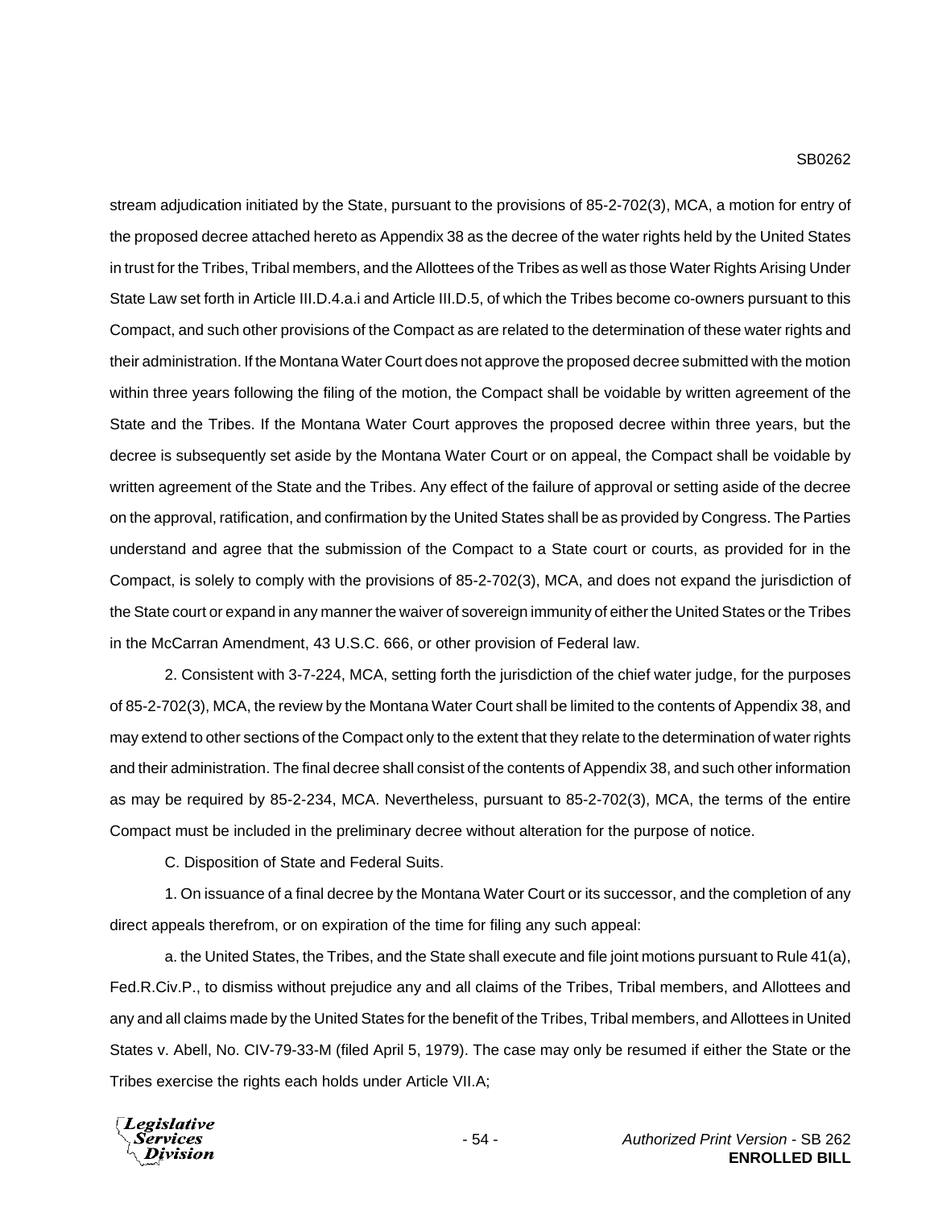stream adjudication initiated by the State, pursuant to the provisions of 85-2-702(3), MCA, a motion for entry of the proposed decree attached hereto as Appendix 38 as the decree of the water rights held by the United States in trust for the Tribes, Tribal members, and the Allottees of the Tribes as well as those Water Rights Arising Under State Law set forth in Article III.D.4.a.i and Article III.D.5, of which the Tribes become co-owners pursuant to this Compact, and such other provisions of the Compact as are related to the determination of these water rights and their administration. If the Montana Water Court does not approve the proposed decree submitted with the motion within three years following the filing of the motion, the Compact shall be voidable by written agreement of the State and the Tribes. If the Montana Water Court approves the proposed decree within three years, but the decree is subsequently set aside by the Montana Water Court or on appeal, the Compact shall be voidable by written agreement of the State and the Tribes. Any effect of the failure of approval or setting aside of the decree on the approval, ratification, and confirmation by the United States shall be as provided by Congress. The Parties understand and agree that the submission of the Compact to a State court or courts, as provided for in the Compact, is solely to comply with the provisions of 85-2-702(3), MCA, and does not expand the jurisdiction of the State court or expand in any manner the waiver of sovereign immunity of either the United States or the Tribes in the McCarran Amendment, 43 U.S.C. 666, or other provision of Federal law.

2. Consistent with 3-7-224, MCA, setting forth the jurisdiction of the chief water judge, for the purposes of 85-2-702(3), MCA, the review by the Montana Water Court shall be limited to the contents of Appendix 38, and may extend to other sections of the Compact only to the extent that they relate to the determination of water rights and their administration. The final decree shall consist of the contents of Appendix 38, and such other information as may be required by 85-2-234, MCA. Nevertheless, pursuant to 85-2-702(3), MCA, the terms of the entire Compact must be included in the preliminary decree without alteration for the purpose of notice.

C. Disposition of State and Federal Suits.

1. On issuance of a final decree by the Montana Water Court or its successor, and the completion of any direct appeals therefrom, or on expiration of the time for filing any such appeal:

a. the United States, the Tribes, and the State shall execute and file joint motions pursuant to Rule 41(a), Fed.R.Civ.P., to dismiss without prejudice any and all claims of the Tribes, Tribal members, and Allottees and any and all claims made by the United States for the benefit of the Tribes, Tribal members, and Allottees in United States v. Abell, No. CIV-79-33-M (filed April 5, 1979). The case may only be resumed if either the State or the Tribes exercise the rights each holds under Article VII.A;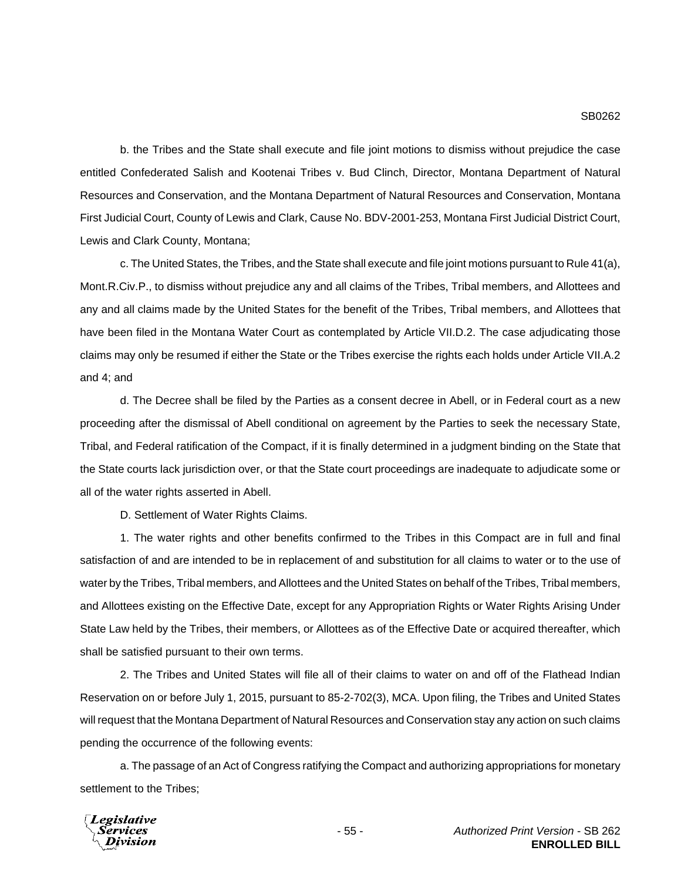b. the Tribes and the State shall execute and file joint motions to dismiss without prejudice the case entitled Confederated Salish and Kootenai Tribes v. Bud Clinch, Director, Montana Department of Natural Resources and Conservation, and the Montana Department of Natural Resources and Conservation, Montana First Judicial Court, County of Lewis and Clark, Cause No. BDV-2001-253, Montana First Judicial District Court, Lewis and Clark County, Montana;

c. The United States, the Tribes, and the State shall execute and file joint motions pursuant to Rule 41(a), Mont.R.Civ.P., to dismiss without prejudice any and all claims of the Tribes, Tribal members, and Allottees and any and all claims made by the United States for the benefit of the Tribes, Tribal members, and Allottees that have been filed in the Montana Water Court as contemplated by Article VII.D.2. The case adjudicating those claims may only be resumed if either the State or the Tribes exercise the rights each holds under Article VII.A.2 and 4; and

d. The Decree shall be filed by the Parties as a consent decree in Abell, or in Federal court as a new proceeding after the dismissal of Abell conditional on agreement by the Parties to seek the necessary State, Tribal, and Federal ratification of the Compact, if it is finally determined in a judgment binding on the State that the State courts lack jurisdiction over, or that the State court proceedings are inadequate to adjudicate some or all of the water rights asserted in Abell.

D. Settlement of Water Rights Claims.

1. The water rights and other benefits confirmed to the Tribes in this Compact are in full and final satisfaction of and are intended to be in replacement of and substitution for all claims to water or to the use of water by the Tribes, Tribal members, and Allottees and the United States on behalf of the Tribes, Tribal members, and Allottees existing on the Effective Date, except for any Appropriation Rights or Water Rights Arising Under State Law held by the Tribes, their members, or Allottees as of the Effective Date or acquired thereafter, which shall be satisfied pursuant to their own terms.

2. The Tribes and United States will file all of their claims to water on and off of the Flathead Indian Reservation on or before July 1, 2015, pursuant to 85-2-702(3), MCA. Upon filing, the Tribes and United States will request that the Montana Department of Natural Resources and Conservation stay any action on such claims pending the occurrence of the following events:

a. The passage of an Act of Congress ratifying the Compact and authorizing appropriations for monetary settlement to the Tribes;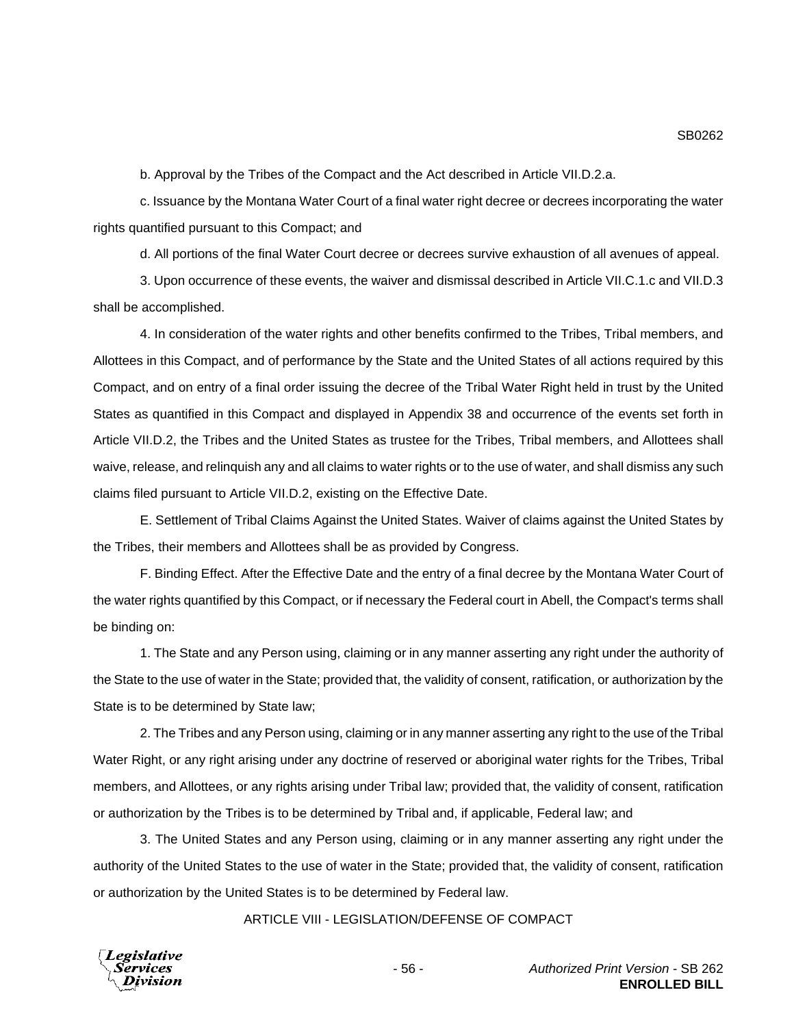b. Approval by the Tribes of the Compact and the Act described in Article VII.D.2.a.

c. Issuance by the Montana Water Court of a final water right decree or decrees incorporating the water rights quantified pursuant to this Compact; and

d. All portions of the final Water Court decree or decrees survive exhaustion of all avenues of appeal.

3. Upon occurrence of these events, the waiver and dismissal described in Article VII.C.1.c and VII.D.3 shall be accomplished.

4. In consideration of the water rights and other benefits confirmed to the Tribes, Tribal members, and Allottees in this Compact, and of performance by the State and the United States of all actions required by this Compact, and on entry of a final order issuing the decree of the Tribal Water Right held in trust by the United States as quantified in this Compact and displayed in Appendix 38 and occurrence of the events set forth in Article VII.D.2, the Tribes and the United States as trustee for the Tribes, Tribal members, and Allottees shall waive, release, and relinquish any and all claims to water rights or to the use of water, and shall dismiss any such claims filed pursuant to Article VII.D.2, existing on the Effective Date.

E. Settlement of Tribal Claims Against the United States. Waiver of claims against the United States by the Tribes, their members and Allottees shall be as provided by Congress.

F. Binding Effect. After the Effective Date and the entry of a final decree by the Montana Water Court of the water rights quantified by this Compact, or if necessary the Federal court in Abell, the Compact's terms shall be binding on:

1. The State and any Person using, claiming or in any manner asserting any right under the authority of the State to the use of water in the State; provided that, the validity of consent, ratification, or authorization by the State is to be determined by State law;

2. The Tribes and any Person using, claiming or in any manner asserting any right to the use of the Tribal Water Right, or any right arising under any doctrine of reserved or aboriginal water rights for the Tribes, Tribal members, and Allottees, or any rights arising under Tribal law; provided that, the validity of consent, ratification or authorization by the Tribes is to be determined by Tribal and, if applicable, Federal law; and

3. The United States and any Person using, claiming or in any manner asserting any right under the authority of the United States to the use of water in the State; provided that, the validity of consent, ratification or authorization by the United States is to be determined by Federal law.

ARTICLE VIII - LEGISLATION/DEFENSE OF COMPACT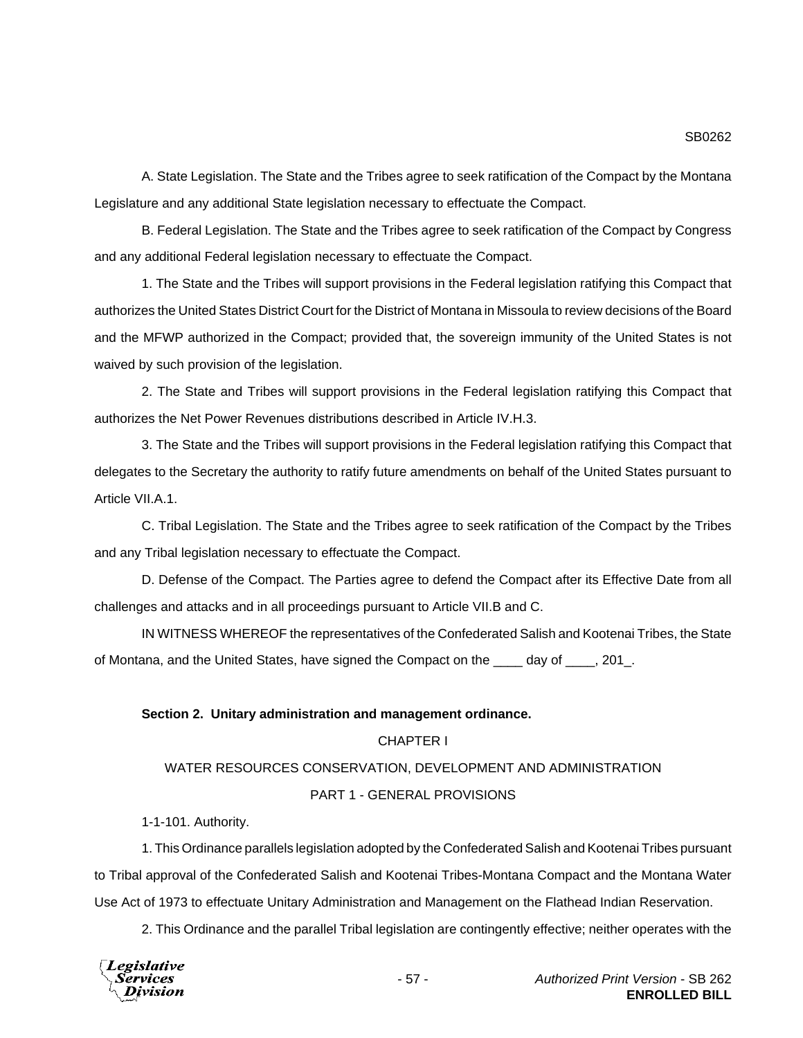A. State Legislation. The State and the Tribes agree to seek ratification of the Compact by the Montana Legislature and any additional State legislation necessary to effectuate the Compact.

B. Federal Legislation. The State and the Tribes agree to seek ratification of the Compact by Congress and any additional Federal legislation necessary to effectuate the Compact.

1. The State and the Tribes will support provisions in the Federal legislation ratifying this Compact that authorizes the United States District Court for the District of Montana in Missoula to review decisions of the Board and the MFWP authorized in the Compact; provided that, the sovereign immunity of the United States is not waived by such provision of the legislation.

2. The State and Tribes will support provisions in the Federal legislation ratifying this Compact that authorizes the Net Power Revenues distributions described in Article IV.H.3.

3. The State and the Tribes will support provisions in the Federal legislation ratifying this Compact that delegates to the Secretary the authority to ratify future amendments on behalf of the United States pursuant to Article VII.A.1.

C. Tribal Legislation. The State and the Tribes agree to seek ratification of the Compact by the Tribes and any Tribal legislation necessary to effectuate the Compact.

D. Defense of the Compact. The Parties agree to defend the Compact after its Effective Date from all challenges and attacks and in all proceedings pursuant to Article VII.B and C.

IN WITNESS WHEREOF the representatives of the Confederated Salish and Kootenai Tribes, the State of Montana, and the United States, have signed the Compact on the ____ day of ____, 201_.

**Section 2. Unitary administration and management ordinance.**

CHAPTER I

WATER RESOURCES CONSERVATION, DEVELOPMENT AND ADMINISTRATION

PART 1 - GENERAL PROVISIONS

1-1-101. Authority.

1. This Ordinance parallels legislation adopted by the Confederated Salish and Kootenai Tribes pursuant to Tribal approval of the Confederated Salish and Kootenai Tribes-Montana Compact and the Montana Water Use Act of 1973 to effectuate Unitary Administration and Management on the Flathead Indian Reservation.

2. This Ordinance and the parallel Tribal legislation are contingently effective; neither operates with the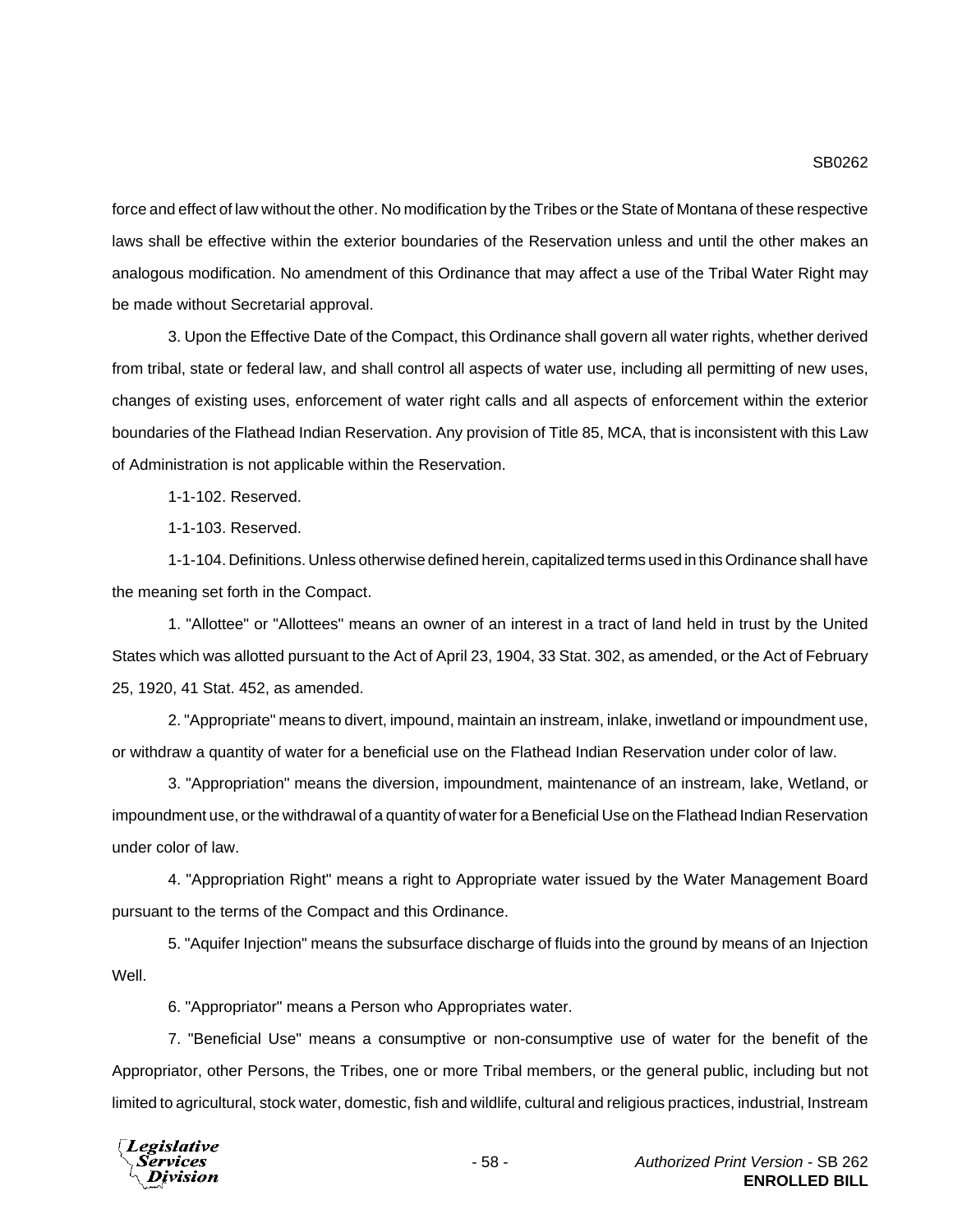force and effect of law without the other. No modification by the Tribes or the State of Montana of these respective laws shall be effective within the exterior boundaries of the Reservation unless and until the other makes an analogous modification. No amendment of this Ordinance that may affect a use of the Tribal Water Right may be made without Secretarial approval.

3. Upon the Effective Date of the Compact, this Ordinance shall govern all water rights, whether derived from tribal, state or federal law, and shall control all aspects of water use, including all permitting of new uses, changes of existing uses, enforcement of water right calls and all aspects of enforcement within the exterior boundaries of the Flathead Indian Reservation. Any provision of Title 85, MCA, that is inconsistent with this Law of Administration is not applicable within the Reservation.

1-1-102. Reserved.

1-1-103. Reserved.

1-1-104. Definitions. Unless otherwise defined herein, capitalized terms used in this Ordinance shall have the meaning set forth in the Compact.

1. "Allottee" or "Allottees" means an owner of an interest in a tract of land held in trust by the United States which was allotted pursuant to the Act of April 23, 1904, 33 Stat. 302, as amended, or the Act of February 25, 1920, 41 Stat. 452, as amended.

2. "Appropriate" means to divert, impound, maintain an instream, inlake, inwetland or impoundment use, or withdraw a quantity of water for a beneficial use on the Flathead Indian Reservation under color of law.

3. "Appropriation" means the diversion, impoundment, maintenance of an instream, lake, Wetland, or impoundment use, or the withdrawal of a quantity of water for a Beneficial Use on the Flathead Indian Reservation under color of law.

4. "Appropriation Right" means a right to Appropriate water issued by the Water Management Board pursuant to the terms of the Compact and this Ordinance.

5. "Aquifer Injection" means the subsurface discharge of fluids into the ground by means of an Injection Well.

6. "Appropriator" means a Person who Appropriates water.

7. "Beneficial Use" means a consumptive or non-consumptive use of water for the benefit of the Appropriator, other Persons, the Tribes, one or more Tribal members, or the general public, including but not limited to agricultural, stock water, domestic, fish and wildlife, cultural and religious practices, industrial, Instream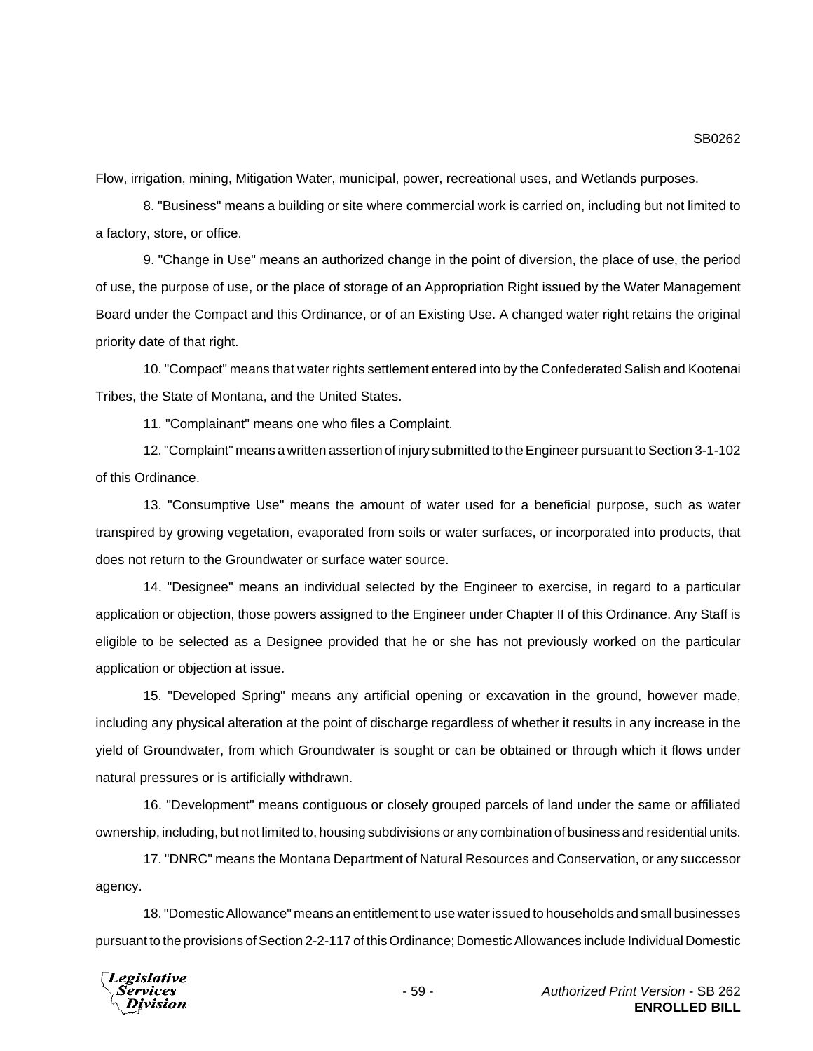Flow, irrigation, mining, Mitigation Water, municipal, power, recreational uses, and Wetlands purposes.

8. "Business" means a building or site where commercial work is carried on, including but not limited to a factory, store, or office.

9. "Change in Use" means an authorized change in the point of diversion, the place of use, the period of use, the purpose of use, or the place of storage of an Appropriation Right issued by the Water Management Board under the Compact and this Ordinance, or of an Existing Use. A changed water right retains the original priority date of that right.

10. "Compact" means that water rights settlement entered into by the Confederated Salish and Kootenai Tribes, the State of Montana, and the United States.

11. "Complainant" means one who files a Complaint.

12. "Complaint" means a written assertion of injury submitted to the Engineer pursuant to Section 3-1-102 of this Ordinance.

13. "Consumptive Use" means the amount of water used for a beneficial purpose, such as water transpired by growing vegetation, evaporated from soils or water surfaces, or incorporated into products, that does not return to the Groundwater or surface water source.

14. "Designee" means an individual selected by the Engineer to exercise, in regard to a particular application or objection, those powers assigned to the Engineer under Chapter II of this Ordinance. Any Staff is eligible to be selected as a Designee provided that he or she has not previously worked on the particular application or objection at issue.

15. "Developed Spring" means any artificial opening or excavation in the ground, however made, including any physical alteration at the point of discharge regardless of whether it results in any increase in the yield of Groundwater, from which Groundwater is sought or can be obtained or through which it flows under natural pressures or is artificially withdrawn.

16. "Development" means contiguous or closely grouped parcels of land under the same or affiliated ownership, including, but not limited to, housing subdivisions or any combination of business and residential units.

17. "DNRC" means the Montana Department of Natural Resources and Conservation, or any successor agency.

18. "Domestic Allowance" means an entitlement to use water issued to households and small businesses pursuant to the provisions of Section 2-2-117 of this Ordinance; Domestic Allowances include Individual Domestic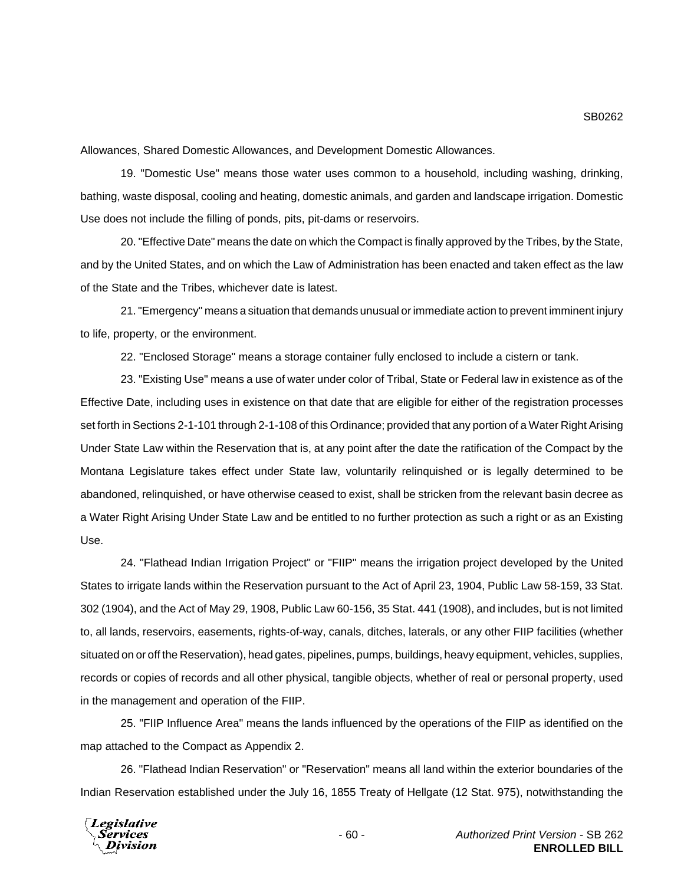Allowances, Shared Domestic Allowances, and Development Domestic Allowances.

19. "Domestic Use" means those water uses common to a household, including washing, drinking, bathing, waste disposal, cooling and heating, domestic animals, and garden and landscape irrigation. Domestic Use does not include the filling of ponds, pits, pit-dams or reservoirs.

20. "Effective Date" means the date on which the Compact is finally approved by the Tribes, by the State, and by the United States, and on which the Law of Administration has been enacted and taken effect as the law of the State and the Tribes, whichever date is latest.

21. "Emergency" means a situation that demands unusual or immediate action to prevent imminent injury to life, property, or the environment.

22. "Enclosed Storage" means a storage container fully enclosed to include a cistern or tank.

23. "Existing Use" means a use of water under color of Tribal, State or Federal law in existence as of the Effective Date, including uses in existence on that date that are eligible for either of the registration processes set forth in Sections 2-1-101 through 2-1-108 of this Ordinance; provided that any portion of a Water Right Arising Under State Law within the Reservation that is, at any point after the date the ratification of the Compact by the Montana Legislature takes effect under State law, voluntarily relinquished or is legally determined to be abandoned, relinquished, or have otherwise ceased to exist, shall be stricken from the relevant basin decree as a Water Right Arising Under State Law and be entitled to no further protection as such a right or as an Existing Use.

24. "Flathead Indian Irrigation Project" or "FIIP" means the irrigation project developed by the United States to irrigate lands within the Reservation pursuant to the Act of April 23, 1904, Public Law 58-159, 33 Stat. 302 (1904), and the Act of May 29, 1908, Public Law 60-156, 35 Stat. 441 (1908), and includes, but is not limited to, all lands, reservoirs, easements, rights-of-way, canals, ditches, laterals, or any other FIIP facilities (whether situated on or off the Reservation), head gates, pipelines, pumps, buildings, heavy equipment, vehicles, supplies, records or copies of records and all other physical, tangible objects, whether of real or personal property, used in the management and operation of the FIIP.

25. "FIIP Influence Area" means the lands influenced by the operations of the FIIP as identified on the map attached to the Compact as Appendix 2.

26. "Flathead Indian Reservation" or "Reservation" means all land within the exterior boundaries of the Indian Reservation established under the July 16, 1855 Treaty of Hellgate (12 Stat. 975), notwithstanding the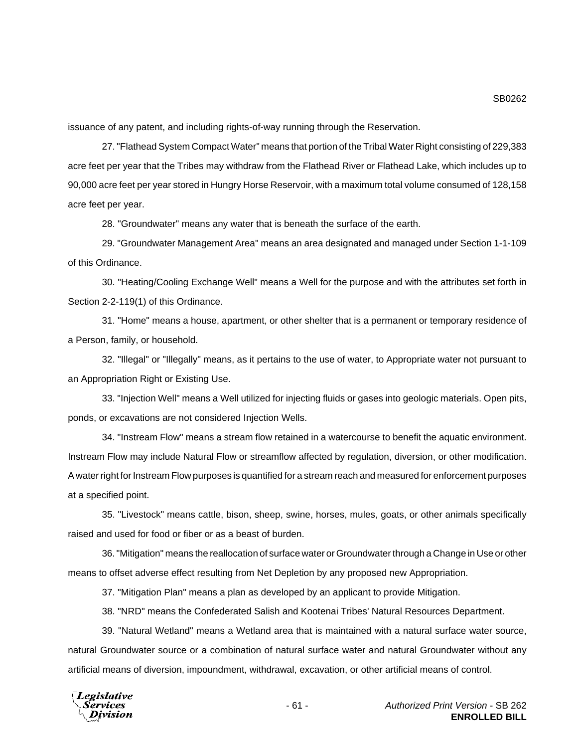issuance of any patent, and including rights-of-way running through the Reservation.

27. "Flathead System Compact Water" means that portion of the Tribal Water Right consisting of 229,383 acre feet per year that the Tribes may withdraw from the Flathead River or Flathead Lake, which includes up to 90,000 acre feet per year stored in Hungry Horse Reservoir, with a maximum total volume consumed of 128,158 acre feet per year.

28. "Groundwater" means any water that is beneath the surface of the earth.

29. "Groundwater Management Area" means an area designated and managed under Section 1-1-109 of this Ordinance.

30. "Heating/Cooling Exchange Well" means a Well for the purpose and with the attributes set forth in Section 2-2-119(1) of this Ordinance.

31. "Home" means a house, apartment, or other shelter that is a permanent or temporary residence of a Person, family, or household.

32. "Illegal" or "Illegally" means, as it pertains to the use of water, to Appropriate water not pursuant to an Appropriation Right or Existing Use.

33. "Injection Well" means a Well utilized for injecting fluids or gases into geologic materials. Open pits, ponds, or excavations are not considered Injection Wells.

34. "Instream Flow" means a stream flow retained in a watercourse to benefit the aquatic environment. Instream Flow may include Natural Flow or streamflow affected by regulation, diversion, or other modification. A water right for Instream Flow purposes is quantified for a stream reach and measured for enforcement purposes at a specified point.

35. "Livestock" means cattle, bison, sheep, swine, horses, mules, goats, or other animals specifically raised and used for food or fiber or as a beast of burden.

36. "Mitigation" means the reallocation of surface water or Groundwater through a Change in Use or other means to offset adverse effect resulting from Net Depletion by any proposed new Appropriation.

37. "Mitigation Plan" means a plan as developed by an applicant to provide Mitigation.

38. "NRD" means the Confederated Salish and Kootenai Tribes' Natural Resources Department.

39. "Natural Wetland" means a Wetland area that is maintained with a natural surface water source, natural Groundwater source or a combination of natural surface water and natural Groundwater without any artificial means of diversion, impoundment, withdrawal, excavation, or other artificial means of control.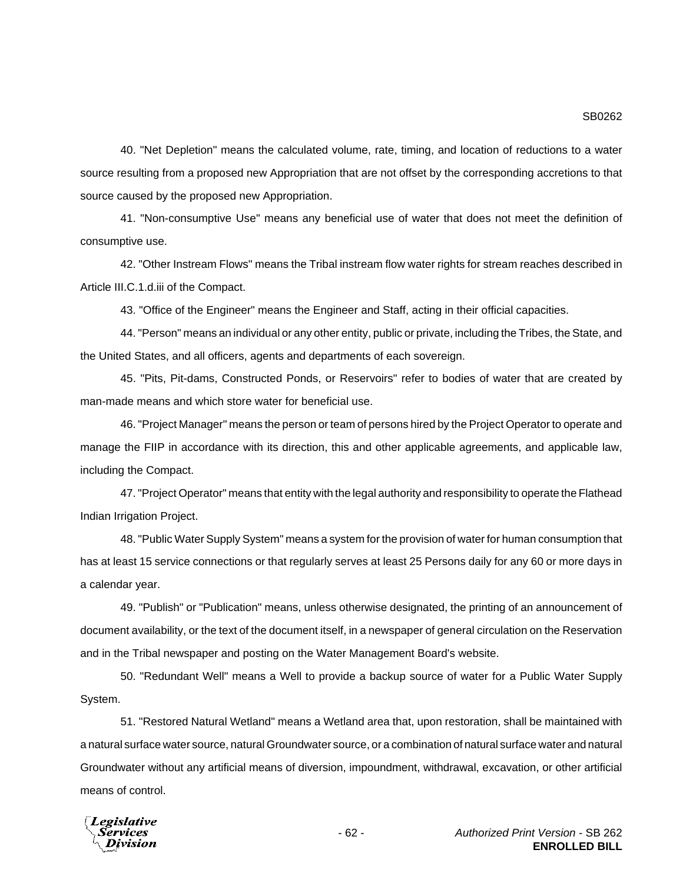40. "Net Depletion" means the calculated volume, rate, timing, and location of reductions to a water source resulting from a proposed new Appropriation that are not offset by the corresponding accretions to that source caused by the proposed new Appropriation.

41. "Non-consumptive Use" means any beneficial use of water that does not meet the definition of consumptive use.

42. "Other Instream Flows" means the Tribal instream flow water rights for stream reaches described in Article III.C.1.d.iii of the Compact.

43. "Office of the Engineer" means the Engineer and Staff, acting in their official capacities.

44. "Person" means an individual or any other entity, public or private, including the Tribes, the State, and the United States, and all officers, agents and departments of each sovereign.

45. "Pits, Pit-dams, Constructed Ponds, or Reservoirs" refer to bodies of water that are created by man-made means and which store water for beneficial use.

46. "Project Manager" means the person or team of persons hired by the Project Operator to operate and manage the FIIP in accordance with its direction, this and other applicable agreements, and applicable law, including the Compact.

47. "Project Operator" means that entity with the legal authority and responsibility to operate the Flathead Indian Irrigation Project.

48. "Public Water Supply System" means a system for the provision of water for human consumption that has at least 15 service connections or that regularly serves at least 25 Persons daily for any 60 or more days in a calendar year.

49. "Publish" or "Publication" means, unless otherwise designated, the printing of an announcement of document availability, or the text of the document itself, in a newspaper of general circulation on the Reservation and in the Tribal newspaper and posting on the Water Management Board's website.

50. "Redundant Well" means a Well to provide a backup source of water for a Public Water Supply System.

51. "Restored Natural Wetland" means a Wetland area that, upon restoration, shall be maintained with a natural surface water source, natural Groundwater source, or a combination of natural surface water and natural Groundwater without any artificial means of diversion, impoundment, withdrawal, excavation, or other artificial means of control.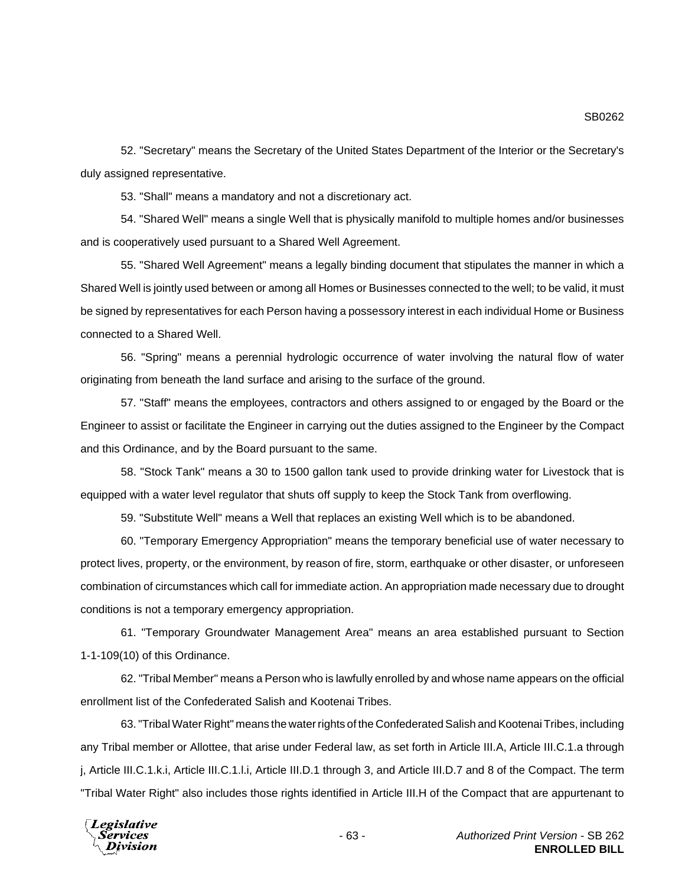52. "Secretary" means the Secretary of the United States Department of the Interior or the Secretary's duly assigned representative.

53. "Shall" means a mandatory and not a discretionary act.

54. "Shared Well" means a single Well that is physically manifold to multiple homes and/or businesses and is cooperatively used pursuant to a Shared Well Agreement.

55. "Shared Well Agreement" means a legally binding document that stipulates the manner in which a Shared Well is jointly used between or among all Homes or Businesses connected to the well; to be valid, it must be signed by representatives for each Person having a possessory interest in each individual Home or Business connected to a Shared Well.

56. "Spring" means a perennial hydrologic occurrence of water involving the natural flow of water originating from beneath the land surface and arising to the surface of the ground.

57. "Staff" means the employees, contractors and others assigned to or engaged by the Board or the Engineer to assist or facilitate the Engineer in carrying out the duties assigned to the Engineer by the Compact and this Ordinance, and by the Board pursuant to the same.

58. "Stock Tank" means a 30 to 1500 gallon tank used to provide drinking water for Livestock that is equipped with a water level regulator that shuts off supply to keep the Stock Tank from overflowing.

59. "Substitute Well" means a Well that replaces an existing Well which is to be abandoned.

60. "Temporary Emergency Appropriation" means the temporary beneficial use of water necessary to protect lives, property, or the environment, by reason of fire, storm, earthquake or other disaster, or unforeseen combination of circumstances which call for immediate action. An appropriation made necessary due to drought conditions is not a temporary emergency appropriation.

61. "Temporary Groundwater Management Area" means an area established pursuant to Section 1-1-109(10) of this Ordinance.

62. "Tribal Member" means a Person who is lawfully enrolled by and whose name appears on the official enrollment list of the Confederated Salish and Kootenai Tribes.

63. "Tribal Water Right" means the water rights of the Confederated Salish and Kootenai Tribes, including any Tribal member or Allottee, that arise under Federal law, as set forth in Article III.A, Article III.C.1.a through j, Article III.C.1.k.i, Article III.C.1.l.i, Article III.D.1 through 3, and Article III.D.7 and 8 of the Compact. The term "Tribal Water Right" also includes those rights identified in Article III.H of the Compact that are appurtenant to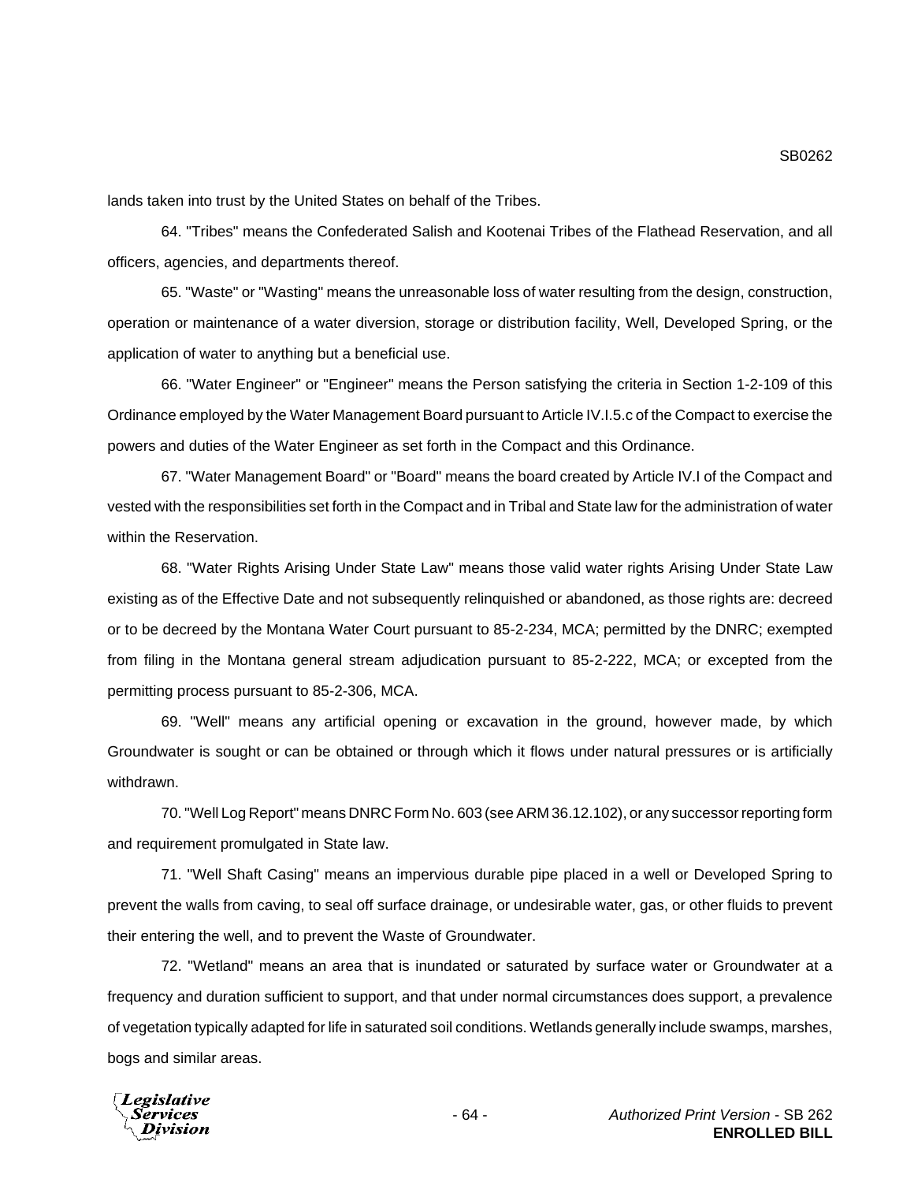lands taken into trust by the United States on behalf of the Tribes.

64. "Tribes" means the Confederated Salish and Kootenai Tribes of the Flathead Reservation, and all officers, agencies, and departments thereof.

65. "Waste" or "Wasting" means the unreasonable loss of water resulting from the design, construction, operation or maintenance of a water diversion, storage or distribution facility, Well, Developed Spring, or the application of water to anything but a beneficial use.

66. "Water Engineer" or "Engineer" means the Person satisfying the criteria in Section 1-2-109 of this Ordinance employed by the Water Management Board pursuant to Article IV.I.5.c of the Compact to exercise the powers and duties of the Water Engineer as set forth in the Compact and this Ordinance.

67. "Water Management Board" or "Board" means the board created by Article IV.I of the Compact and vested with the responsibilities set forth in the Compact and in Tribal and State law for the administration of water within the Reservation.

68. "Water Rights Arising Under State Law" means those valid water rights Arising Under State Law existing as of the Effective Date and not subsequently relinquished or abandoned, as those rights are: decreed or to be decreed by the Montana Water Court pursuant to 85-2-234, MCA; permitted by the DNRC; exempted from filing in the Montana general stream adjudication pursuant to 85-2-222, MCA; or excepted from the permitting process pursuant to 85-2-306, MCA.

69. "Well" means any artificial opening or excavation in the ground, however made, by which Groundwater is sought or can be obtained or through which it flows under natural pressures or is artificially withdrawn.

70. "Well Log Report" means DNRC Form No. 603 (see ARM 36.12.102), or any successor reporting form and requirement promulgated in State law.

71. "Well Shaft Casing" means an impervious durable pipe placed in a well or Developed Spring to prevent the walls from caving, to seal off surface drainage, or undesirable water, gas, or other fluids to prevent their entering the well, and to prevent the Waste of Groundwater.

72. "Wetland" means an area that is inundated or saturated by surface water or Groundwater at a frequency and duration sufficient to support, and that under normal circumstances does support, a prevalence of vegetation typically adapted for life in saturated soil conditions. Wetlands generally include swamps, marshes, bogs and similar areas.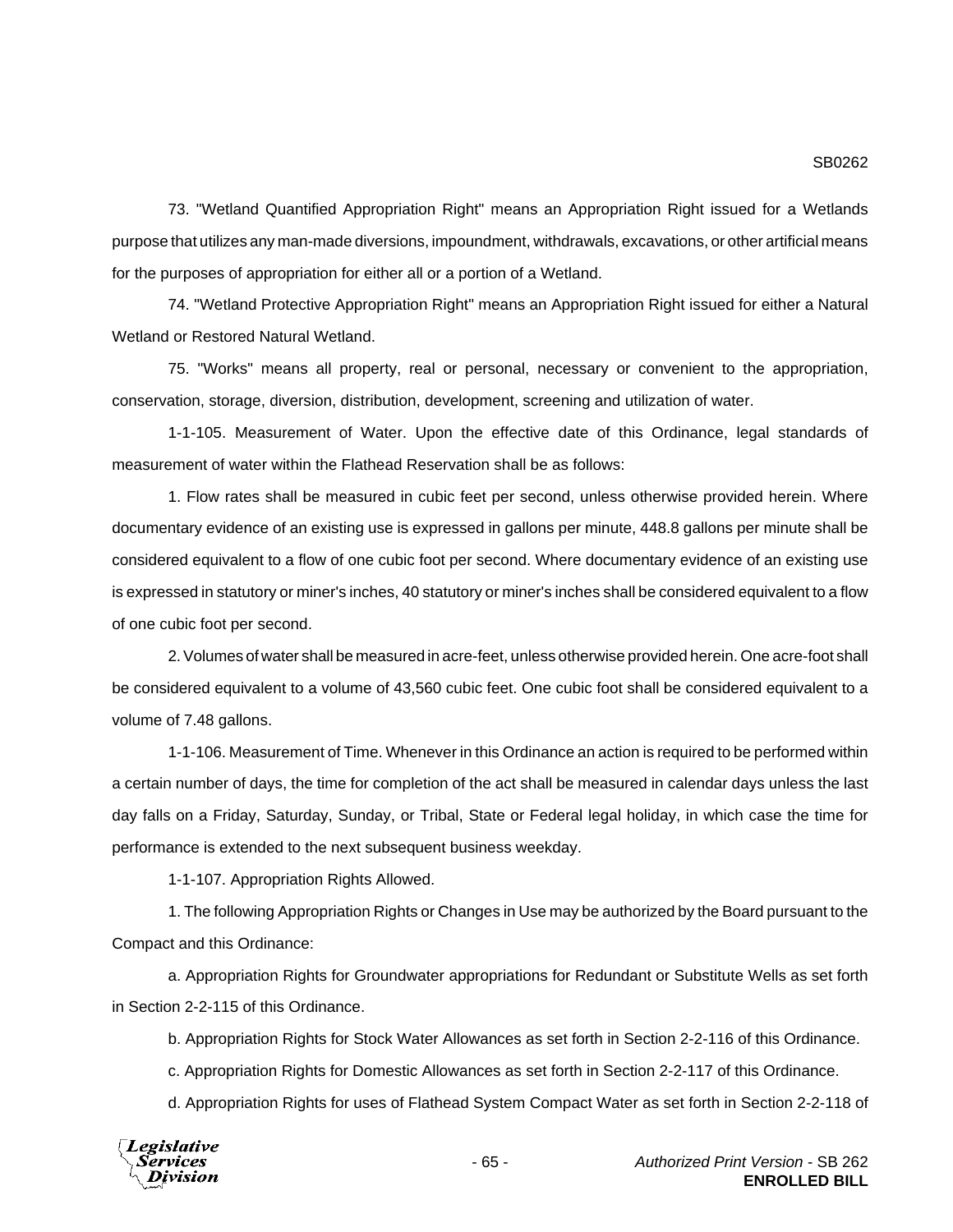73. "Wetland Quantified Appropriation Right" means an Appropriation Right issued for a Wetlands purpose that utilizes any man-made diversions, impoundment, withdrawals, excavations, or other artificial means for the purposes of appropriation for either all or a portion of a Wetland.

74. "Wetland Protective Appropriation Right" means an Appropriation Right issued for either a Natural Wetland or Restored Natural Wetland.

75. "Works" means all property, real or personal, necessary or convenient to the appropriation, conservation, storage, diversion, distribution, development, screening and utilization of water.

1-1-105. Measurement of Water. Upon the effective date of this Ordinance, legal standards of measurement of water within the Flathead Reservation shall be as follows:

1. Flow rates shall be measured in cubic feet per second, unless otherwise provided herein. Where documentary evidence of an existing use is expressed in gallons per minute, 448.8 gallons per minute shall be considered equivalent to a flow of one cubic foot per second. Where documentary evidence of an existing use is expressed in statutory or miner's inches, 40 statutory or miner's inches shall be considered equivalent to a flow of one cubic foot per second.

2. Volumes of water shall be measured in acre-feet, unless otherwise provided herein. One acre-foot shall be considered equivalent to a volume of 43,560 cubic feet. One cubic foot shall be considered equivalent to a volume of 7.48 gallons.

1-1-106. Measurement of Time. Whenever in this Ordinance an action is required to be performed within a certain number of days, the time for completion of the act shall be measured in calendar days unless the last day falls on a Friday, Saturday, Sunday, or Tribal, State or Federal legal holiday, in which case the time for performance is extended to the next subsequent business weekday.

1-1-107. Appropriation Rights Allowed.

1. The following Appropriation Rights or Changes in Use may be authorized by the Board pursuant to the Compact and this Ordinance:

a. Appropriation Rights for Groundwater appropriations for Redundant or Substitute Wells as set forth in Section 2-2-115 of this Ordinance.

b. Appropriation Rights for Stock Water Allowances as set forth in Section 2-2-116 of this Ordinance.

c. Appropriation Rights for Domestic Allowances as set forth in Section 2-2-117 of this Ordinance.

d. Appropriation Rights for uses of Flathead System Compact Water as set forth in Section 2-2-118 of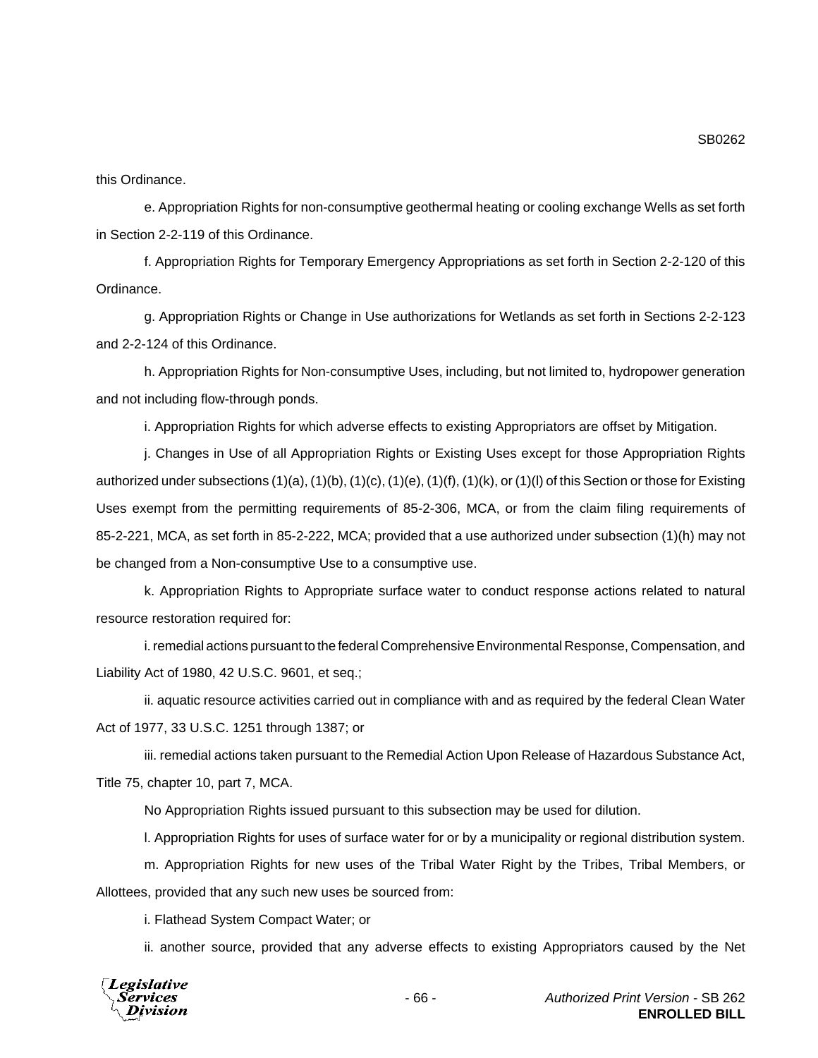this Ordinance.

e. Appropriation Rights for non-consumptive geothermal heating or cooling exchange Wells as set forth in Section 2-2-119 of this Ordinance.

f. Appropriation Rights for Temporary Emergency Appropriations as set forth in Section 2-2-120 of this Ordinance.

g. Appropriation Rights or Change in Use authorizations for Wetlands as set forth in Sections 2-2-123 and 2-2-124 of this Ordinance.

h. Appropriation Rights for Non-consumptive Uses, including, but not limited to, hydropower generation and not including flow-through ponds.

i. Appropriation Rights for which adverse effects to existing Appropriators are offset by Mitigation.

j. Changes in Use of all Appropriation Rights or Existing Uses except for those Appropriation Rights authorized under subsections (1)(a), (1)(b), (1)(c), (1)(e), (1)(f), (1)(k), or (1)(l) of this Section or those for Existing Uses exempt from the permitting requirements of 85-2-306, MCA, or from the claim filing requirements of 85-2-221, MCA, as set forth in 85-2-222, MCA; provided that a use authorized under subsection (1)(h) may not be changed from a Non-consumptive Use to a consumptive use.

k. Appropriation Rights to Appropriate surface water to conduct response actions related to natural resource restoration required for:

i. remedial actions pursuant to the federal Comprehensive Environmental Response, Compensation, and Liability Act of 1980, 42 U.S.C. 9601, et seq.;

ii. aquatic resource activities carried out in compliance with and as required by the federal Clean Water Act of 1977, 33 U.S.C. 1251 through 1387; or

iii. remedial actions taken pursuant to the Remedial Action Upon Release of Hazardous Substance Act, Title 75, chapter 10, part 7, MCA.

No Appropriation Rights issued pursuant to this subsection may be used for dilution.

l. Appropriation Rights for uses of surface water for or by a municipality or regional distribution system.

m. Appropriation Rights for new uses of the Tribal Water Right by the Tribes, Tribal Members, or Allottees, provided that any such new uses be sourced from:

i. Flathead System Compact Water; or

ii. another source, provided that any adverse effects to existing Appropriators caused by the Net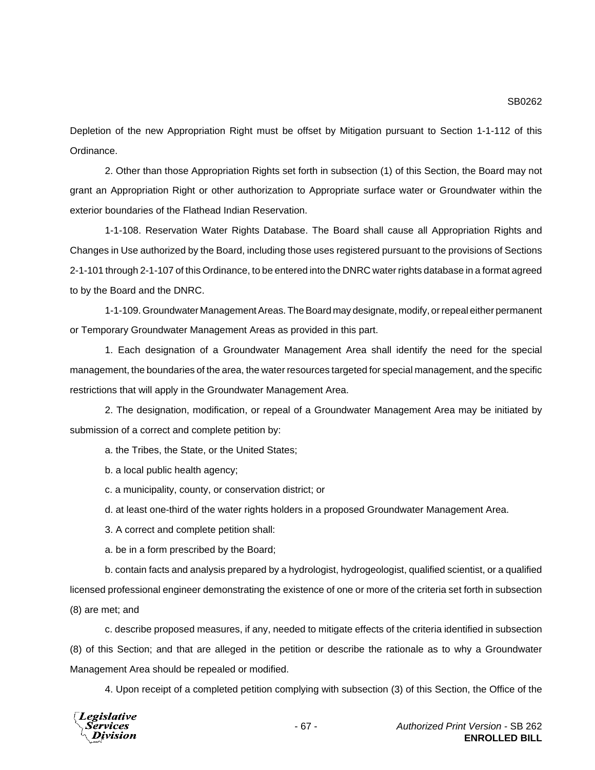Depletion of the new Appropriation Right must be offset by Mitigation pursuant to Section 1-1-112 of this Ordinance.

2. Other than those Appropriation Rights set forth in subsection (1) of this Section, the Board may not grant an Appropriation Right or other authorization to Appropriate surface water or Groundwater within the exterior boundaries of the Flathead Indian Reservation.

1-1-108. Reservation Water Rights Database. The Board shall cause all Appropriation Rights and Changes in Use authorized by the Board, including those uses registered pursuant to the provisions of Sections 2-1-101 through 2-1-107 of this Ordinance, to be entered into the DNRC water rights database in a format agreed to by the Board and the DNRC.

1-1-109. Groundwater Management Areas. The Board may designate, modify, or repeal either permanent or Temporary Groundwater Management Areas as provided in this part.

1. Each designation of a Groundwater Management Area shall identify the need for the special management, the boundaries of the area, the water resources targeted for special management, and the specific restrictions that will apply in the Groundwater Management Area.

2. The designation, modification, or repeal of a Groundwater Management Area may be initiated by submission of a correct and complete petition by:

a. the Tribes, the State, or the United States;

b. a local public health agency;

c. a municipality, county, or conservation district; or

d. at least one-third of the water rights holders in a proposed Groundwater Management Area.

3. A correct and complete petition shall:

a. be in a form prescribed by the Board;

b. contain facts and analysis prepared by a hydrologist, hydrogeologist, qualified scientist, or a qualified licensed professional engineer demonstrating the existence of one or more of the criteria set forth in subsection (8) are met; and

c. describe proposed measures, if any, needed to mitigate effects of the criteria identified in subsection (8) of this Section; and that are alleged in the petition or describe the rationale as to why a Groundwater Management Area should be repealed or modified.

4. Upon receipt of a completed petition complying with subsection (3) of this Section, the Office of the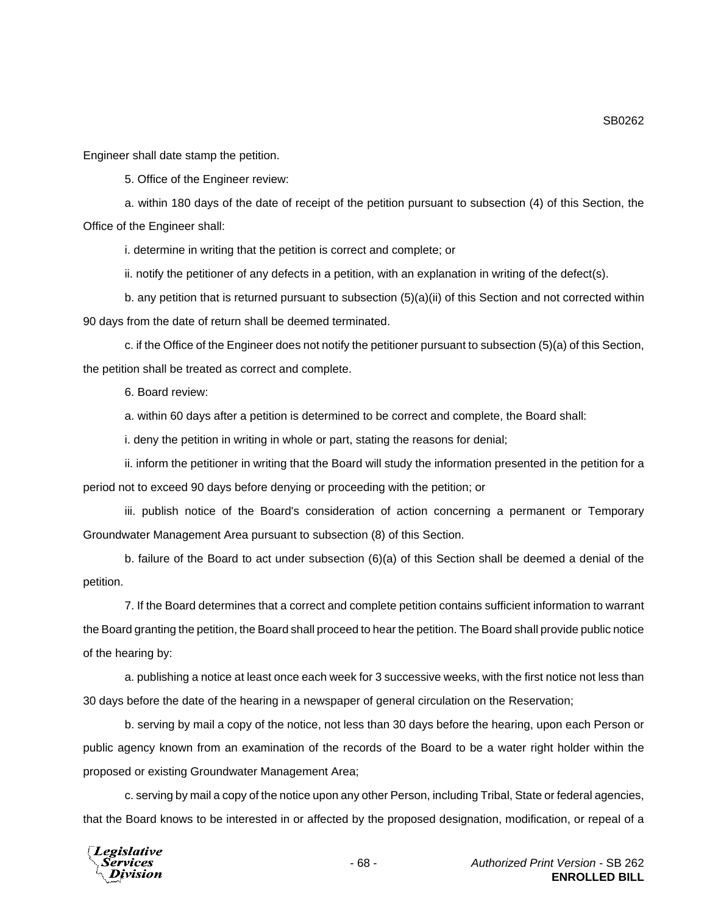Engineer shall date stamp the petition.

5. Office of the Engineer review:

a. within 180 days of the date of receipt of the petition pursuant to subsection (4) of this Section, the Office of the Engineer shall:

i. determine in writing that the petition is correct and complete; or

ii. notify the petitioner of any defects in a petition, with an explanation in writing of the defect(s).

b. any petition that is returned pursuant to subsection (5)(a)(ii) of this Section and not corrected within 90 days from the date of return shall be deemed terminated.

c. if the Office of the Engineer does not notify the petitioner pursuant to subsection (5)(a) of this Section, the petition shall be treated as correct and complete.

6. Board review:

a. within 60 days after a petition is determined to be correct and complete, the Board shall:

i. deny the petition in writing in whole or part, stating the reasons for denial;

ii. inform the petitioner in writing that the Board will study the information presented in the petition for a period not to exceed 90 days before denying or proceeding with the petition; or

iii. publish notice of the Board's consideration of action concerning a permanent or Temporary Groundwater Management Area pursuant to subsection (8) of this Section.

b. failure of the Board to act under subsection (6)(a) of this Section shall be deemed a denial of the petition.

7. If the Board determines that a correct and complete petition contains sufficient information to warrant the Board granting the petition, the Board shall proceed to hear the petition. The Board shall provide public notice of the hearing by:

a. publishing a notice at least once each week for 3 successive weeks, with the first notice not less than 30 days before the date of the hearing in a newspaper of general circulation on the Reservation;

b. serving by mail a copy of the notice, not less than 30 days before the hearing, upon each Person or public agency known from an examination of the records of the Board to be a water right holder within the proposed or existing Groundwater Management Area;

c. serving by mail a copy of the notice upon any other Person, including Tribal, State or federal agencies, that the Board knows to be interested in or affected by the proposed designation, modification, or repeal of a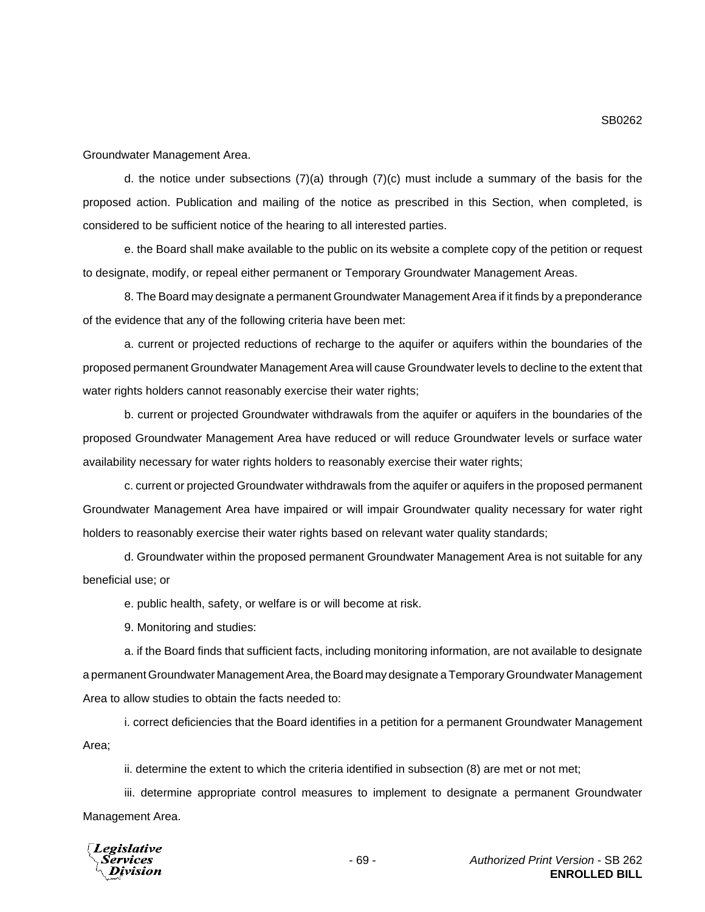Groundwater Management Area.

d. the notice under subsections (7)(a) through (7)(c) must include a summary of the basis for the proposed action. Publication and mailing of the notice as prescribed in this Section, when completed, is considered to be sufficient notice of the hearing to all interested parties.

e. the Board shall make available to the public on its website a complete copy of the petition or request to designate, modify, or repeal either permanent or Temporary Groundwater Management Areas.

8. The Board may designate a permanent Groundwater Management Area if it finds by a preponderance of the evidence that any of the following criteria have been met:

a. current or projected reductions of recharge to the aquifer or aquifers within the boundaries of the proposed permanent Groundwater Management Area will cause Groundwater levels to decline to the extent that water rights holders cannot reasonably exercise their water rights;

b. current or projected Groundwater withdrawals from the aquifer or aquifers in the boundaries of the proposed Groundwater Management Area have reduced or will reduce Groundwater levels or surface water availability necessary for water rights holders to reasonably exercise their water rights;

c. current or projected Groundwater withdrawals from the aquifer or aquifers in the proposed permanent Groundwater Management Area have impaired or will impair Groundwater quality necessary for water right holders to reasonably exercise their water rights based on relevant water quality standards;

d. Groundwater within the proposed permanent Groundwater Management Area is not suitable for any beneficial use; or

e. public health, safety, or welfare is or will become at risk.

9. Monitoring and studies:

a. if the Board finds that sufficient facts, including monitoring information, are not available to designate a permanent Groundwater Management Area, the Board may designate a Temporary Groundwater Management Area to allow studies to obtain the facts needed to:

i. correct deficiencies that the Board identifies in a petition for a permanent Groundwater Management Area;

ii. determine the extent to which the criteria identified in subsection (8) are met or not met;

iii. determine appropriate control measures to implement to designate a permanent Groundwater Management Area.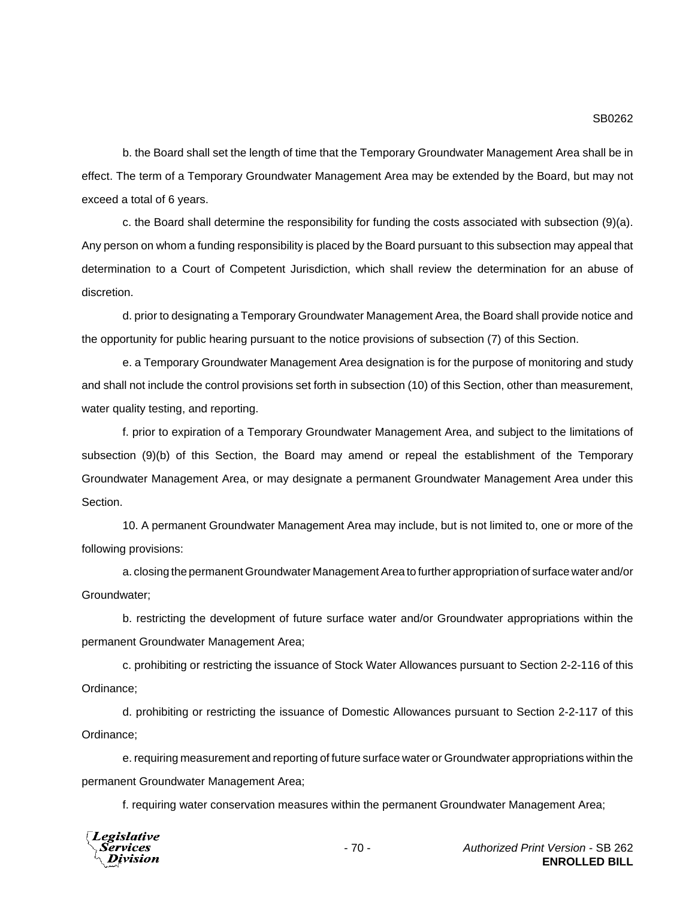b. the Board shall set the length of time that the Temporary Groundwater Management Area shall be in effect. The term of a Temporary Groundwater Management Area may be extended by the Board, but may not exceed a total of 6 years.

c. the Board shall determine the responsibility for funding the costs associated with subsection (9)(a). Any person on whom a funding responsibility is placed by the Board pursuant to this subsection may appeal that determination to a Court of Competent Jurisdiction, which shall review the determination for an abuse of discretion.

d. prior to designating a Temporary Groundwater Management Area, the Board shall provide notice and the opportunity for public hearing pursuant to the notice provisions of subsection (7) of this Section.

e. a Temporary Groundwater Management Area designation is for the purpose of monitoring and study and shall not include the control provisions set forth in subsection (10) of this Section, other than measurement, water quality testing, and reporting.

f. prior to expiration of a Temporary Groundwater Management Area, and subject to the limitations of subsection (9)(b) of this Section, the Board may amend or repeal the establishment of the Temporary Groundwater Management Area, or may designate a permanent Groundwater Management Area under this Section.

10. A permanent Groundwater Management Area may include, but is not limited to, one or more of the following provisions:

a. closing the permanent Groundwater Management Area to further appropriation of surface water and/or Groundwater;

b. restricting the development of future surface water and/or Groundwater appropriations within the permanent Groundwater Management Area;

c. prohibiting or restricting the issuance of Stock Water Allowances pursuant to Section 2-2-116 of this Ordinance;

d. prohibiting or restricting the issuance of Domestic Allowances pursuant to Section 2-2-117 of this Ordinance;

e. requiring measurement and reporting of future surface water or Groundwater appropriations within the permanent Groundwater Management Area;

f. requiring water conservation measures within the permanent Groundwater Management Area;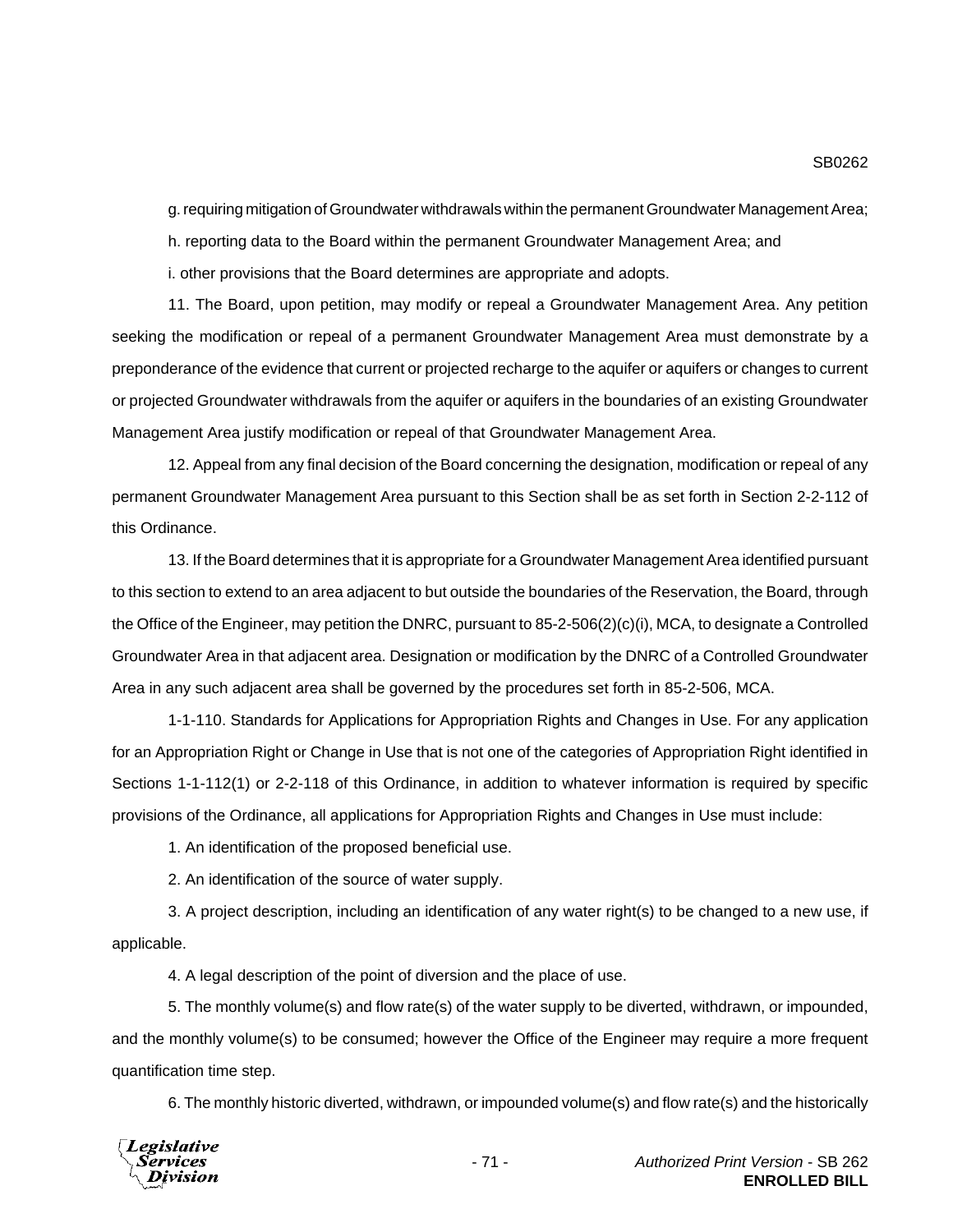g. requiring mitigation of Groundwater withdrawals within the permanent Groundwater Management Area;

h. reporting data to the Board within the permanent Groundwater Management Area; and

i. other provisions that the Board determines are appropriate and adopts.

11. The Board, upon petition, may modify or repeal a Groundwater Management Area. Any petition seeking the modification or repeal of a permanent Groundwater Management Area must demonstrate by a preponderance of the evidence that current or projected recharge to the aquifer or aquifers or changes to current or projected Groundwater withdrawals from the aquifer or aquifers in the boundaries of an existing Groundwater Management Area justify modification or repeal of that Groundwater Management Area.

12. Appeal from any final decision of the Board concerning the designation, modification or repeal of any permanent Groundwater Management Area pursuant to this Section shall be as set forth in Section 2-2-112 of this Ordinance.

13. If the Board determines that it is appropriate for a Groundwater Management Area identified pursuant to this section to extend to an area adjacent to but outside the boundaries of the Reservation, the Board, through the Office of the Engineer, may petition the DNRC, pursuant to 85-2-506(2)(c)(i), MCA, to designate a Controlled Groundwater Area in that adjacent area. Designation or modification by the DNRC of a Controlled Groundwater Area in any such adjacent area shall be governed by the procedures set forth in 85-2-506, MCA.

1-1-110. Standards for Applications for Appropriation Rights and Changes in Use. For any application for an Appropriation Right or Change in Use that is not one of the categories of Appropriation Right identified in Sections 1-1-112(1) or 2-2-118 of this Ordinance, in addition to whatever information is required by specific provisions of the Ordinance, all applications for Appropriation Rights and Changes in Use must include:

1. An identification of the proposed beneficial use.

2. An identification of the source of water supply.

3. A project description, including an identification of any water right(s) to be changed to a new use, if applicable.

4. A legal description of the point of diversion and the place of use.

5. The monthly volume(s) and flow rate(s) of the water supply to be diverted, withdrawn, or impounded, and the monthly volume(s) to be consumed; however the Office of the Engineer may require a more frequent quantification time step.

6. The monthly historic diverted, withdrawn, or impounded volume(s) and flow rate(s) and the historically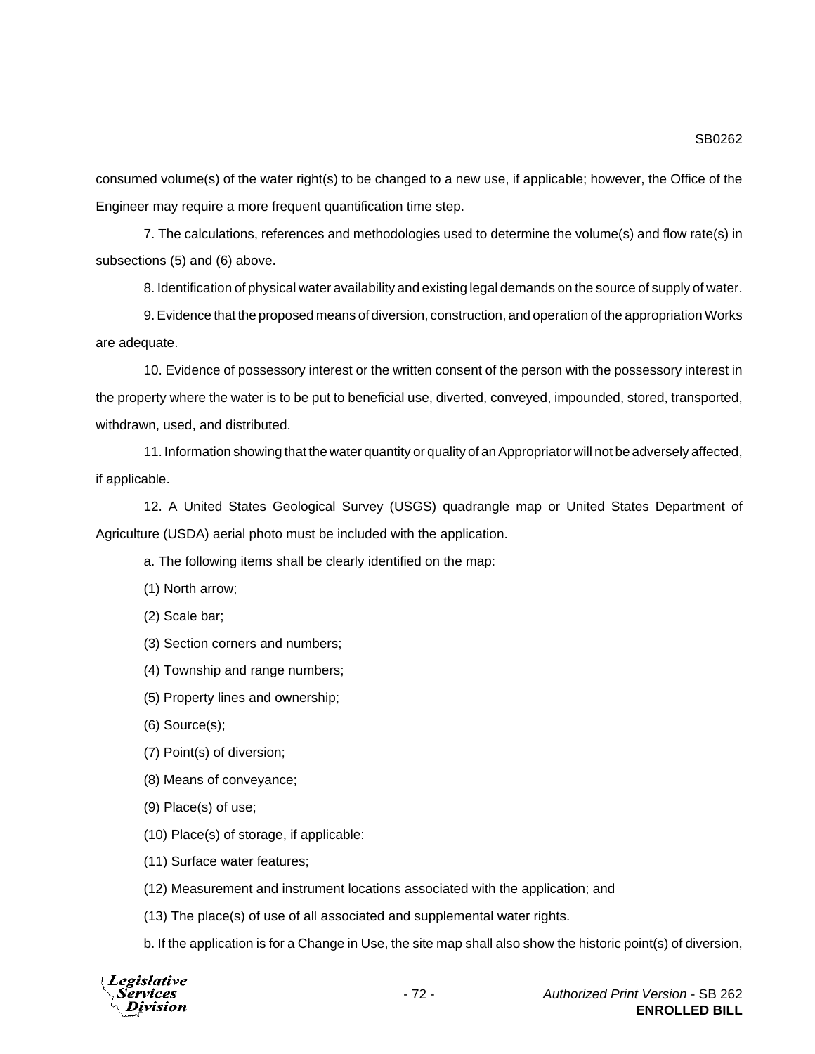consumed volume(s) of the water right(s) to be changed to a new use, if applicable; however, the Office of the Engineer may require a more frequent quantification time step.

7. The calculations, references and methodologies used to determine the volume(s) and flow rate(s) in subsections (5) and (6) above.

8. Identification of physical water availability and existing legal demands on the source of supply of water.

9. Evidence that the proposed means of diversion, construction, and operation of the appropriation Works are adequate.

10. Evidence of possessory interest or the written consent of the person with the possessory interest in the property where the water is to be put to beneficial use, diverted, conveyed, impounded, stored, transported, withdrawn, used, and distributed.

11. Information showing that the water quantity or quality of an Appropriator will not be adversely affected, if applicable.

12. A United States Geological Survey (USGS) quadrangle map or United States Department of Agriculture (USDA) aerial photo must be included with the application.

a. The following items shall be clearly identified on the map:

(1) North arrow;

(2) Scale bar;

(3) Section corners and numbers;

(4) Township and range numbers;

(5) Property lines and ownership;

(6) Source(s);

(7) Point(s) of diversion;

(8) Means of conveyance;

(9) Place(s) of use;

(10) Place(s) of storage, if applicable:

(11) Surface water features;

(12) Measurement and instrument locations associated with the application; and

(13) The place(s) of use of all associated and supplemental water rights.

b. If the application is for a Change in Use, the site map shall also show the historic point(s) of diversion,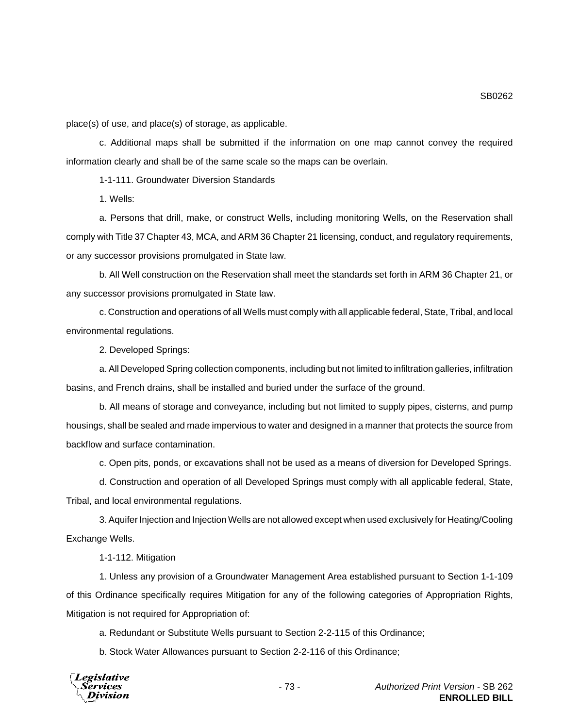place(s) of use, and place(s) of storage, as applicable.

c. Additional maps shall be submitted if the information on one map cannot convey the required information clearly and shall be of the same scale so the maps can be overlain.

1-1-111. Groundwater Diversion Standards

1. Wells:

a. Persons that drill, make, or construct Wells, including monitoring Wells, on the Reservation shall comply with Title 37 Chapter 43, MCA, and ARM 36 Chapter 21 licensing, conduct, and regulatory requirements, or any successor provisions promulgated in State law.

b. All Well construction on the Reservation shall meet the standards set forth in ARM 36 Chapter 21, or any successor provisions promulgated in State law.

c. Construction and operations of all Wells must comply with all applicable federal, State, Tribal, and local environmental regulations.

2. Developed Springs:

a. All Developed Spring collection components, including but not limited to infiltration galleries, infiltration basins, and French drains, shall be installed and buried under the surface of the ground.

b. All means of storage and conveyance, including but not limited to supply pipes, cisterns, and pump housings, shall be sealed and made impervious to water and designed in a manner that protects the source from backflow and surface contamination.

c. Open pits, ponds, or excavations shall not be used as a means of diversion for Developed Springs.

d. Construction and operation of all Developed Springs must comply with all applicable federal, State, Tribal, and local environmental regulations.

3. Aquifer Injection and Injection Wells are not allowed except when used exclusively for Heating/Cooling Exchange Wells.

1-1-112. Mitigation

1. Unless any provision of a Groundwater Management Area established pursuant to Section 1-1-109 of this Ordinance specifically requires Mitigation for any of the following categories of Appropriation Rights, Mitigation is not required for Appropriation of:

a. Redundant or Substitute Wells pursuant to Section 2-2-115 of this Ordinance;

b. Stock Water Allowances pursuant to Section 2-2-116 of this Ordinance;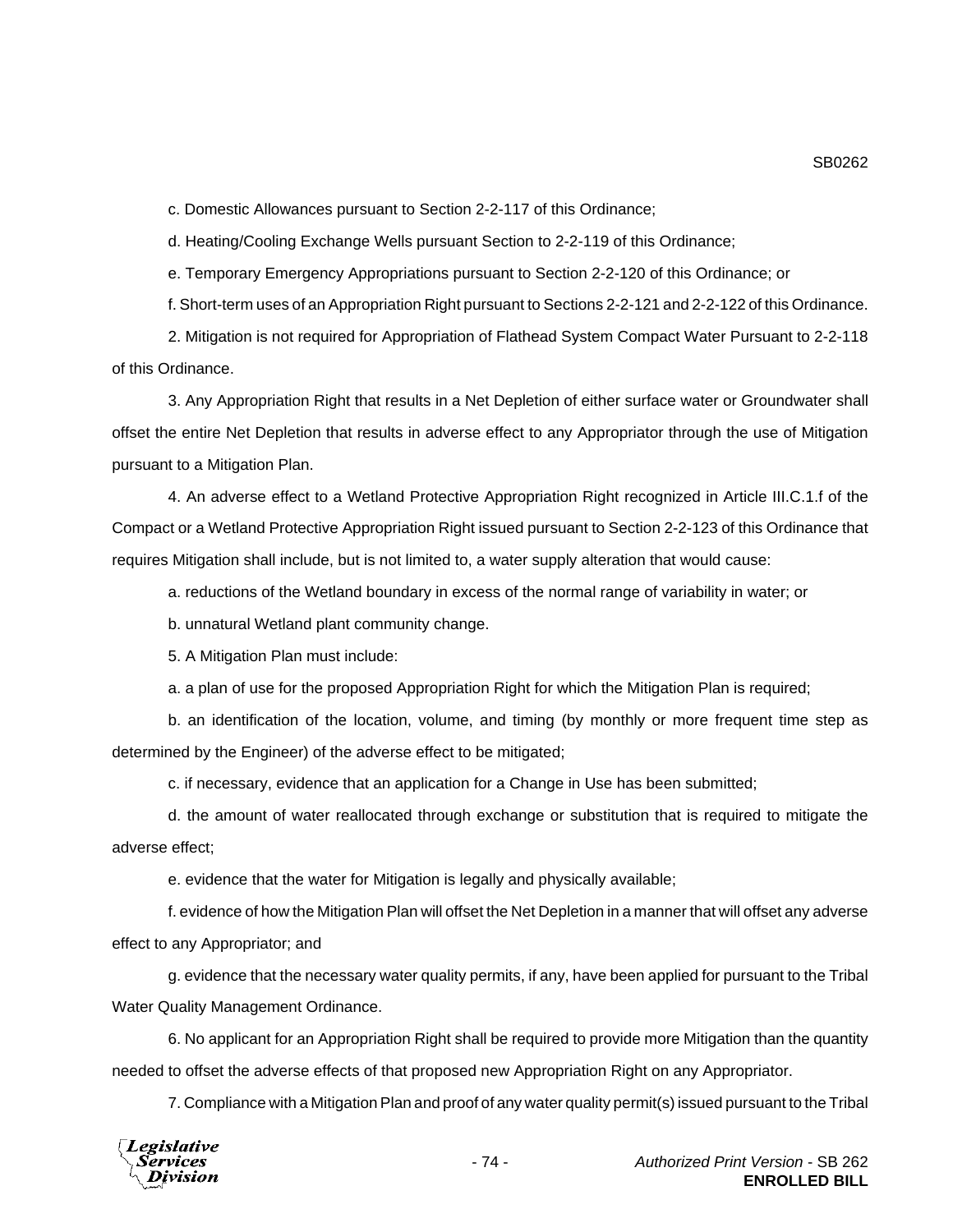c. Domestic Allowances pursuant to Section 2-2-117 of this Ordinance;

d. Heating/Cooling Exchange Wells pursuant Section to 2-2-119 of this Ordinance;

e. Temporary Emergency Appropriations pursuant to Section 2-2-120 of this Ordinance; or

f. Short-term uses of an Appropriation Right pursuant to Sections 2-2-121 and 2-2-122 of this Ordinance.

2. Mitigation is not required for Appropriation of Flathead System Compact Water Pursuant to 2-2-118 of this Ordinance.

3. Any Appropriation Right that results in a Net Depletion of either surface water or Groundwater shall offset the entire Net Depletion that results in adverse effect to any Appropriator through the use of Mitigation pursuant to a Mitigation Plan.

4. An adverse effect to a Wetland Protective Appropriation Right recognized in Article III.C.1.f of the Compact or a Wetland Protective Appropriation Right issued pursuant to Section 2-2-123 of this Ordinance that requires Mitigation shall include, but is not limited to, a water supply alteration that would cause:

a. reductions of the Wetland boundary in excess of the normal range of variability in water; or

b. unnatural Wetland plant community change.

5. A Mitigation Plan must include:

a. a plan of use for the proposed Appropriation Right for which the Mitigation Plan is required;

b. an identification of the location, volume, and timing (by monthly or more frequent time step as determined by the Engineer) of the adverse effect to be mitigated;

c. if necessary, evidence that an application for a Change in Use has been submitted;

d. the amount of water reallocated through exchange or substitution that is required to mitigate the adverse effect;

e. evidence that the water for Mitigation is legally and physically available;

f. evidence of how the Mitigation Plan will offset the Net Depletion in a manner that will offset any adverse effect to any Appropriator; and

g. evidence that the necessary water quality permits, if any, have been applied for pursuant to the Tribal Water Quality Management Ordinance.

6. No applicant for an Appropriation Right shall be required to provide more Mitigation than the quantity needed to offset the adverse effects of that proposed new Appropriation Right on any Appropriator.

7. Compliance with a Mitigation Plan and proof of any water quality permit(s) issued pursuant to the Tribal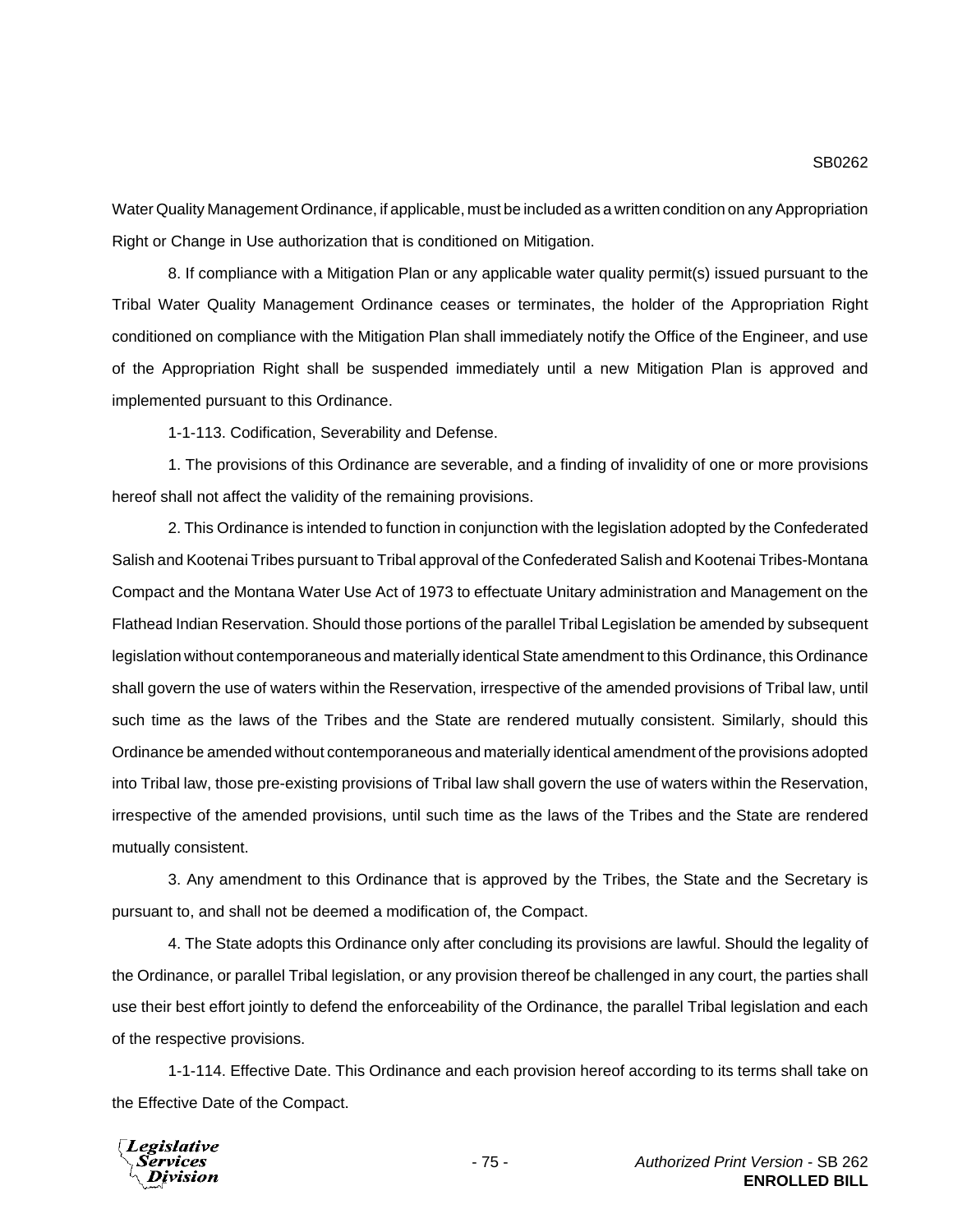Water Quality Management Ordinance, if applicable, must be included as a written condition on any Appropriation Right or Change in Use authorization that is conditioned on Mitigation.

8. If compliance with a Mitigation Plan or any applicable water quality permit(s) issued pursuant to the Tribal Water Quality Management Ordinance ceases or terminates, the holder of the Appropriation Right conditioned on compliance with the Mitigation Plan shall immediately notify the Office of the Engineer, and use of the Appropriation Right shall be suspended immediately until a new Mitigation Plan is approved and implemented pursuant to this Ordinance.

1-1-113. Codification, Severability and Defense.

1. The provisions of this Ordinance are severable, and a finding of invalidity of one or more provisions hereof shall not affect the validity of the remaining provisions.

2. This Ordinance is intended to function in conjunction with the legislation adopted by the Confederated Salish and Kootenai Tribes pursuant to Tribal approval of the Confederated Salish and Kootenai Tribes-Montana Compact and the Montana Water Use Act of 1973 to effectuate Unitary administration and Management on the Flathead Indian Reservation. Should those portions of the parallel Tribal Legislation be amended by subsequent legislation without contemporaneous and materially identical State amendment to this Ordinance, this Ordinance shall govern the use of waters within the Reservation, irrespective of the amended provisions of Tribal law, until such time as the laws of the Tribes and the State are rendered mutually consistent. Similarly, should this Ordinance be amended without contemporaneous and materially identical amendment of the provisions adopted into Tribal law, those pre-existing provisions of Tribal law shall govern the use of waters within the Reservation, irrespective of the amended provisions, until such time as the laws of the Tribes and the State are rendered mutually consistent.

3. Any amendment to this Ordinance that is approved by the Tribes, the State and the Secretary is pursuant to, and shall not be deemed a modification of, the Compact.

4. The State adopts this Ordinance only after concluding its provisions are lawful. Should the legality of the Ordinance, or parallel Tribal legislation, or any provision thereof be challenged in any court, the parties shall use their best effort jointly to defend the enforceability of the Ordinance, the parallel Tribal legislation and each of the respective provisions.

1-1-114. Effective Date. This Ordinance and each provision hereof according to its terms shall take on the Effective Date of the Compact.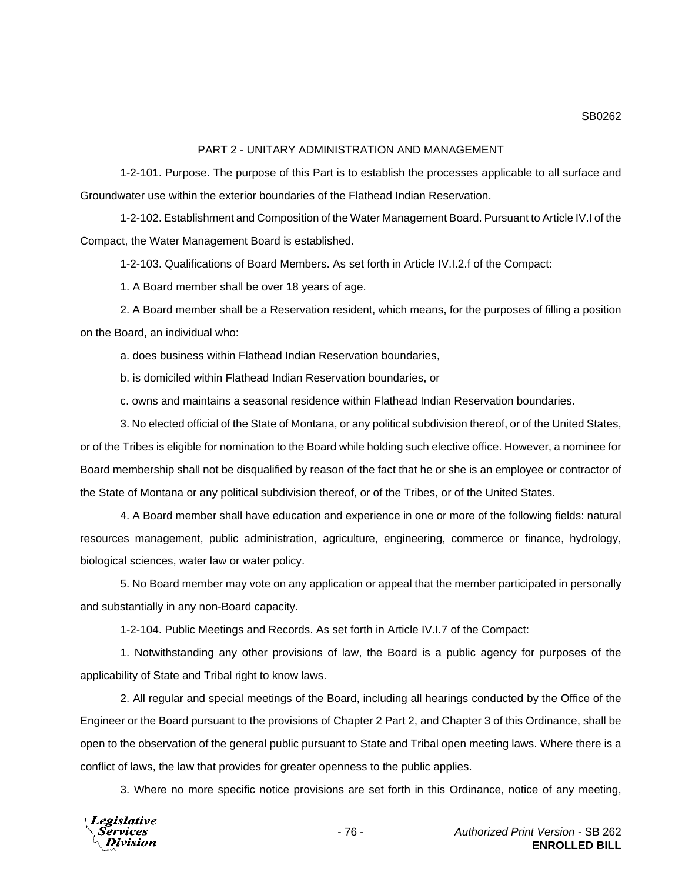## PART 2 - UNITARY ADMINISTRATION AND MANAGEMENT

1-2-101. Purpose. The purpose of this Part is to establish the processes applicable to all surface and Groundwater use within the exterior boundaries of the Flathead Indian Reservation.

1-2-102. Establishment and Composition of the Water Management Board. Pursuant to Article IV.I of the Compact, the Water Management Board is established.

1-2-103. Qualifications of Board Members. As set forth in Article IV.I.2.f of the Compact:

1. A Board member shall be over 18 years of age.

2. A Board member shall be a Reservation resident, which means, for the purposes of filling a position on the Board, an individual who:

a. does business within Flathead Indian Reservation boundaries,

b. is domiciled within Flathead Indian Reservation boundaries, or

c. owns and maintains a seasonal residence within Flathead Indian Reservation boundaries.

3. No elected official of the State of Montana, or any political subdivision thereof, or of the United States, or of the Tribes is eligible for nomination to the Board while holding such elective office. However, a nominee for Board membership shall not be disqualified by reason of the fact that he or she is an employee or contractor of the State of Montana or any political subdivision thereof, or of the Tribes, or of the United States.

4. A Board member shall have education and experience in one or more of the following fields: natural resources management, public administration, agriculture, engineering, commerce or finance, hydrology, biological sciences, water law or water policy.

5. No Board member may vote on any application or appeal that the member participated in personally and substantially in any non-Board capacity.

1-2-104. Public Meetings and Records. As set forth in Article IV.I.7 of the Compact:

1. Notwithstanding any other provisions of law, the Board is a public agency for purposes of the applicability of State and Tribal right to know laws.

2. All regular and special meetings of the Board, including all hearings conducted by the Office of the Engineer or the Board pursuant to the provisions of Chapter 2 Part 2, and Chapter 3 of this Ordinance, shall be open to the observation of the general public pursuant to State and Tribal open meeting laws. Where there is a conflict of laws, the law that provides for greater openness to the public applies.

3. Where no more specific notice provisions are set forth in this Ordinance, notice of any meeting,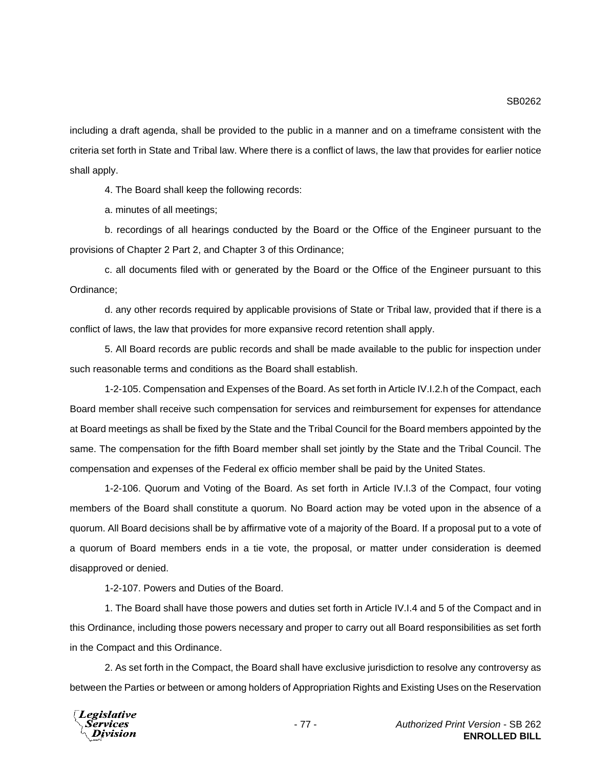including a draft agenda, shall be provided to the public in a manner and on a timeframe consistent with the criteria set forth in State and Tribal law. Where there is a conflict of laws, the law that provides for earlier notice shall apply.

4. The Board shall keep the following records:

a. minutes of all meetings;

b. recordings of all hearings conducted by the Board or the Office of the Engineer pursuant to the provisions of Chapter 2 Part 2, and Chapter 3 of this Ordinance;

c. all documents filed with or generated by the Board or the Office of the Engineer pursuant to this Ordinance;

d. any other records required by applicable provisions of State or Tribal law, provided that if there is a conflict of laws, the law that provides for more expansive record retention shall apply.

5. All Board records are public records and shall be made available to the public for inspection under such reasonable terms and conditions as the Board shall establish.

1-2-105. Compensation and Expenses of the Board. As set forth in Article IV.I.2.h of the Compact, each Board member shall receive such compensation for services and reimbursement for expenses for attendance at Board meetings as shall be fixed by the State and the Tribal Council for the Board members appointed by the same. The compensation for the fifth Board member shall set jointly by the State and the Tribal Council. The compensation and expenses of the Federal ex officio member shall be paid by the United States.

1-2-106. Quorum and Voting of the Board. As set forth in Article IV.I.3 of the Compact, four voting members of the Board shall constitute a quorum. No Board action may be voted upon in the absence of a quorum. All Board decisions shall be by affirmative vote of a majority of the Board. If a proposal put to a vote of a quorum of Board members ends in a tie vote, the proposal, or matter under consideration is deemed disapproved or denied.

1-2-107. Powers and Duties of the Board.

1. The Board shall have those powers and duties set forth in Article IV.I.4 and 5 of the Compact and in this Ordinance, including those powers necessary and proper to carry out all Board responsibilities as set forth in the Compact and this Ordinance.

2. As set forth in the Compact, the Board shall have exclusive jurisdiction to resolve any controversy as between the Parties or between or among holders of Appropriation Rights and Existing Uses on the Reservation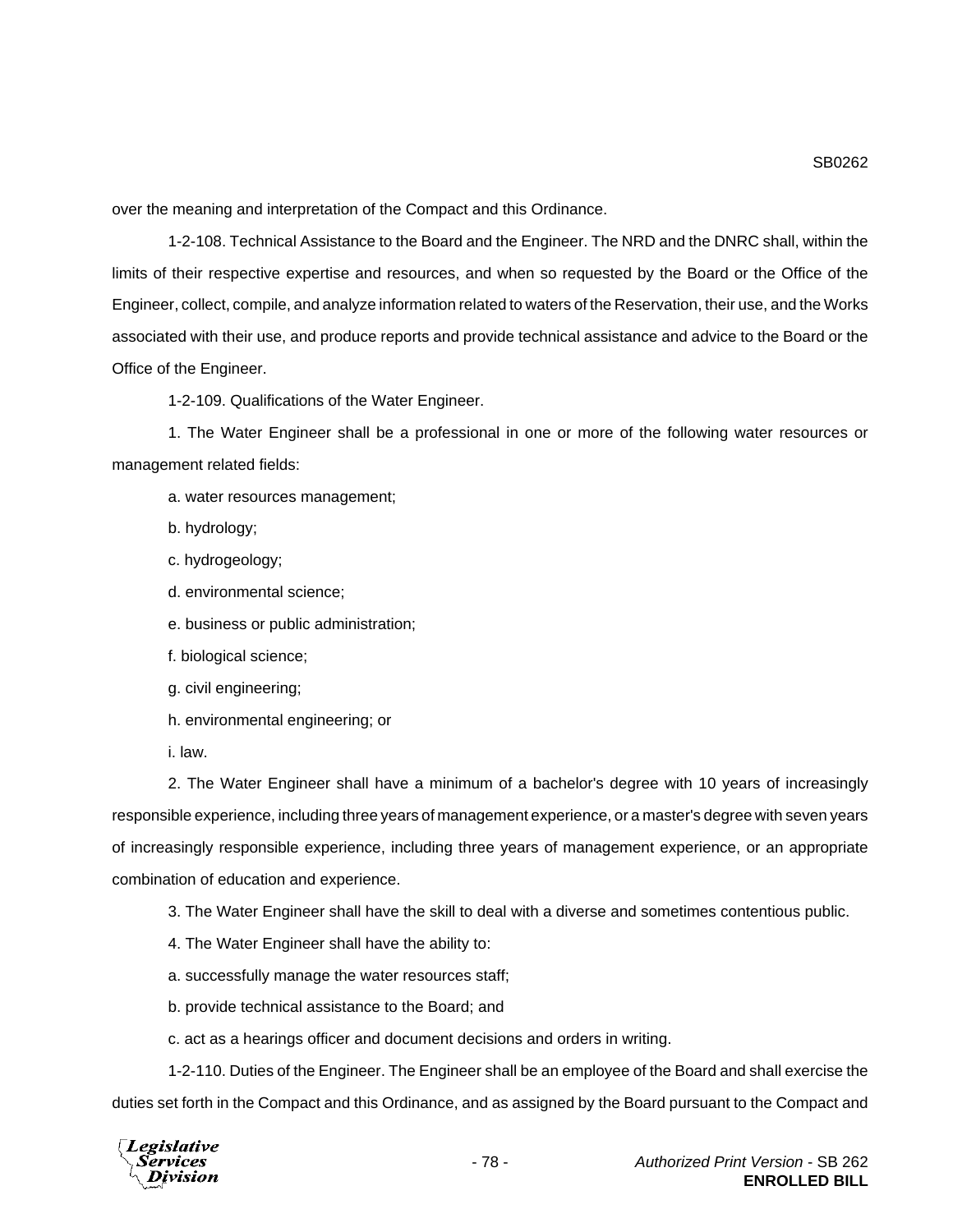over the meaning and interpretation of the Compact and this Ordinance.

1-2-108. Technical Assistance to the Board and the Engineer. The NRD and the DNRC shall, within the limits of their respective expertise and resources, and when so requested by the Board or the Office of the Engineer, collect, compile, and analyze information related to waters of the Reservation, their use, and the Works associated with their use, and produce reports and provide technical assistance and advice to the Board or the Office of the Engineer.

1-2-109. Qualifications of the Water Engineer.

1. The Water Engineer shall be a professional in one or more of the following water resources or management related fields:

a. water resources management;

b. hydrology;

c. hydrogeology;

d. environmental science;

e. business or public administration;

f. biological science;

g. civil engineering;

h. environmental engineering; or

i. law.

2. The Water Engineer shall have a minimum of a bachelor's degree with 10 years of increasingly responsible experience, including three years of management experience, or a master's degree with seven years of increasingly responsible experience, including three years of management experience, or an appropriate combination of education and experience.

3. The Water Engineer shall have the skill to deal with a diverse and sometimes contentious public.

4. The Water Engineer shall have the ability to:

a. successfully manage the water resources staff;

b. provide technical assistance to the Board; and

c. act as a hearings officer and document decisions and orders in writing.

1-2-110. Duties of the Engineer. The Engineer shall be an employee of the Board and shall exercise the duties set forth in the Compact and this Ordinance, and as assigned by the Board pursuant to the Compact and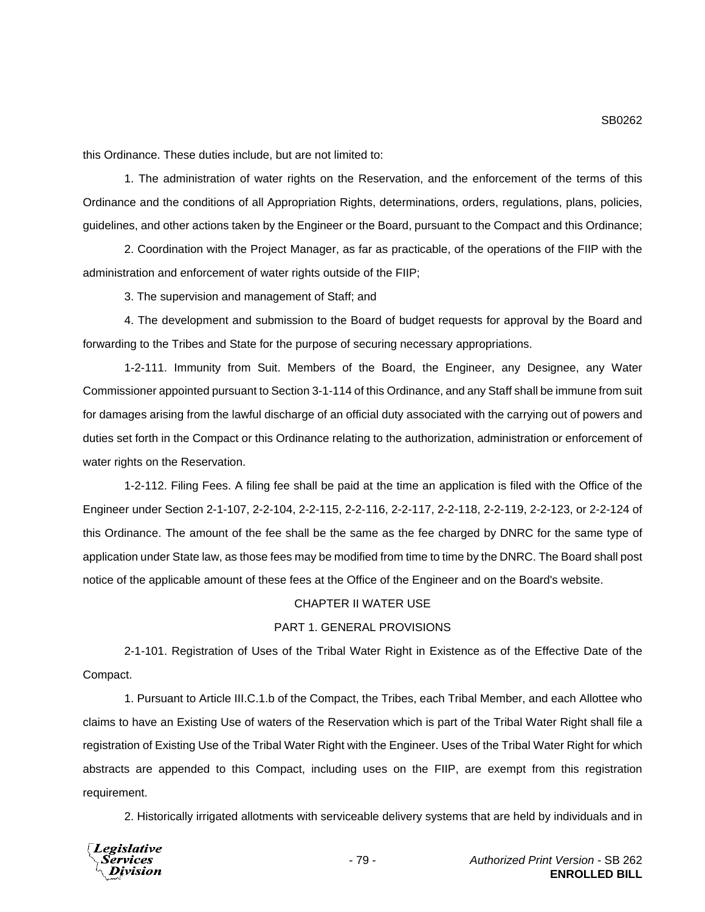this Ordinance. These duties include, but are not limited to:

1. The administration of water rights on the Reservation, and the enforcement of the terms of this Ordinance and the conditions of all Appropriation Rights, determinations, orders, regulations, plans, policies, guidelines, and other actions taken by the Engineer or the Board, pursuant to the Compact and this Ordinance;

2. Coordination with the Project Manager, as far as practicable, of the operations of the FIIP with the administration and enforcement of water rights outside of the FIIP;

3. The supervision and management of Staff; and

4. The development and submission to the Board of budget requests for approval by the Board and forwarding to the Tribes and State for the purpose of securing necessary appropriations.

1-2-111. Immunity from Suit. Members of the Board, the Engineer, any Designee, any Water Commissioner appointed pursuant to Section 3-1-114 of this Ordinance, and any Staff shall be immune from suit for damages arising from the lawful discharge of an official duty associated with the carrying out of powers and duties set forth in the Compact or this Ordinance relating to the authorization, administration or enforcement of water rights on the Reservation.

1-2-112. Filing Fees. A filing fee shall be paid at the time an application is filed with the Office of the Engineer under Section 2-1-107, 2-2-104, 2-2-115, 2-2-116, 2-2-117, 2-2-118, 2-2-119, 2-2-123, or 2-2-124 of this Ordinance. The amount of the fee shall be the same as the fee charged by DNRC for the same type of application under State law, as those fees may be modified from time to time by the DNRC. The Board shall post notice of the applicable amount of these fees at the Office of the Engineer and on the Board's website.

## CHAPTER II WATER USE

### PART 1. GENERAL PROVISIONS

2-1-101. Registration of Uses of the Tribal Water Right in Existence as of the Effective Date of the Compact.

1. Pursuant to Article III.C.1.b of the Compact, the Tribes, each Tribal Member, and each Allottee who claims to have an Existing Use of waters of the Reservation which is part of the Tribal Water Right shall file a registration of Existing Use of the Tribal Water Right with the Engineer. Uses of the Tribal Water Right for which abstracts are appended to this Compact, including uses on the FIIP, are exempt from this registration requirement.

2. Historically irrigated allotments with serviceable delivery systems that are held by individuals and in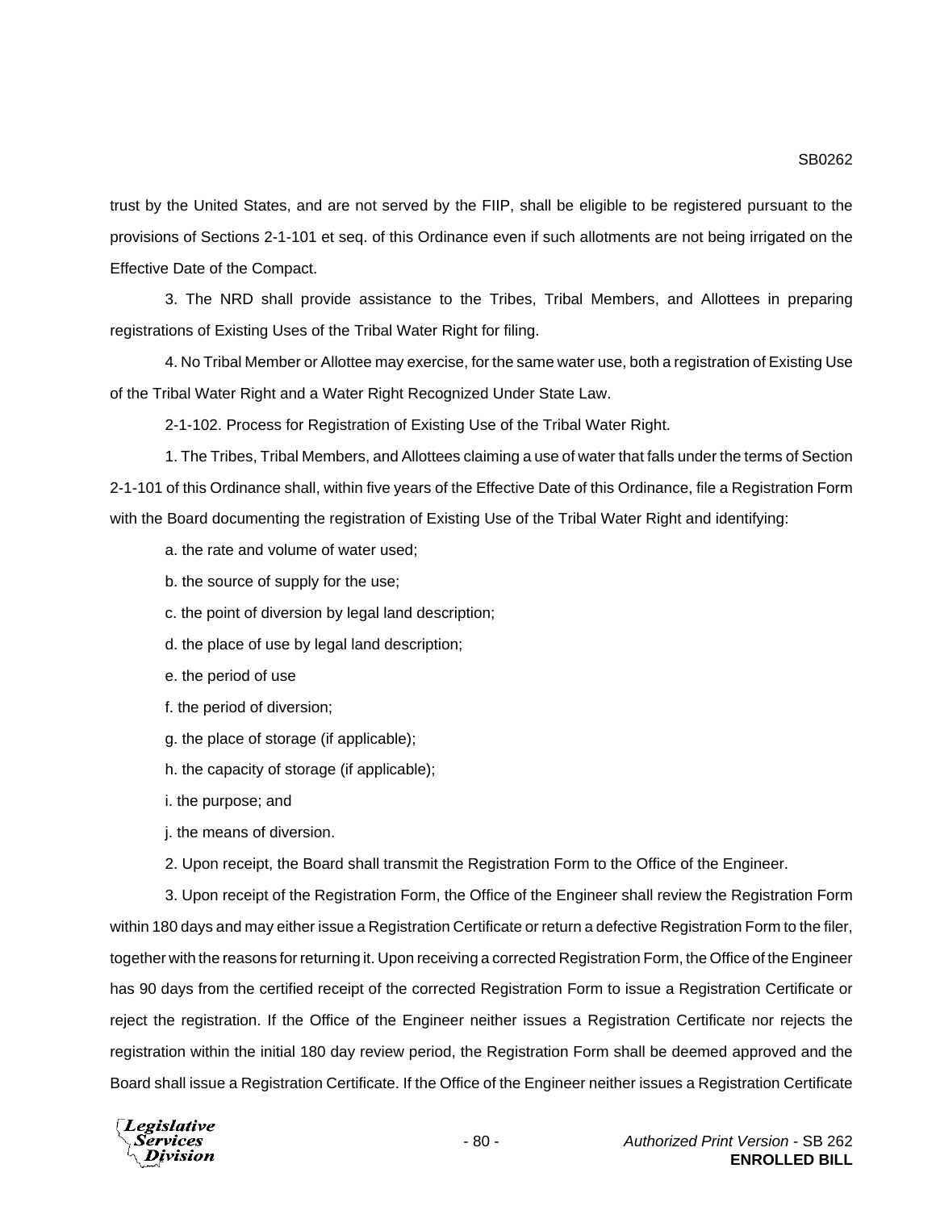trust by the United States, and are not served by the FIIP, shall be eligible to be registered pursuant to the provisions of Sections 2-1-101 et seq. of this Ordinance even if such allotments are not being irrigated on the Effective Date of the Compact.

3. The NRD shall provide assistance to the Tribes, Tribal Members, and Allottees in preparing registrations of Existing Uses of the Tribal Water Right for filing.

4. No Tribal Member or Allottee may exercise, for the same water use, both a registration of Existing Use of the Tribal Water Right and a Water Right Recognized Under State Law.

2-1-102. Process for Registration of Existing Use of the Tribal Water Right.

1. The Tribes, Tribal Members, and Allottees claiming a use of water that falls under the terms of Section 2-1-101 of this Ordinance shall, within five years of the Effective Date of this Ordinance, file a Registration Form with the Board documenting the registration of Existing Use of the Tribal Water Right and identifying:

a. the rate and volume of water used;

b. the source of supply for the use;

c. the point of diversion by legal land description;

d. the place of use by legal land description;

e. the period of use

f. the period of diversion;

g. the place of storage (if applicable);

h. the capacity of storage (if applicable);

i. the purpose; and

j. the means of diversion.

2. Upon receipt, the Board shall transmit the Registration Form to the Office of the Engineer.

3. Upon receipt of the Registration Form, the Office of the Engineer shall review the Registration Form within 180 days and may either issue a Registration Certificate or return a defective Registration Form to the filer, together with the reasons for returning it. Upon receiving a corrected Registration Form, the Office of the Engineer has 90 days from the certified receipt of the corrected Registration Form to issue a Registration Certificate or reject the registration. If the Office of the Engineer neither issues a Registration Certificate nor rejects the registration within the initial 180 day review period, the Registration Form shall be deemed approved and the Board shall issue a Registration Certificate. If the Office of the Engineer neither issues a Registration Certificate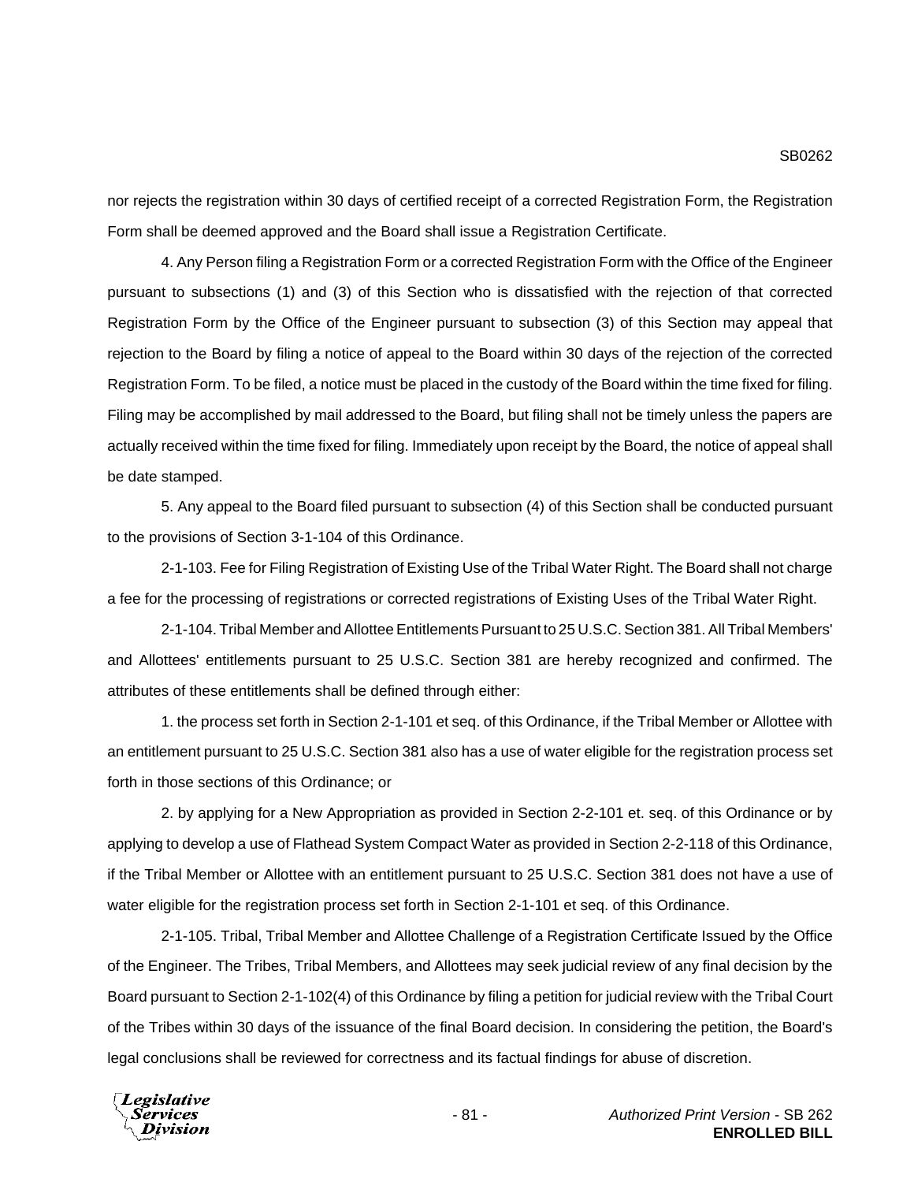nor rejects the registration within 30 days of certified receipt of a corrected Registration Form, the Registration Form shall be deemed approved and the Board shall issue a Registration Certificate.

4. Any Person filing a Registration Form or a corrected Registration Form with the Office of the Engineer pursuant to subsections (1) and (3) of this Section who is dissatisfied with the rejection of that corrected Registration Form by the Office of the Engineer pursuant to subsection (3) of this Section may appeal that rejection to the Board by filing a notice of appeal to the Board within 30 days of the rejection of the corrected Registration Form. To be filed, a notice must be placed in the custody of the Board within the time fixed for filing. Filing may be accomplished by mail addressed to the Board, but filing shall not be timely unless the papers are actually received within the time fixed for filing. Immediately upon receipt by the Board, the notice of appeal shall be date stamped.

5. Any appeal to the Board filed pursuant to subsection (4) of this Section shall be conducted pursuant to the provisions of Section 3-1-104 of this Ordinance.

2-1-103. Fee for Filing Registration of Existing Use of the Tribal Water Right. The Board shall not charge a fee for the processing of registrations or corrected registrations of Existing Uses of the Tribal Water Right.

2-1-104. Tribal Member and Allottee Entitlements Pursuant to 25 U.S.C. Section 381. All Tribal Members' and Allottees' entitlements pursuant to 25 U.S.C. Section 381 are hereby recognized and confirmed. The attributes of these entitlements shall be defined through either:

1. the process set forth in Section 2-1-101 et seq. of this Ordinance, if the Tribal Member or Allottee with an entitlement pursuant to 25 U.S.C. Section 381 also has a use of water eligible for the registration process set forth in those sections of this Ordinance; or

2. by applying for a New Appropriation as provided in Section 2-2-101 et. seq. of this Ordinance or by applying to develop a use of Flathead System Compact Water as provided in Section 2-2-118 of this Ordinance, if the Tribal Member or Allottee with an entitlement pursuant to 25 U.S.C. Section 381 does not have a use of water eligible for the registration process set forth in Section 2-1-101 et seq. of this Ordinance.

2-1-105. Tribal, Tribal Member and Allottee Challenge of a Registration Certificate Issued by the Office of the Engineer. The Tribes, Tribal Members, and Allottees may seek judicial review of any final decision by the Board pursuant to Section 2-1-102(4) of this Ordinance by filing a petition for judicial review with the Tribal Court of the Tribes within 30 days of the issuance of the final Board decision. In considering the petition, the Board's legal conclusions shall be reviewed for correctness and its factual findings for abuse of discretion.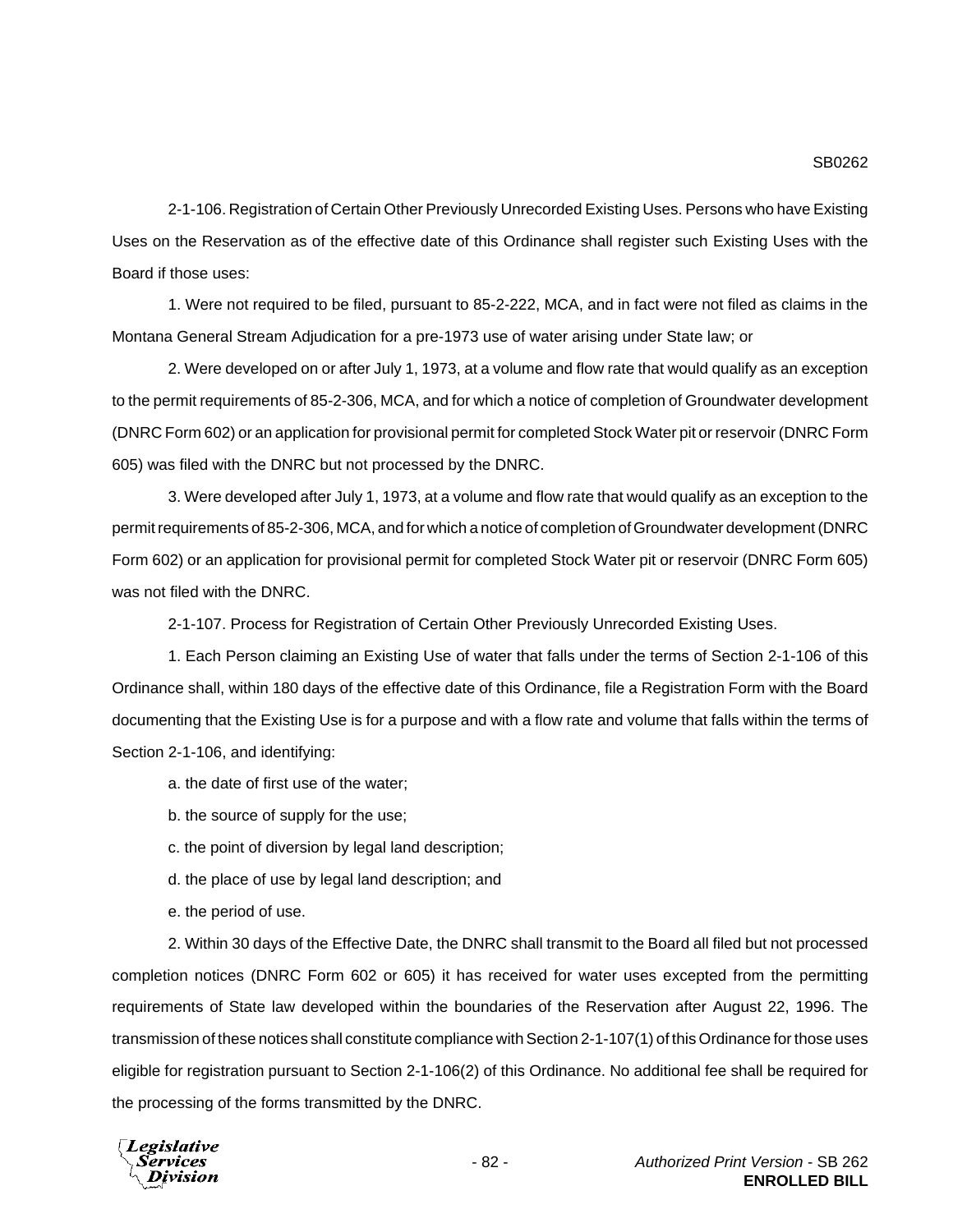2-1-106. Registration of Certain Other Previously Unrecorded Existing Uses. Persons who have Existing Uses on the Reservation as of the effective date of this Ordinance shall register such Existing Uses with the Board if those uses:

1. Were not required to be filed, pursuant to 85-2-222, MCA, and in fact were not filed as claims in the Montana General Stream Adjudication for a pre-1973 use of water arising under State law; or

2. Were developed on or after July 1, 1973, at a volume and flow rate that would qualify as an exception to the permit requirements of 85-2-306, MCA, and for which a notice of completion of Groundwater development (DNRC Form 602) or an application for provisional permit for completed Stock Water pit or reservoir (DNRC Form 605) was filed with the DNRC but not processed by the DNRC.

3. Were developed after July 1, 1973, at a volume and flow rate that would qualify as an exception to the permit requirements of 85-2-306, MCA, and for which a notice of completion of Groundwater development (DNRC Form 602) or an application for provisional permit for completed Stock Water pit or reservoir (DNRC Form 605) was not filed with the DNRC.

2-1-107. Process for Registration of Certain Other Previously Unrecorded Existing Uses.

1. Each Person claiming an Existing Use of water that falls under the terms of Section 2-1-106 of this Ordinance shall, within 180 days of the effective date of this Ordinance, file a Registration Form with the Board documenting that the Existing Use is for a purpose and with a flow rate and volume that falls within the terms of Section 2-1-106, and identifying:

a. the date of first use of the water;

b. the source of supply for the use;

c. the point of diversion by legal land description;

d. the place of use by legal land description; and

e. the period of use.

2. Within 30 days of the Effective Date, the DNRC shall transmit to the Board all filed but not processed completion notices (DNRC Form 602 or 605) it has received for water uses excepted from the permitting requirements of State law developed within the boundaries of the Reservation after August 22, 1996. The transmission of these notices shall constitute compliance with Section 2-1-107(1) of this Ordinance for those uses eligible for registration pursuant to Section 2-1-106(2) of this Ordinance. No additional fee shall be required for the processing of the forms transmitted by the DNRC.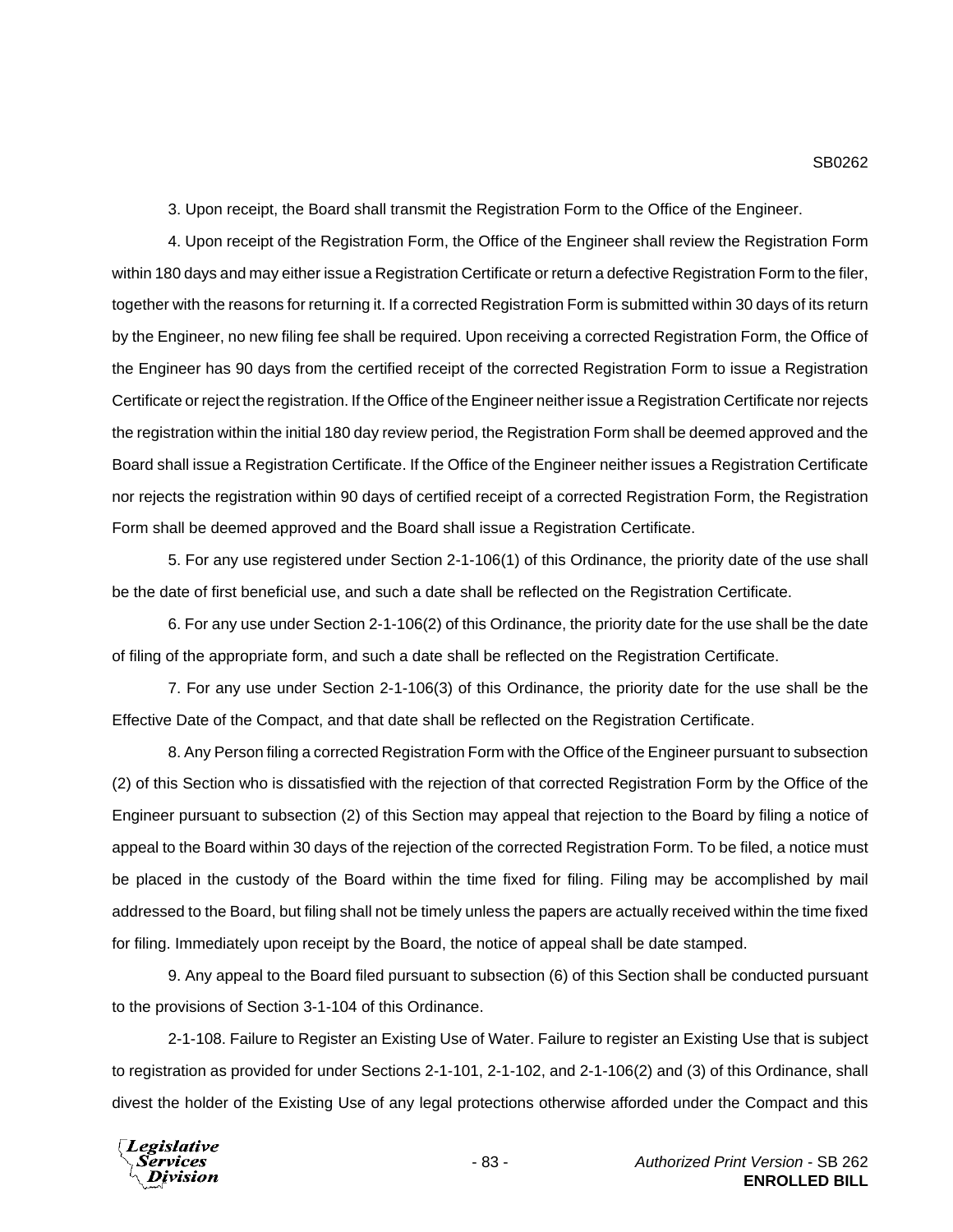3. Upon receipt, the Board shall transmit the Registration Form to the Office of the Engineer.

4. Upon receipt of the Registration Form, the Office of the Engineer shall review the Registration Form within 180 days and may either issue a Registration Certificate or return a defective Registration Form to the filer, together with the reasons for returning it. If a corrected Registration Form is submitted within 30 days of its return by the Engineer, no new filing fee shall be required. Upon receiving a corrected Registration Form, the Office of the Engineer has 90 days from the certified receipt of the corrected Registration Form to issue a Registration Certificate or reject the registration. If the Office of the Engineer neither issue a Registration Certificate nor rejects the registration within the initial 180 day review period, the Registration Form shall be deemed approved and the Board shall issue a Registration Certificate. If the Office of the Engineer neither issues a Registration Certificate nor rejects the registration within 90 days of certified receipt of a corrected Registration Form, the Registration Form shall be deemed approved and the Board shall issue a Registration Certificate.

5. For any use registered under Section 2-1-106(1) of this Ordinance, the priority date of the use shall be the date of first beneficial use, and such a date shall be reflected on the Registration Certificate.

6. For any use under Section 2-1-106(2) of this Ordinance, the priority date for the use shall be the date of filing of the appropriate form, and such a date shall be reflected on the Registration Certificate.

7. For any use under Section 2-1-106(3) of this Ordinance, the priority date for the use shall be the Effective Date of the Compact, and that date shall be reflected on the Registration Certificate.

8. Any Person filing a corrected Registration Form with the Office of the Engineer pursuant to subsection (2) of this Section who is dissatisfied with the rejection of that corrected Registration Form by the Office of the Engineer pursuant to subsection (2) of this Section may appeal that rejection to the Board by filing a notice of appeal to the Board within 30 days of the rejection of the corrected Registration Form. To be filed, a notice must be placed in the custody of the Board within the time fixed for filing. Filing may be accomplished by mail addressed to the Board, but filing shall not be timely unless the papers are actually received within the time fixed for filing. Immediately upon receipt by the Board, the notice of appeal shall be date stamped.

9. Any appeal to the Board filed pursuant to subsection (6) of this Section shall be conducted pursuant to the provisions of Section 3-1-104 of this Ordinance.

2-1-108. Failure to Register an Existing Use of Water. Failure to register an Existing Use that is subject to registration as provided for under Sections 2-1-101, 2-1-102, and 2-1-106(2) and (3) of this Ordinance, shall divest the holder of the Existing Use of any legal protections otherwise afforded under the Compact and this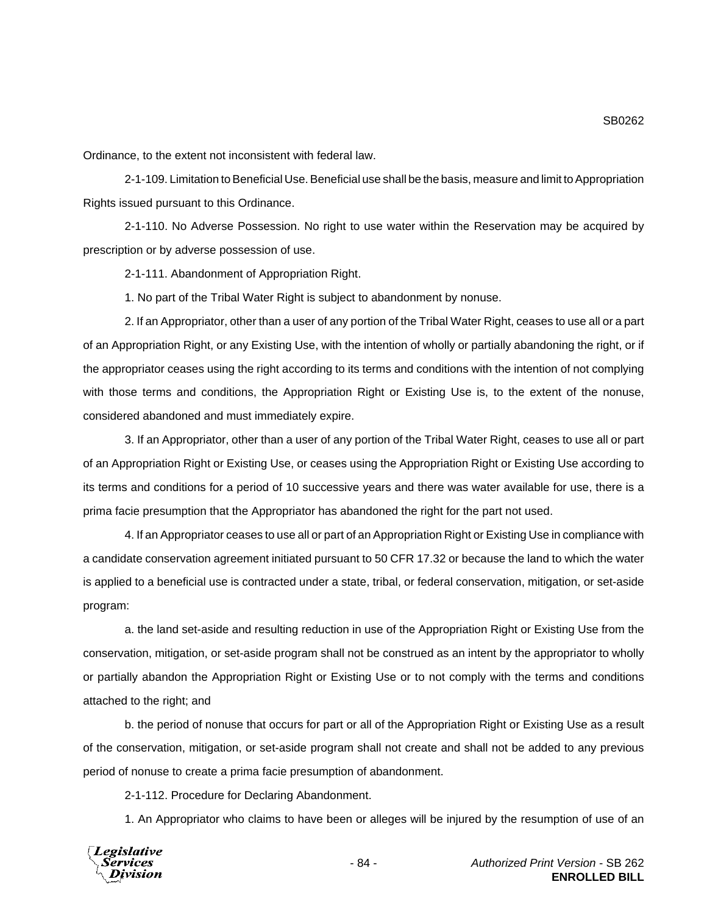Ordinance, to the extent not inconsistent with federal law.

2-1-109. Limitation to Beneficial Use. Beneficial use shall be the basis, measure and limit to Appropriation Rights issued pursuant to this Ordinance.

2-1-110. No Adverse Possession. No right to use water within the Reservation may be acquired by prescription or by adverse possession of use.

2-1-111. Abandonment of Appropriation Right.

1. No part of the Tribal Water Right is subject to abandonment by nonuse.

2. If an Appropriator, other than a user of any portion of the Tribal Water Right, ceases to use all or a part of an Appropriation Right, or any Existing Use, with the intention of wholly or partially abandoning the right, or if the appropriator ceases using the right according to its terms and conditions with the intention of not complying with those terms and conditions, the Appropriation Right or Existing Use is, to the extent of the nonuse, considered abandoned and must immediately expire.

3. If an Appropriator, other than a user of any portion of the Tribal Water Right, ceases to use all or part of an Appropriation Right or Existing Use, or ceases using the Appropriation Right or Existing Use according to its terms and conditions for a period of 10 successive years and there was water available for use, there is a prima facie presumption that the Appropriator has abandoned the right for the part not used.

4. If an Appropriator ceases to use all or part of an Appropriation Right or Existing Use in compliance with a candidate conservation agreement initiated pursuant to 50 CFR 17.32 or because the land to which the water is applied to a beneficial use is contracted under a state, tribal, or federal conservation, mitigation, or set-aside program:

a. the land set-aside and resulting reduction in use of the Appropriation Right or Existing Use from the conservation, mitigation, or set-aside program shall not be construed as an intent by the appropriator to wholly or partially abandon the Appropriation Right or Existing Use or to not comply with the terms and conditions attached to the right; and

b. the period of nonuse that occurs for part or all of the Appropriation Right or Existing Use as a result of the conservation, mitigation, or set-aside program shall not create and shall not be added to any previous period of nonuse to create a prima facie presumption of abandonment.

2-1-112. Procedure for Declaring Abandonment.

1. An Appropriator who claims to have been or alleges will be injured by the resumption of use of an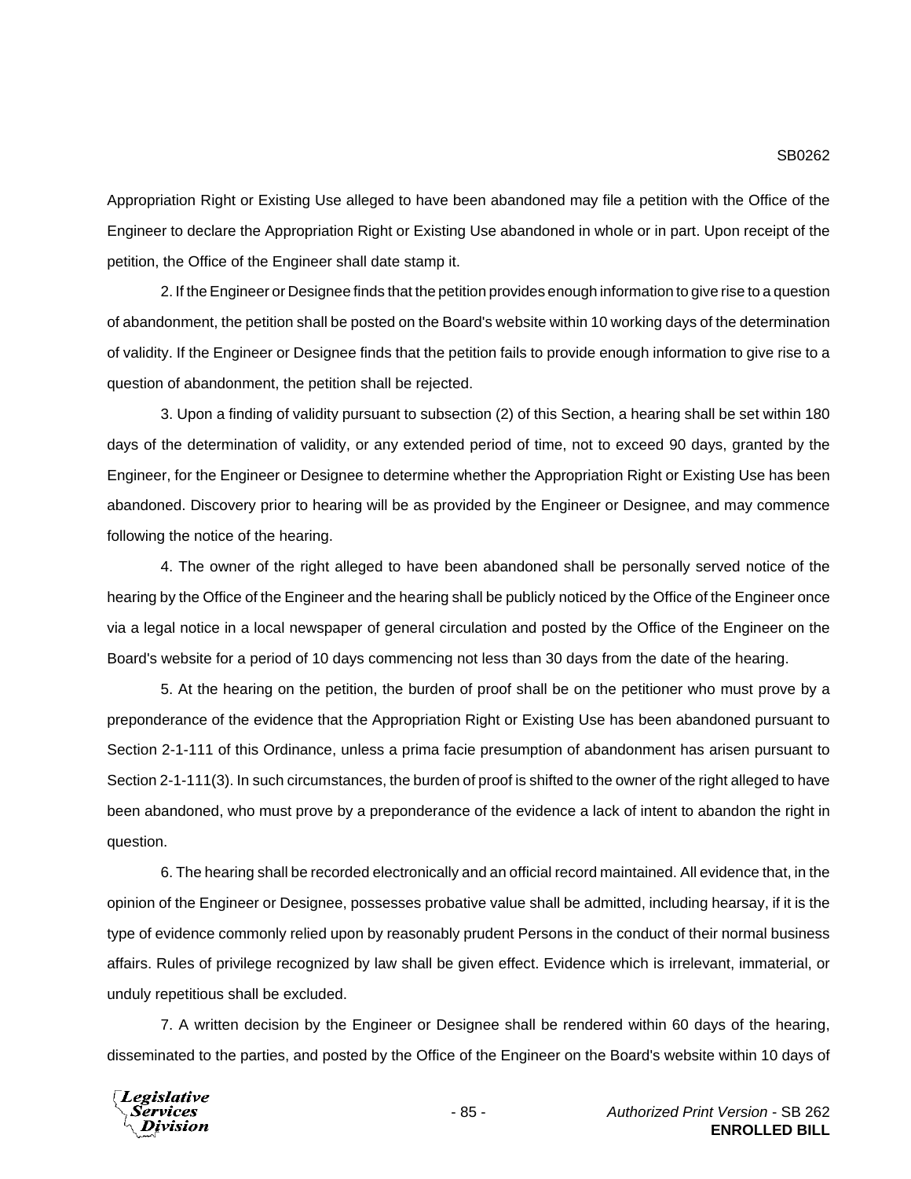Appropriation Right or Existing Use alleged to have been abandoned may file a petition with the Office of the Engineer to declare the Appropriation Right or Existing Use abandoned in whole or in part. Upon receipt of the petition, the Office of the Engineer shall date stamp it.

2. If the Engineer or Designee finds that the petition provides enough information to give rise to a question of abandonment, the petition shall be posted on the Board's website within 10 working days of the determination of validity. If the Engineer or Designee finds that the petition fails to provide enough information to give rise to a question of abandonment, the petition shall be rejected.

3. Upon a finding of validity pursuant to subsection (2) of this Section, a hearing shall be set within 180 days of the determination of validity, or any extended period of time, not to exceed 90 days, granted by the Engineer, for the Engineer or Designee to determine whether the Appropriation Right or Existing Use has been abandoned. Discovery prior to hearing will be as provided by the Engineer or Designee, and may commence following the notice of the hearing.

4. The owner of the right alleged to have been abandoned shall be personally served notice of the hearing by the Office of the Engineer and the hearing shall be publicly noticed by the Office of the Engineer once via a legal notice in a local newspaper of general circulation and posted by the Office of the Engineer on the Board's website for a period of 10 days commencing not less than 30 days from the date of the hearing.

5. At the hearing on the petition, the burden of proof shall be on the petitioner who must prove by a preponderance of the evidence that the Appropriation Right or Existing Use has been abandoned pursuant to Section 2-1-111 of this Ordinance, unless a prima facie presumption of abandonment has arisen pursuant to Section 2-1-111(3). In such circumstances, the burden of proof is shifted to the owner of the right alleged to have been abandoned, who must prove by a preponderance of the evidence a lack of intent to abandon the right in question.

6. The hearing shall be recorded electronically and an official record maintained. All evidence that, in the opinion of the Engineer or Designee, possesses probative value shall be admitted, including hearsay, if it is the type of evidence commonly relied upon by reasonably prudent Persons in the conduct of their normal business affairs. Rules of privilege recognized by law shall be given effect. Evidence which is irrelevant, immaterial, or unduly repetitious shall be excluded.

7. A written decision by the Engineer or Designee shall be rendered within 60 days of the hearing, disseminated to the parties, and posted by the Office of the Engineer on the Board's website within 10 days of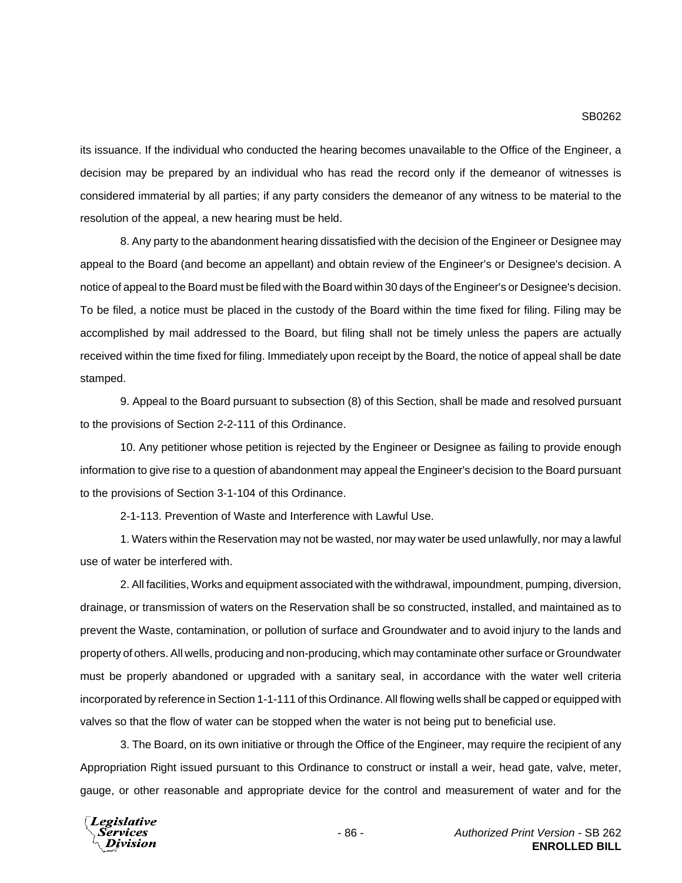its issuance. If the individual who conducted the hearing becomes unavailable to the Office of the Engineer, a decision may be prepared by an individual who has read the record only if the demeanor of witnesses is considered immaterial by all parties; if any party considers the demeanor of any witness to be material to the resolution of the appeal, a new hearing must be held.

8. Any party to the abandonment hearing dissatisfied with the decision of the Engineer or Designee may appeal to the Board (and become an appellant) and obtain review of the Engineer's or Designee's decision. A notice of appeal to the Board must be filed with the Board within 30 days of the Engineer's or Designee's decision. To be filed, a notice must be placed in the custody of the Board within the time fixed for filing. Filing may be accomplished by mail addressed to the Board, but filing shall not be timely unless the papers are actually received within the time fixed for filing. Immediately upon receipt by the Board, the notice of appeal shall be date stamped.

9. Appeal to the Board pursuant to subsection (8) of this Section, shall be made and resolved pursuant to the provisions of Section 2-2-111 of this Ordinance.

10. Any petitioner whose petition is rejected by the Engineer or Designee as failing to provide enough information to give rise to a question of abandonment may appeal the Engineer's decision to the Board pursuant to the provisions of Section 3-1-104 of this Ordinance.

2-1-113. Prevention of Waste and Interference with Lawful Use.

1. Waters within the Reservation may not be wasted, nor may water be used unlawfully, nor may a lawful use of water be interfered with.

2. All facilities, Works and equipment associated with the withdrawal, impoundment, pumping, diversion, drainage, or transmission of waters on the Reservation shall be so constructed, installed, and maintained as to prevent the Waste, contamination, or pollution of surface and Groundwater and to avoid injury to the lands and property of others. All wells, producing and non-producing, which may contaminate other surface or Groundwater must be properly abandoned or upgraded with a sanitary seal, in accordance with the water well criteria incorporated by reference in Section 1-1-111 of this Ordinance. All flowing wells shall be capped or equipped with valves so that the flow of water can be stopped when the water is not being put to beneficial use.

3. The Board, on its own initiative or through the Office of the Engineer, may require the recipient of any Appropriation Right issued pursuant to this Ordinance to construct or install a weir, head gate, valve, meter, gauge, or other reasonable and appropriate device for the control and measurement of water and for the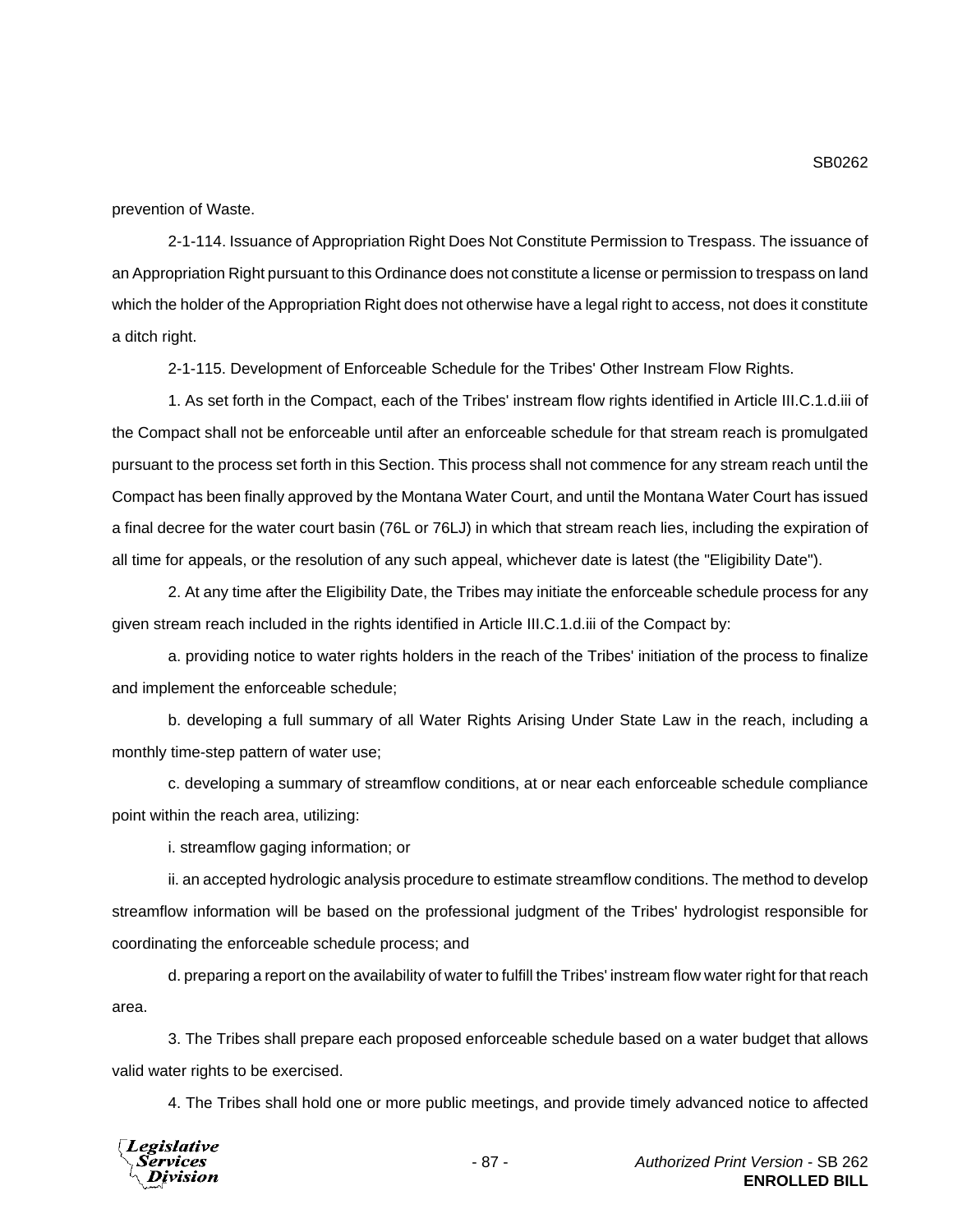prevention of Waste.

2-1-114. Issuance of Appropriation Right Does Not Constitute Permission to Trespass. The issuance of an Appropriation Right pursuant to this Ordinance does not constitute a license or permission to trespass on land which the holder of the Appropriation Right does not otherwise have a legal right to access, not does it constitute a ditch right.

2-1-115. Development of Enforceable Schedule for the Tribes' Other Instream Flow Rights.

1. As set forth in the Compact, each of the Tribes' instream flow rights identified in Article III.C.1.d.iii of the Compact shall not be enforceable until after an enforceable schedule for that stream reach is promulgated pursuant to the process set forth in this Section. This process shall not commence for any stream reach until the Compact has been finally approved by the Montana Water Court, and until the Montana Water Court has issued a final decree for the water court basin (76L or 76LJ) in which that stream reach lies, including the expiration of all time for appeals, or the resolution of any such appeal, whichever date is latest (the "Eligibility Date").

2. At any time after the Eligibility Date, the Tribes may initiate the enforceable schedule process for any given stream reach included in the rights identified in Article III.C.1.d.iii of the Compact by:

a. providing notice to water rights holders in the reach of the Tribes' initiation of the process to finalize and implement the enforceable schedule;

b. developing a full summary of all Water Rights Arising Under State Law in the reach, including a monthly time-step pattern of water use;

c. developing a summary of streamflow conditions, at or near each enforceable schedule compliance point within the reach area, utilizing:

i. streamflow gaging information; or

ii. an accepted hydrologic analysis procedure to estimate streamflow conditions. The method to develop streamflow information will be based on the professional judgment of the Tribes' hydrologist responsible for coordinating the enforceable schedule process; and

d. preparing a report on the availability of water to fulfill the Tribes' instream flow water right for that reach area.

3. The Tribes shall prepare each proposed enforceable schedule based on a water budget that allows valid water rights to be exercised.

4. The Tribes shall hold one or more public meetings, and provide timely advanced notice to affected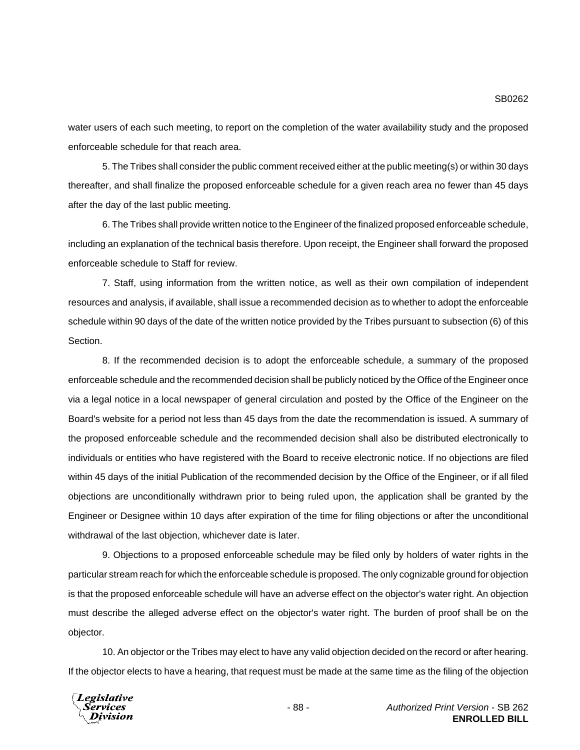water users of each such meeting, to report on the completion of the water availability study and the proposed enforceable schedule for that reach area.

5. The Tribes shall consider the public comment received either at the public meeting(s) or within 30 days thereafter, and shall finalize the proposed enforceable schedule for a given reach area no fewer than 45 days after the day of the last public meeting.

6. The Tribes shall provide written notice to the Engineer of the finalized proposed enforceable schedule, including an explanation of the technical basis therefore. Upon receipt, the Engineer shall forward the proposed enforceable schedule to Staff for review.

7. Staff, using information from the written notice, as well as their own compilation of independent resources and analysis, if available, shall issue a recommended decision as to whether to adopt the enforceable schedule within 90 days of the date of the written notice provided by the Tribes pursuant to subsection (6) of this Section.

8. If the recommended decision is to adopt the enforceable schedule, a summary of the proposed enforceable schedule and the recommended decision shall be publicly noticed by the Office of the Engineer once via a legal notice in a local newspaper of general circulation and posted by the Office of the Engineer on the Board's website for a period not less than 45 days from the date the recommendation is issued. A summary of the proposed enforceable schedule and the recommended decision shall also be distributed electronically to individuals or entities who have registered with the Board to receive electronic notice. If no objections are filed within 45 days of the initial Publication of the recommended decision by the Office of the Engineer, or if all filed objections are unconditionally withdrawn prior to being ruled upon, the application shall be granted by the Engineer or Designee within 10 days after expiration of the time for filing objections or after the unconditional withdrawal of the last objection, whichever date is later.

9. Objections to a proposed enforceable schedule may be filed only by holders of water rights in the particular stream reach for which the enforceable schedule is proposed. The only cognizable ground for objection is that the proposed enforceable schedule will have an adverse effect on the objector's water right. An objection must describe the alleged adverse effect on the objector's water right. The burden of proof shall be on the objector.

10. An objector or the Tribes may elect to have any valid objection decided on the record or after hearing. If the objector elects to have a hearing, that request must be made at the same time as the filing of the objection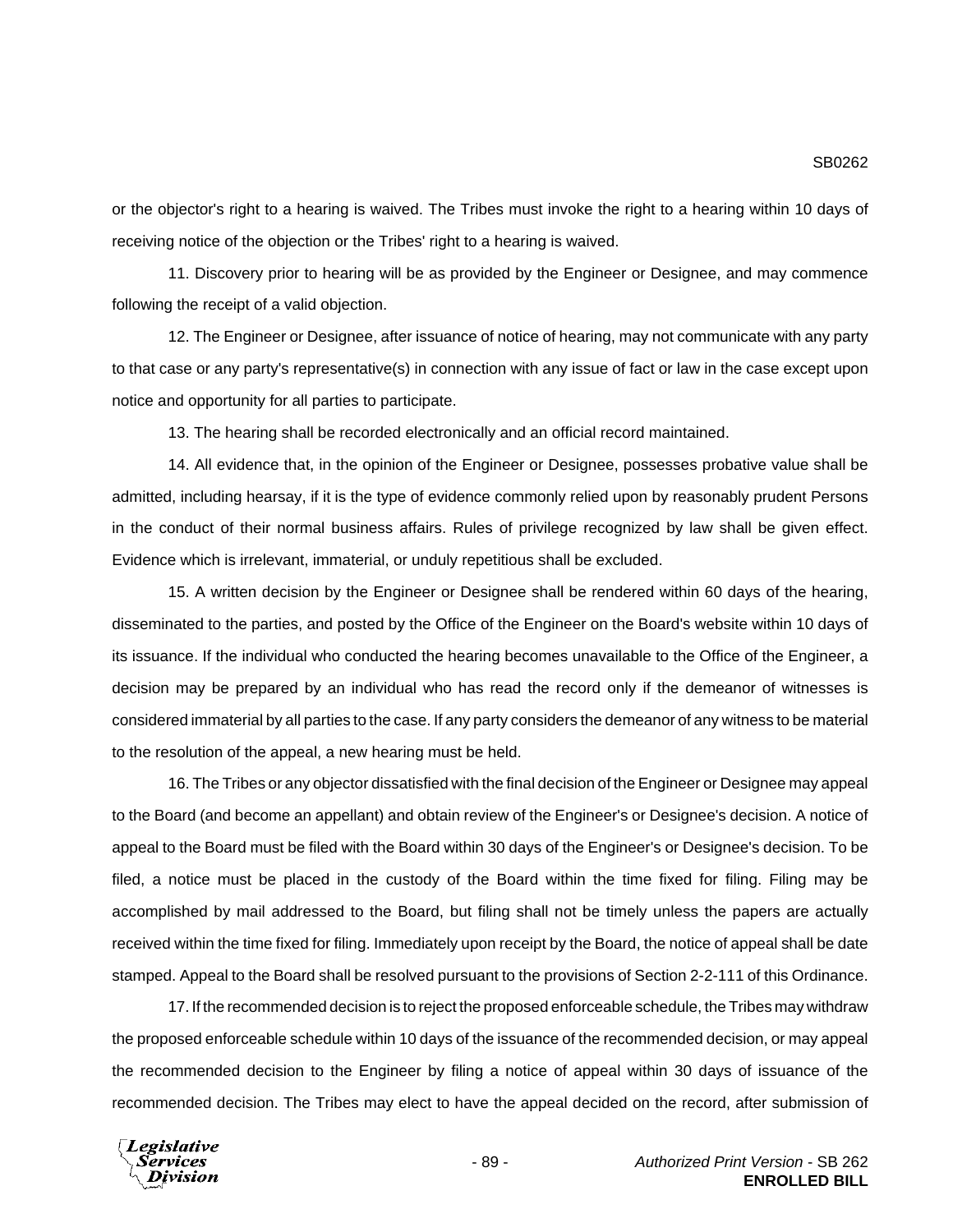or the objector's right to a hearing is waived. The Tribes must invoke the right to a hearing within 10 days of receiving notice of the objection or the Tribes' right to a hearing is waived.

11. Discovery prior to hearing will be as provided by the Engineer or Designee, and may commence following the receipt of a valid objection.

12. The Engineer or Designee, after issuance of notice of hearing, may not communicate with any party to that case or any party's representative(s) in connection with any issue of fact or law in the case except upon notice and opportunity for all parties to participate.

13. The hearing shall be recorded electronically and an official record maintained.

14. All evidence that, in the opinion of the Engineer or Designee, possesses probative value shall be admitted, including hearsay, if it is the type of evidence commonly relied upon by reasonably prudent Persons in the conduct of their normal business affairs. Rules of privilege recognized by law shall be given effect. Evidence which is irrelevant, immaterial, or unduly repetitious shall be excluded.

15. A written decision by the Engineer or Designee shall be rendered within 60 days of the hearing, disseminated to the parties, and posted by the Office of the Engineer on the Board's website within 10 days of its issuance. If the individual who conducted the hearing becomes unavailable to the Office of the Engineer, a decision may be prepared by an individual who has read the record only if the demeanor of witnesses is considered immaterial by all parties to the case. If any party considers the demeanor of any witness to be material to the resolution of the appeal, a new hearing must be held.

16. The Tribes or any objector dissatisfied with the final decision of the Engineer or Designee may appeal to the Board (and become an appellant) and obtain review of the Engineer's or Designee's decision. A notice of appeal to the Board must be filed with the Board within 30 days of the Engineer's or Designee's decision. To be filed, a notice must be placed in the custody of the Board within the time fixed for filing. Filing may be accomplished by mail addressed to the Board, but filing shall not be timely unless the papers are actually received within the time fixed for filing. Immediately upon receipt by the Board, the notice of appeal shall be date stamped. Appeal to the Board shall be resolved pursuant to the provisions of Section 2-2-111 of this Ordinance.

17. If the recommended decision is to reject the proposed enforceable schedule, the Tribes may withdraw the proposed enforceable schedule within 10 days of the issuance of the recommended decision, or may appeal the recommended decision to the Engineer by filing a notice of appeal within 30 days of issuance of the recommended decision. The Tribes may elect to have the appeal decided on the record, after submission of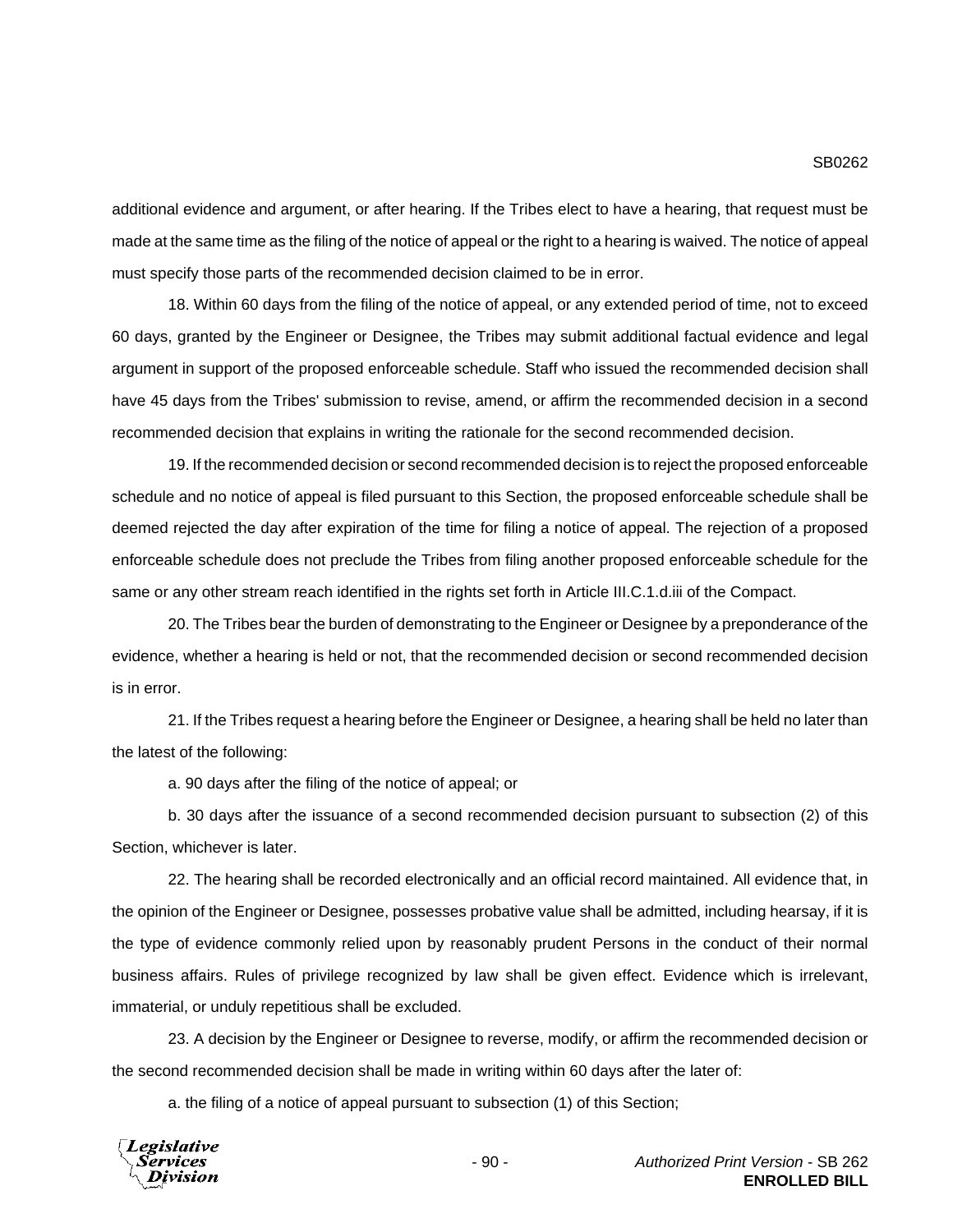additional evidence and argument, or after hearing. If the Tribes elect to have a hearing, that request must be made at the same time as the filing of the notice of appeal or the right to a hearing is waived. The notice of appeal must specify those parts of the recommended decision claimed to be in error.

18. Within 60 days from the filing of the notice of appeal, or any extended period of time, not to exceed 60 days, granted by the Engineer or Designee, the Tribes may submit additional factual evidence and legal argument in support of the proposed enforceable schedule. Staff who issued the recommended decision shall have 45 days from the Tribes' submission to revise, amend, or affirm the recommended decision in a second recommended decision that explains in writing the rationale for the second recommended decision.

19. If the recommended decision or second recommended decision is to reject the proposed enforceable schedule and no notice of appeal is filed pursuant to this Section, the proposed enforceable schedule shall be deemed rejected the day after expiration of the time for filing a notice of appeal. The rejection of a proposed enforceable schedule does not preclude the Tribes from filing another proposed enforceable schedule for the same or any other stream reach identified in the rights set forth in Article III.C.1.d.iii of the Compact.

20. The Tribes bear the burden of demonstrating to the Engineer or Designee by a preponderance of the evidence, whether a hearing is held or not, that the recommended decision or second recommended decision is in error.

21. If the Tribes request a hearing before the Engineer or Designee, a hearing shall be held no later than the latest of the following:

a. 90 days after the filing of the notice of appeal; or

b. 30 days after the issuance of a second recommended decision pursuant to subsection (2) of this Section, whichever is later.

22. The hearing shall be recorded electronically and an official record maintained. All evidence that, in the opinion of the Engineer or Designee, possesses probative value shall be admitted, including hearsay, if it is the type of evidence commonly relied upon by reasonably prudent Persons in the conduct of their normal business affairs. Rules of privilege recognized by law shall be given effect. Evidence which is irrelevant, immaterial, or unduly repetitious shall be excluded.

23. A decision by the Engineer or Designee to reverse, modify, or affirm the recommended decision or the second recommended decision shall be made in writing within 60 days after the later of:

a. the filing of a notice of appeal pursuant to subsection (1) of this Section;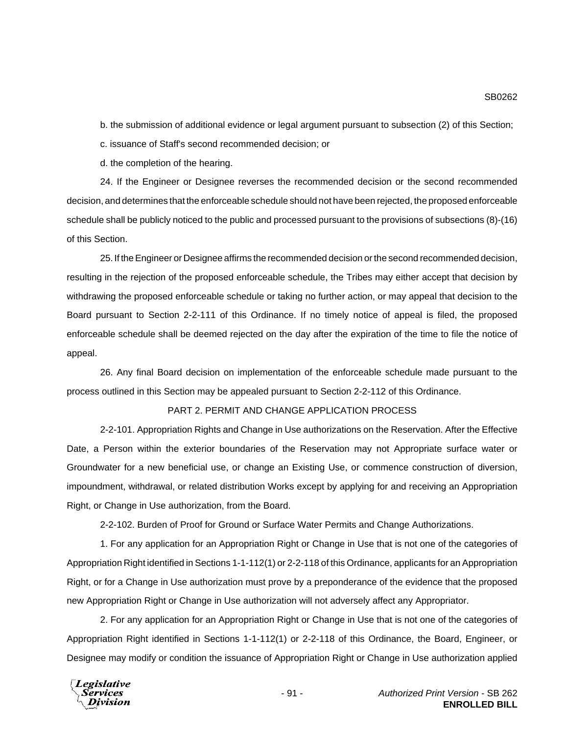b. the submission of additional evidence or legal argument pursuant to subsection (2) of this Section;

c. issuance of Staff's second recommended decision; or

d. the completion of the hearing.

24. If the Engineer or Designee reverses the recommended decision or the second recommended decision, and determines that the enforceable schedule should not have been rejected, the proposed enforceable schedule shall be publicly noticed to the public and processed pursuant to the provisions of subsections (8)-(16) of this Section.

25. If the Engineer or Designee affirms the recommended decision or the second recommended decision, resulting in the rejection of the proposed enforceable schedule, the Tribes may either accept that decision by withdrawing the proposed enforceable schedule or taking no further action, or may appeal that decision to the Board pursuant to Section 2-2-111 of this Ordinance. If no timely notice of appeal is filed, the proposed enforceable schedule shall be deemed rejected on the day after the expiration of the time to file the notice of appeal.

26. Any final Board decision on implementation of the enforceable schedule made pursuant to the process outlined in this Section may be appealed pursuant to Section 2-2-112 of this Ordinance.

PART 2. PERMIT AND CHANGE APPLICATION PROCESS

2-2-101. Appropriation Rights and Change in Use authorizations on the Reservation. After the Effective Date, a Person within the exterior boundaries of the Reservation may not Appropriate surface water or Groundwater for a new beneficial use, or change an Existing Use, or commence construction of diversion, impoundment, withdrawal, or related distribution Works except by applying for and receiving an Appropriation Right, or Change in Use authorization, from the Board.

2-2-102. Burden of Proof for Ground or Surface Water Permits and Change Authorizations.

1. For any application for an Appropriation Right or Change in Use that is not one of the categories of Appropriation Right identified in Sections 1-1-112(1) or 2-2-118 of this Ordinance, applicants for an Appropriation Right, or for a Change in Use authorization must prove by a preponderance of the evidence that the proposed new Appropriation Right or Change in Use authorization will not adversely affect any Appropriator.

2. For any application for an Appropriation Right or Change in Use that is not one of the categories of Appropriation Right identified in Sections 1-1-112(1) or 2-2-118 of this Ordinance, the Board, Engineer, or Designee may modify or condition the issuance of Appropriation Right or Change in Use authorization applied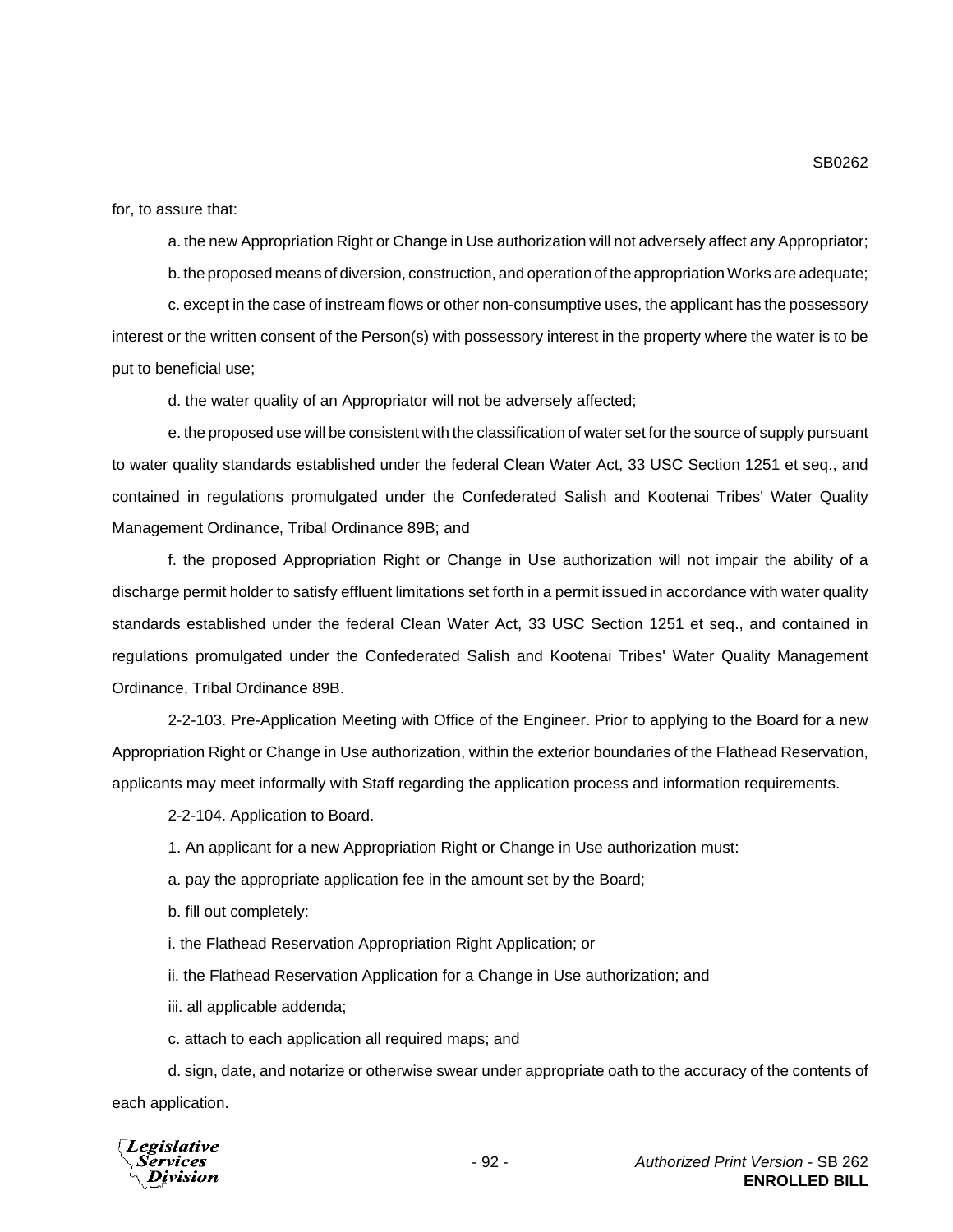for, to assure that:

a. the new Appropriation Right or Change in Use authorization will not adversely affect any Appropriator;

b. the proposed means of diversion, construction, and operation of the appropriation Works are adequate;

c. except in the case of instream flows or other non-consumptive uses, the applicant has the possessory interest or the written consent of the Person(s) with possessory interest in the property where the water is to be put to beneficial use;

d. the water quality of an Appropriator will not be adversely affected;

e. the proposed use will be consistent with the classification of water set for the source of supply pursuant to water quality standards established under the federal Clean Water Act, 33 USC Section 1251 et seq., and contained in regulations promulgated under the Confederated Salish and Kootenai Tribes' Water Quality Management Ordinance, Tribal Ordinance 89B; and

f. the proposed Appropriation Right or Change in Use authorization will not impair the ability of a discharge permit holder to satisfy effluent limitations set forth in a permit issued in accordance with water quality standards established under the federal Clean Water Act, 33 USC Section 1251 et seq., and contained in regulations promulgated under the Confederated Salish and Kootenai Tribes' Water Quality Management Ordinance, Tribal Ordinance 89B.

2-2-103. Pre-Application Meeting with Office of the Engineer. Prior to applying to the Board for a new Appropriation Right or Change in Use authorization, within the exterior boundaries of the Flathead Reservation, applicants may meet informally with Staff regarding the application process and information requirements.

2-2-104. Application to Board.

1. An applicant for a new Appropriation Right or Change in Use authorization must:

a. pay the appropriate application fee in the amount set by the Board;

b. fill out completely:

i. the Flathead Reservation Appropriation Right Application; or

ii. the Flathead Reservation Application for a Change in Use authorization; and

iii. all applicable addenda;

c. attach to each application all required maps; and

d. sign, date, and notarize or otherwise swear under appropriate oath to the accuracy of the contents of each application.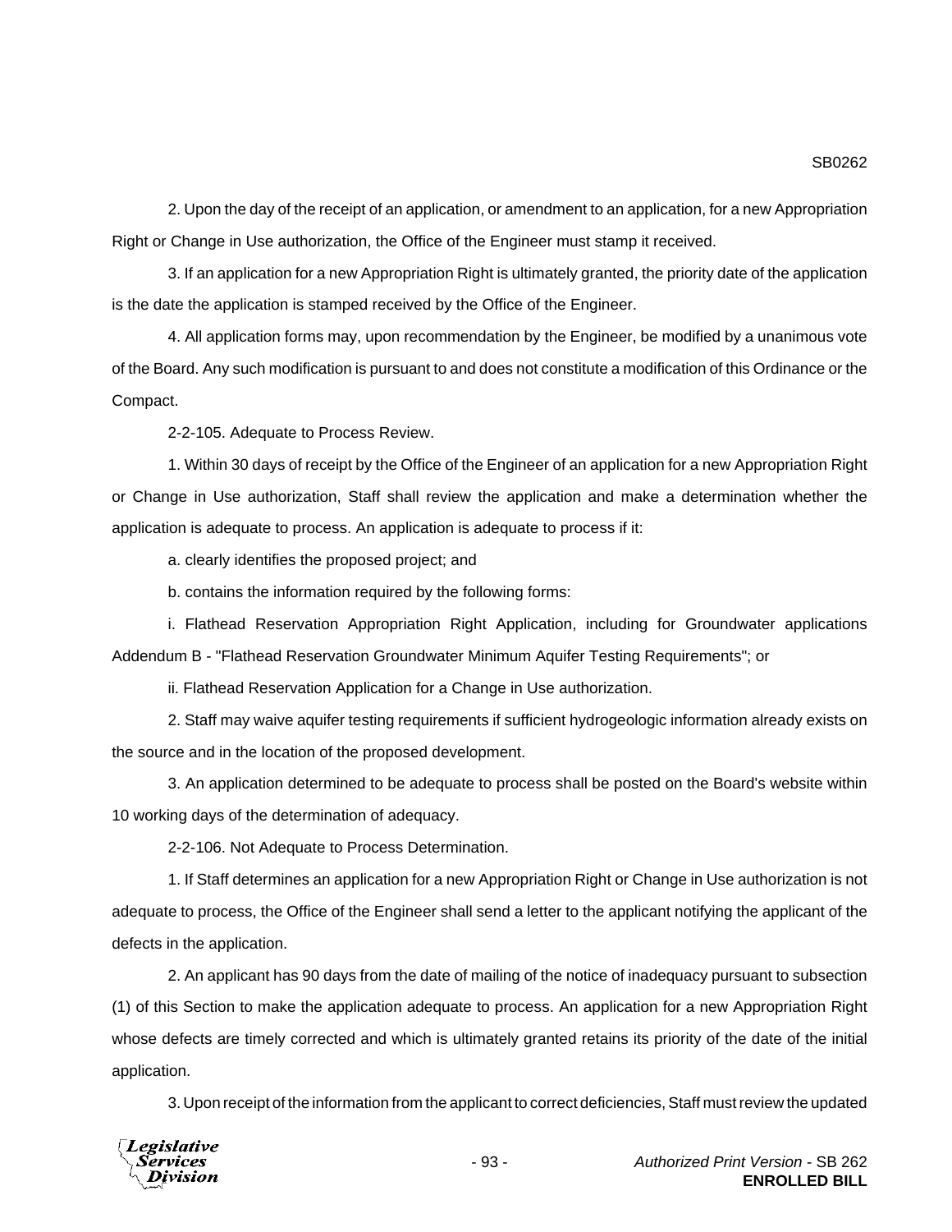2. Upon the day of the receipt of an application, or amendment to an application, for a new Appropriation Right or Change in Use authorization, the Office of the Engineer must stamp it received.

3. If an application for a new Appropriation Right is ultimately granted, the priority date of the application is the date the application is stamped received by the Office of the Engineer.

4. All application forms may, upon recommendation by the Engineer, be modified by a unanimous vote of the Board. Any such modification is pursuant to and does not constitute a modification of this Ordinance or the Compact.

2-2-105. Adequate to Process Review.

1. Within 30 days of receipt by the Office of the Engineer of an application for a new Appropriation Right or Change in Use authorization, Staff shall review the application and make a determination whether the application is adequate to process. An application is adequate to process if it:

a. clearly identifies the proposed project; and

b. contains the information required by the following forms:

i. Flathead Reservation Appropriation Right Application, including for Groundwater applications Addendum B - "Flathead Reservation Groundwater Minimum Aquifer Testing Requirements"; or

ii. Flathead Reservation Application for a Change in Use authorization.

2. Staff may waive aquifer testing requirements if sufficient hydrogeologic information already exists on the source and in the location of the proposed development.

3. An application determined to be adequate to process shall be posted on the Board's website within 10 working days of the determination of adequacy.

2-2-106. Not Adequate to Process Determination.

1. If Staff determines an application for a new Appropriation Right or Change in Use authorization is not adequate to process, the Office of the Engineer shall send a letter to the applicant notifying the applicant of the defects in the application.

2. An applicant has 90 days from the date of mailing of the notice of inadequacy pursuant to subsection (1) of this Section to make the application adequate to process. An application for a new Appropriation Right whose defects are timely corrected and which is ultimately granted retains its priority of the date of the initial application.

3. Upon receipt of the information from the applicant to correct deficiencies, Staff must review the updated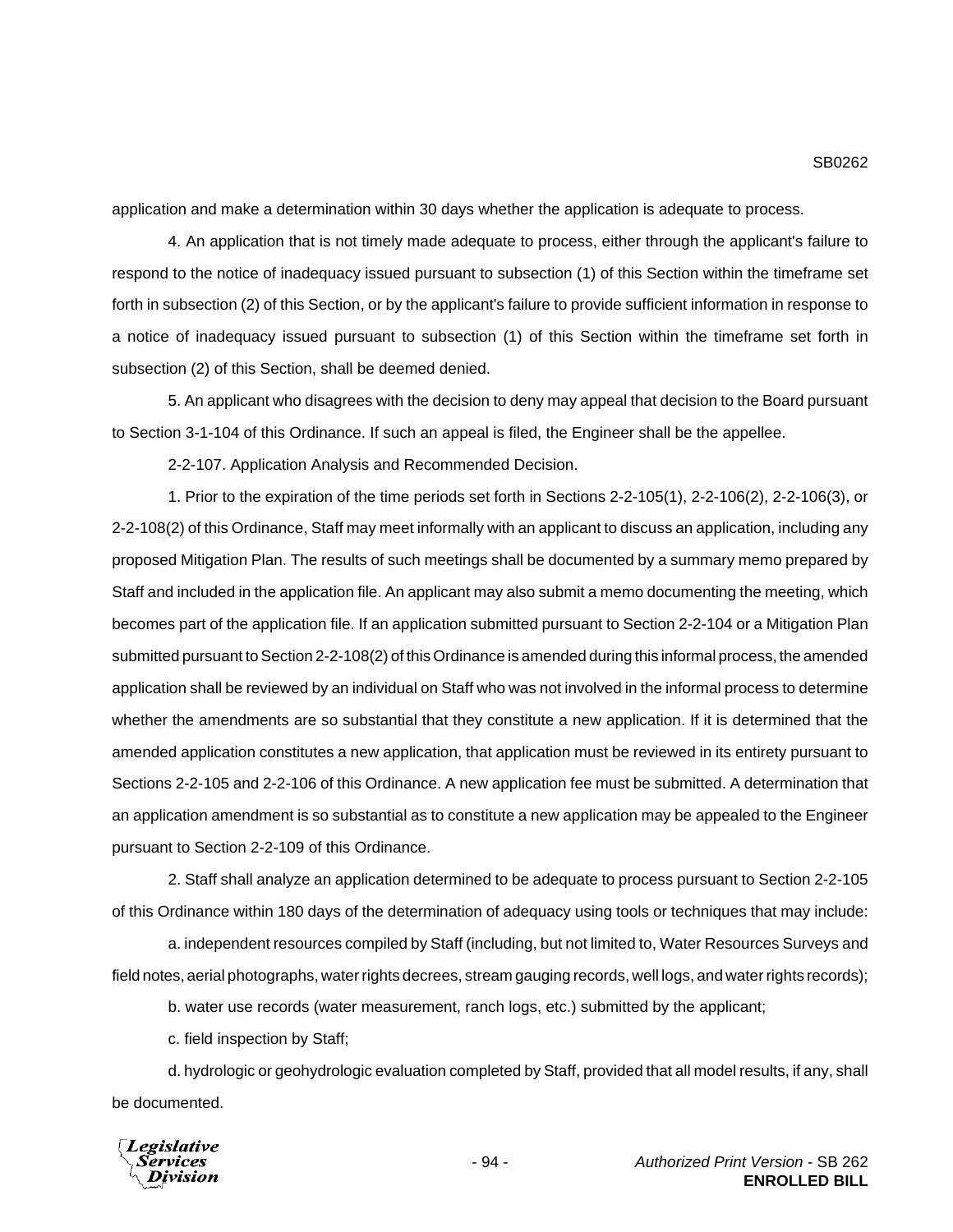application and make a determination within 30 days whether the application is adequate to process.

4. An application that is not timely made adequate to process, either through the applicant's failure to respond to the notice of inadequacy issued pursuant to subsection (1) of this Section within the timeframe set forth in subsection (2) of this Section, or by the applicant's failure to provide sufficient information in response to a notice of inadequacy issued pursuant to subsection (1) of this Section within the timeframe set forth in subsection (2) of this Section, shall be deemed denied.

5. An applicant who disagrees with the decision to deny may appeal that decision to the Board pursuant to Section 3-1-104 of this Ordinance. If such an appeal is filed, the Engineer shall be the appellee.

2-2-107. Application Analysis and Recommended Decision.

1. Prior to the expiration of the time periods set forth in Sections 2-2-105(1), 2-2-106(2), 2-2-106(3), or 2-2-108(2) of this Ordinance, Staff may meet informally with an applicant to discuss an application, including any proposed Mitigation Plan. The results of such meetings shall be documented by a summary memo prepared by Staff and included in the application file. An applicant may also submit a memo documenting the meeting, which becomes part of the application file. If an application submitted pursuant to Section 2-2-104 or a Mitigation Plan submitted pursuant to Section 2-2-108(2) of this Ordinance is amended during this informal process, the amended application shall be reviewed by an individual on Staff who was not involved in the informal process to determine whether the amendments are so substantial that they constitute a new application. If it is determined that the amended application constitutes a new application, that application must be reviewed in its entirety pursuant to Sections 2-2-105 and 2-2-106 of this Ordinance. A new application fee must be submitted. A determination that an application amendment is so substantial as to constitute a new application may be appealed to the Engineer pursuant to Section 2-2-109 of this Ordinance.

2. Staff shall analyze an application determined to be adequate to process pursuant to Section 2-2-105 of this Ordinance within 180 days of the determination of adequacy using tools or techniques that may include:

a. independent resources compiled by Staff (including, but not limited to, Water Resources Surveys and field notes, aerial photographs, water rights decrees, stream gauging records, well logs, and water rights records);

b. water use records (water measurement, ranch logs, etc.) submitted by the applicant;

c. field inspection by Staff;

d. hydrologic or geohydrologic evaluation completed by Staff, provided that all model results, if any, shall be documented.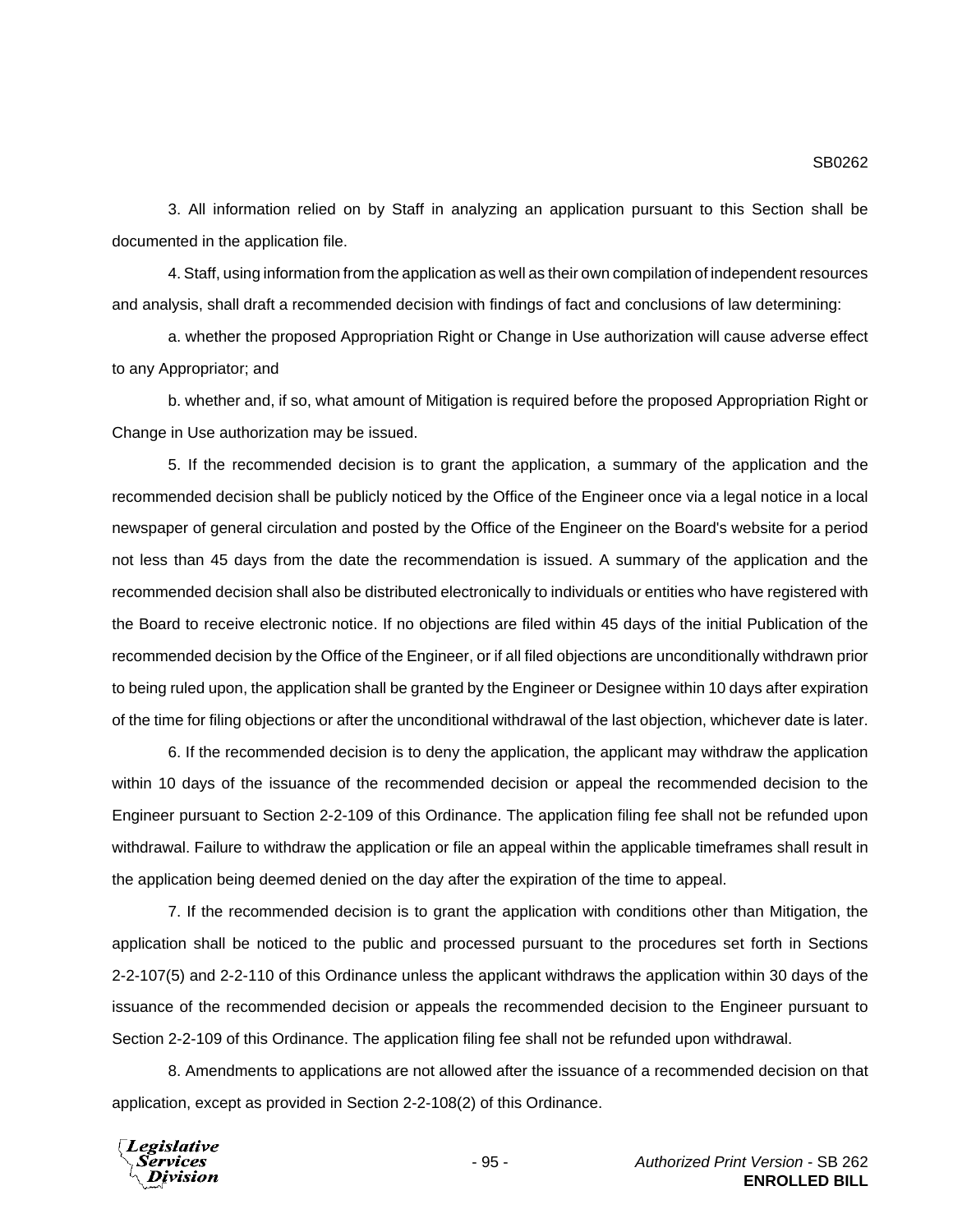3. All information relied on by Staff in analyzing an application pursuant to this Section shall be documented in the application file.

4. Staff, using information from the application as well as their own compilation of independent resources and analysis, shall draft a recommended decision with findings of fact and conclusions of law determining:

a. whether the proposed Appropriation Right or Change in Use authorization will cause adverse effect to any Appropriator; and

b. whether and, if so, what amount of Mitigation is required before the proposed Appropriation Right or Change in Use authorization may be issued.

5. If the recommended decision is to grant the application, a summary of the application and the recommended decision shall be publicly noticed by the Office of the Engineer once via a legal notice in a local newspaper of general circulation and posted by the Office of the Engineer on the Board's website for a period not less than 45 days from the date the recommendation is issued. A summary of the application and the recommended decision shall also be distributed electronically to individuals or entities who have registered with the Board to receive electronic notice. If no objections are filed within 45 days of the initial Publication of the recommended decision by the Office of the Engineer, or if all filed objections are unconditionally withdrawn prior to being ruled upon, the application shall be granted by the Engineer or Designee within 10 days after expiration of the time for filing objections or after the unconditional withdrawal of the last objection, whichever date is later.

6. If the recommended decision is to deny the application, the applicant may withdraw the application within 10 days of the issuance of the recommended decision or appeal the recommended decision to the Engineer pursuant to Section 2-2-109 of this Ordinance. The application filing fee shall not be refunded upon withdrawal. Failure to withdraw the application or file an appeal within the applicable timeframes shall result in the application being deemed denied on the day after the expiration of the time to appeal.

7. If the recommended decision is to grant the application with conditions other than Mitigation, the application shall be noticed to the public and processed pursuant to the procedures set forth in Sections 2-2-107(5) and 2-2-110 of this Ordinance unless the applicant withdraws the application within 30 days of the issuance of the recommended decision or appeals the recommended decision to the Engineer pursuant to Section 2-2-109 of this Ordinance. The application filing fee shall not be refunded upon withdrawal.

8. Amendments to applications are not allowed after the issuance of a recommended decision on that application, except as provided in Section 2-2-108(2) of this Ordinance.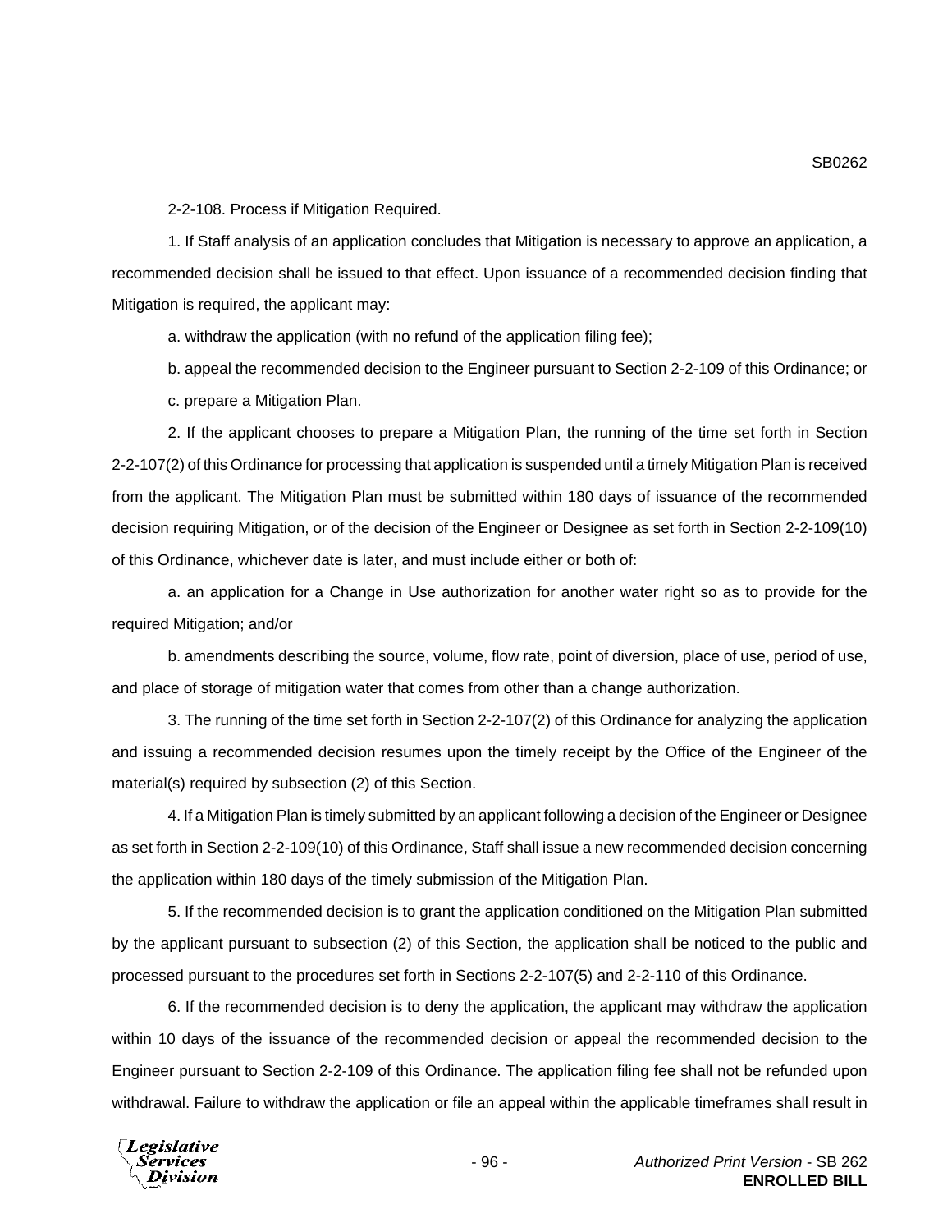2-2-108. Process if Mitigation Required.

1. If Staff analysis of an application concludes that Mitigation is necessary to approve an application, a recommended decision shall be issued to that effect. Upon issuance of a recommended decision finding that Mitigation is required, the applicant may:

a. withdraw the application (with no refund of the application filing fee);

b. appeal the recommended decision to the Engineer pursuant to Section 2-2-109 of this Ordinance; or

c. prepare a Mitigation Plan.

2. If the applicant chooses to prepare a Mitigation Plan, the running of the time set forth in Section 2-2-107(2) of this Ordinance for processing that application is suspended until a timely Mitigation Plan is received from the applicant. The Mitigation Plan must be submitted within 180 days of issuance of the recommended decision requiring Mitigation, or of the decision of the Engineer or Designee as set forth in Section 2-2-109(10) of this Ordinance, whichever date is later, and must include either or both of:

a. an application for a Change in Use authorization for another water right so as to provide for the required Mitigation; and/or

b. amendments describing the source, volume, flow rate, point of diversion, place of use, period of use, and place of storage of mitigation water that comes from other than a change authorization.

3. The running of the time set forth in Section 2-2-107(2) of this Ordinance for analyzing the application and issuing a recommended decision resumes upon the timely receipt by the Office of the Engineer of the material(s) required by subsection (2) of this Section.

4. If a Mitigation Plan is timely submitted by an applicant following a decision of the Engineer or Designee as set forth in Section 2-2-109(10) of this Ordinance, Staff shall issue a new recommended decision concerning the application within 180 days of the timely submission of the Mitigation Plan.

5. If the recommended decision is to grant the application conditioned on the Mitigation Plan submitted by the applicant pursuant to subsection (2) of this Section, the application shall be noticed to the public and processed pursuant to the procedures set forth in Sections 2-2-107(5) and 2-2-110 of this Ordinance.

6. If the recommended decision is to deny the application, the applicant may withdraw the application within 10 days of the issuance of the recommended decision or appeal the recommended decision to the Engineer pursuant to Section 2-2-109 of this Ordinance. The application filing fee shall not be refunded upon withdrawal. Failure to withdraw the application or file an appeal within the applicable timeframes shall result in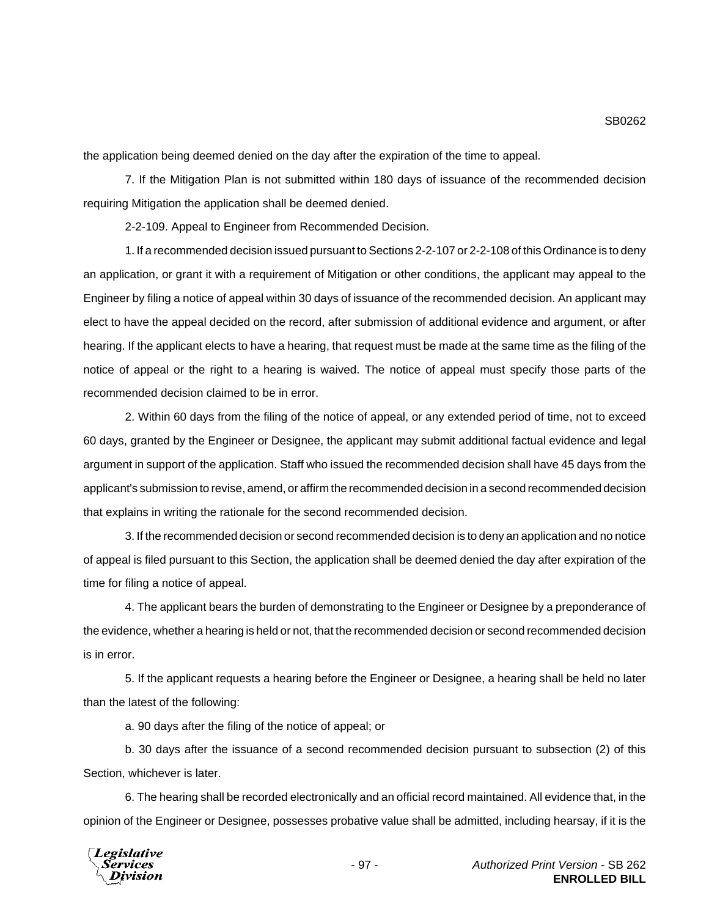the application being deemed denied on the day after the expiration of the time to appeal.

7. If the Mitigation Plan is not submitted within 180 days of issuance of the recommended decision requiring Mitigation the application shall be deemed denied.

2-2-109. Appeal to Engineer from Recommended Decision.

1. If a recommended decision issued pursuant to Sections 2-2-107 or 2-2-108 of this Ordinance is to deny an application, or grant it with a requirement of Mitigation or other conditions, the applicant may appeal to the Engineer by filing a notice of appeal within 30 days of issuance of the recommended decision. An applicant may elect to have the appeal decided on the record, after submission of additional evidence and argument, or after hearing. If the applicant elects to have a hearing, that request must be made at the same time as the filing of the notice of appeal or the right to a hearing is waived. The notice of appeal must specify those parts of the recommended decision claimed to be in error.

2. Within 60 days from the filing of the notice of appeal, or any extended period of time, not to exceed 60 days, granted by the Engineer or Designee, the applicant may submit additional factual evidence and legal argument in support of the application. Staff who issued the recommended decision shall have 45 days from the applicant's submission to revise, amend, or affirm the recommended decision in a second recommended decision that explains in writing the rationale for the second recommended decision.

3. If the recommended decision or second recommended decision is to deny an application and no notice of appeal is filed pursuant to this Section, the application shall be deemed denied the day after expiration of the time for filing a notice of appeal.

4. The applicant bears the burden of demonstrating to the Engineer or Designee by a preponderance of the evidence, whether a hearing is held or not, that the recommended decision or second recommended decision is in error.

5. If the applicant requests a hearing before the Engineer or Designee, a hearing shall be held no later than the latest of the following:

a. 90 days after the filing of the notice of appeal; or

b. 30 days after the issuance of a second recommended decision pursuant to subsection (2) of this Section, whichever is later.

6. The hearing shall be recorded electronically and an official record maintained. All evidence that, in the opinion of the Engineer or Designee, possesses probative value shall be admitted, including hearsay, if it is the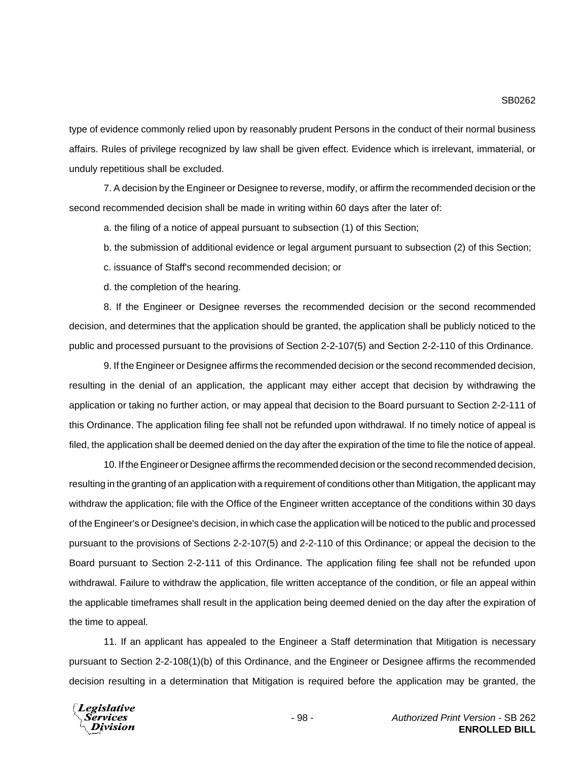type of evidence commonly relied upon by reasonably prudent Persons in the conduct of their normal business affairs. Rules of privilege recognized by law shall be given effect. Evidence which is irrelevant, immaterial, or unduly repetitious shall be excluded.

7. A decision by the Engineer or Designee to reverse, modify, or affirm the recommended decision or the second recommended decision shall be made in writing within 60 days after the later of:

a. the filing of a notice of appeal pursuant to subsection (1) of this Section;

b. the submission of additional evidence or legal argument pursuant to subsection (2) of this Section;

c. issuance of Staff's second recommended decision; or

d. the completion of the hearing.

8. If the Engineer or Designee reverses the recommended decision or the second recommended decision, and determines that the application should be granted, the application shall be publicly noticed to the public and processed pursuant to the provisions of Section 2-2-107(5) and Section 2-2-110 of this Ordinance.

9. If the Engineer or Designee affirms the recommended decision or the second recommended decision, resulting in the denial of an application, the applicant may either accept that decision by withdrawing the application or taking no further action, or may appeal that decision to the Board pursuant to Section 2-2-111 of this Ordinance. The application filing fee shall not be refunded upon withdrawal. If no timely notice of appeal is filed, the application shall be deemed denied on the day after the expiration of the time to file the notice of appeal.

10. If the Engineer or Designee affirms the recommended decision or the second recommended decision, resulting in the granting of an application with a requirement of conditions other than Mitigation, the applicant may withdraw the application; file with the Office of the Engineer written acceptance of the conditions within 30 days of the Engineer's or Designee's decision, in which case the application will be noticed to the public and processed pursuant to the provisions of Sections 2-2-107(5) and 2-2-110 of this Ordinance; or appeal the decision to the Board pursuant to Section 2-2-111 of this Ordinance. The application filing fee shall not be refunded upon withdrawal. Failure to withdraw the application, file written acceptance of the condition, or file an appeal within the applicable timeframes shall result in the application being deemed denied on the day after the expiration of the time to appeal.

11. If an applicant has appealed to the Engineer a Staff determination that Mitigation is necessary pursuant to Section 2-2-108(1)(b) of this Ordinance, and the Engineer or Designee affirms the recommended decision resulting in a determination that Mitigation is required before the application may be granted, the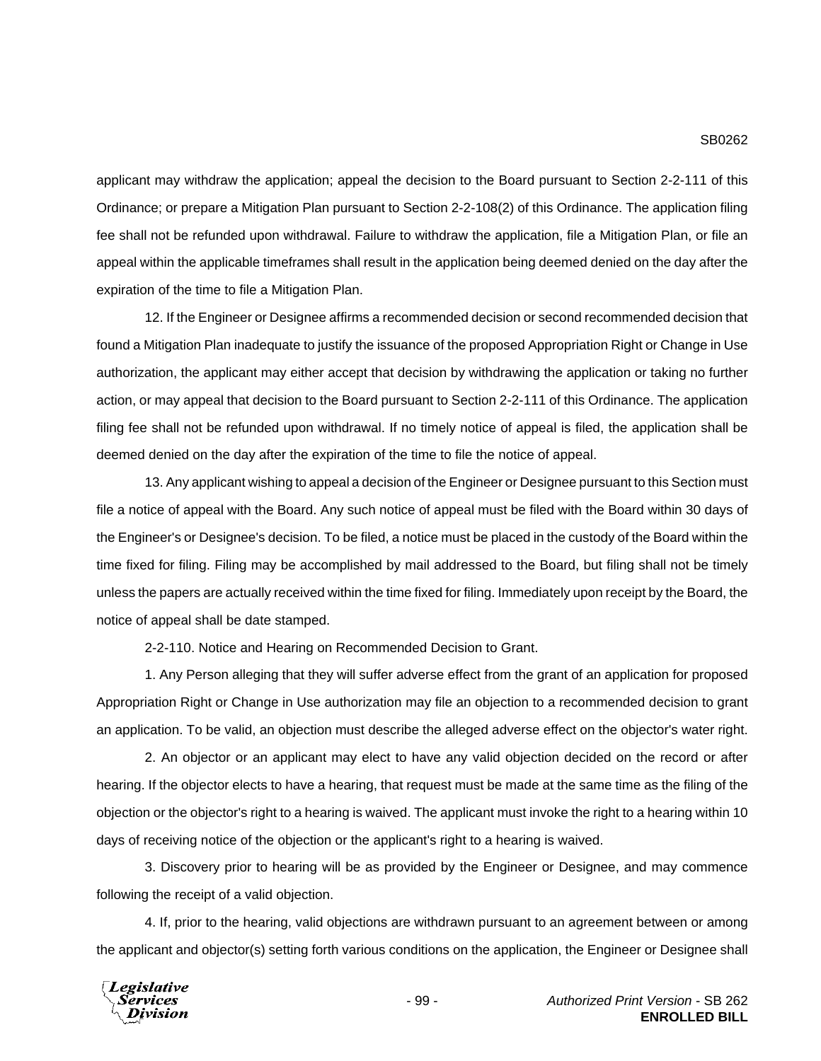applicant may withdraw the application; appeal the decision to the Board pursuant to Section 2-2-111 of this Ordinance; or prepare a Mitigation Plan pursuant to Section 2-2-108(2) of this Ordinance. The application filing fee shall not be refunded upon withdrawal. Failure to withdraw the application, file a Mitigation Plan, or file an appeal within the applicable timeframes shall result in the application being deemed denied on the day after the expiration of the time to file a Mitigation Plan.

12. If the Engineer or Designee affirms a recommended decision or second recommended decision that found a Mitigation Plan inadequate to justify the issuance of the proposed Appropriation Right or Change in Use authorization, the applicant may either accept that decision by withdrawing the application or taking no further action, or may appeal that decision to the Board pursuant to Section 2-2-111 of this Ordinance. The application filing fee shall not be refunded upon withdrawal. If no timely notice of appeal is filed, the application shall be deemed denied on the day after the expiration of the time to file the notice of appeal.

13. Any applicant wishing to appeal a decision of the Engineer or Designee pursuant to this Section must file a notice of appeal with the Board. Any such notice of appeal must be filed with the Board within 30 days of the Engineer's or Designee's decision. To be filed, a notice must be placed in the custody of the Board within the time fixed for filing. Filing may be accomplished by mail addressed to the Board, but filing shall not be timely unless the papers are actually received within the time fixed for filing. Immediately upon receipt by the Board, the notice of appeal shall be date stamped.

2-2-110. Notice and Hearing on Recommended Decision to Grant.

1. Any Person alleging that they will suffer adverse effect from the grant of an application for proposed Appropriation Right or Change in Use authorization may file an objection to a recommended decision to grant an application. To be valid, an objection must describe the alleged adverse effect on the objector's water right.

2. An objector or an applicant may elect to have any valid objection decided on the record or after hearing. If the objector elects to have a hearing, that request must be made at the same time as the filing of the objection or the objector's right to a hearing is waived. The applicant must invoke the right to a hearing within 10 days of receiving notice of the objection or the applicant's right to a hearing is waived.

3. Discovery prior to hearing will be as provided by the Engineer or Designee, and may commence following the receipt of a valid objection.

4. If, prior to the hearing, valid objections are withdrawn pursuant to an agreement between or among the applicant and objector(s) setting forth various conditions on the application, the Engineer or Designee shall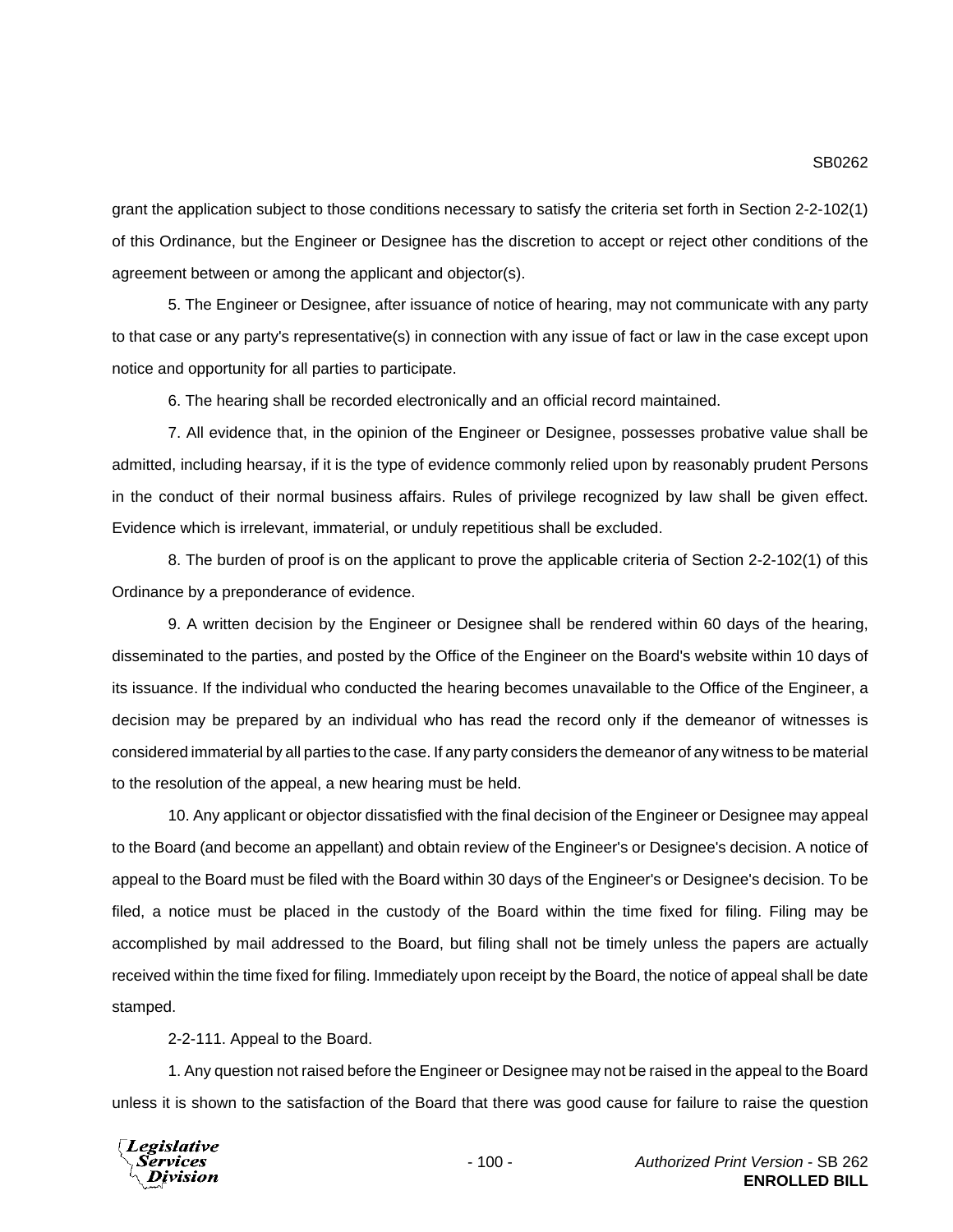grant the application subject to those conditions necessary to satisfy the criteria set forth in Section 2-2-102(1) of this Ordinance, but the Engineer or Designee has the discretion to accept or reject other conditions of the agreement between or among the applicant and objector(s).

5. The Engineer or Designee, after issuance of notice of hearing, may not communicate with any party to that case or any party's representative(s) in connection with any issue of fact or law in the case except upon notice and opportunity for all parties to participate.

6. The hearing shall be recorded electronically and an official record maintained.

7. All evidence that, in the opinion of the Engineer or Designee, possesses probative value shall be admitted, including hearsay, if it is the type of evidence commonly relied upon by reasonably prudent Persons in the conduct of their normal business affairs. Rules of privilege recognized by law shall be given effect. Evidence which is irrelevant, immaterial, or unduly repetitious shall be excluded.

8. The burden of proof is on the applicant to prove the applicable criteria of Section 2-2-102(1) of this Ordinance by a preponderance of evidence.

9. A written decision by the Engineer or Designee shall be rendered within 60 days of the hearing, disseminated to the parties, and posted by the Office of the Engineer on the Board's website within 10 days of its issuance. If the individual who conducted the hearing becomes unavailable to the Office of the Engineer, a decision may be prepared by an individual who has read the record only if the demeanor of witnesses is considered immaterial by all parties to the case. If any party considers the demeanor of any witness to be material to the resolution of the appeal, a new hearing must be held.

10. Any applicant or objector dissatisfied with the final decision of the Engineer or Designee may appeal to the Board (and become an appellant) and obtain review of the Engineer's or Designee's decision. A notice of appeal to the Board must be filed with the Board within 30 days of the Engineer's or Designee's decision. To be filed, a notice must be placed in the custody of the Board within the time fixed for filing. Filing may be accomplished by mail addressed to the Board, but filing shall not be timely unless the papers are actually received within the time fixed for filing. Immediately upon receipt by the Board, the notice of appeal shall be date stamped.

2-2-111. Appeal to the Board.

1. Any question not raised before the Engineer or Designee may not be raised in the appeal to the Board unless it is shown to the satisfaction of the Board that there was good cause for failure to raise the question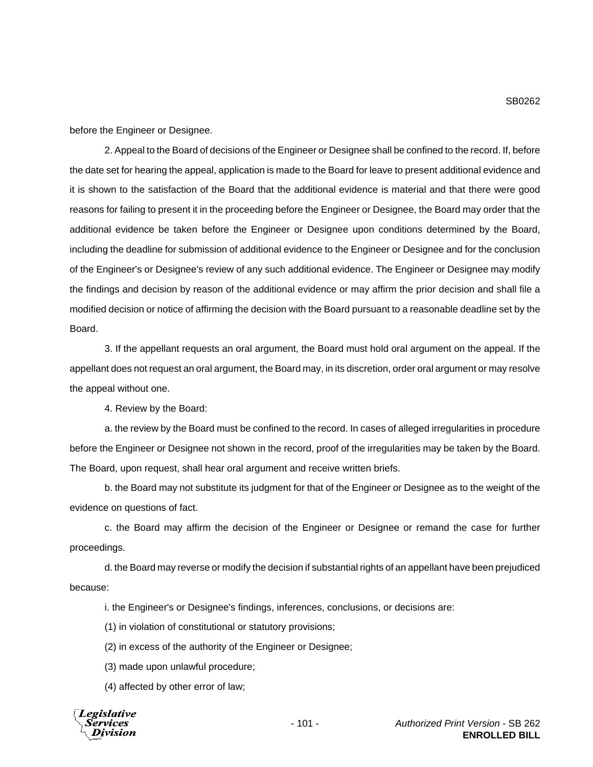before the Engineer or Designee.

2. Appeal to the Board of decisions of the Engineer or Designee shall be confined to the record. If, before the date set for hearing the appeal, application is made to the Board for leave to present additional evidence and it is shown to the satisfaction of the Board that the additional evidence is material and that there were good reasons for failing to present it in the proceeding before the Engineer or Designee, the Board may order that the additional evidence be taken before the Engineer or Designee upon conditions determined by the Board, including the deadline for submission of additional evidence to the Engineer or Designee and for the conclusion of the Engineer's or Designee's review of any such additional evidence. The Engineer or Designee may modify the findings and decision by reason of the additional evidence or may affirm the prior decision and shall file a modified decision or notice of affirming the decision with the Board pursuant to a reasonable deadline set by the Board.

3. If the appellant requests an oral argument, the Board must hold oral argument on the appeal. If the appellant does not request an oral argument, the Board may, in its discretion, order oral argument or may resolve the appeal without one.

4. Review by the Board:

a. the review by the Board must be confined to the record. In cases of alleged irregularities in procedure before the Engineer or Designee not shown in the record, proof of the irregularities may be taken by the Board. The Board, upon request, shall hear oral argument and receive written briefs.

b. the Board may not substitute its judgment for that of the Engineer or Designee as to the weight of the evidence on questions of fact.

c. the Board may affirm the decision of the Engineer or Designee or remand the case for further proceedings.

d. the Board may reverse or modify the decision if substantial rights of an appellant have been prejudiced because:

i. the Engineer's or Designee's findings, inferences, conclusions, or decisions are:

(1) in violation of constitutional or statutory provisions;

(2) in excess of the authority of the Engineer or Designee;

(3) made upon unlawful procedure;

(4) affected by other error of law;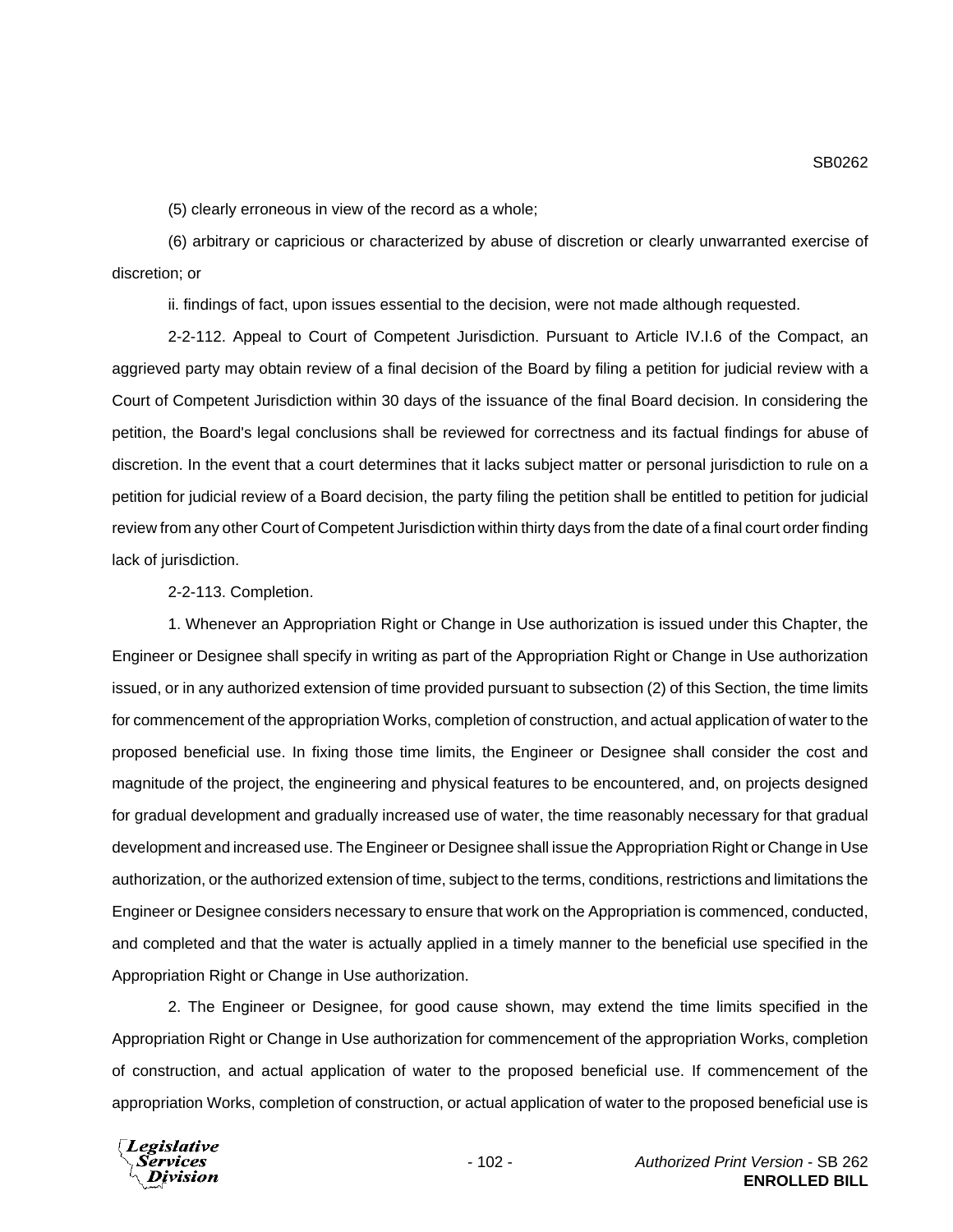(5) clearly erroneous in view of the record as a whole;

(6) arbitrary or capricious or characterized by abuse of discretion or clearly unwarranted exercise of discretion; or

ii. findings of fact, upon issues essential to the decision, were not made although requested.

2-2-112. Appeal to Court of Competent Jurisdiction. Pursuant to Article IV.I.6 of the Compact, an aggrieved party may obtain review of a final decision of the Board by filing a petition for judicial review with a Court of Competent Jurisdiction within 30 days of the issuance of the final Board decision. In considering the petition, the Board's legal conclusions shall be reviewed for correctness and its factual findings for abuse of discretion. In the event that a court determines that it lacks subject matter or personal jurisdiction to rule on a petition for judicial review of a Board decision, the party filing the petition shall be entitled to petition for judicial review from any other Court of Competent Jurisdiction within thirty days from the date of a final court order finding lack of jurisdiction.

2-2-113. Completion.

1. Whenever an Appropriation Right or Change in Use authorization is issued under this Chapter, the Engineer or Designee shall specify in writing as part of the Appropriation Right or Change in Use authorization issued, or in any authorized extension of time provided pursuant to subsection (2) of this Section, the time limits for commencement of the appropriation Works, completion of construction, and actual application of water to the proposed beneficial use. In fixing those time limits, the Engineer or Designee shall consider the cost and magnitude of the project, the engineering and physical features to be encountered, and, on projects designed for gradual development and gradually increased use of water, the time reasonably necessary for that gradual development and increased use. The Engineer or Designee shall issue the Appropriation Right or Change in Use authorization, or the authorized extension of time, subject to the terms, conditions, restrictions and limitations the Engineer or Designee considers necessary to ensure that work on the Appropriation is commenced, conducted, and completed and that the water is actually applied in a timely manner to the beneficial use specified in the Appropriation Right or Change in Use authorization.

2. The Engineer or Designee, for good cause shown, may extend the time limits specified in the Appropriation Right or Change in Use authorization for commencement of the appropriation Works, completion of construction, and actual application of water to the proposed beneficial use. If commencement of the appropriation Works, completion of construction, or actual application of water to the proposed beneficial use is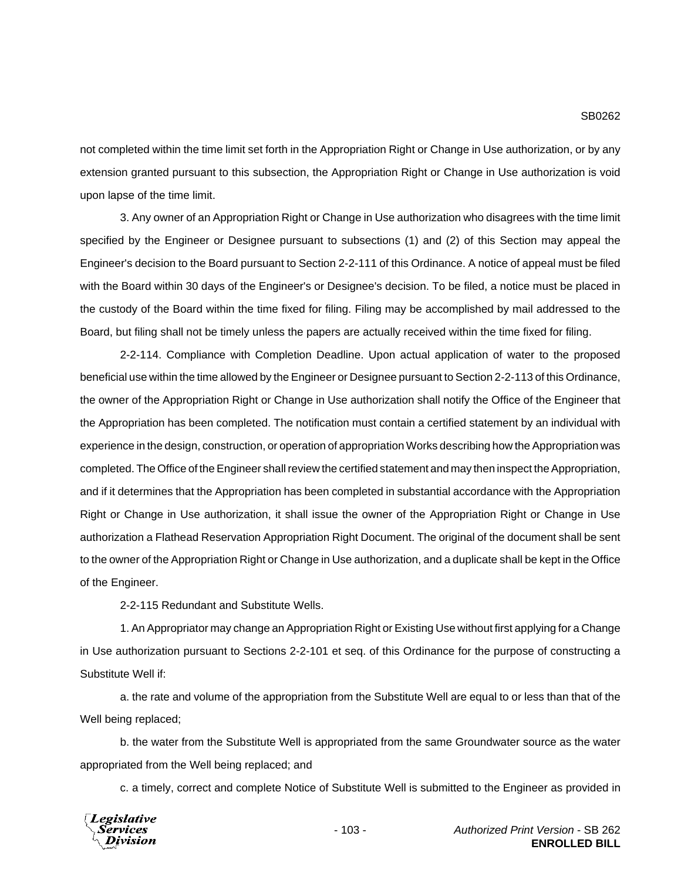not completed within the time limit set forth in the Appropriation Right or Change in Use authorization, or by any extension granted pursuant to this subsection, the Appropriation Right or Change in Use authorization is void upon lapse of the time limit.

3. Any owner of an Appropriation Right or Change in Use authorization who disagrees with the time limit specified by the Engineer or Designee pursuant to subsections (1) and (2) of this Section may appeal the Engineer's decision to the Board pursuant to Section 2-2-111 of this Ordinance. A notice of appeal must be filed with the Board within 30 days of the Engineer's or Designee's decision. To be filed, a notice must be placed in the custody of the Board within the time fixed for filing. Filing may be accomplished by mail addressed to the Board, but filing shall not be timely unless the papers are actually received within the time fixed for filing.

2-2-114. Compliance with Completion Deadline. Upon actual application of water to the proposed beneficial use within the time allowed by the Engineer or Designee pursuant to Section 2-2-113 of this Ordinance, the owner of the Appropriation Right or Change in Use authorization shall notify the Office of the Engineer that the Appropriation has been completed. The notification must contain a certified statement by an individual with experience in the design, construction, or operation of appropriation Works describing how the Appropriation was completed. The Office of the Engineer shall review the certified statement and may then inspect the Appropriation, and if it determines that the Appropriation has been completed in substantial accordance with the Appropriation Right or Change in Use authorization, it shall issue the owner of the Appropriation Right or Change in Use authorization a Flathead Reservation Appropriation Right Document. The original of the document shall be sent to the owner of the Appropriation Right or Change in Use authorization, and a duplicate shall be kept in the Office of the Engineer.

2-2-115 Redundant and Substitute Wells.

1. An Appropriator may change an Appropriation Right or Existing Use without first applying for a Change in Use authorization pursuant to Sections 2-2-101 et seq. of this Ordinance for the purpose of constructing a Substitute Well if:

a. the rate and volume of the appropriation from the Substitute Well are equal to or less than that of the Well being replaced;

b. the water from the Substitute Well is appropriated from the same Groundwater source as the water appropriated from the Well being replaced; and

c. a timely, correct and complete Notice of Substitute Well is submitted to the Engineer as provided in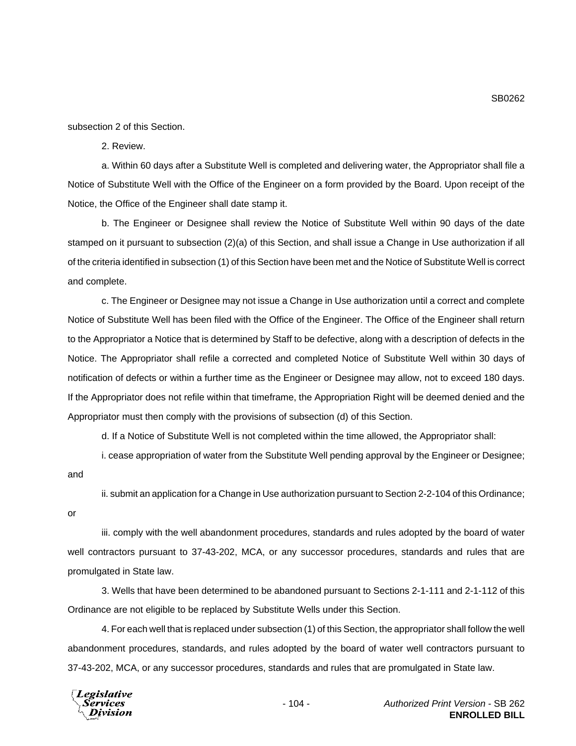subsection 2 of this Section.

2. Review.

a. Within 60 days after a Substitute Well is completed and delivering water, the Appropriator shall file a Notice of Substitute Well with the Office of the Engineer on a form provided by the Board. Upon receipt of the Notice, the Office of the Engineer shall date stamp it.

b. The Engineer or Designee shall review the Notice of Substitute Well within 90 days of the date stamped on it pursuant to subsection (2)(a) of this Section, and shall issue a Change in Use authorization if all of the criteria identified in subsection (1) of this Section have been met and the Notice of Substitute Well is correct and complete.

c. The Engineer or Designee may not issue a Change in Use authorization until a correct and complete Notice of Substitute Well has been filed with the Office of the Engineer. The Office of the Engineer shall return to the Appropriator a Notice that is determined by Staff to be defective, along with a description of defects in the Notice. The Appropriator shall refile a corrected and completed Notice of Substitute Well within 30 days of notification of defects or within a further time as the Engineer or Designee may allow, not to exceed 180 days. If the Appropriator does not refile within that timeframe, the Appropriation Right will be deemed denied and the Appropriator must then comply with the provisions of subsection (d) of this Section.

d. If a Notice of Substitute Well is not completed within the time allowed, the Appropriator shall:

i. cease appropriation of water from the Substitute Well pending approval by the Engineer or Designee; and

ii. submit an application for a Change in Use authorization pursuant to Section 2-2-104 of this Ordinance; or

iii. comply with the well abandonment procedures, standards and rules adopted by the board of water well contractors pursuant to 37-43-202, MCA, or any successor procedures, standards and rules that are promulgated in State law.

3. Wells that have been determined to be abandoned pursuant to Sections 2-1-111 and 2-1-112 of this Ordinance are not eligible to be replaced by Substitute Wells under this Section.

4. For each well that is replaced under subsection (1) of this Section, the appropriator shall follow the well abandonment procedures, standards, and rules adopted by the board of water well contractors pursuant to 37-43-202, MCA, or any successor procedures, standards and rules that are promulgated in State law.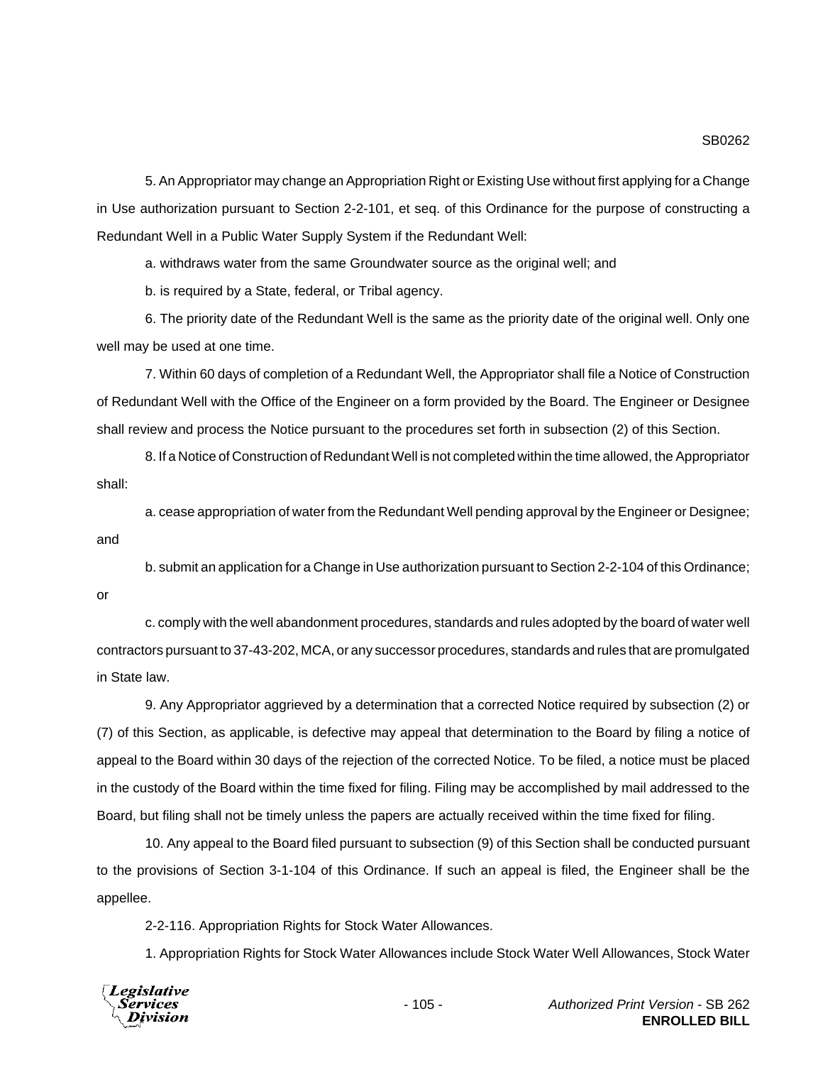5. An Appropriator may change an Appropriation Right or Existing Use without first applying for a Change in Use authorization pursuant to Section 2-2-101, et seq. of this Ordinance for the purpose of constructing a Redundant Well in a Public Water Supply System if the Redundant Well:

a. withdraws water from the same Groundwater source as the original well; and

b. is required by a State, federal, or Tribal agency.

6. The priority date of the Redundant Well is the same as the priority date of the original well. Only one well may be used at one time.

7. Within 60 days of completion of a Redundant Well, the Appropriator shall file a Notice of Construction of Redundant Well with the Office of the Engineer on a form provided by the Board. The Engineer or Designee shall review and process the Notice pursuant to the procedures set forth in subsection (2) of this Section.

8. If a Notice of Construction of Redundant Well is not completed within the time allowed, the Appropriator shall:

a. cease appropriation of water from the Redundant Well pending approval by the Engineer or Designee; and

b. submit an application for a Change in Use authorization pursuant to Section 2-2-104 of this Ordinance; or

c. comply with the well abandonment procedures, standards and rules adopted by the board of water well contractors pursuant to 37-43-202, MCA, or any successor procedures, standards and rules that are promulgated in State law.

9. Any Appropriator aggrieved by a determination that a corrected Notice required by subsection (2) or (7) of this Section, as applicable, is defective may appeal that determination to the Board by filing a notice of appeal to the Board within 30 days of the rejection of the corrected Notice. To be filed, a notice must be placed in the custody of the Board within the time fixed for filing. Filing may be accomplished by mail addressed to the Board, but filing shall not be timely unless the papers are actually received within the time fixed for filing.

10. Any appeal to the Board filed pursuant to subsection (9) of this Section shall be conducted pursuant to the provisions of Section 3-1-104 of this Ordinance. If such an appeal is filed, the Engineer shall be the appellee.

2-2-116. Appropriation Rights for Stock Water Allowances.

1. Appropriation Rights for Stock Water Allowances include Stock Water Well Allowances, Stock Water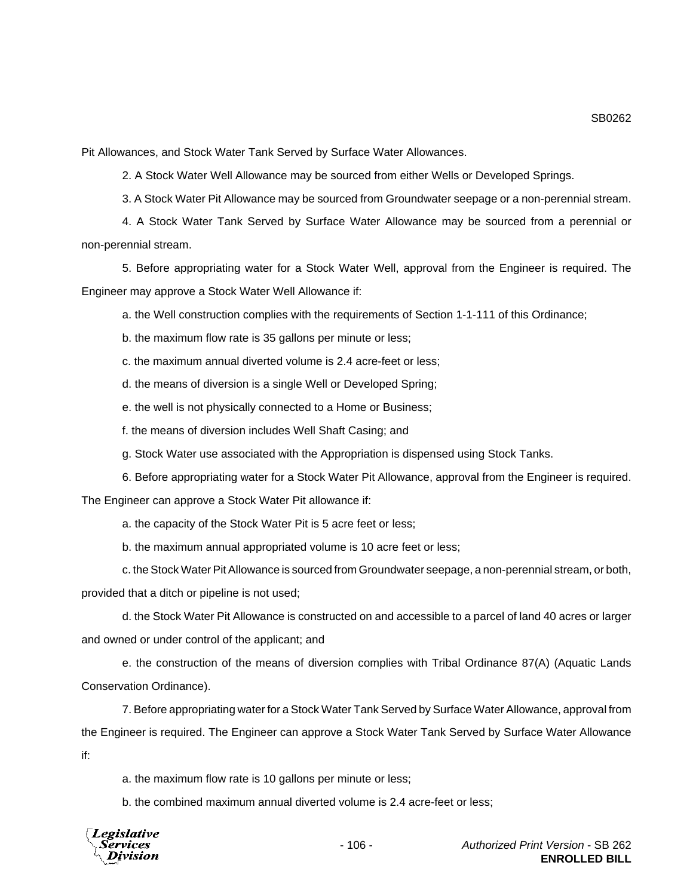Pit Allowances, and Stock Water Tank Served by Surface Water Allowances.

2. A Stock Water Well Allowance may be sourced from either Wells or Developed Springs.

3. A Stock Water Pit Allowance may be sourced from Groundwater seepage or a non-perennial stream.

4. A Stock Water Tank Served by Surface Water Allowance may be sourced from a perennial or non-perennial stream.

5. Before appropriating water for a Stock Water Well, approval from the Engineer is required. The Engineer may approve a Stock Water Well Allowance if:

a. the Well construction complies with the requirements of Section 1-1-111 of this Ordinance;

b. the maximum flow rate is 35 gallons per minute or less;

c. the maximum annual diverted volume is 2.4 acre-feet or less;

d. the means of diversion is a single Well or Developed Spring;

e. the well is not physically connected to a Home or Business;

f. the means of diversion includes Well Shaft Casing; and

g. Stock Water use associated with the Appropriation is dispensed using Stock Tanks.

6. Before appropriating water for a Stock Water Pit Allowance, approval from the Engineer is required. The Engineer can approve a Stock Water Pit allowance if:

a. the capacity of the Stock Water Pit is 5 acre feet or less;

b. the maximum annual appropriated volume is 10 acre feet or less;

c. the Stock Water Pit Allowance is sourced from Groundwater seepage, a non-perennial stream, or both, provided that a ditch or pipeline is not used;

d. the Stock Water Pit Allowance is constructed on and accessible to a parcel of land 40 acres or larger and owned or under control of the applicant; and

e. the construction of the means of diversion complies with Tribal Ordinance 87(A) (Aquatic Lands Conservation Ordinance).

7. Before appropriating water for a Stock Water Tank Served by Surface Water Allowance, approval from the Engineer is required. The Engineer can approve a Stock Water Tank Served by Surface Water Allowance if:

a. the maximum flow rate is 10 gallons per minute or less;

b. the combined maximum annual diverted volume is 2.4 acre-feet or less;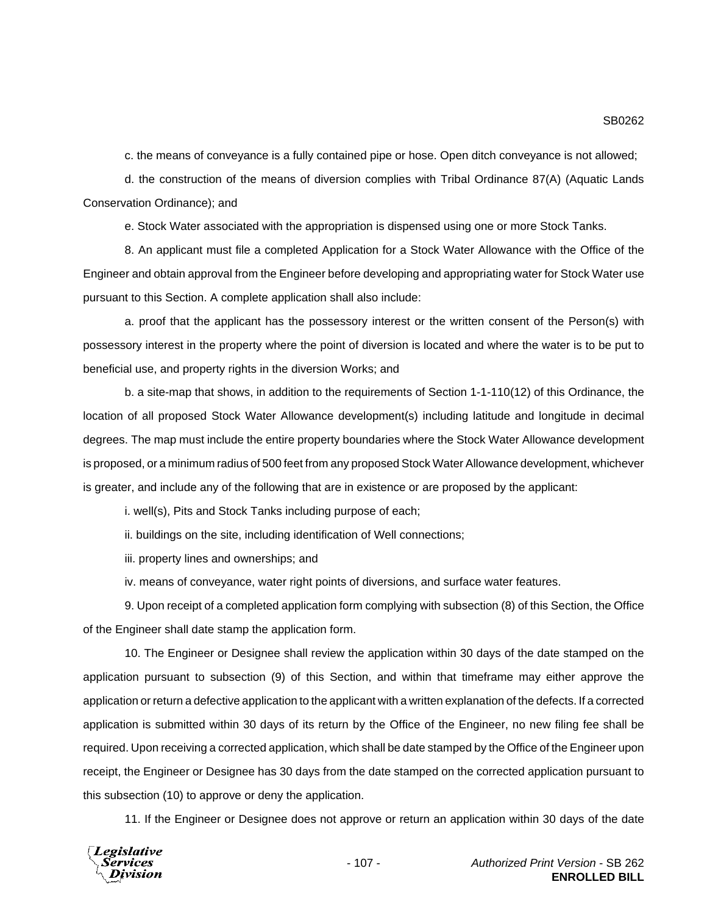c. the means of conveyance is a fully contained pipe or hose. Open ditch conveyance is not allowed;

d. the construction of the means of diversion complies with Tribal Ordinance 87(A) (Aquatic Lands Conservation Ordinance); and

e. Stock Water associated with the appropriation is dispensed using one or more Stock Tanks.

8. An applicant must file a completed Application for a Stock Water Allowance with the Office of the Engineer and obtain approval from the Engineer before developing and appropriating water for Stock Water use pursuant to this Section. A complete application shall also include:

a. proof that the applicant has the possessory interest or the written consent of the Person(s) with possessory interest in the property where the point of diversion is located and where the water is to be put to beneficial use, and property rights in the diversion Works; and

b. a site-map that shows, in addition to the requirements of Section 1-1-110(12) of this Ordinance, the location of all proposed Stock Water Allowance development(s) including latitude and longitude in decimal degrees. The map must include the entire property boundaries where the Stock Water Allowance development is proposed, or a minimum radius of 500 feet from any proposed Stock Water Allowance development, whichever is greater, and include any of the following that are in existence or are proposed by the applicant:

i. well(s), Pits and Stock Tanks including purpose of each;

ii. buildings on the site, including identification of Well connections;

iii. property lines and ownerships; and

iv. means of conveyance, water right points of diversions, and surface water features.

9. Upon receipt of a completed application form complying with subsection (8) of this Section, the Office of the Engineer shall date stamp the application form.

10. The Engineer or Designee shall review the application within 30 days of the date stamped on the application pursuant to subsection (9) of this Section, and within that timeframe may either approve the application or return a defective application to the applicant with a written explanation of the defects. If a corrected application is submitted within 30 days of its return by the Office of the Engineer, no new filing fee shall be required. Upon receiving a corrected application, which shall be date stamped by the Office of the Engineer upon receipt, the Engineer or Designee has 30 days from the date stamped on the corrected application pursuant to this subsection (10) to approve or deny the application.

11. If the Engineer or Designee does not approve or return an application within 30 days of the date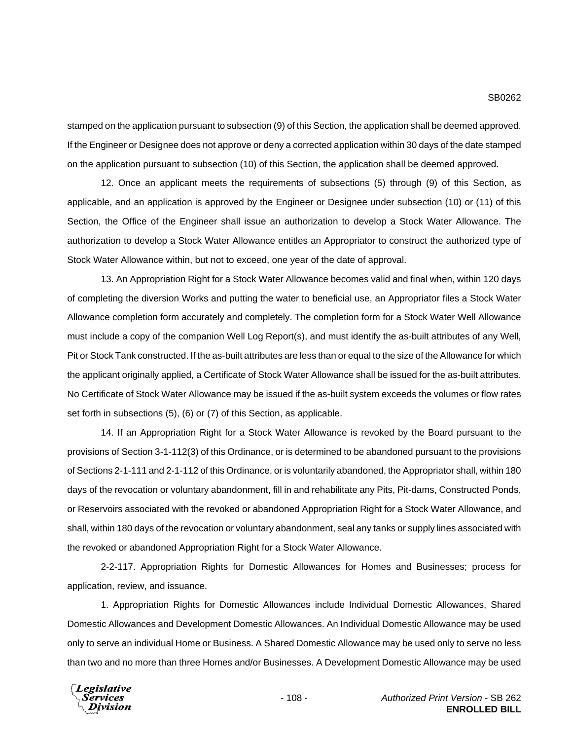stamped on the application pursuant to subsection (9) of this Section, the application shall be deemed approved. If the Engineer or Designee does not approve or deny a corrected application within 30 days of the date stamped on the application pursuant to subsection (10) of this Section, the application shall be deemed approved.

12. Once an applicant meets the requirements of subsections (5) through (9) of this Section, as applicable, and an application is approved by the Engineer or Designee under subsection (10) or (11) of this Section, the Office of the Engineer shall issue an authorization to develop a Stock Water Allowance. The authorization to develop a Stock Water Allowance entitles an Appropriator to construct the authorized type of Stock Water Allowance within, but not to exceed, one year of the date of approval.

13. An Appropriation Right for a Stock Water Allowance becomes valid and final when, within 120 days of completing the diversion Works and putting the water to beneficial use, an Appropriator files a Stock Water Allowance completion form accurately and completely. The completion form for a Stock Water Well Allowance must include a copy of the companion Well Log Report(s), and must identify the as-built attributes of any Well, Pit or Stock Tank constructed. If the as-built attributes are less than or equal to the size of the Allowance for which the applicant originally applied, a Certificate of Stock Water Allowance shall be issued for the as-built attributes. No Certificate of Stock Water Allowance may be issued if the as-built system exceeds the volumes or flow rates set forth in subsections (5), (6) or (7) of this Section, as applicable.

14. If an Appropriation Right for a Stock Water Allowance is revoked by the Board pursuant to the provisions of Section 3-1-112(3) of this Ordinance, or is determined to be abandoned pursuant to the provisions of Sections 2-1-111 and 2-1-112 of this Ordinance, or is voluntarily abandoned, the Appropriator shall, within 180 days of the revocation or voluntary abandonment, fill in and rehabilitate any Pits, Pit-dams, Constructed Ponds, or Reservoirs associated with the revoked or abandoned Appropriation Right for a Stock Water Allowance, and shall, within 180 days of the revocation or voluntary abandonment, seal any tanks or supply lines associated with the revoked or abandoned Appropriation Right for a Stock Water Allowance.

2-2-117. Appropriation Rights for Domestic Allowances for Homes and Businesses; process for application, review, and issuance.

1. Appropriation Rights for Domestic Allowances include Individual Domestic Allowances, Shared Domestic Allowances and Development Domestic Allowances. An Individual Domestic Allowance may be used only to serve an individual Home or Business. A Shared Domestic Allowance may be used only to serve no less than two and no more than three Homes and/or Businesses. A Development Domestic Allowance may be used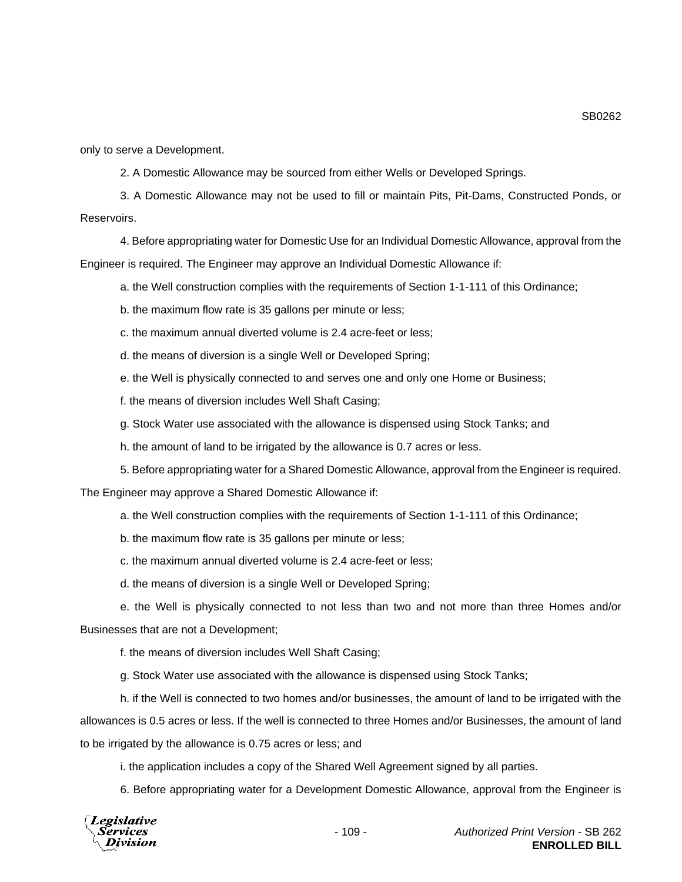only to serve a Development.

2. A Domestic Allowance may be sourced from either Wells or Developed Springs.

3. A Domestic Allowance may not be used to fill or maintain Pits, Pit-Dams, Constructed Ponds, or Reservoirs.

4. Before appropriating water for Domestic Use for an Individual Domestic Allowance, approval from the Engineer is required. The Engineer may approve an Individual Domestic Allowance if:

a. the Well construction complies with the requirements of Section 1-1-111 of this Ordinance;

b. the maximum flow rate is 35 gallons per minute or less;

c. the maximum annual diverted volume is 2.4 acre-feet or less;

d. the means of diversion is a single Well or Developed Spring;

e. the Well is physically connected to and serves one and only one Home or Business;

f. the means of diversion includes Well Shaft Casing;

g. Stock Water use associated with the allowance is dispensed using Stock Tanks; and

h. the amount of land to be irrigated by the allowance is 0.7 acres or less.

5. Before appropriating water for a Shared Domestic Allowance, approval from the Engineer is required. The Engineer may approve a Shared Domestic Allowance if:

a. the Well construction complies with the requirements of Section 1-1-111 of this Ordinance;

b. the maximum flow rate is 35 gallons per minute or less;

c. the maximum annual diverted volume is 2.4 acre-feet or less;

d. the means of diversion is a single Well or Developed Spring;

e. the Well is physically connected to not less than two and not more than three Homes and/or Businesses that are not a Development;

f. the means of diversion includes Well Shaft Casing;

g. Stock Water use associated with the allowance is dispensed using Stock Tanks;

h. if the Well is connected to two homes and/or businesses, the amount of land to be irrigated with the allowances is 0.5 acres or less. If the well is connected to three Homes and/or Businesses, the amount of land to be irrigated by the allowance is 0.75 acres or less; and

i. the application includes a copy of the Shared Well Agreement signed by all parties.

6. Before appropriating water for a Development Domestic Allowance, approval from the Engineer is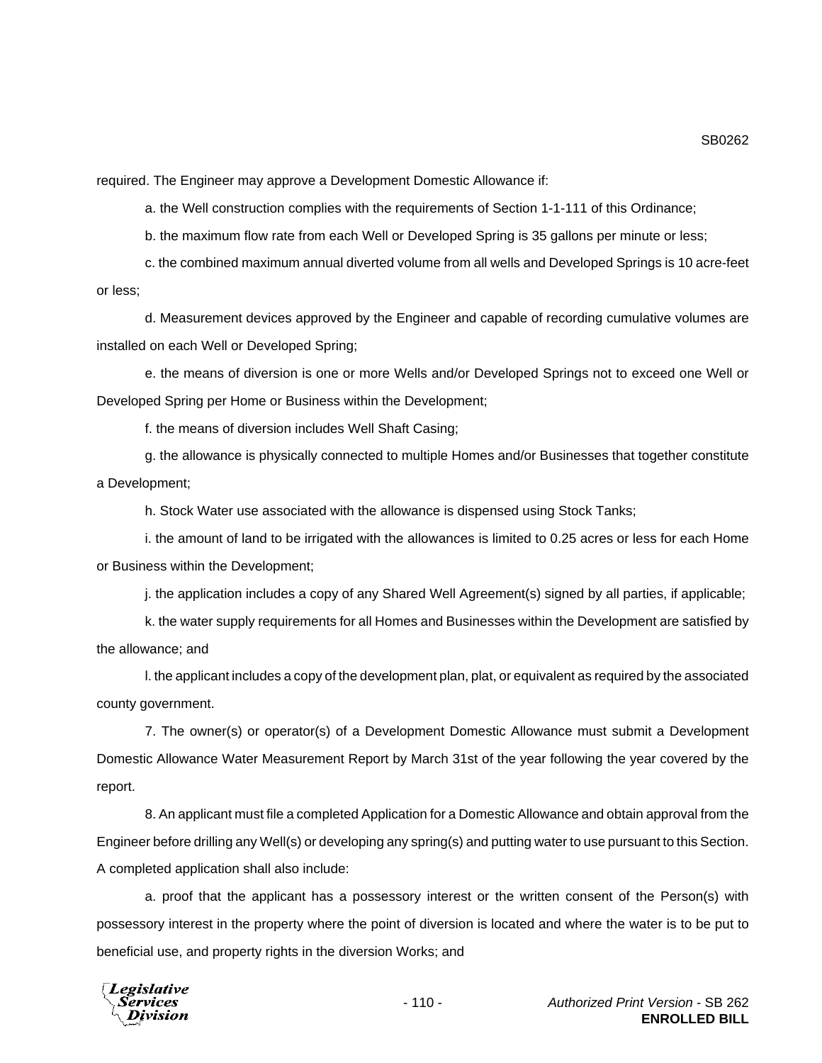required. The Engineer may approve a Development Domestic Allowance if:

a. the Well construction complies with the requirements of Section 1-1-111 of this Ordinance;

b. the maximum flow rate from each Well or Developed Spring is 35 gallons per minute or less;

c. the combined maximum annual diverted volume from all wells and Developed Springs is 10 acre-feet or less;

d. Measurement devices approved by the Engineer and capable of recording cumulative volumes are installed on each Well or Developed Spring;

e. the means of diversion is one or more Wells and/or Developed Springs not to exceed one Well or Developed Spring per Home or Business within the Development;

f. the means of diversion includes Well Shaft Casing;

g. the allowance is physically connected to multiple Homes and/or Businesses that together constitute a Development;

h. Stock Water use associated with the allowance is dispensed using Stock Tanks;

i. the amount of land to be irrigated with the allowances is limited to 0.25 acres or less for each Home or Business within the Development;

j. the application includes a copy of any Shared Well Agreement(s) signed by all parties, if applicable;

k. the water supply requirements for all Homes and Businesses within the Development are satisfied by the allowance; and

l. the applicant includes a copy of the development plan, plat, or equivalent as required by the associated county government.

7. The owner(s) or operator(s) of a Development Domestic Allowance must submit a Development Domestic Allowance Water Measurement Report by March 31st of the year following the year covered by the report.

8. An applicant must file a completed Application for a Domestic Allowance and obtain approval from the Engineer before drilling any Well(s) or developing any spring(s) and putting water to use pursuant to this Section. A completed application shall also include:

a. proof that the applicant has a possessory interest or the written consent of the Person(s) with possessory interest in the property where the point of diversion is located and where the water is to be put to beneficial use, and property rights in the diversion Works; and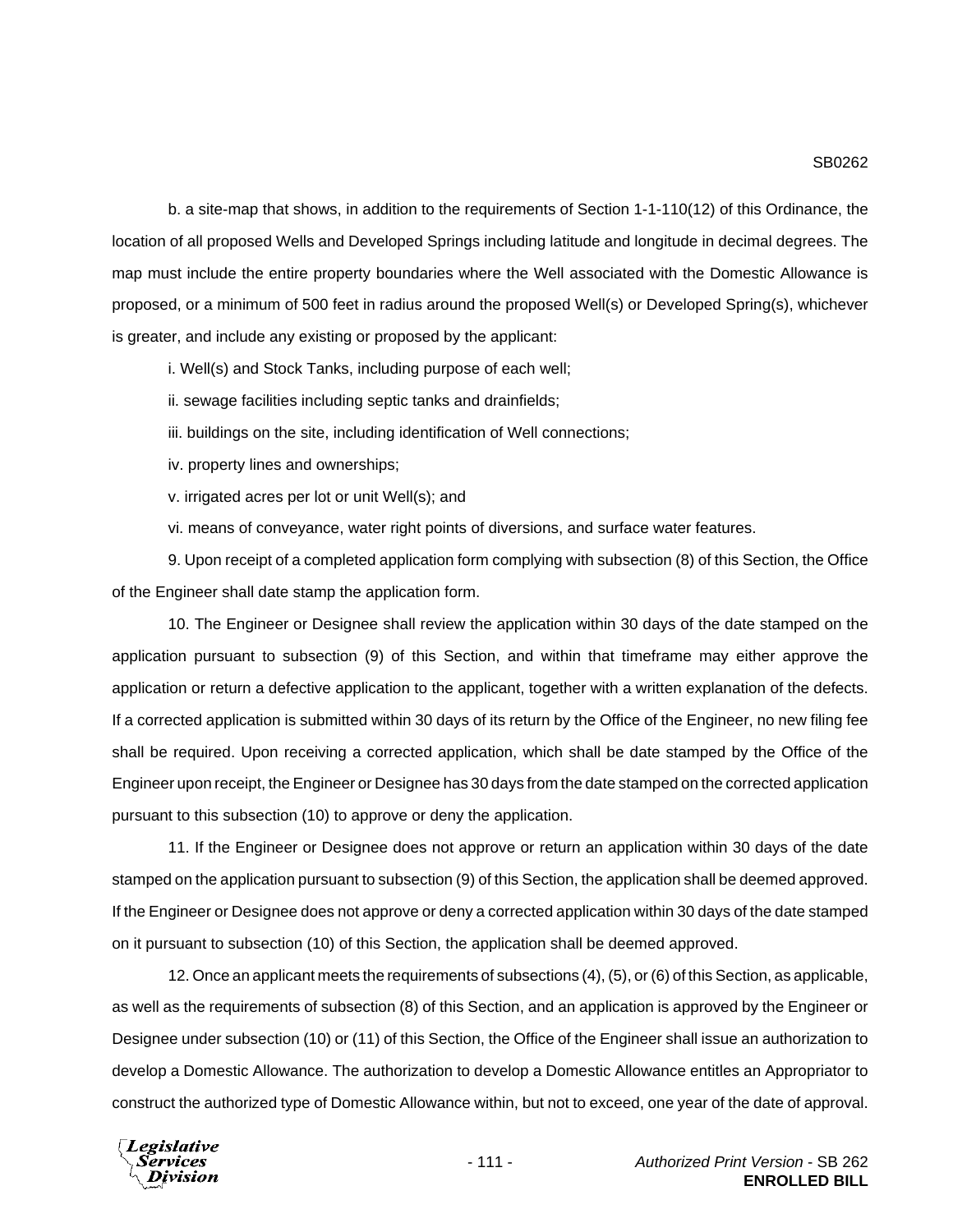b. a site-map that shows, in addition to the requirements of Section 1-1-110(12) of this Ordinance, the location of all proposed Wells and Developed Springs including latitude and longitude in decimal degrees. The map must include the entire property boundaries where the Well associated with the Domestic Allowance is proposed, or a minimum of 500 feet in radius around the proposed Well(s) or Developed Spring(s), whichever is greater, and include any existing or proposed by the applicant:

i. Well(s) and Stock Tanks, including purpose of each well;

ii. sewage facilities including septic tanks and drainfields;

iii. buildings on the site, including identification of Well connections;

iv. property lines and ownerships;

v. irrigated acres per lot or unit Well(s); and

vi. means of conveyance, water right points of diversions, and surface water features.

9. Upon receipt of a completed application form complying with subsection (8) of this Section, the Office of the Engineer shall date stamp the application form.

10. The Engineer or Designee shall review the application within 30 days of the date stamped on the application pursuant to subsection (9) of this Section, and within that timeframe may either approve the application or return a defective application to the applicant, together with a written explanation of the defects. If a corrected application is submitted within 30 days of its return by the Office of the Engineer, no new filing fee shall be required. Upon receiving a corrected application, which shall be date stamped by the Office of the Engineer upon receipt, the Engineer or Designee has 30 days from the date stamped on the corrected application pursuant to this subsection (10) to approve or deny the application.

11. If the Engineer or Designee does not approve or return an application within 30 days of the date stamped on the application pursuant to subsection (9) of this Section, the application shall be deemed approved. If the Engineer or Designee does not approve or deny a corrected application within 30 days of the date stamped on it pursuant to subsection (10) of this Section, the application shall be deemed approved.

12. Once an applicant meets the requirements of subsections (4), (5), or (6) of this Section, as applicable, as well as the requirements of subsection (8) of this Section, and an application is approved by the Engineer or Designee under subsection (10) or (11) of this Section, the Office of the Engineer shall issue an authorization to develop a Domestic Allowance. The authorization to develop a Domestic Allowance entitles an Appropriator to construct the authorized type of Domestic Allowance within, but not to exceed, one year of the date of approval.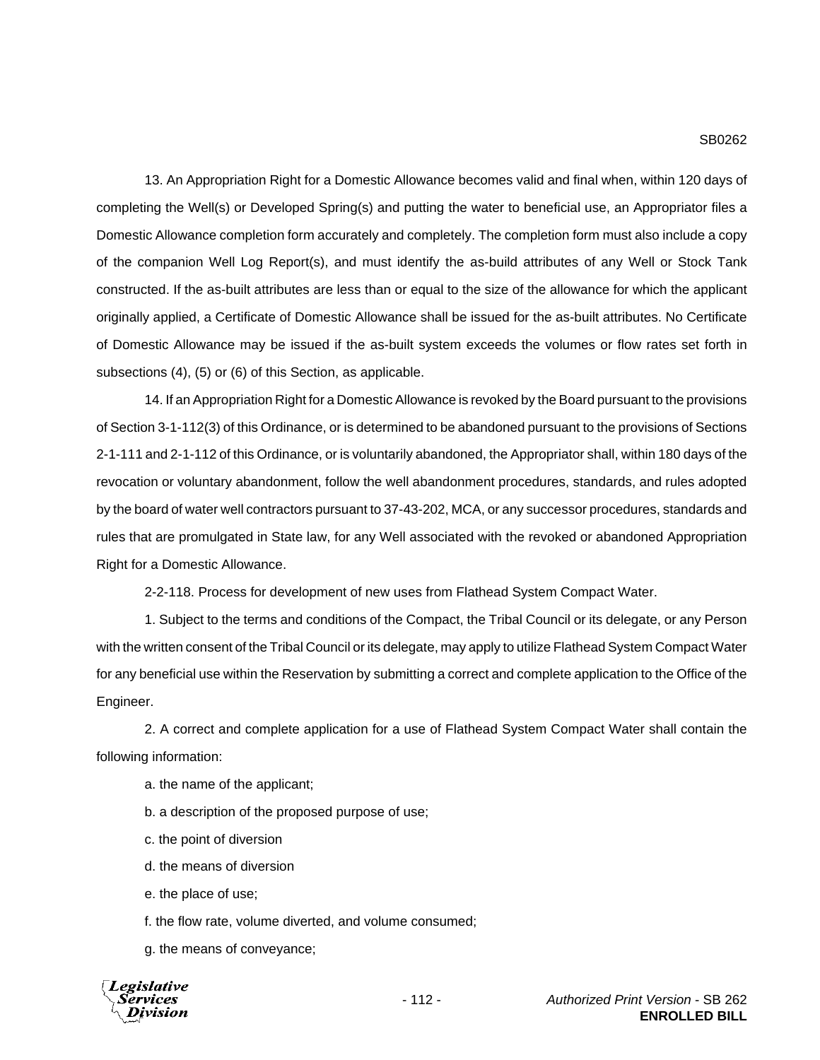13. An Appropriation Right for a Domestic Allowance becomes valid and final when, within 120 days of completing the Well(s) or Developed Spring(s) and putting the water to beneficial use, an Appropriator files a Domestic Allowance completion form accurately and completely. The completion form must also include a copy of the companion Well Log Report(s), and must identify the as-build attributes of any Well or Stock Tank constructed. If the as-built attributes are less than or equal to the size of the allowance for which the applicant originally applied, a Certificate of Domestic Allowance shall be issued for the as-built attributes. No Certificate of Domestic Allowance may be issued if the as-built system exceeds the volumes or flow rates set forth in subsections (4), (5) or (6) of this Section, as applicable.

14. If an Appropriation Right for a Domestic Allowance is revoked by the Board pursuant to the provisions of Section 3-1-112(3) of this Ordinance, or is determined to be abandoned pursuant to the provisions of Sections 2-1-111 and 2-1-112 of this Ordinance, or is voluntarily abandoned, the Appropriator shall, within 180 days of the revocation or voluntary abandonment, follow the well abandonment procedures, standards, and rules adopted by the board of water well contractors pursuant to 37-43-202, MCA, or any successor procedures, standards and rules that are promulgated in State law, for any Well associated with the revoked or abandoned Appropriation Right for a Domestic Allowance.

2-2-118. Process for development of new uses from Flathead System Compact Water.

1. Subject to the terms and conditions of the Compact, the Tribal Council or its delegate, or any Person with the written consent of the Tribal Council or its delegate, may apply to utilize Flathead System Compact Water for any beneficial use within the Reservation by submitting a correct and complete application to the Office of the Engineer.

2. A correct and complete application for a use of Flathead System Compact Water shall contain the following information:

a. the name of the applicant;

b. a description of the proposed purpose of use;

c. the point of diversion

d. the means of diversion

e. the place of use;

f. the flow rate, volume diverted, and volume consumed;

g. the means of conveyance;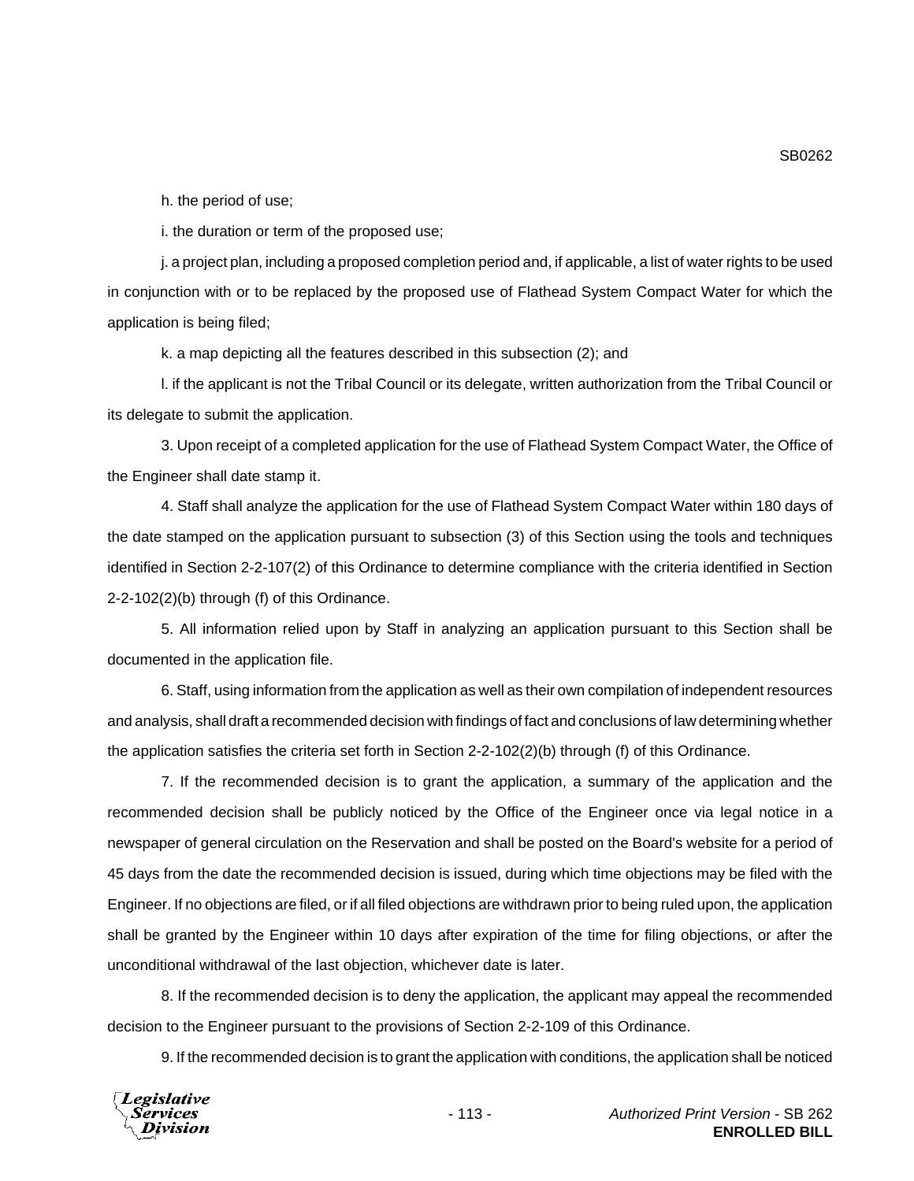h. the period of use;

i. the duration or term of the proposed use;

j. a project plan, including a proposed completion period and, if applicable, a list of water rights to be used in conjunction with or to be replaced by the proposed use of Flathead System Compact Water for which the application is being filed;

k. a map depicting all the features described in this subsection (2); and

l. if the applicant is not the Tribal Council or its delegate, written authorization from the Tribal Council or its delegate to submit the application.

3. Upon receipt of a completed application for the use of Flathead System Compact Water, the Office of the Engineer shall date stamp it.

4. Staff shall analyze the application for the use of Flathead System Compact Water within 180 days of the date stamped on the application pursuant to subsection (3) of this Section using the tools and techniques identified in Section 2-2-107(2) of this Ordinance to determine compliance with the criteria identified in Section 2-2-102(2)(b) through (f) of this Ordinance.

5. All information relied upon by Staff in analyzing an application pursuant to this Section shall be documented in the application file.

6. Staff, using information from the application as well as their own compilation of independent resources and analysis, shall draft a recommended decision with findings of fact and conclusions of law determining whether the application satisfies the criteria set forth in Section 2-2-102(2)(b) through (f) of this Ordinance.

7. If the recommended decision is to grant the application, a summary of the application and the recommended decision shall be publicly noticed by the Office of the Engineer once via legal notice in a newspaper of general circulation on the Reservation and shall be posted on the Board's website for a period of 45 days from the date the recommended decision is issued, during which time objections may be filed with the Engineer. If no objections are filed, or if all filed objections are withdrawn prior to being ruled upon, the application shall be granted by the Engineer within 10 days after expiration of the time for filing objections, or after the unconditional withdrawal of the last objection, whichever date is later.

8. If the recommended decision is to deny the application, the applicant may appeal the recommended decision to the Engineer pursuant to the provisions of Section 2-2-109 of this Ordinance.

9. If the recommended decision is to grant the application with conditions, the application shall be noticed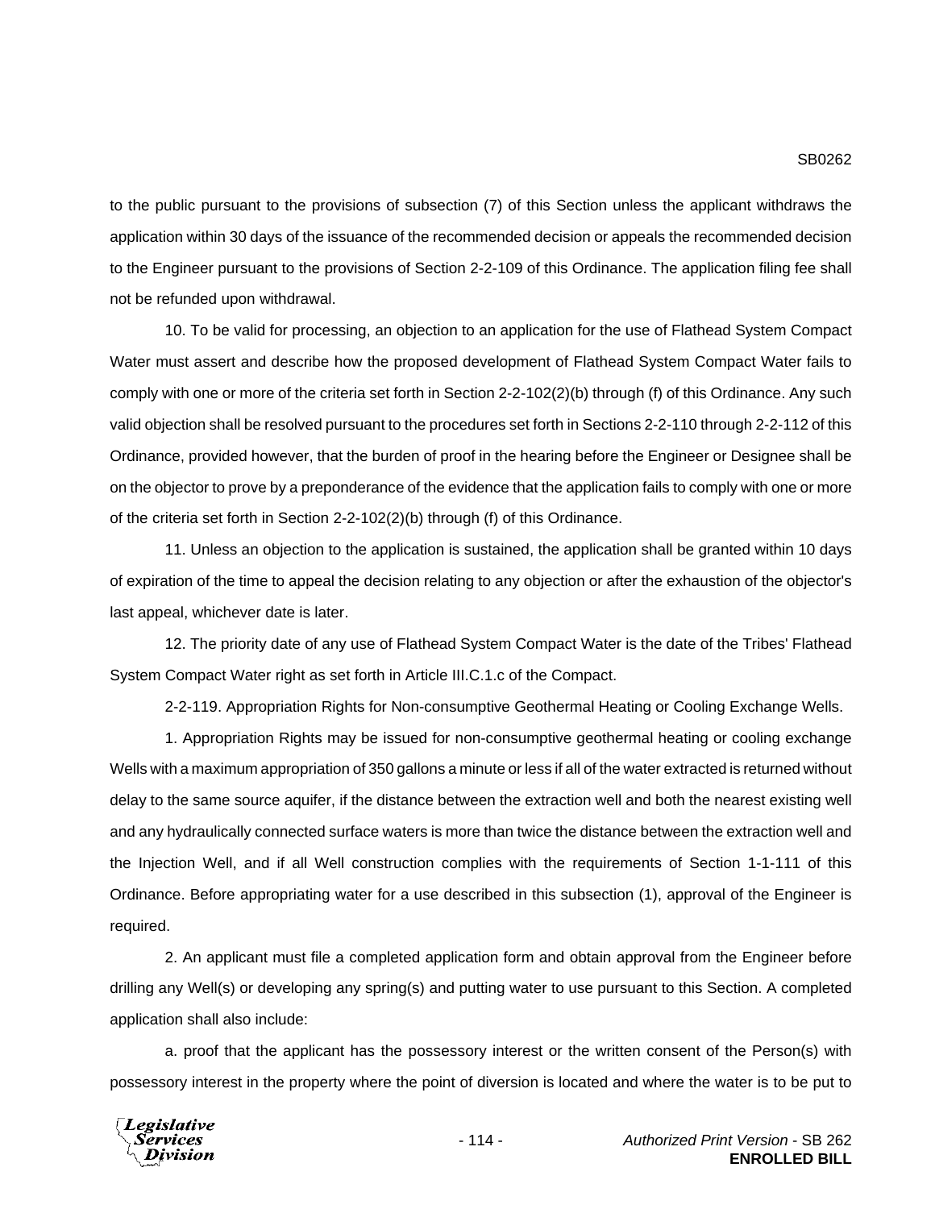to the public pursuant to the provisions of subsection (7) of this Section unless the applicant withdraws the application within 30 days of the issuance of the recommended decision or appeals the recommended decision to the Engineer pursuant to the provisions of Section 2-2-109 of this Ordinance. The application filing fee shall not be refunded upon withdrawal.

10. To be valid for processing, an objection to an application for the use of Flathead System Compact Water must assert and describe how the proposed development of Flathead System Compact Water fails to comply with one or more of the criteria set forth in Section 2-2-102(2)(b) through (f) of this Ordinance. Any such valid objection shall be resolved pursuant to the procedures set forth in Sections 2-2-110 through 2-2-112 of this Ordinance, provided however, that the burden of proof in the hearing before the Engineer or Designee shall be on the objector to prove by a preponderance of the evidence that the application fails to comply with one or more of the criteria set forth in Section 2-2-102(2)(b) through (f) of this Ordinance.

11. Unless an objection to the application is sustained, the application shall be granted within 10 days of expiration of the time to appeal the decision relating to any objection or after the exhaustion of the objector's last appeal, whichever date is later.

12. The priority date of any use of Flathead System Compact Water is the date of the Tribes' Flathead System Compact Water right as set forth in Article III.C.1.c of the Compact.

2-2-119. Appropriation Rights for Non-consumptive Geothermal Heating or Cooling Exchange Wells.

1. Appropriation Rights may be issued for non-consumptive geothermal heating or cooling exchange Wells with a maximum appropriation of 350 gallons a minute or less if all of the water extracted is returned without delay to the same source aquifer, if the distance between the extraction well and both the nearest existing well and any hydraulically connected surface waters is more than twice the distance between the extraction well and the Injection Well, and if all Well construction complies with the requirements of Section 1-1-111 of this Ordinance. Before appropriating water for a use described in this subsection (1), approval of the Engineer is required.

2. An applicant must file a completed application form and obtain approval from the Engineer before drilling any Well(s) or developing any spring(s) and putting water to use pursuant to this Section. A completed application shall also include:

a. proof that the applicant has the possessory interest or the written consent of the Person(s) with possessory interest in the property where the point of diversion is located and where the water is to be put to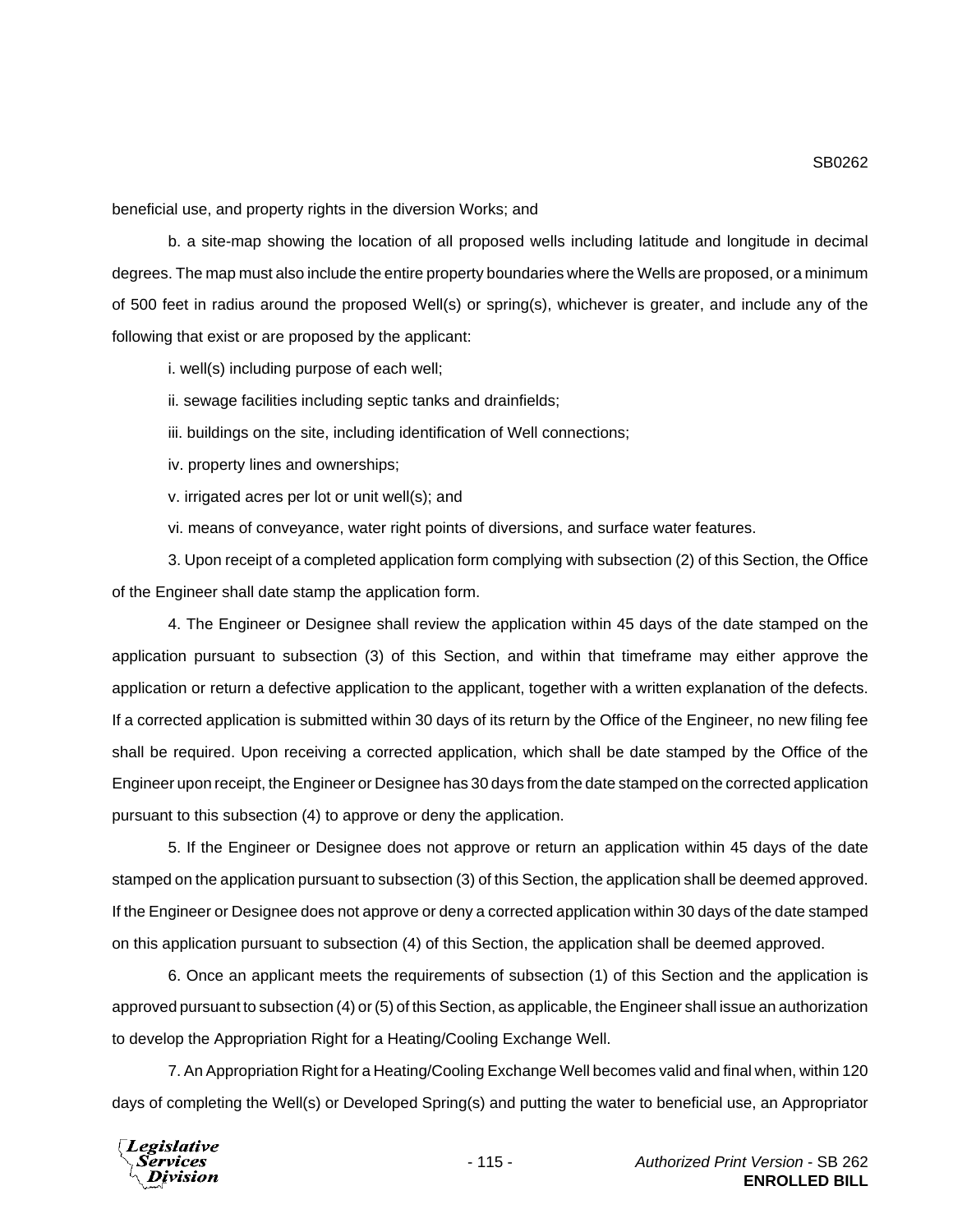beneficial use, and property rights in the diversion Works; and

b. a site-map showing the location of all proposed wells including latitude and longitude in decimal degrees. The map must also include the entire property boundaries where the Wells are proposed, or a minimum of 500 feet in radius around the proposed Well(s) or spring(s), whichever is greater, and include any of the following that exist or are proposed by the applicant:

i. well(s) including purpose of each well;

ii. sewage facilities including septic tanks and drainfields;

iii. buildings on the site, including identification of Well connections;

iv. property lines and ownerships;

v. irrigated acres per lot or unit well(s); and

vi. means of conveyance, water right points of diversions, and surface water features.

3. Upon receipt of a completed application form complying with subsection (2) of this Section, the Office of the Engineer shall date stamp the application form.

4. The Engineer or Designee shall review the application within 45 days of the date stamped on the application pursuant to subsection (3) of this Section, and within that timeframe may either approve the application or return a defective application to the applicant, together with a written explanation of the defects. If a corrected application is submitted within 30 days of its return by the Office of the Engineer, no new filing fee shall be required. Upon receiving a corrected application, which shall be date stamped by the Office of the Engineer upon receipt, the Engineer or Designee has 30 days from the date stamped on the corrected application pursuant to this subsection (4) to approve or deny the application.

5. If the Engineer or Designee does not approve or return an application within 45 days of the date stamped on the application pursuant to subsection (3) of this Section, the application shall be deemed approved. If the Engineer or Designee does not approve or deny a corrected application within 30 days of the date stamped on this application pursuant to subsection (4) of this Section, the application shall be deemed approved.

6. Once an applicant meets the requirements of subsection (1) of this Section and the application is approved pursuant to subsection (4) or (5) of this Section, as applicable, the Engineer shall issue an authorization to develop the Appropriation Right for a Heating/Cooling Exchange Well.

7. An Appropriation Right for a Heating/Cooling Exchange Well becomes valid and final when, within 120 days of completing the Well(s) or Developed Spring(s) and putting the water to beneficial use, an Appropriator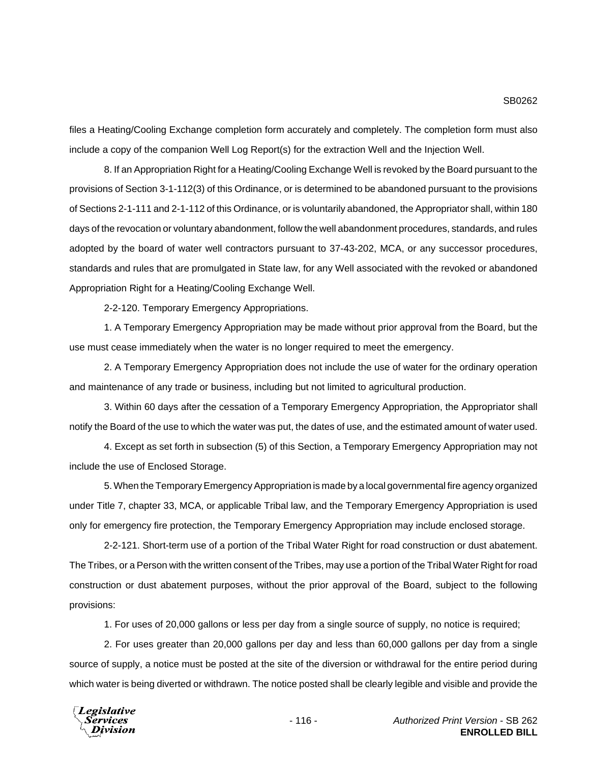files a Heating/Cooling Exchange completion form accurately and completely. The completion form must also include a copy of the companion Well Log Report(s) for the extraction Well and the Injection Well.

8. If an Appropriation Right for a Heating/Cooling Exchange Well is revoked by the Board pursuant to the provisions of Section 3-1-112(3) of this Ordinance, or is determined to be abandoned pursuant to the provisions of Sections 2-1-111 and 2-1-112 of this Ordinance, or is voluntarily abandoned, the Appropriator shall, within 180 days of the revocation or voluntary abandonment, follow the well abandonment procedures, standards, and rules adopted by the board of water well contractors pursuant to 37-43-202, MCA, or any successor procedures, standards and rules that are promulgated in State law, for any Well associated with the revoked or abandoned Appropriation Right for a Heating/Cooling Exchange Well.

2-2-120. Temporary Emergency Appropriations.

1. A Temporary Emergency Appropriation may be made without prior approval from the Board, but the use must cease immediately when the water is no longer required to meet the emergency.

2. A Temporary Emergency Appropriation does not include the use of water for the ordinary operation and maintenance of any trade or business, including but not limited to agricultural production.

3. Within 60 days after the cessation of a Temporary Emergency Appropriation, the Appropriator shall notify the Board of the use to which the water was put, the dates of use, and the estimated amount of water used.

4. Except as set forth in subsection (5) of this Section, a Temporary Emergency Appropriation may not include the use of Enclosed Storage.

5. When the Temporary Emergency Appropriation is made by a local governmental fire agency organized under Title 7, chapter 33, MCA, or applicable Tribal law, and the Temporary Emergency Appropriation is used only for emergency fire protection, the Temporary Emergency Appropriation may include enclosed storage.

2-2-121. Short-term use of a portion of the Tribal Water Right for road construction or dust abatement. The Tribes, or a Person with the written consent of the Tribes, may use a portion of the Tribal Water Right for road construction or dust abatement purposes, without the prior approval of the Board, subject to the following provisions:

1. For uses of 20,000 gallons or less per day from a single source of supply, no notice is required;

2. For uses greater than 20,000 gallons per day and less than 60,000 gallons per day from a single source of supply, a notice must be posted at the site of the diversion or withdrawal for the entire period during which water is being diverted or withdrawn. The notice posted shall be clearly legible and visible and provide the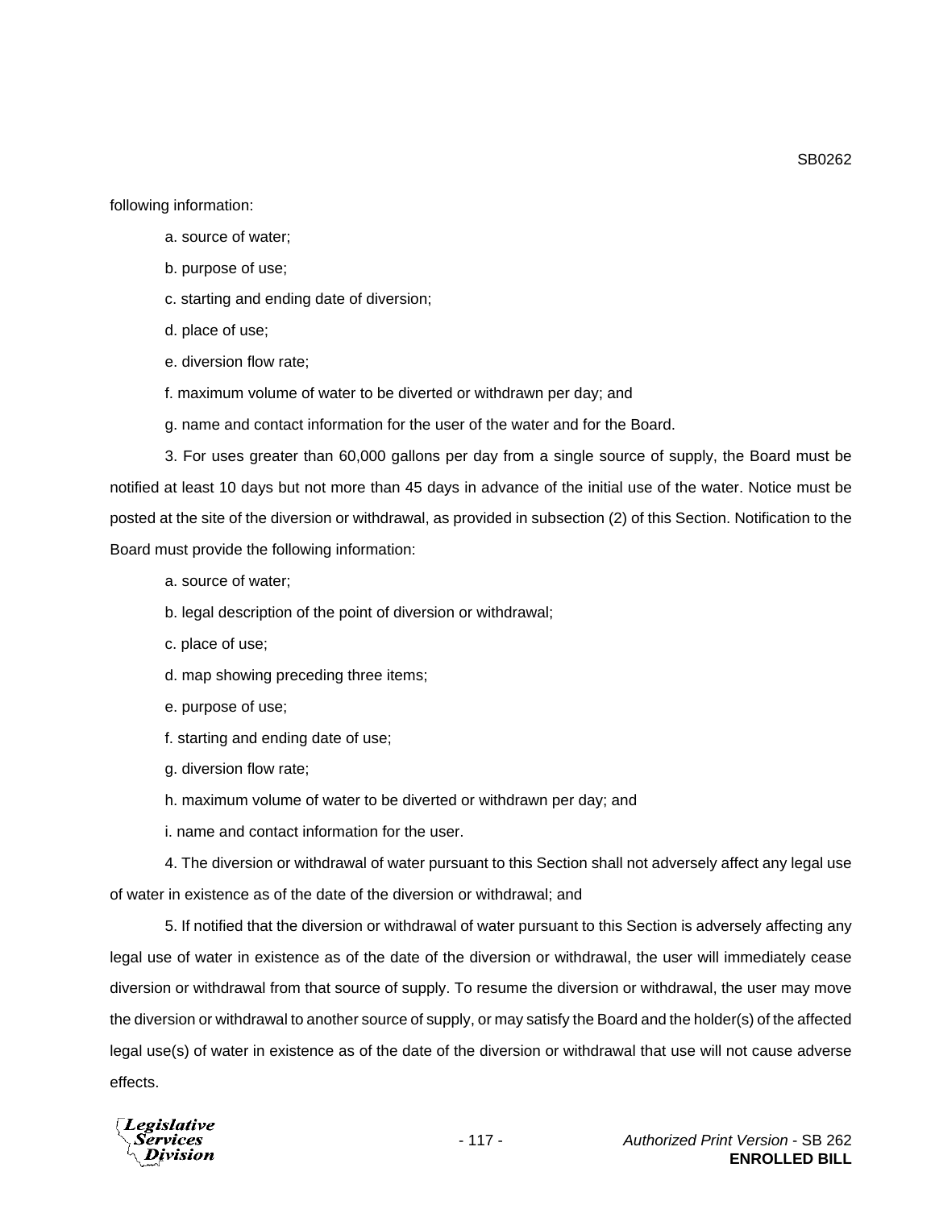following information:

a. source of water;

b. purpose of use;

c. starting and ending date of diversion;

d. place of use;

e. diversion flow rate;

f. maximum volume of water to be diverted or withdrawn per day; and

g. name and contact information for the user of the water and for the Board.

3. For uses greater than 60,000 gallons per day from a single source of supply, the Board must be notified at least 10 days but not more than 45 days in advance of the initial use of the water. Notice must be posted at the site of the diversion or withdrawal, as provided in subsection (2) of this Section. Notification to the Board must provide the following information:

a. source of water;

b. legal description of the point of diversion or withdrawal;

c. place of use;

d. map showing preceding three items;

e. purpose of use;

f. starting and ending date of use;

g. diversion flow rate;

h. maximum volume of water to be diverted or withdrawn per day; and

i. name and contact information for the user.

4. The diversion or withdrawal of water pursuant to this Section shall not adversely affect any legal use of water in existence as of the date of the diversion or withdrawal; and

5. If notified that the diversion or withdrawal of water pursuant to this Section is adversely affecting any legal use of water in existence as of the date of the diversion or withdrawal, the user will immediately cease diversion or withdrawal from that source of supply. To resume the diversion or withdrawal, the user may move the diversion or withdrawal to another source of supply, or may satisfy the Board and the holder(s) of the affected legal use(s) of water in existence as of the date of the diversion or withdrawal that use will not cause adverse effects.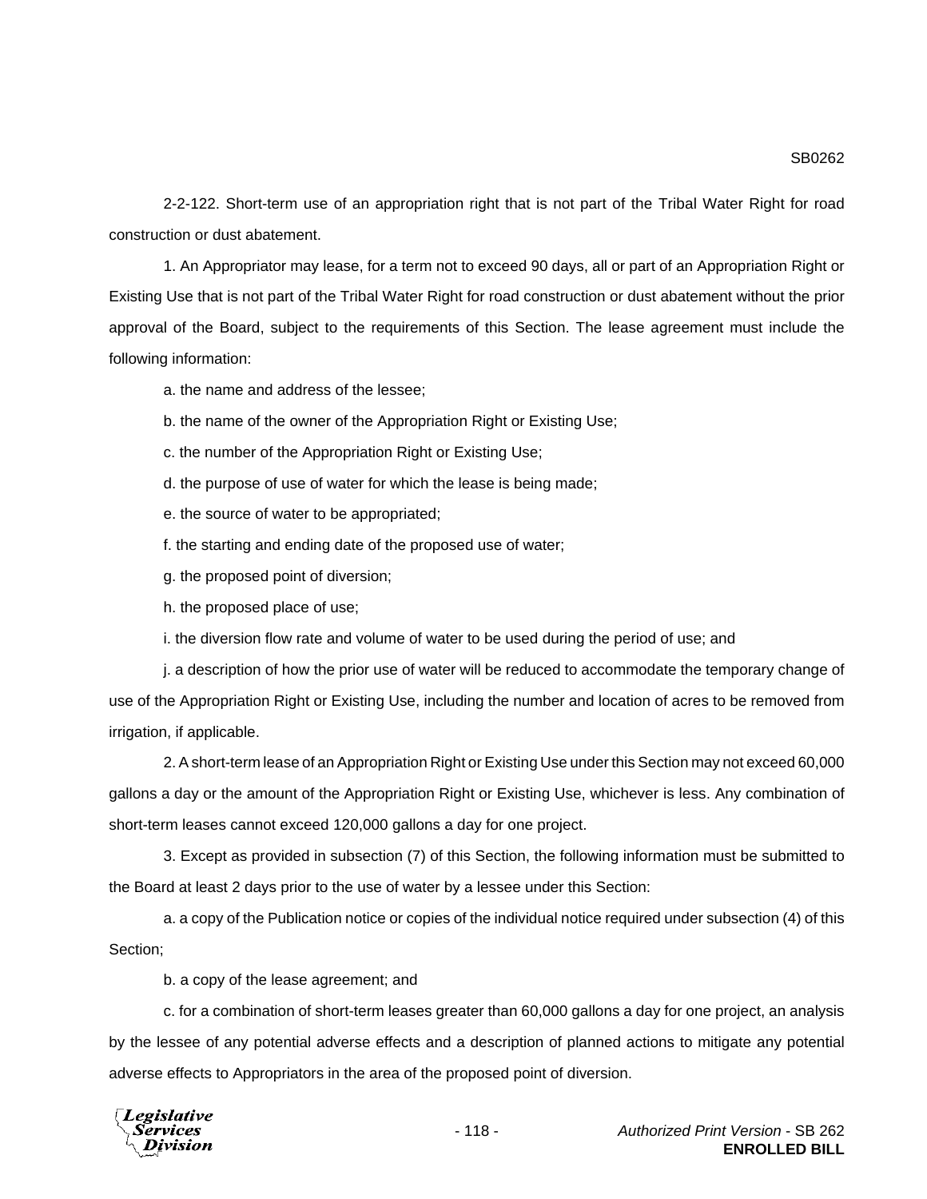2-2-122. Short-term use of an appropriation right that is not part of the Tribal Water Right for road construction or dust abatement.

1. An Appropriator may lease, for a term not to exceed 90 days, all or part of an Appropriation Right or Existing Use that is not part of the Tribal Water Right for road construction or dust abatement without the prior approval of the Board, subject to the requirements of this Section. The lease agreement must include the following information:

a. the name and address of the lessee;

b. the name of the owner of the Appropriation Right or Existing Use;

c. the number of the Appropriation Right or Existing Use;

d. the purpose of use of water for which the lease is being made;

e. the source of water to be appropriated;

f. the starting and ending date of the proposed use of water;

g. the proposed point of diversion;

h. the proposed place of use;

i. the diversion flow rate and volume of water to be used during the period of use; and

j. a description of how the prior use of water will be reduced to accommodate the temporary change of use of the Appropriation Right or Existing Use, including the number and location of acres to be removed from irrigation, if applicable.

2. A short-term lease of an Appropriation Right or Existing Use under this Section may not exceed 60,000 gallons a day or the amount of the Appropriation Right or Existing Use, whichever is less. Any combination of short-term leases cannot exceed 120,000 gallons a day for one project.

3. Except as provided in subsection (7) of this Section, the following information must be submitted to the Board at least 2 days prior to the use of water by a lessee under this Section:

a. a copy of the Publication notice or copies of the individual notice required under subsection (4) of this Section;

b. a copy of the lease agreement; and

c. for a combination of short-term leases greater than 60,000 gallons a day for one project, an analysis by the lessee of any potential adverse effects and a description of planned actions to mitigate any potential adverse effects to Appropriators in the area of the proposed point of diversion.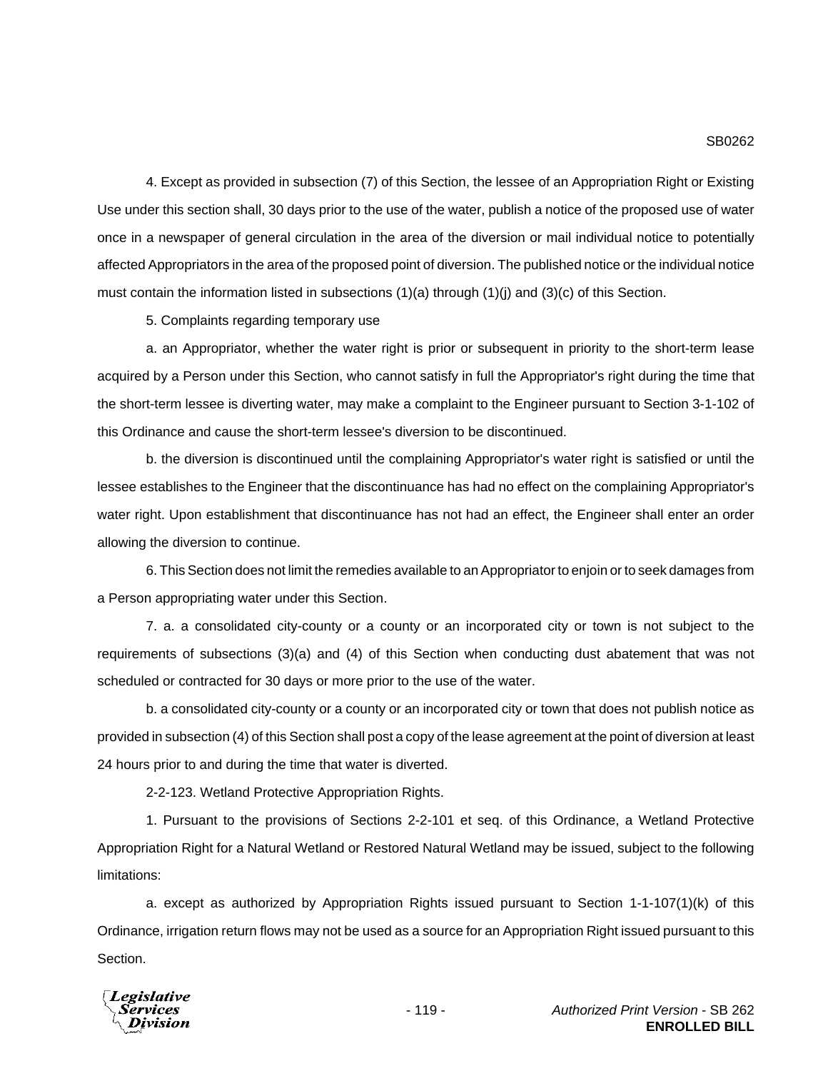4. Except as provided in subsection (7) of this Section, the lessee of an Appropriation Right or Existing Use under this section shall, 30 days prior to the use of the water, publish a notice of the proposed use of water once in a newspaper of general circulation in the area of the diversion or mail individual notice to potentially affected Appropriators in the area of the proposed point of diversion. The published notice or the individual notice must contain the information listed in subsections (1)(a) through (1)(j) and (3)(c) of this Section.

5. Complaints regarding temporary use

a. an Appropriator, whether the water right is prior or subsequent in priority to the short-term lease acquired by a Person under this Section, who cannot satisfy in full the Appropriator's right during the time that the short-term lessee is diverting water, may make a complaint to the Engineer pursuant to Section 3-1-102 of this Ordinance and cause the short-term lessee's diversion to be discontinued.

b. the diversion is discontinued until the complaining Appropriator's water right is satisfied or until the lessee establishes to the Engineer that the discontinuance has had no effect on the complaining Appropriator's water right. Upon establishment that discontinuance has not had an effect, the Engineer shall enter an order allowing the diversion to continue.

6. This Section does not limit the remedies available to an Appropriator to enjoin or to seek damages from a Person appropriating water under this Section.

7. a. a consolidated city-county or a county or an incorporated city or town is not subject to the requirements of subsections (3)(a) and (4) of this Section when conducting dust abatement that was not scheduled or contracted for 30 days or more prior to the use of the water.

b. a consolidated city-county or a county or an incorporated city or town that does not publish notice as provided in subsection (4) of this Section shall post a copy of the lease agreement at the point of diversion at least 24 hours prior to and during the time that water is diverted.

2-2-123. Wetland Protective Appropriation Rights.

1. Pursuant to the provisions of Sections 2-2-101 et seq. of this Ordinance, a Wetland Protective Appropriation Right for a Natural Wetland or Restored Natural Wetland may be issued, subject to the following limitations:

a. except as authorized by Appropriation Rights issued pursuant to Section 1-1-107(1)(k) of this Ordinance, irrigation return flows may not be used as a source for an Appropriation Right issued pursuant to this Section.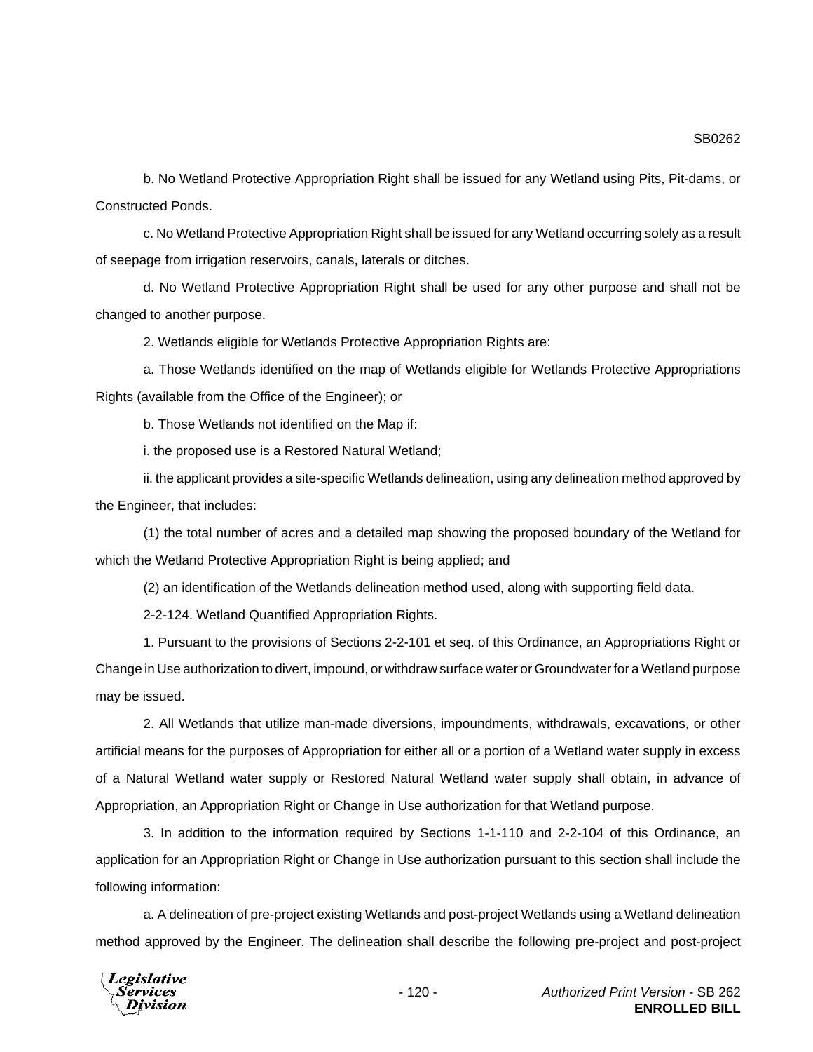b. No Wetland Protective Appropriation Right shall be issued for any Wetland using Pits, Pit-dams, or Constructed Ponds.

c. No Wetland Protective Appropriation Right shall be issued for any Wetland occurring solely as a result of seepage from irrigation reservoirs, canals, laterals or ditches.

d. No Wetland Protective Appropriation Right shall be used for any other purpose and shall not be changed to another purpose.

2. Wetlands eligible for Wetlands Protective Appropriation Rights are:

a. Those Wetlands identified on the map of Wetlands eligible for Wetlands Protective Appropriations Rights (available from the Office of the Engineer); or

b. Those Wetlands not identified on the Map if:

i. the proposed use is a Restored Natural Wetland;

ii. the applicant provides a site-specific Wetlands delineation, using any delineation method approved by the Engineer, that includes:

(1) the total number of acres and a detailed map showing the proposed boundary of the Wetland for which the Wetland Protective Appropriation Right is being applied; and

(2) an identification of the Wetlands delineation method used, along with supporting field data.

2-2-124. Wetland Quantified Appropriation Rights.

1. Pursuant to the provisions of Sections 2-2-101 et seq. of this Ordinance, an Appropriations Right or Change in Use authorization to divert, impound, or withdraw surface water or Groundwater for a Wetland purpose may be issued.

2. All Wetlands that utilize man-made diversions, impoundments, withdrawals, excavations, or other artificial means for the purposes of Appropriation for either all or a portion of a Wetland water supply in excess of a Natural Wetland water supply or Restored Natural Wetland water supply shall obtain, in advance of Appropriation, an Appropriation Right or Change in Use authorization for that Wetland purpose.

3. In addition to the information required by Sections 1-1-110 and 2-2-104 of this Ordinance, an application for an Appropriation Right or Change in Use authorization pursuant to this section shall include the following information:

a. A delineation of pre-project existing Wetlands and post-project Wetlands using a Wetland delineation method approved by the Engineer. The delineation shall describe the following pre-project and post-project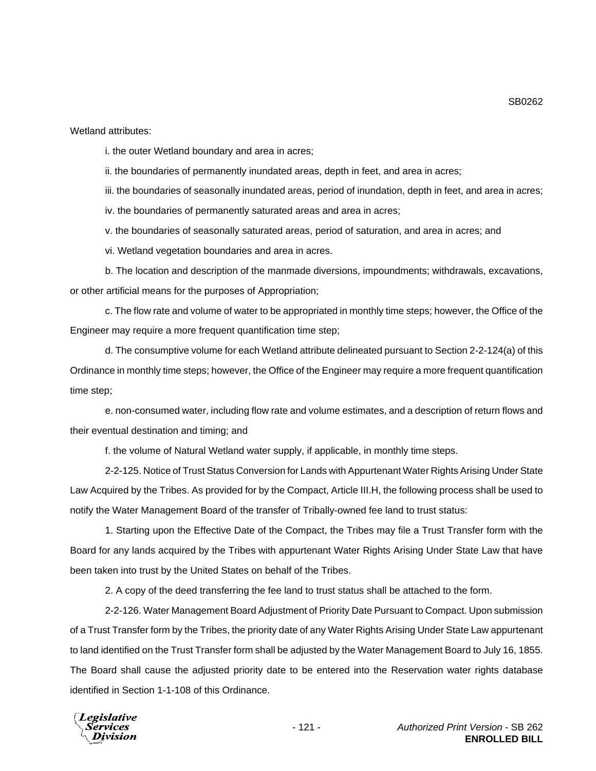Wetland attributes:

i. the outer Wetland boundary and area in acres;

ii. the boundaries of permanently inundated areas, depth in feet, and area in acres;

iii. the boundaries of seasonally inundated areas, period of inundation, depth in feet, and area in acres;

iv. the boundaries of permanently saturated areas and area in acres;

v. the boundaries of seasonally saturated areas, period of saturation, and area in acres; and

vi. Wetland vegetation boundaries and area in acres.

b. The location and description of the manmade diversions, impoundments; withdrawals, excavations, or other artificial means for the purposes of Appropriation;

c. The flow rate and volume of water to be appropriated in monthly time steps; however, the Office of the Engineer may require a more frequent quantification time step;

d. The consumptive volume for each Wetland attribute delineated pursuant to Section 2-2-124(a) of this Ordinance in monthly time steps; however, the Office of the Engineer may require a more frequent quantification time step;

e. non-consumed water, including flow rate and volume estimates, and a description of return flows and their eventual destination and timing; and

f. the volume of Natural Wetland water supply, if applicable, in monthly time steps.

2-2-125. Notice of Trust Status Conversion for Lands with Appurtenant Water Rights Arising Under State Law Acquired by the Tribes. As provided for by the Compact, Article III.H, the following process shall be used to notify the Water Management Board of the transfer of Tribally-owned fee land to trust status:

1. Starting upon the Effective Date of the Compact, the Tribes may file a Trust Transfer form with the Board for any lands acquired by the Tribes with appurtenant Water Rights Arising Under State Law that have been taken into trust by the United States on behalf of the Tribes.

2. A copy of the deed transferring the fee land to trust status shall be attached to the form.

2-2-126. Water Management Board Adjustment of Priority Date Pursuant to Compact. Upon submission of a Trust Transfer form by the Tribes, the priority date of any Water Rights Arising Under State Law appurtenant to land identified on the Trust Transfer form shall be adjusted by the Water Management Board to July 16, 1855. The Board shall cause the adjusted priority date to be entered into the Reservation water rights database identified in Section 1-1-108 of this Ordinance.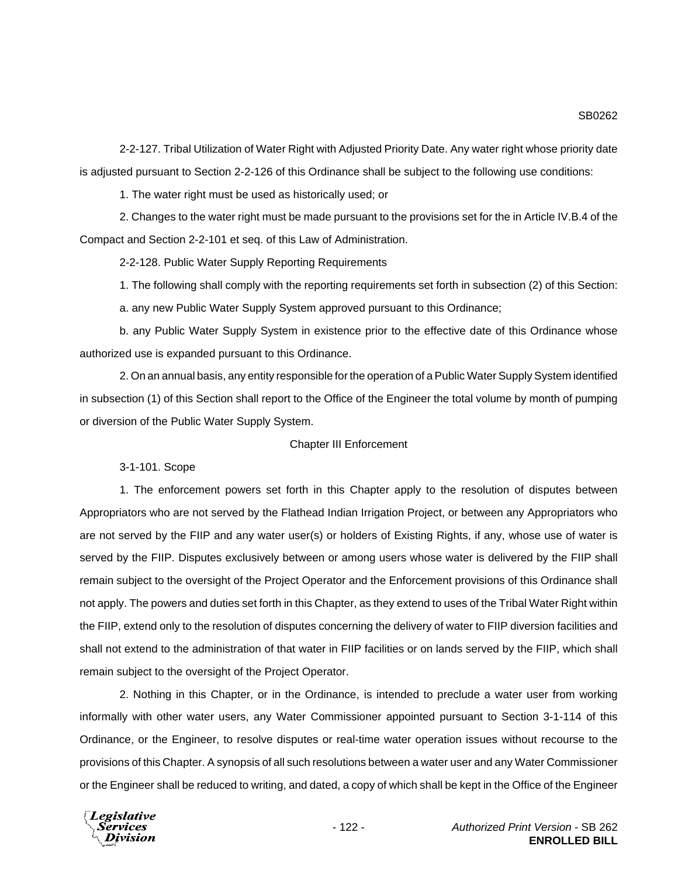2-2-127. Tribal Utilization of Water Right with Adjusted Priority Date. Any water right whose priority date is adjusted pursuant to Section 2-2-126 of this Ordinance shall be subject to the following use conditions:

1. The water right must be used as historically used; or

2. Changes to the water right must be made pursuant to the provisions set for the in Article IV.B.4 of the Compact and Section 2-2-101 et seq. of this Law of Administration.

2-2-128. Public Water Supply Reporting Requirements

1. The following shall comply with the reporting requirements set forth in subsection (2) of this Section:

a. any new Public Water Supply System approved pursuant to this Ordinance;

b. any Public Water Supply System in existence prior to the effective date of this Ordinance whose authorized use is expanded pursuant to this Ordinance.

2. On an annual basis, any entity responsible for the operation of a Public Water Supply System identified in subsection (1) of this Section shall report to the Office of the Engineer the total volume by month of pumping or diversion of the Public Water Supply System.

## Chapter III Enforcement

3-1-101. Scope

1. The enforcement powers set forth in this Chapter apply to the resolution of disputes between Appropriators who are not served by the Flathead Indian Irrigation Project, or between any Appropriators who are not served by the FIIP and any water user(s) or holders of Existing Rights, if any, whose use of water is served by the FIIP. Disputes exclusively between or among users whose water is delivered by the FIIP shall remain subject to the oversight of the Project Operator and the Enforcement provisions of this Ordinance shall not apply. The powers and duties set forth in this Chapter, as they extend to uses of the Tribal Water Right within the FIIP, extend only to the resolution of disputes concerning the delivery of water to FIIP diversion facilities and shall not extend to the administration of that water in FIIP facilities or on lands served by the FIIP, which shall remain subject to the oversight of the Project Operator.

2. Nothing in this Chapter, or in the Ordinance, is intended to preclude a water user from working informally with other water users, any Water Commissioner appointed pursuant to Section 3-1-114 of this Ordinance, or the Engineer, to resolve disputes or real-time water operation issues without recourse to the provisions of this Chapter. A synopsis of all such resolutions between a water user and any Water Commissioner or the Engineer shall be reduced to writing, and dated, a copy of which shall be kept in the Office of the Engineer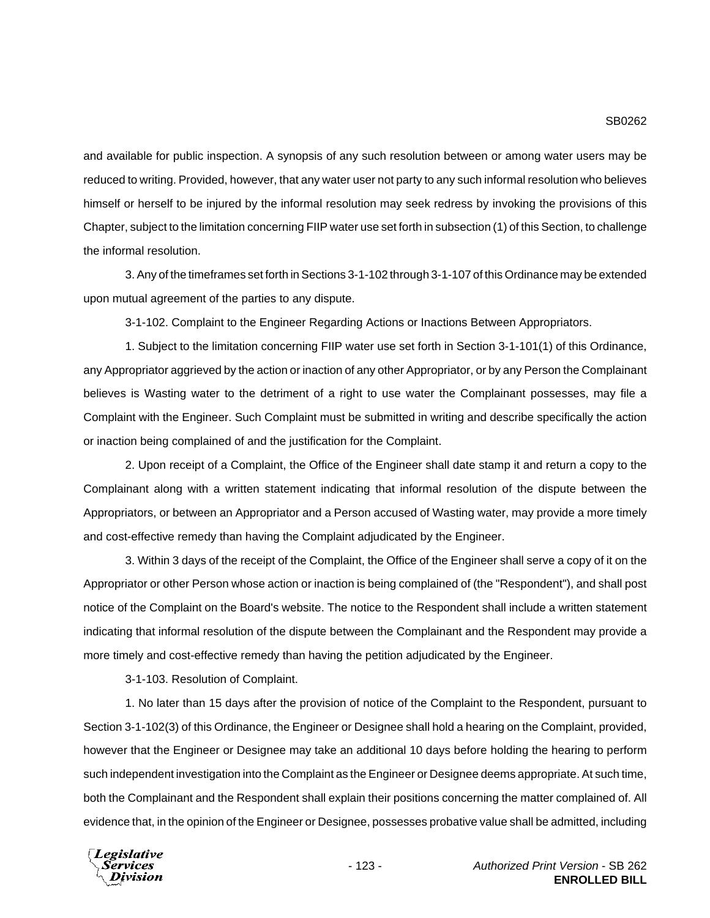and available for public inspection. A synopsis of any such resolution between or among water users may be reduced to writing. Provided, however, that any water user not party to any such informal resolution who believes himself or herself to be injured by the informal resolution may seek redress by invoking the provisions of this Chapter, subject to the limitation concerning FIIP water use set forth in subsection (1) of this Section, to challenge the informal resolution.

3. Any of the timeframes set forth in Sections 3-1-102 through 3-1-107 of this Ordinance may be extended upon mutual agreement of the parties to any dispute.

3-1-102. Complaint to the Engineer Regarding Actions or Inactions Between Appropriators.

1. Subject to the limitation concerning FIIP water use set forth in Section 3-1-101(1) of this Ordinance, any Appropriator aggrieved by the action or inaction of any other Appropriator, or by any Person the Complainant believes is Wasting water to the detriment of a right to use water the Complainant possesses, may file a Complaint with the Engineer. Such Complaint must be submitted in writing and describe specifically the action or inaction being complained of and the justification for the Complaint.

2. Upon receipt of a Complaint, the Office of the Engineer shall date stamp it and return a copy to the Complainant along with a written statement indicating that informal resolution of the dispute between the Appropriators, or between an Appropriator and a Person accused of Wasting water, may provide a more timely and cost-effective remedy than having the Complaint adjudicated by the Engineer.

3. Within 3 days of the receipt of the Complaint, the Office of the Engineer shall serve a copy of it on the Appropriator or other Person whose action or inaction is being complained of (the "Respondent"), and shall post notice of the Complaint on the Board's website. The notice to the Respondent shall include a written statement indicating that informal resolution of the dispute between the Complainant and the Respondent may provide a more timely and cost-effective remedy than having the petition adjudicated by the Engineer.

3-1-103. Resolution of Complaint.

1. No later than 15 days after the provision of notice of the Complaint to the Respondent, pursuant to Section 3-1-102(3) of this Ordinance, the Engineer or Designee shall hold a hearing on the Complaint, provided, however that the Engineer or Designee may take an additional 10 days before holding the hearing to perform such independent investigation into the Complaint as the Engineer or Designee deems appropriate. At such time, both the Complainant and the Respondent shall explain their positions concerning the matter complained of. All evidence that, in the opinion of the Engineer or Designee, possesses probative value shall be admitted, including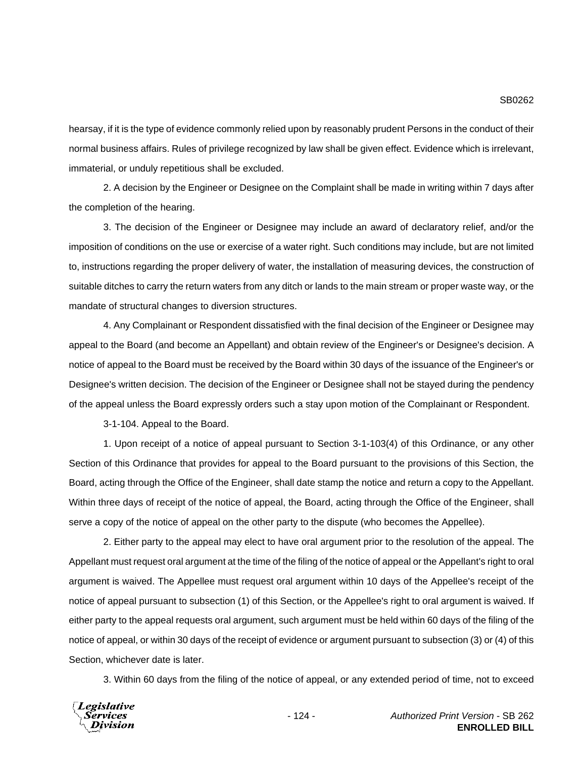hearsay, if it is the type of evidence commonly relied upon by reasonably prudent Persons in the conduct of their normal business affairs. Rules of privilege recognized by law shall be given effect. Evidence which is irrelevant, immaterial, or unduly repetitious shall be excluded.

2. A decision by the Engineer or Designee on the Complaint shall be made in writing within 7 days after the completion of the hearing.

3. The decision of the Engineer or Designee may include an award of declaratory relief, and/or the imposition of conditions on the use or exercise of a water right. Such conditions may include, but are not limited to, instructions regarding the proper delivery of water, the installation of measuring devices, the construction of suitable ditches to carry the return waters from any ditch or lands to the main stream or proper waste way, or the mandate of structural changes to diversion structures.

4. Any Complainant or Respondent dissatisfied with the final decision of the Engineer or Designee may appeal to the Board (and become an Appellant) and obtain review of the Engineer's or Designee's decision. A notice of appeal to the Board must be received by the Board within 30 days of the issuance of the Engineer's or Designee's written decision. The decision of the Engineer or Designee shall not be stayed during the pendency of the appeal unless the Board expressly orders such a stay upon motion of the Complainant or Respondent.

3-1-104. Appeal to the Board.

1. Upon receipt of a notice of appeal pursuant to Section 3-1-103(4) of this Ordinance, or any other Section of this Ordinance that provides for appeal to the Board pursuant to the provisions of this Section, the Board, acting through the Office of the Engineer, shall date stamp the notice and return a copy to the Appellant. Within three days of receipt of the notice of appeal, the Board, acting through the Office of the Engineer, shall serve a copy of the notice of appeal on the other party to the dispute (who becomes the Appellee).

2. Either party to the appeal may elect to have oral argument prior to the resolution of the appeal. The Appellant must request oral argument at the time of the filing of the notice of appeal or the Appellant's right to oral argument is waived. The Appellee must request oral argument within 10 days of the Appellee's receipt of the notice of appeal pursuant to subsection (1) of this Section, or the Appellee's right to oral argument is waived. If either party to the appeal requests oral argument, such argument must be held within 60 days of the filing of the notice of appeal, or within 30 days of the receipt of evidence or argument pursuant to subsection (3) or (4) of this Section, whichever date is later.

3. Within 60 days from the filing of the notice of appeal, or any extended period of time, not to exceed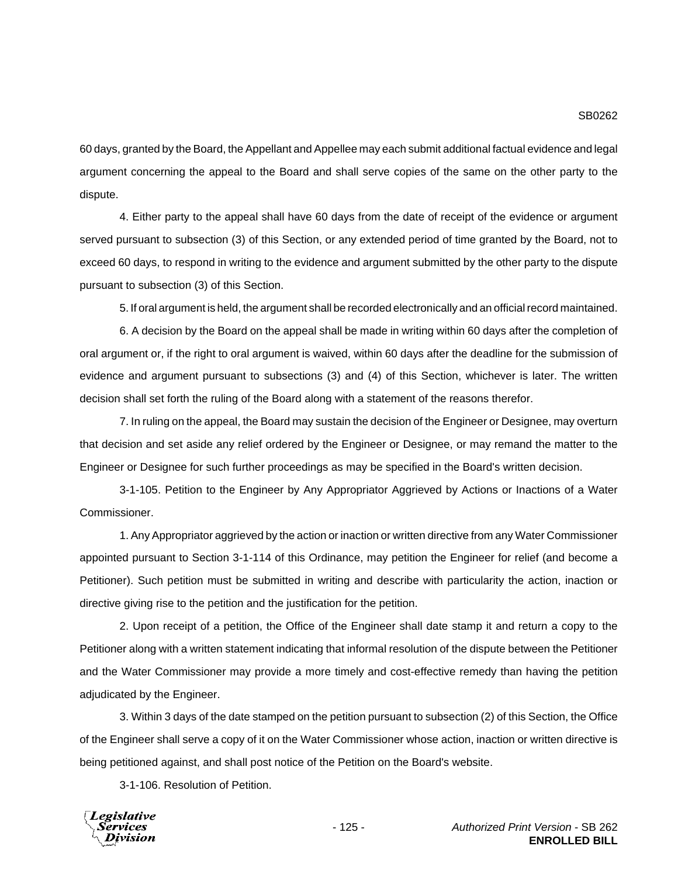60 days, granted by the Board, the Appellant and Appellee may each submit additional factual evidence and legal argument concerning the appeal to the Board and shall serve copies of the same on the other party to the dispute.

4. Either party to the appeal shall have 60 days from the date of receipt of the evidence or argument served pursuant to subsection (3) of this Section, or any extended period of time granted by the Board, not to exceed 60 days, to respond in writing to the evidence and argument submitted by the other party to the dispute pursuant to subsection (3) of this Section.

5. If oral argument is held, the argument shall be recorded electronically and an official record maintained.

6. A decision by the Board on the appeal shall be made in writing within 60 days after the completion of oral argument or, if the right to oral argument is waived, within 60 days after the deadline for the submission of evidence and argument pursuant to subsections (3) and (4) of this Section, whichever is later. The written decision shall set forth the ruling of the Board along with a statement of the reasons therefor.

7. In ruling on the appeal, the Board may sustain the decision of the Engineer or Designee, may overturn that decision and set aside any relief ordered by the Engineer or Designee, or may remand the matter to the Engineer or Designee for such further proceedings as may be specified in the Board's written decision.

3-1-105. Petition to the Engineer by Any Appropriator Aggrieved by Actions or Inactions of a Water Commissioner.

1. Any Appropriator aggrieved by the action or inaction or written directive from any Water Commissioner appointed pursuant to Section 3-1-114 of this Ordinance, may petition the Engineer for relief (and become a Petitioner). Such petition must be submitted in writing and describe with particularity the action, inaction or directive giving rise to the petition and the justification for the petition.

2. Upon receipt of a petition, the Office of the Engineer shall date stamp it and return a copy to the Petitioner along with a written statement indicating that informal resolution of the dispute between the Petitioner and the Water Commissioner may provide a more timely and cost-effective remedy than having the petition adjudicated by the Engineer.

3. Within 3 days of the date stamped on the petition pursuant to subsection (2) of this Section, the Office of the Engineer shall serve a copy of it on the Water Commissioner whose action, inaction or written directive is being petitioned against, and shall post notice of the Petition on the Board's website.

3-1-106. Resolution of Petition.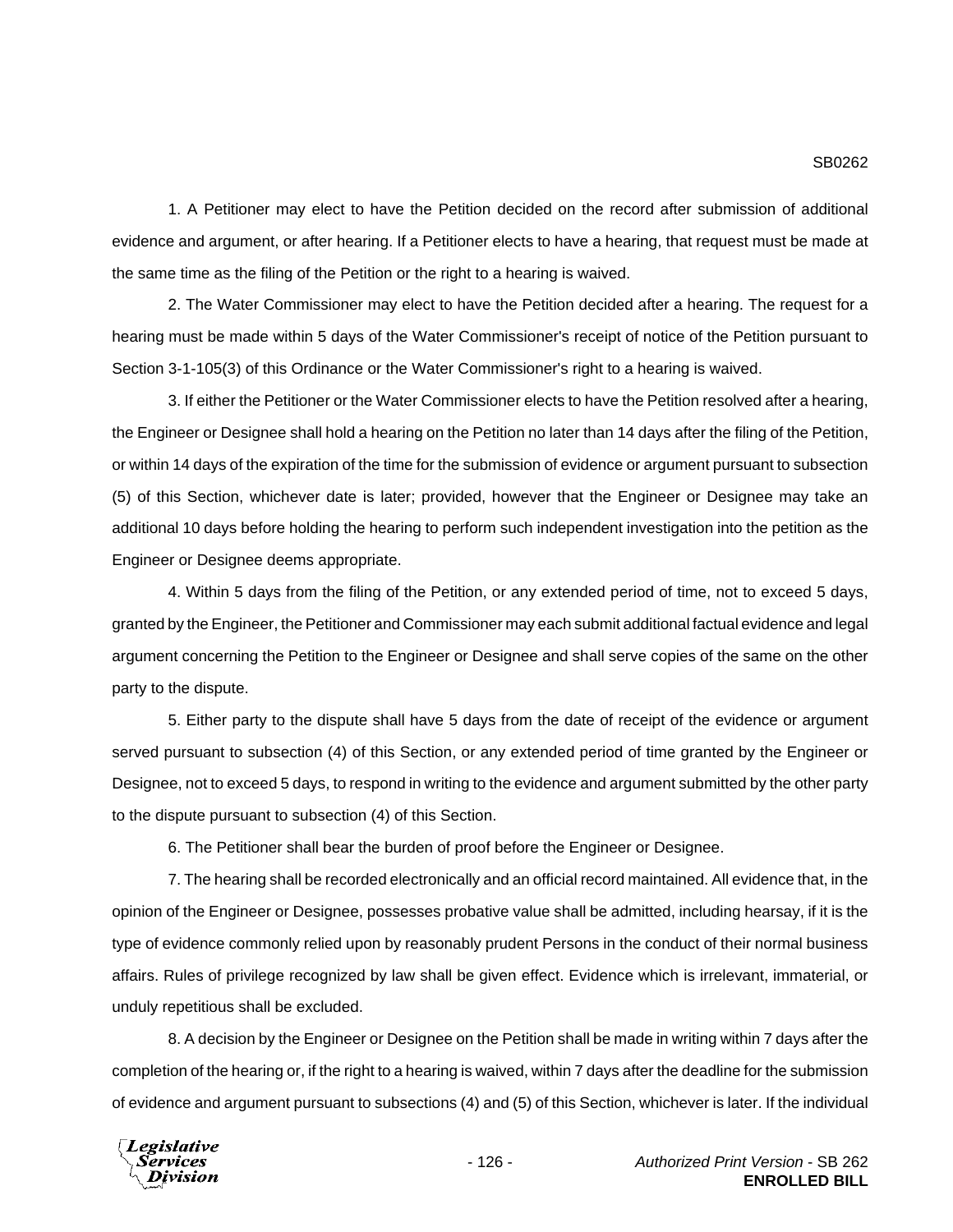1. A Petitioner may elect to have the Petition decided on the record after submission of additional evidence and argument, or after hearing. If a Petitioner elects to have a hearing, that request must be made at the same time as the filing of the Petition or the right to a hearing is waived.

2. The Water Commissioner may elect to have the Petition decided after a hearing. The request for a hearing must be made within 5 days of the Water Commissioner's receipt of notice of the Petition pursuant to Section 3-1-105(3) of this Ordinance or the Water Commissioner's right to a hearing is waived.

3. If either the Petitioner or the Water Commissioner elects to have the Petition resolved after a hearing, the Engineer or Designee shall hold a hearing on the Petition no later than 14 days after the filing of the Petition, or within 14 days of the expiration of the time for the submission of evidence or argument pursuant to subsection (5) of this Section, whichever date is later; provided, however that the Engineer or Designee may take an additional 10 days before holding the hearing to perform such independent investigation into the petition as the Engineer or Designee deems appropriate.

4. Within 5 days from the filing of the Petition, or any extended period of time, not to exceed 5 days, granted by the Engineer, the Petitioner and Commissioner may each submit additional factual evidence and legal argument concerning the Petition to the Engineer or Designee and shall serve copies of the same on the other party to the dispute.

5. Either party to the dispute shall have 5 days from the date of receipt of the evidence or argument served pursuant to subsection (4) of this Section, or any extended period of time granted by the Engineer or Designee, not to exceed 5 days, to respond in writing to the evidence and argument submitted by the other party to the dispute pursuant to subsection (4) of this Section.

6. The Petitioner shall bear the burden of proof before the Engineer or Designee.

7. The hearing shall be recorded electronically and an official record maintained. All evidence that, in the opinion of the Engineer or Designee, possesses probative value shall be admitted, including hearsay, if it is the type of evidence commonly relied upon by reasonably prudent Persons in the conduct of their normal business affairs. Rules of privilege recognized by law shall be given effect. Evidence which is irrelevant, immaterial, or unduly repetitious shall be excluded.

8. A decision by the Engineer or Designee on the Petition shall be made in writing within 7 days after the completion of the hearing or, if the right to a hearing is waived, within 7 days after the deadline for the submission of evidence and argument pursuant to subsections (4) and (5) of this Section, whichever is later. If the individual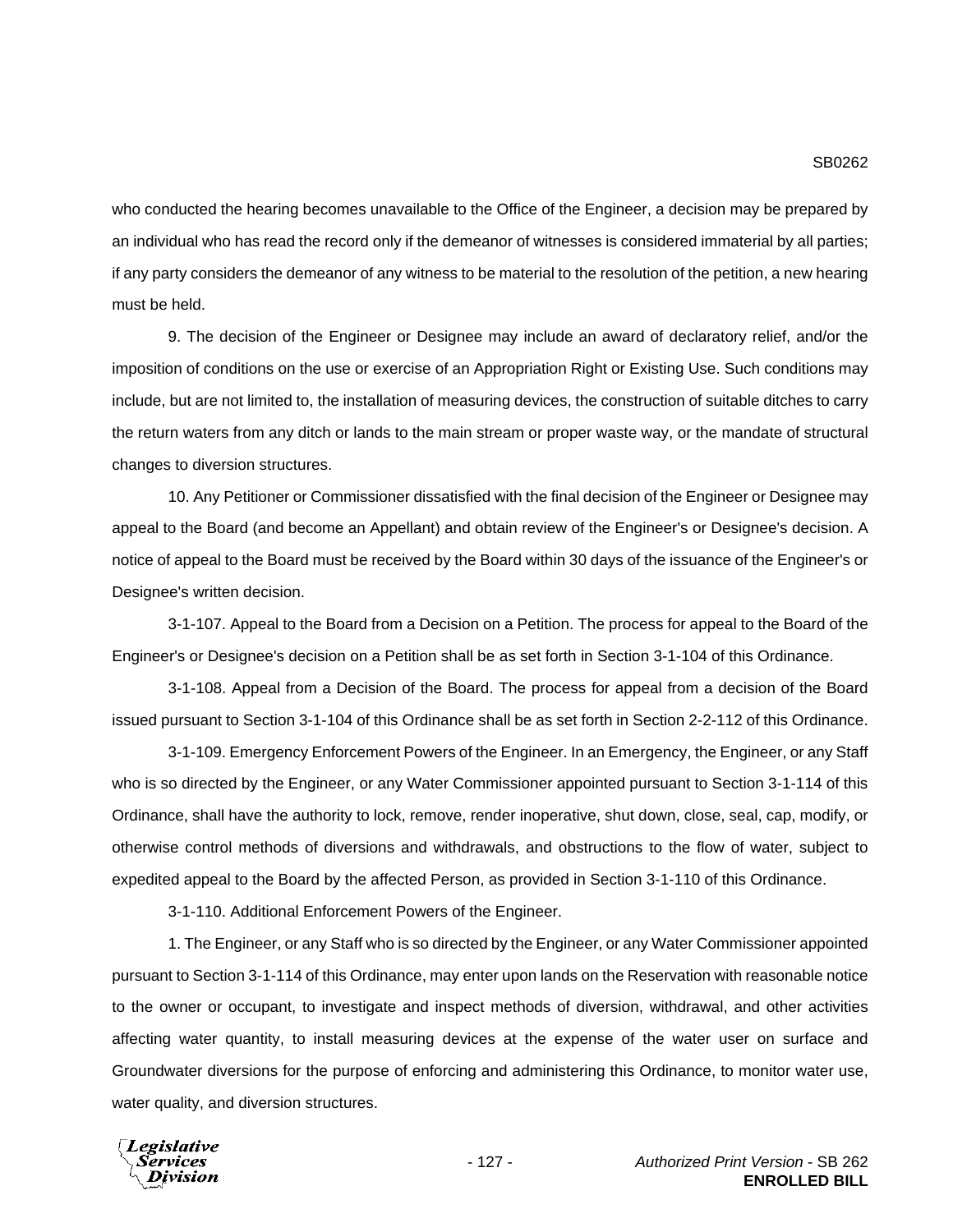who conducted the hearing becomes unavailable to the Office of the Engineer, a decision may be prepared by an individual who has read the record only if the demeanor of witnesses is considered immaterial by all parties; if any party considers the demeanor of any witness to be material to the resolution of the petition, a new hearing must be held.

9. The decision of the Engineer or Designee may include an award of declaratory relief, and/or the imposition of conditions on the use or exercise of an Appropriation Right or Existing Use. Such conditions may include, but are not limited to, the installation of measuring devices, the construction of suitable ditches to carry the return waters from any ditch or lands to the main stream or proper waste way, or the mandate of structural changes to diversion structures.

10. Any Petitioner or Commissioner dissatisfied with the final decision of the Engineer or Designee may appeal to the Board (and become an Appellant) and obtain review of the Engineer's or Designee's decision. A notice of appeal to the Board must be received by the Board within 30 days of the issuance of the Engineer's or Designee's written decision.

3-1-107. Appeal to the Board from a Decision on a Petition. The process for appeal to the Board of the Engineer's or Designee's decision on a Petition shall be as set forth in Section 3-1-104 of this Ordinance.

3-1-108. Appeal from a Decision of the Board. The process for appeal from a decision of the Board issued pursuant to Section 3-1-104 of this Ordinance shall be as set forth in Section 2-2-112 of this Ordinance.

3-1-109. Emergency Enforcement Powers of the Engineer. In an Emergency, the Engineer, or any Staff who is so directed by the Engineer, or any Water Commissioner appointed pursuant to Section 3-1-114 of this Ordinance, shall have the authority to lock, remove, render inoperative, shut down, close, seal, cap, modify, or otherwise control methods of diversions and withdrawals, and obstructions to the flow of water, subject to expedited appeal to the Board by the affected Person, as provided in Section 3-1-110 of this Ordinance.

3-1-110. Additional Enforcement Powers of the Engineer.

1. The Engineer, or any Staff who is so directed by the Engineer, or any Water Commissioner appointed pursuant to Section 3-1-114 of this Ordinance, may enter upon lands on the Reservation with reasonable notice to the owner or occupant, to investigate and inspect methods of diversion, withdrawal, and other activities affecting water quantity, to install measuring devices at the expense of the water user on surface and Groundwater diversions for the purpose of enforcing and administering this Ordinance, to monitor water use, water quality, and diversion structures.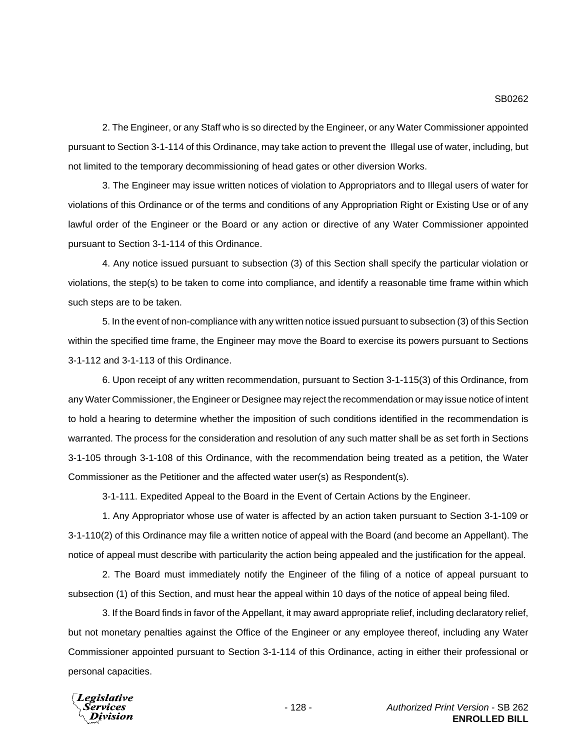2. The Engineer, or any Staff who is so directed by the Engineer, or any Water Commissioner appointed pursuant to Section 3-1-114 of this Ordinance, may take action to prevent the Illegal use of water, including, but not limited to the temporary decommissioning of head gates or other diversion Works.

3. The Engineer may issue written notices of violation to Appropriators and to Illegal users of water for violations of this Ordinance or of the terms and conditions of any Appropriation Right or Existing Use or of any lawful order of the Engineer or the Board or any action or directive of any Water Commissioner appointed pursuant to Section 3-1-114 of this Ordinance.

4. Any notice issued pursuant to subsection (3) of this Section shall specify the particular violation or violations, the step(s) to be taken to come into compliance, and identify a reasonable time frame within which such steps are to be taken.

5. In the event of non-compliance with any written notice issued pursuant to subsection (3) of this Section within the specified time frame, the Engineer may move the Board to exercise its powers pursuant to Sections 3-1-112 and 3-1-113 of this Ordinance.

6. Upon receipt of any written recommendation, pursuant to Section 3-1-115(3) of this Ordinance, from any Water Commissioner, the Engineer or Designee may reject the recommendation or may issue notice of intent to hold a hearing to determine whether the imposition of such conditions identified in the recommendation is warranted. The process for the consideration and resolution of any such matter shall be as set forth in Sections 3-1-105 through 3-1-108 of this Ordinance, with the recommendation being treated as a petition, the Water Commissioner as the Petitioner and the affected water user(s) as Respondent(s).

3-1-111. Expedited Appeal to the Board in the Event of Certain Actions by the Engineer.

1. Any Appropriator whose use of water is affected by an action taken pursuant to Section 3-1-109 or 3-1-110(2) of this Ordinance may file a written notice of appeal with the Board (and become an Appellant). The notice of appeal must describe with particularity the action being appealed and the justification for the appeal.

2. The Board must immediately notify the Engineer of the filing of a notice of appeal pursuant to subsection (1) of this Section, and must hear the appeal within 10 days of the notice of appeal being filed.

3. If the Board finds in favor of the Appellant, it may award appropriate relief, including declaratory relief, but not monetary penalties against the Office of the Engineer or any employee thereof, including any Water Commissioner appointed pursuant to Section 3-1-114 of this Ordinance, acting in either their professional or personal capacities.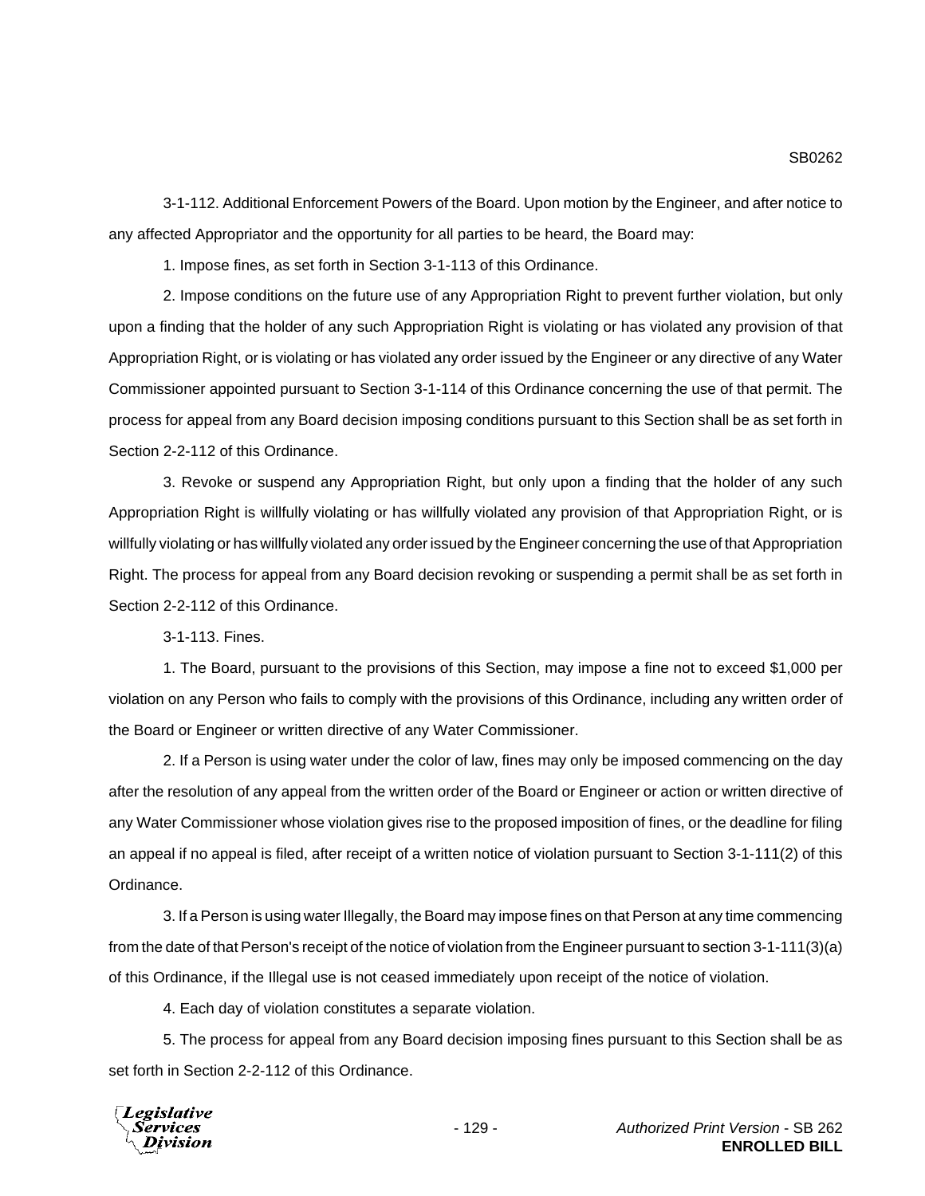3-1-112. Additional Enforcement Powers of the Board. Upon motion by the Engineer, and after notice to any affected Appropriator and the opportunity for all parties to be heard, the Board may:

1. Impose fines, as set forth in Section 3-1-113 of this Ordinance.

2. Impose conditions on the future use of any Appropriation Right to prevent further violation, but only upon a finding that the holder of any such Appropriation Right is violating or has violated any provision of that Appropriation Right, or is violating or has violated any order issued by the Engineer or any directive of any Water Commissioner appointed pursuant to Section 3-1-114 of this Ordinance concerning the use of that permit. The process for appeal from any Board decision imposing conditions pursuant to this Section shall be as set forth in Section 2-2-112 of this Ordinance.

3. Revoke or suspend any Appropriation Right, but only upon a finding that the holder of any such Appropriation Right is willfully violating or has willfully violated any provision of that Appropriation Right, or is willfully violating or has willfully violated any order issued by the Engineer concerning the use of that Appropriation Right. The process for appeal from any Board decision revoking or suspending a permit shall be as set forth in Section 2-2-112 of this Ordinance.

3-1-113. Fines.

1. The Board, pursuant to the provisions of this Section, may impose a fine not to exceed $1,000 per violation on any Person who fails to comply with the provisions of this Ordinance, including any written order of the Board or Engineer or written directive of any Water Commissioner.

2. If a Person is using water under the color of law, fines may only be imposed commencing on the day after the resolution of any appeal from the written order of the Board or Engineer or action or written directive of any Water Commissioner whose violation gives rise to the proposed imposition of fines, or the deadline for filing an appeal if no appeal is filed, after receipt of a written notice of violation pursuant to Section 3-1-111(2) of this Ordinance.

3. If a Person is using water Illegally, the Board may impose fines on that Person at any time commencing from the date of that Person's receipt of the notice of violation from the Engineer pursuant to section 3-1-111(3)(a) of this Ordinance, if the Illegal use is not ceased immediately upon receipt of the notice of violation.

4. Each day of violation constitutes a separate violation.

5. The process for appeal from any Board decision imposing fines pursuant to this Section shall be as set forth in Section 2-2-112 of this Ordinance.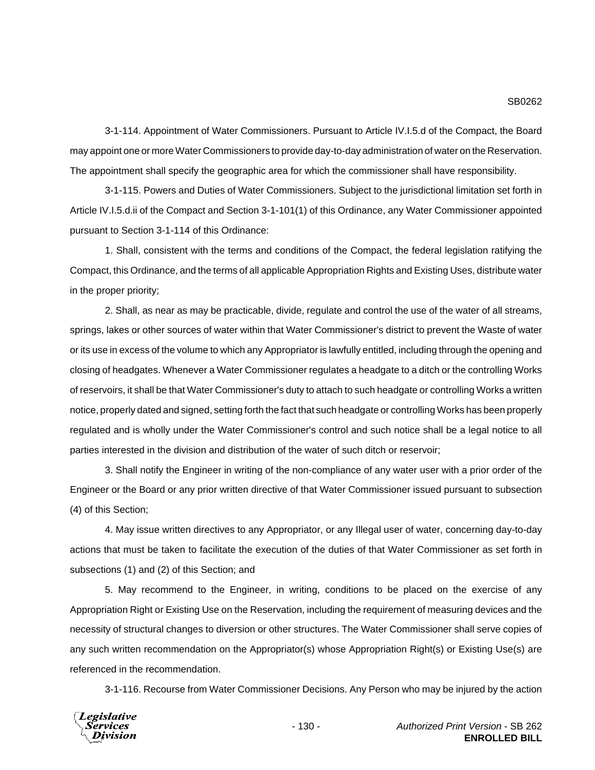3-1-114. Appointment of Water Commissioners. Pursuant to Article IV.I.5.d of the Compact, the Board may appoint one or more Water Commissioners to provide day-to-day administration of water on the Reservation. The appointment shall specify the geographic area for which the commissioner shall have responsibility.

3-1-115. Powers and Duties of Water Commissioners. Subject to the jurisdictional limitation set forth in Article IV.I.5.d.ii of the Compact and Section 3-1-101(1) of this Ordinance, any Water Commissioner appointed pursuant to Section 3-1-114 of this Ordinance:

1. Shall, consistent with the terms and conditions of the Compact, the federal legislation ratifying the Compact, this Ordinance, and the terms of all applicable Appropriation Rights and Existing Uses, distribute water in the proper priority;

2. Shall, as near as may be practicable, divide, regulate and control the use of the water of all streams, springs, lakes or other sources of water within that Water Commissioner's district to prevent the Waste of water or its use in excess of the volume to which any Appropriator is lawfully entitled, including through the opening and closing of headgates. Whenever a Water Commissioner regulates a headgate to a ditch or the controlling Works of reservoirs, it shall be that Water Commissioner's duty to attach to such headgate or controlling Works a written notice, properly dated and signed, setting forth the fact that such headgate or controlling Works has been properly regulated and is wholly under the Water Commissioner's control and such notice shall be a legal notice to all parties interested in the division and distribution of the water of such ditch or reservoir;

3. Shall notify the Engineer in writing of the non-compliance of any water user with a prior order of the Engineer or the Board or any prior written directive of that Water Commissioner issued pursuant to subsection (4) of this Section;

4. May issue written directives to any Appropriator, or any Illegal user of water, concerning day-to-day actions that must be taken to facilitate the execution of the duties of that Water Commissioner as set forth in subsections (1) and (2) of this Section; and

5. May recommend to the Engineer, in writing, conditions to be placed on the exercise of any Appropriation Right or Existing Use on the Reservation, including the requirement of measuring devices and the necessity of structural changes to diversion or other structures. The Water Commissioner shall serve copies of any such written recommendation on the Appropriator(s) whose Appropriation Right(s) or Existing Use(s) are referenced in the recommendation.

3-1-116. Recourse from Water Commissioner Decisions. Any Person who may be injured by the action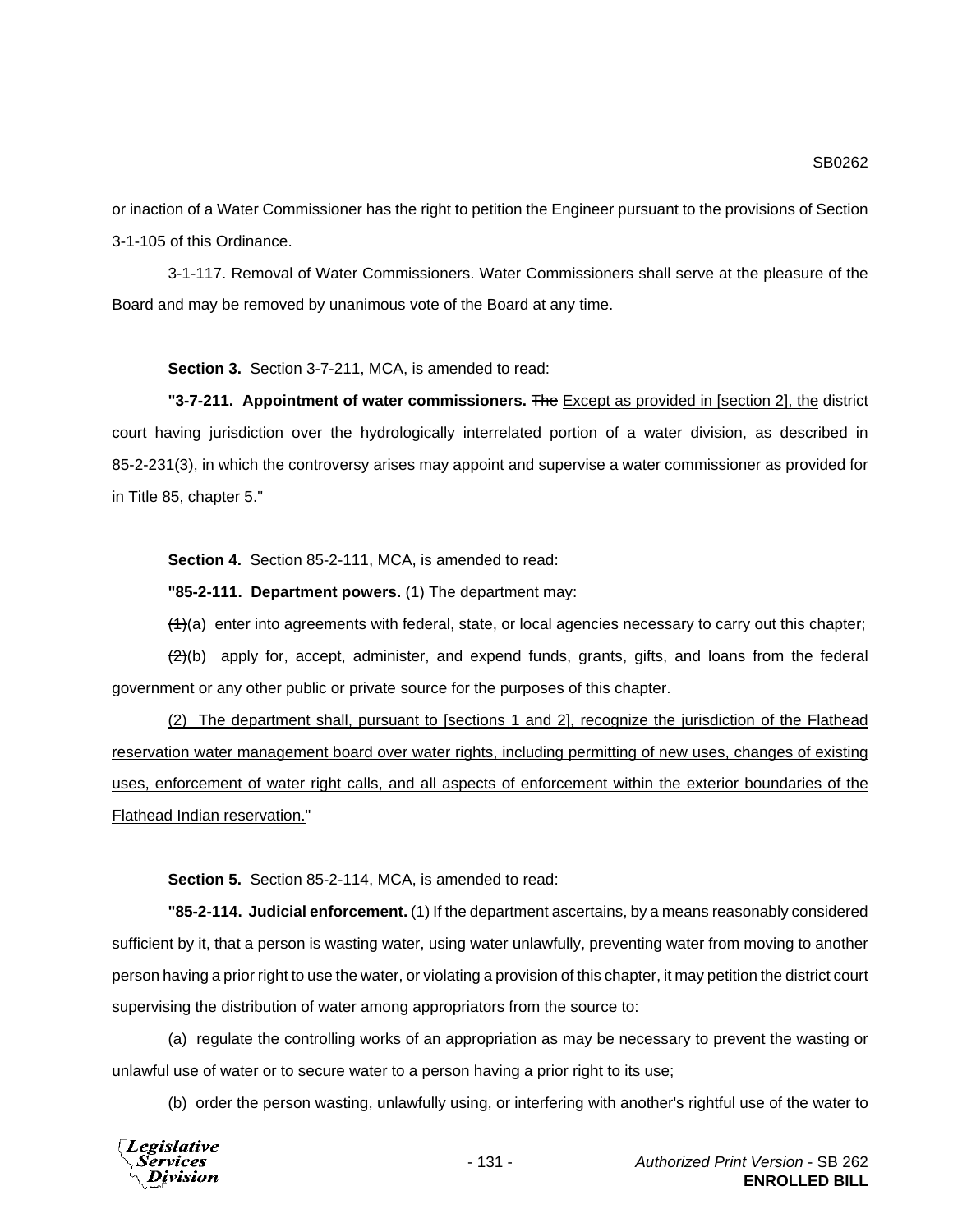or inaction of a Water Commissioner has the right to petition the Engineer pursuant to the provisions of Section 3-1-105 of this Ordinance.

3-1-117. Removal of Water Commissioners. Water Commissioners shall serve at the pleasure of the Board and may be removed by unanimous vote of the Board at any time.

**Section 3.** Section 3-7-211, MCA, is amended to read:

**"3-7-211. Appointment of water commissioners.** ~~The~~ <u>Except as provided in [section 2], the</u> district court having jurisdiction over the hydrologically interrelated portion of a water division, as described in 85-2-231(3), in which the controversy arises may appoint and supervise a water commissioner as provided for in Title 85, chapter 5."

**Section 4.** Section 85-2-111, MCA, is amended to read:

**"85-2-111. Department powers.** <u>(1)</u> The department may:

~~(1)~~<u>(a)</u> enter into agreements with federal, state, or local agencies necessary to carry out this chapter;

~~(2)~~<u>(b)</u> apply for, accept, administer, and expend funds, grants, gifts, and loans from the federal government or any other public or private source for the purposes of this chapter.

<u>(2) The department shall, pursuant to [sections 1 and 2], recognize the jurisdiction of the Flathead reservation water management board over water rights, including permitting of new uses, changes of existing uses, enforcement of water right calls, and all aspects of enforcement within the exterior boundaries of the Flathead Indian reservation.</u>"

**Section 5.** Section 85-2-114, MCA, is amended to read:

**"85-2-114. Judicial enforcement.** (1) If the department ascertains, by a means reasonably considered sufficient by it, that a person is wasting water, using water unlawfully, preventing water from moving to another person having a prior right to use the water, or violating a provision of this chapter, it may petition the district court supervising the distribution of water among appropriators from the source to:

(a) regulate the controlling works of an appropriation as may be necessary to prevent the wasting or unlawful use of water or to secure water to a person having a prior right to its use;

(b) order the person wasting, unlawfully using, or interfering with another's rightful use of the water to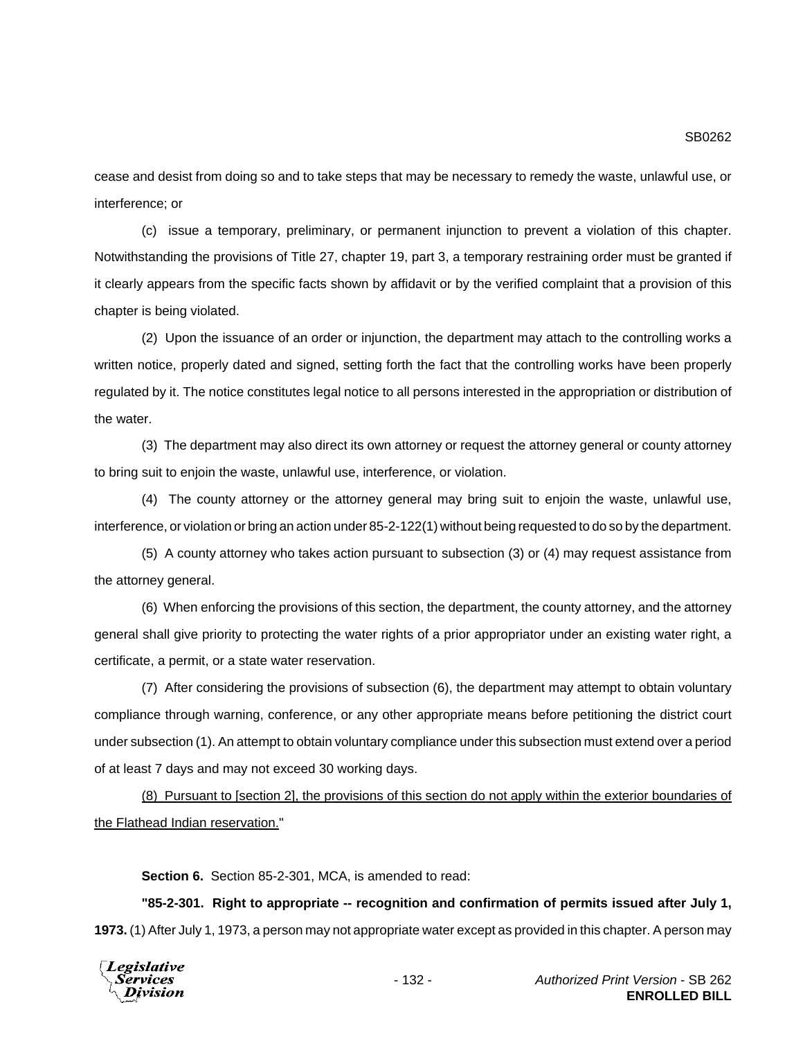cease and desist from doing so and to take steps that may be necessary to remedy the waste, unlawful use, or interference; or

(c) issue a temporary, preliminary, or permanent injunction to prevent a violation of this chapter. Notwithstanding the provisions of Title 27, chapter 19, part 3, a temporary restraining order must be granted if it clearly appears from the specific facts shown by affidavit or by the verified complaint that a provision of this chapter is being violated.

(2) Upon the issuance of an order or injunction, the department may attach to the controlling works a written notice, properly dated and signed, setting forth the fact that the controlling works have been properly regulated by it. The notice constitutes legal notice to all persons interested in the appropriation or distribution of the water.

(3) The department may also direct its own attorney or request the attorney general or county attorney to bring suit to enjoin the waste, unlawful use, interference, or violation.

(4) The county attorney or the attorney general may bring suit to enjoin the waste, unlawful use, interference, or violation or bring an action under 85-2-122(1) without being requested to do so by the department.

(5) A county attorney who takes action pursuant to subsection (3) or (4) may request assistance from the attorney general.

(6) When enforcing the provisions of this section, the department, the county attorney, and the attorney general shall give priority to protecting the water rights of a prior appropriator under an existing water right, a certificate, a permit, or a state water reservation.

(7) After considering the provisions of subsection (6), the department may attempt to obtain voluntary compliance through warning, conference, or any other appropriate means before petitioning the district court under subsection (1). An attempt to obtain voluntary compliance under this subsection must extend over a period of at least 7 days and may not exceed 30 working days.

<u>(8) Pursuant to [section 2], the provisions of this section do not apply within the exterior boundaries of the Flathead Indian reservation.</u>"

**Section 6.** Section 85-2-301, MCA, is amended to read:

**"85-2-301. Right to appropriate -- recognition and confirmation of permits issued after July 1, 1973.** (1) After July 1, 1973, a person may not appropriate water except as provided in this chapter. A person may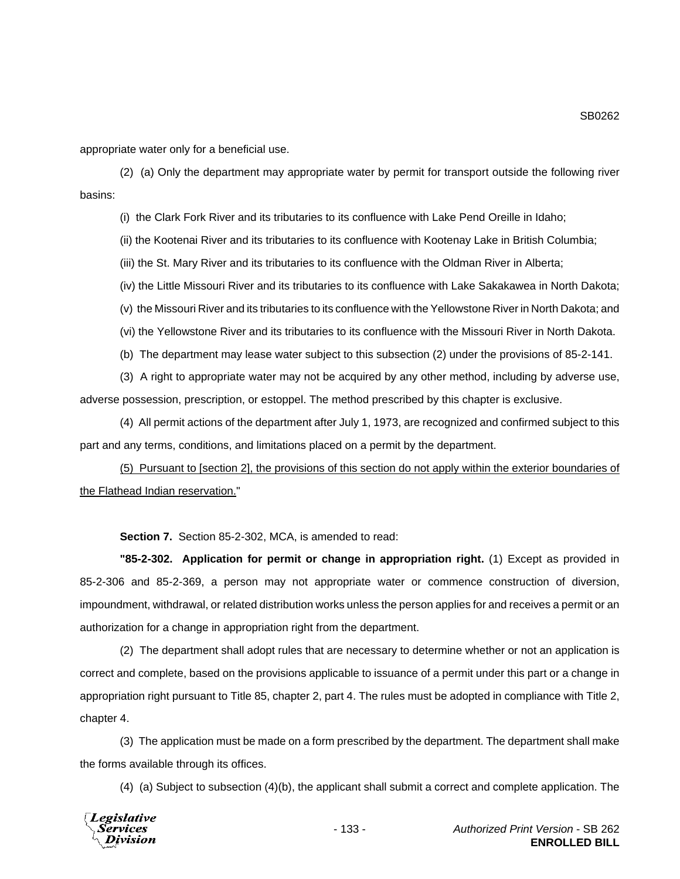appropriate water only for a beneficial use.

(2) (a) Only the department may appropriate water by permit for transport outside the following river basins:

(i) the Clark Fork River and its tributaries to its confluence with Lake Pend Oreille in Idaho;

(ii) the Kootenai River and its tributaries to its confluence with Kootenay Lake in British Columbia;

(iii) the St. Mary River and its tributaries to its confluence with the Oldman River in Alberta;

(iv) the Little Missouri River and its tributaries to its confluence with Lake Sakakawea in North Dakota;

(v) the Missouri River and its tributaries to its confluence with the Yellowstone River in North Dakota; and

(vi) the Yellowstone River and its tributaries to its confluence with the Missouri River in North Dakota.

(b) The department may lease water subject to this subsection (2) under the provisions of 85-2-141.

(3) A right to appropriate water may not be acquired by any other method, including by adverse use, adverse possession, prescription, or estoppel. The method prescribed by this chapter is exclusive.

(4) All permit actions of the department after July 1, 1973, are recognized and confirmed subject to this part and any terms, conditions, and limitations placed on a permit by the department.

<u>(5) Pursuant to [section 2], the provisions of this section do not apply within the exterior boundaries of the Flathead Indian reservation.</u>"

**Section 7.** Section 85-2-302, MCA, is amended to read:

**"85-2-302. Application for permit or change in appropriation right.** (1) Except as provided in 85-2-306 and 85-2-369, a person may not appropriate water or commence construction of diversion, impoundment, withdrawal, or related distribution works unless the person applies for and receives a permit or an authorization for a change in appropriation right from the department.

(2) The department shall adopt rules that are necessary to determine whether or not an application is correct and complete, based on the provisions applicable to issuance of a permit under this part or a change in appropriation right pursuant to Title 85, chapter 2, part 4. The rules must be adopted in compliance with Title 2, chapter 4.

(3) The application must be made on a form prescribed by the department. The department shall make the forms available through its offices.

(4) (a) Subject to subsection (4)(b), the applicant shall submit a correct and complete application. The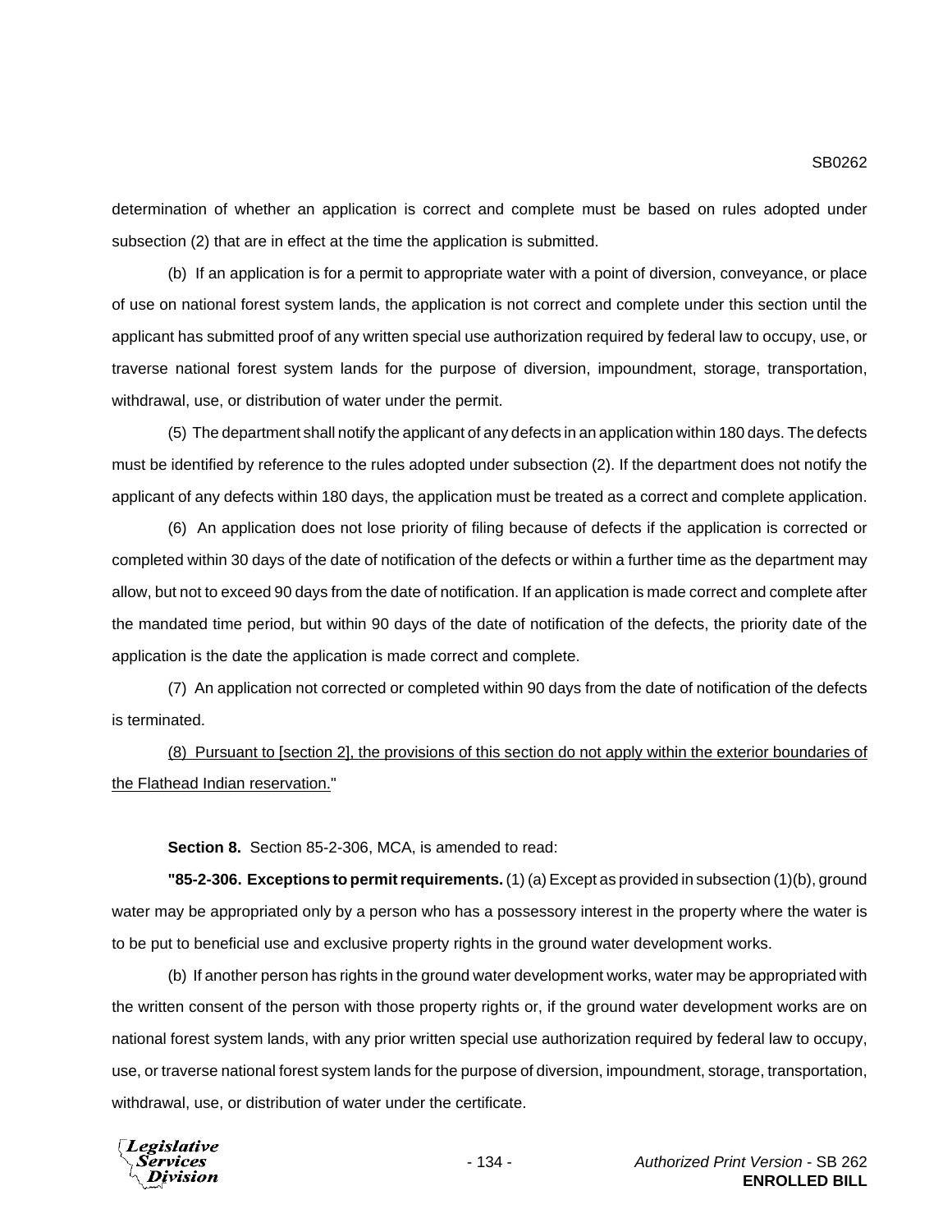determination of whether an application is correct and complete must be based on rules adopted under subsection (2) that are in effect at the time the application is submitted.

(b) If an application is for a permit to appropriate water with a point of diversion, conveyance, or place of use on national forest system lands, the application is not correct and complete under this section until the applicant has submitted proof of any written special use authorization required by federal law to occupy, use, or traverse national forest system lands for the purpose of diversion, impoundment, storage, transportation, withdrawal, use, or distribution of water under the permit.

(5) The department shall notify the applicant of any defects in an application within 180 days. The defects must be identified by reference to the rules adopted under subsection (2). If the department does not notify the applicant of any defects within 180 days, the application must be treated as a correct and complete application.

(6) An application does not lose priority of filing because of defects if the application is corrected or completed within 30 days of the date of notification of the defects or within a further time as the department may allow, but not to exceed 90 days from the date of notification. If an application is made correct and complete after the mandated time period, but within 90 days of the date of notification of the defects, the priority date of the application is the date the application is made correct and complete.

(7) An application not corrected or completed within 90 days from the date of notification of the defects is terminated.

<u>(8) Pursuant to [section 2], the provisions of this section do not apply within the exterior boundaries of the Flathead Indian reservation.</u>"

**Section 8.** Section 85-2-306, MCA, is amended to read:

**"85-2-306. Exceptions to permit requirements.** (1) (a) Except as provided in subsection (1)(b), ground water may be appropriated only by a person who has a possessory interest in the property where the water is to be put to beneficial use and exclusive property rights in the ground water development works.

(b) If another person has rights in the ground water development works, water may be appropriated with the written consent of the person with those property rights or, if the ground water development works are on national forest system lands, with any prior written special use authorization required by federal law to occupy, use, or traverse national forest system lands for the purpose of diversion, impoundment, storage, transportation, withdrawal, use, or distribution of water under the certificate.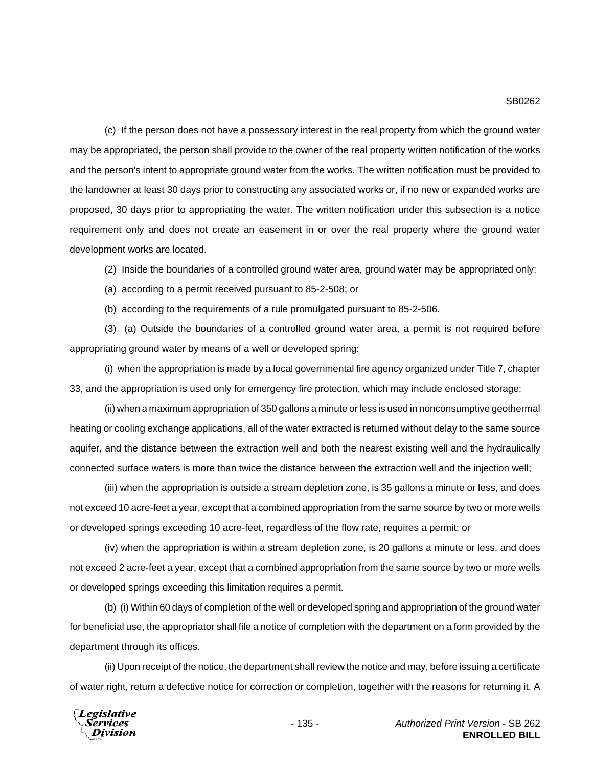(c) If the person does not have a possessory interest in the real property from which the ground water may be appropriated, the person shall provide to the owner of the real property written notification of the works and the person's intent to appropriate ground water from the works. The written notification must be provided to the landowner at least 30 days prior to constructing any associated works or, if no new or expanded works are proposed, 30 days prior to appropriating the water. The written notification under this subsection is a notice requirement only and does not create an easement in or over the real property where the ground water development works are located.

(2) Inside the boundaries of a controlled ground water area, ground water may be appropriated only:

(a) according to a permit received pursuant to 85-2-508; or

(b) according to the requirements of a rule promulgated pursuant to 85-2-506.

(3) (a) Outside the boundaries of a controlled ground water area, a permit is not required before appropriating ground water by means of a well or developed spring:

(i) when the appropriation is made by a local governmental fire agency organized under Title 7, chapter 33, and the appropriation is used only for emergency fire protection, which may include enclosed storage;

(ii) when a maximum appropriation of 350 gallons a minute or less is used in nonconsumptive geothermal heating or cooling exchange applications, all of the water extracted is returned without delay to the same source aquifer, and the distance between the extraction well and both the nearest existing well and the hydraulically connected surface waters is more than twice the distance between the extraction well and the injection well;

(iii) when the appropriation is outside a stream depletion zone, is 35 gallons a minute or less, and does not exceed 10 acre-feet a year, except that a combined appropriation from the same source by two or more wells or developed springs exceeding 10 acre-feet, regardless of the flow rate, requires a permit; or

(iv) when the appropriation is within a stream depletion zone, is 20 gallons a minute or less, and does not exceed 2 acre-feet a year, except that a combined appropriation from the same source by two or more wells or developed springs exceeding this limitation requires a permit.

(b) (i) Within 60 days of completion of the well or developed spring and appropriation of the ground water for beneficial use, the appropriator shall file a notice of completion with the department on a form provided by the department through its offices.

(ii) Upon receipt of the notice, the department shall review the notice and may, before issuing a certificate of water right, return a defective notice for correction or completion, together with the reasons for returning it. A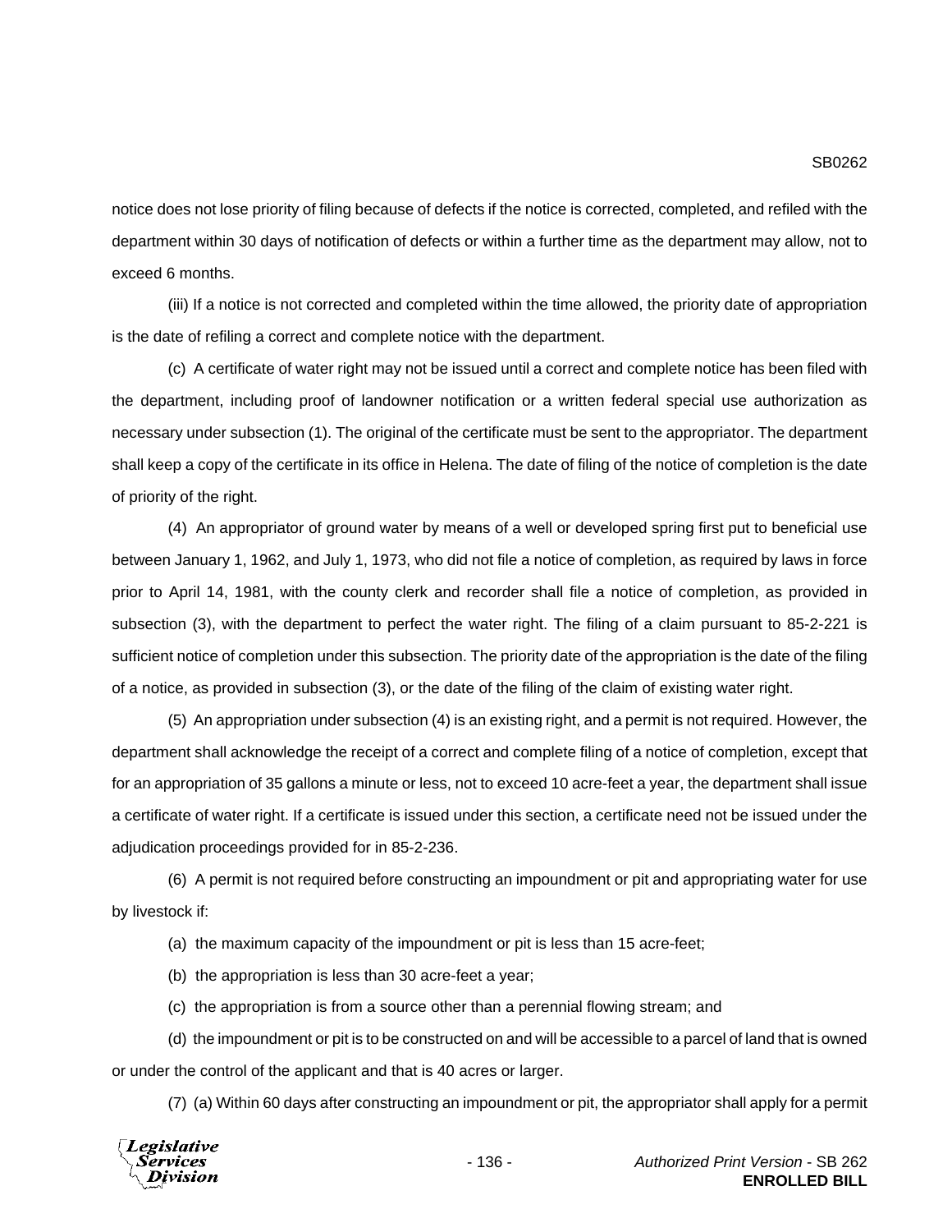notice does not lose priority of filing because of defects if the notice is corrected, completed, and refiled with the department within 30 days of notification of defects or within a further time as the department may allow, not to exceed 6 months.

(iii) If a notice is not corrected and completed within the time allowed, the priority date of appropriation is the date of refiling a correct and complete notice with the department.

(c) A certificate of water right may not be issued until a correct and complete notice has been filed with the department, including proof of landowner notification or a written federal special use authorization as necessary under subsection (1). The original of the certificate must be sent to the appropriator. The department shall keep a copy of the certificate in its office in Helena. The date of filing of the notice of completion is the date of priority of the right.

(4) An appropriator of ground water by means of a well or developed spring first put to beneficial use between January 1, 1962, and July 1, 1973, who did not file a notice of completion, as required by laws in force prior to April 14, 1981, with the county clerk and recorder shall file a notice of completion, as provided in subsection (3), with the department to perfect the water right. The filing of a claim pursuant to 85-2-221 is sufficient notice of completion under this subsection. The priority date of the appropriation is the date of the filing of a notice, as provided in subsection (3), or the date of the filing of the claim of existing water right.

(5) An appropriation under subsection (4) is an existing right, and a permit is not required. However, the department shall acknowledge the receipt of a correct and complete filing of a notice of completion, except that for an appropriation of 35 gallons a minute or less, not to exceed 10 acre-feet a year, the department shall issue a certificate of water right. If a certificate is issued under this section, a certificate need not be issued under the adjudication proceedings provided for in 85-2-236.

(6) A permit is not required before constructing an impoundment or pit and appropriating water for use by livestock if:

(a) the maximum capacity of the impoundment or pit is less than 15 acre-feet;

(b) the appropriation is less than 30 acre-feet a year;

(c) the appropriation is from a source other than a perennial flowing stream; and

(d) the impoundment or pit is to be constructed on and will be accessible to a parcel of land that is owned or under the control of the applicant and that is 40 acres or larger.

(7) (a) Within 60 days after constructing an impoundment or pit, the appropriator shall apply for a permit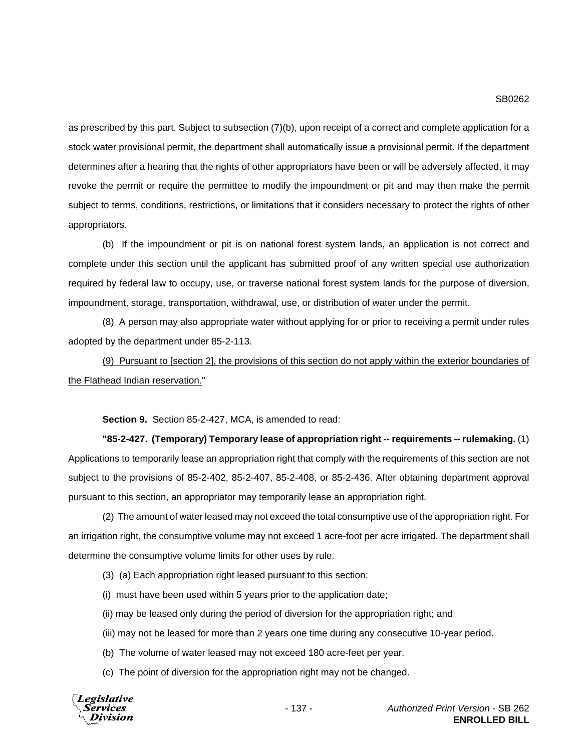as prescribed by this part. Subject to subsection (7)(b), upon receipt of a correct and complete application for a stock water provisional permit, the department shall automatically issue a provisional permit. If the department determines after a hearing that the rights of other appropriators have been or will be adversely affected, it may revoke the permit or require the permittee to modify the impoundment or pit and may then make the permit subject to terms, conditions, restrictions, or limitations that it considers necessary to protect the rights of other appropriators.

(b) If the impoundment or pit is on national forest system lands, an application is not correct and complete under this section until the applicant has submitted proof of any written special use authorization required by federal law to occupy, use, or traverse national forest system lands for the purpose of diversion, impoundment, storage, transportation, withdrawal, use, or distribution of water under the permit.

(8) A person may also appropriate water without applying for or prior to receiving a permit under rules adopted by the department under 85-2-113.

<u>(9) Pursuant to [section 2], the provisions of this section do not apply within the exterior boundaries of the Flathead Indian reservation.</u>"

**Section 9.** Section 85-2-427, MCA, is amended to read:

**"85-2-427. (Temporary) Temporary lease of appropriation right -- requirements -- rulemaking.** (1) Applications to temporarily lease an appropriation right that comply with the requirements of this section are not subject to the provisions of 85-2-402, 85-2-407, 85-2-408, or 85-2-436. After obtaining department approval pursuant to this section, an appropriator may temporarily lease an appropriation right.

(2) The amount of water leased may not exceed the total consumptive use of the appropriation right. For an irrigation right, the consumptive volume may not exceed 1 acre-foot per acre irrigated. The department shall determine the consumptive volume limits for other uses by rule.

(3) (a) Each appropriation right leased pursuant to this section:

(i) must have been used within 5 years prior to the application date;

(ii) may be leased only during the period of diversion for the appropriation right; and

(iii) may not be leased for more than 2 years one time during any consecutive 10-year period.

(b) The volume of water leased may not exceed 180 acre-feet per year.

(c) The point of diversion for the appropriation right may not be changed.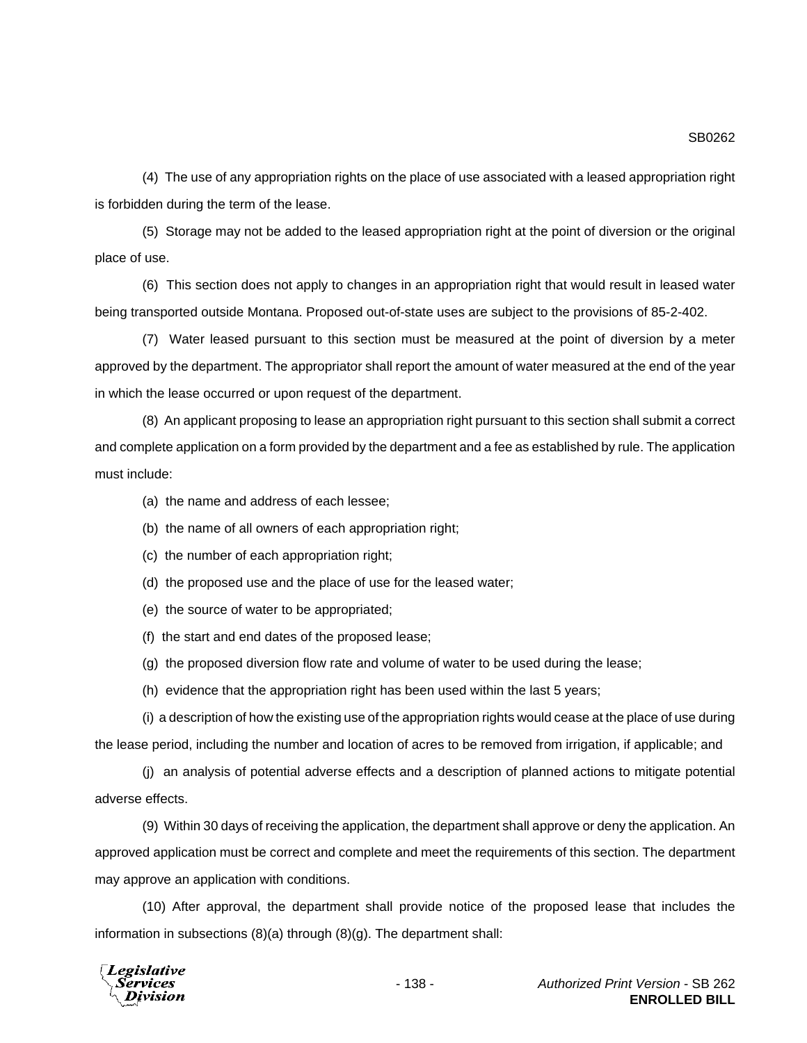(4) The use of any appropriation rights on the place of use associated with a leased appropriation right is forbidden during the term of the lease.

(5) Storage may not be added to the leased appropriation right at the point of diversion or the original place of use.

(6) This section does not apply to changes in an appropriation right that would result in leased water being transported outside Montana. Proposed out-of-state uses are subject to the provisions of 85-2-402.

(7) Water leased pursuant to this section must be measured at the point of diversion by a meter approved by the department. The appropriator shall report the amount of water measured at the end of the year in which the lease occurred or upon request of the department.

(8) An applicant proposing to lease an appropriation right pursuant to this section shall submit a correct and complete application on a form provided by the department and a fee as established by rule. The application must include:

(a) the name and address of each lessee;

(b) the name of all owners of each appropriation right;

(c) the number of each appropriation right;

(d) the proposed use and the place of use for the leased water;

(e) the source of water to be appropriated;

(f) the start and end dates of the proposed lease;

(g) the proposed diversion flow rate and volume of water to be used during the lease;

(h) evidence that the appropriation right has been used within the last 5 years;

(i) a description of how the existing use of the appropriation rights would cease at the place of use during the lease period, including the number and location of acres to be removed from irrigation, if applicable; and

(j) an analysis of potential adverse effects and a description of planned actions to mitigate potential adverse effects.

(9) Within 30 days of receiving the application, the department shall approve or deny the application. An approved application must be correct and complete and meet the requirements of this section. The department may approve an application with conditions.

(10) After approval, the department shall provide notice of the proposed lease that includes the information in subsections (8)(a) through (8)(g). The department shall: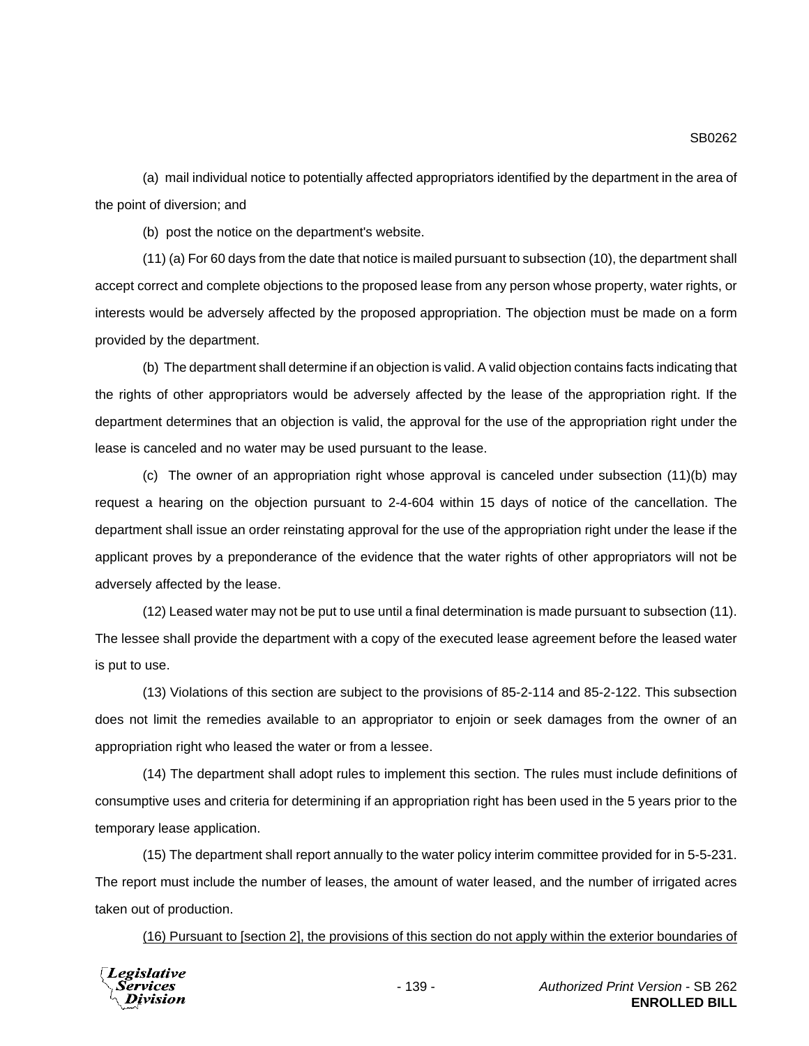(a) mail individual notice to potentially affected appropriators identified by the department in the area of the point of diversion; and

(b) post the notice on the department's website.

(11) (a) For 60 days from the date that notice is mailed pursuant to subsection (10), the department shall accept correct and complete objections to the proposed lease from any person whose property, water rights, or interests would be adversely affected by the proposed appropriation. The objection must be made on a form provided by the department.

(b) The department shall determine if an objection is valid. A valid objection contains facts indicating that the rights of other appropriators would be adversely affected by the lease of the appropriation right. If the department determines that an objection is valid, the approval for the use of the appropriation right under the lease is canceled and no water may be used pursuant to the lease.

(c) The owner of an appropriation right whose approval is canceled under subsection (11)(b) may request a hearing on the objection pursuant to 2-4-604 within 15 days of notice of the cancellation. The department shall issue an order reinstating approval for the use of the appropriation right under the lease if the applicant proves by a preponderance of the evidence that the water rights of other appropriators will not be adversely affected by the lease.

(12) Leased water may not be put to use until a final determination is made pursuant to subsection (11). The lessee shall provide the department with a copy of the executed lease agreement before the leased water is put to use.

(13) Violations of this section are subject to the provisions of 85-2-114 and 85-2-122. This subsection does not limit the remedies available to an appropriator to enjoin or seek damages from the owner of an appropriation right who leased the water or from a lessee.

(14) The department shall adopt rules to implement this section. The rules must include definitions of consumptive uses and criteria for determining if an appropriation right has been used in the 5 years prior to the temporary lease application.

(15) The department shall report annually to the water policy interim committee provided for in 5-5-231. The report must include the number of leases, the amount of water leased, and the number of irrigated acres taken out of production.

<u>(16) Pursuant to [section 2], the provisions of this section do not apply within the exterior boundaries of</u>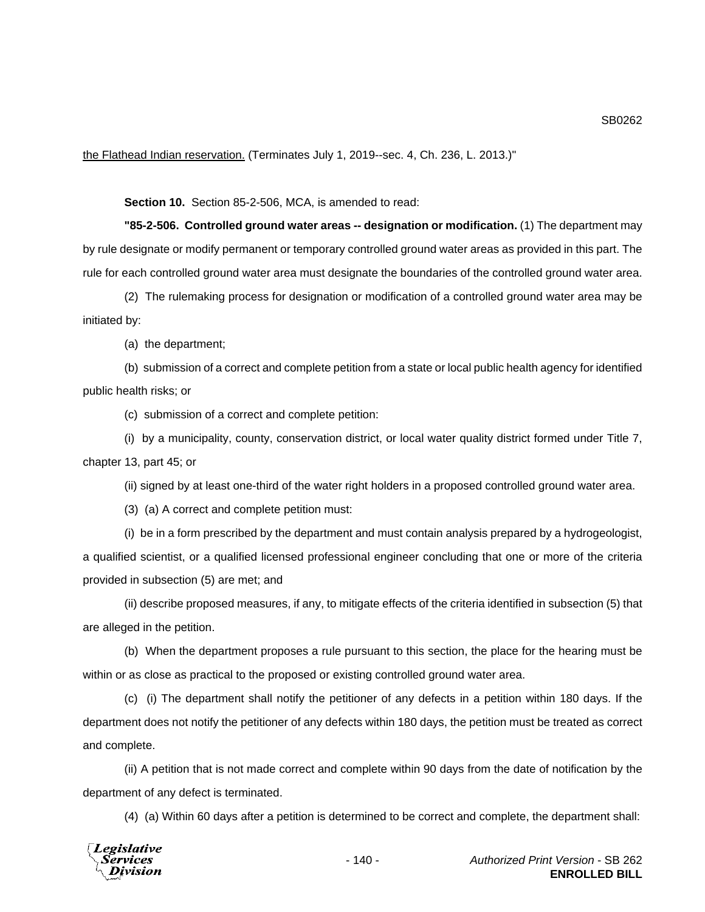the Flathead Indian reservation. (Terminates July 1, 2019--sec. 4, Ch. 236, L. 2013.)"

**Section 10.** Section 85-2-506, MCA, is amended to read:

**"85-2-506. Controlled ground water areas -- designation or modification.** (1) The department may by rule designate or modify permanent or temporary controlled ground water areas as provided in this part. The rule for each controlled ground water area must designate the boundaries of the controlled ground water area.

(2) The rulemaking process for designation or modification of a controlled ground water area may be initiated by:

(a) the department;

(b) submission of a correct and complete petition from a state or local public health agency for identified public health risks; or

(c) submission of a correct and complete petition:

(i) by a municipality, county, conservation district, or local water quality district formed under Title 7, chapter 13, part 45; or

(ii) signed by at least one-third of the water right holders in a proposed controlled ground water area.

(3) (a) A correct and complete petition must:

(i) be in a form prescribed by the department and must contain analysis prepared by a hydrogeologist, a qualified scientist, or a qualified licensed professional engineer concluding that one or more of the criteria provided in subsection (5) are met; and

(ii) describe proposed measures, if any, to mitigate effects of the criteria identified in subsection (5) that are alleged in the petition.

(b) When the department proposes a rule pursuant to this section, the place for the hearing must be within or as close as practical to the proposed or existing controlled ground water area.

(c) (i) The department shall notify the petitioner of any defects in a petition within 180 days. If the department does not notify the petitioner of any defects within 180 days, the petition must be treated as correct and complete.

(ii) A petition that is not made correct and complete within 90 days from the date of notification by the department of any defect is terminated.

(4) (a) Within 60 days after a petition is determined to be correct and complete, the department shall: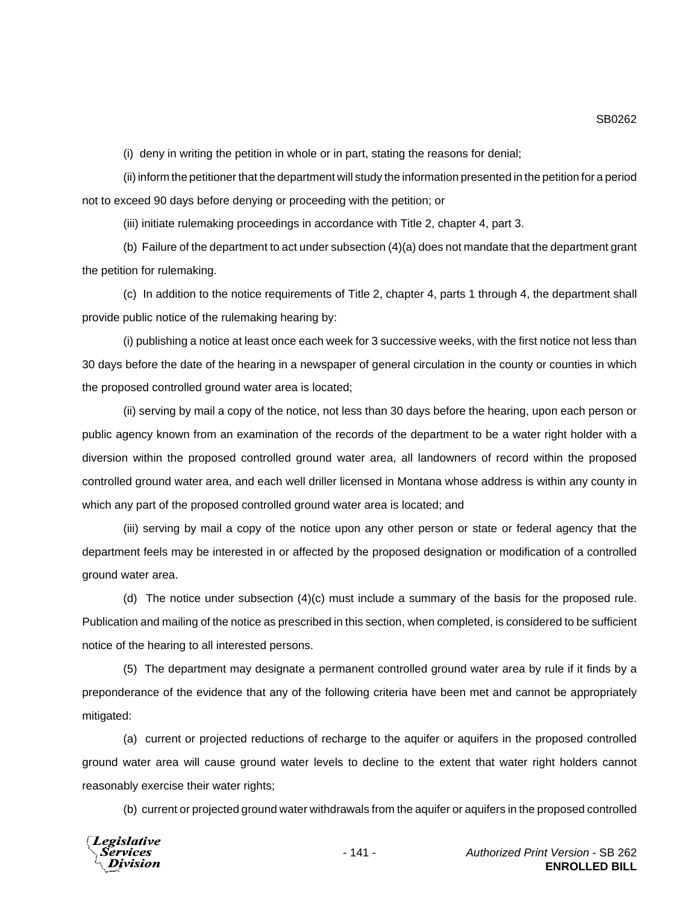(i) deny in writing the petition in whole or in part, stating the reasons for denial;

(ii) inform the petitioner that the department will study the information presented in the petition for a period not to exceed 90 days before denying or proceeding with the petition; or

(iii) initiate rulemaking proceedings in accordance with Title 2, chapter 4, part 3.

(b) Failure of the department to act under subsection (4)(a) does not mandate that the department grant the petition for rulemaking.

(c) In addition to the notice requirements of Title 2, chapter 4, parts 1 through 4, the department shall provide public notice of the rulemaking hearing by:

(i) publishing a notice at least once each week for 3 successive weeks, with the first notice not less than 30 days before the date of the hearing in a newspaper of general circulation in the county or counties in which the proposed controlled ground water area is located;

(ii) serving by mail a copy of the notice, not less than 30 days before the hearing, upon each person or public agency known from an examination of the records of the department to be a water right holder with a diversion within the proposed controlled ground water area, all landowners of record within the proposed controlled ground water area, and each well driller licensed in Montana whose address is within any county in which any part of the proposed controlled ground water area is located; and

(iii) serving by mail a copy of the notice upon any other person or state or federal agency that the department feels may be interested in or affected by the proposed designation or modification of a controlled ground water area.

(d) The notice under subsection (4)(c) must include a summary of the basis for the proposed rule. Publication and mailing of the notice as prescribed in this section, when completed, is considered to be sufficient notice of the hearing to all interested persons.

(5) The department may designate a permanent controlled ground water area by rule if it finds by a preponderance of the evidence that any of the following criteria have been met and cannot be appropriately mitigated:

(a) current or projected reductions of recharge to the aquifer or aquifers in the proposed controlled ground water area will cause ground water levels to decline to the extent that water right holders cannot reasonably exercise their water rights;

(b) current or projected ground water withdrawals from the aquifer or aquifers in the proposed controlled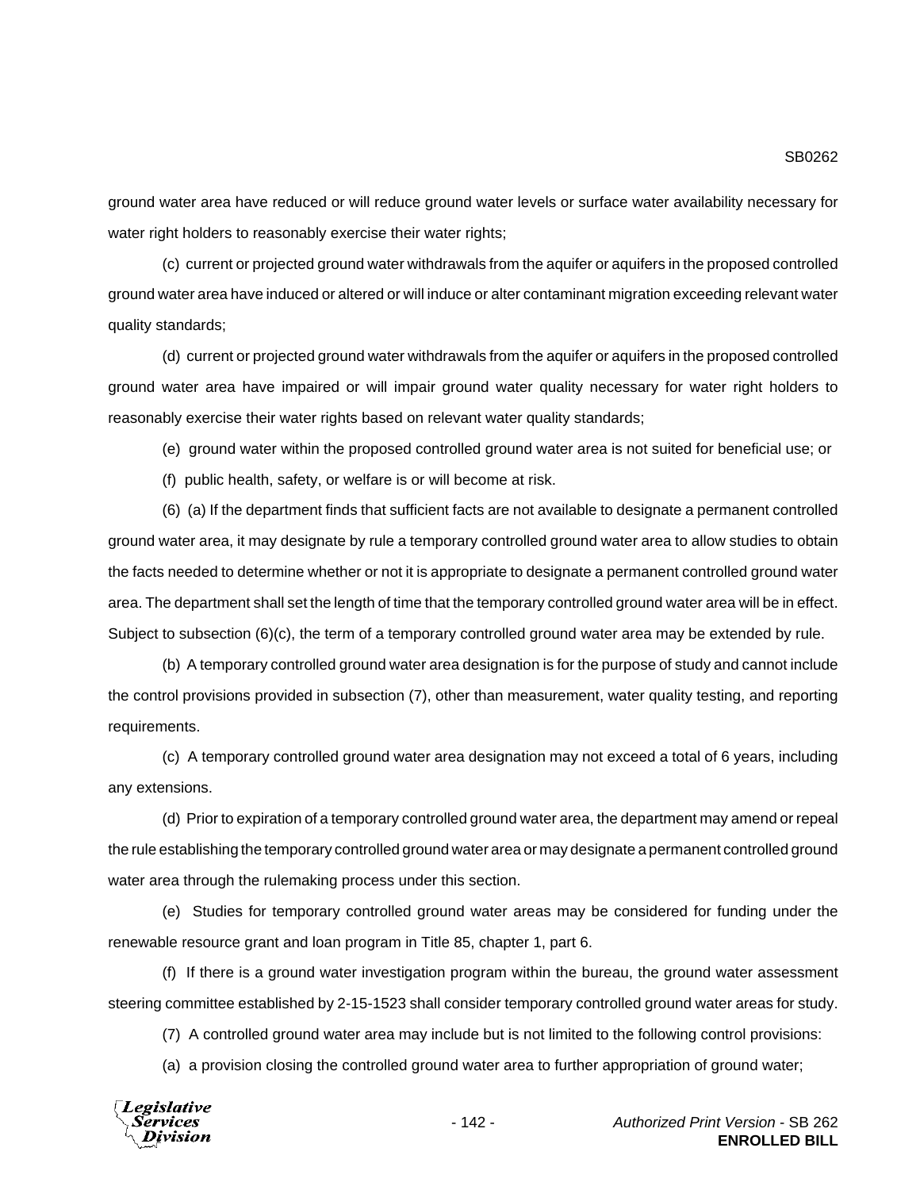ground water area have reduced or will reduce ground water levels or surface water availability necessary for water right holders to reasonably exercise their water rights;

(c) current or projected ground water withdrawals from the aquifer or aquifers in the proposed controlled ground water area have induced or altered or will induce or alter contaminant migration exceeding relevant water quality standards;

(d) current or projected ground water withdrawals from the aquifer or aquifers in the proposed controlled ground water area have impaired or will impair ground water quality necessary for water right holders to reasonably exercise their water rights based on relevant water quality standards;

(e) ground water within the proposed controlled ground water area is not suited for beneficial use; or

(f) public health, safety, or welfare is or will become at risk.

(6) (a) If the department finds that sufficient facts are not available to designate a permanent controlled ground water area, it may designate by rule a temporary controlled ground water area to allow studies to obtain the facts needed to determine whether or not it is appropriate to designate a permanent controlled ground water area. The department shall set the length of time that the temporary controlled ground water area will be in effect. Subject to subsection (6)(c), the term of a temporary controlled ground water area may be extended by rule.

(b) A temporary controlled ground water area designation is for the purpose of study and cannot include the control provisions provided in subsection (7), other than measurement, water quality testing, and reporting requirements.

(c) A temporary controlled ground water area designation may not exceed a total of 6 years, including any extensions.

(d) Prior to expiration of a temporary controlled ground water area, the department may amend or repeal the rule establishing the temporary controlled ground water area or may designate a permanent controlled ground water area through the rulemaking process under this section.

(e) Studies for temporary controlled ground water areas may be considered for funding under the renewable resource grant and loan program in Title 85, chapter 1, part 6.

(f) If there is a ground water investigation program within the bureau, the ground water assessment steering committee established by 2-15-1523 shall consider temporary controlled ground water areas for study.

(7) A controlled ground water area may include but is not limited to the following control provisions:

(a) a provision closing the controlled ground water area to further appropriation of ground water;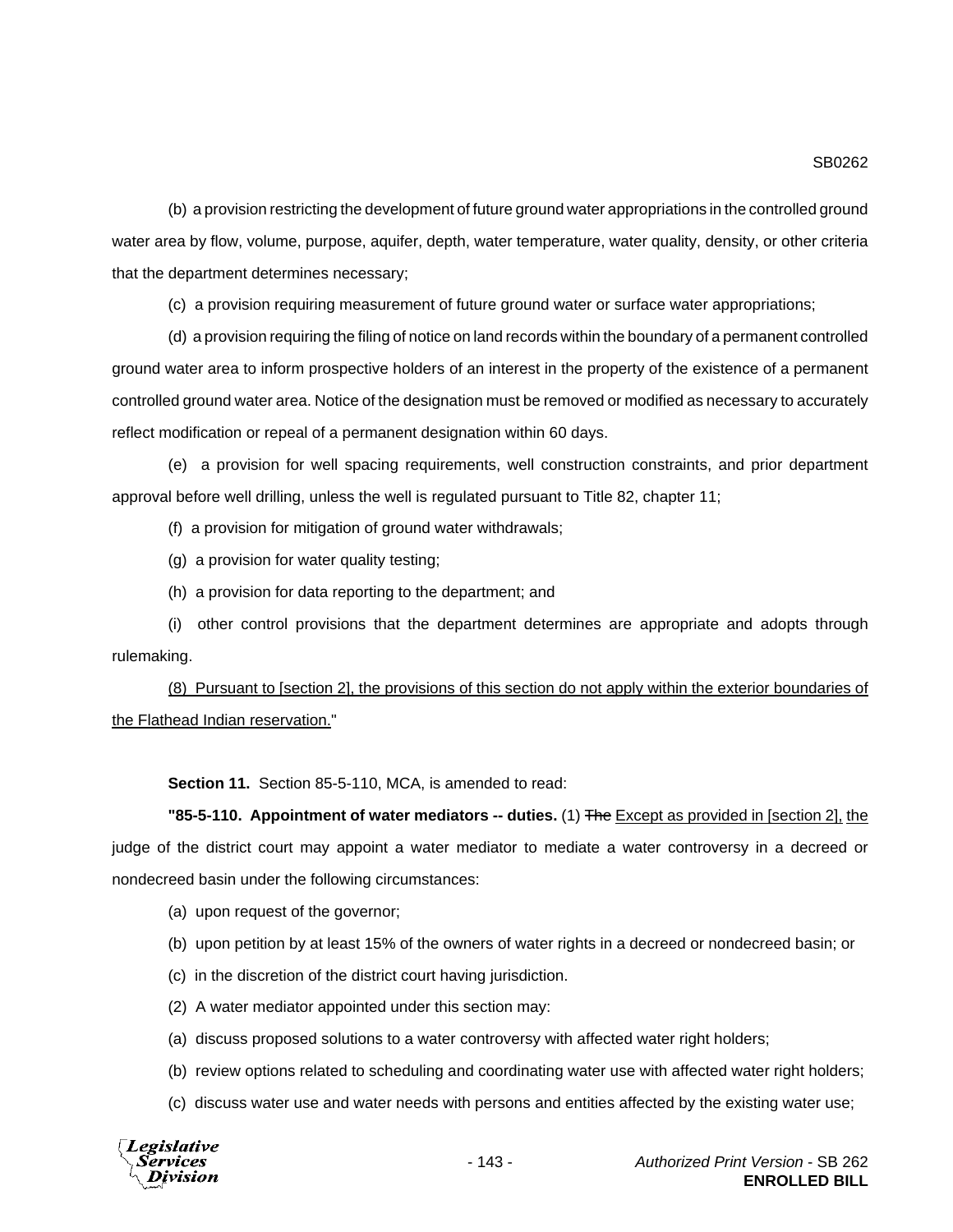(b) a provision restricting the development of future ground water appropriations in the controlled ground water area by flow, volume, purpose, aquifer, depth, water temperature, water quality, density, or other criteria that the department determines necessary;

(c) a provision requiring measurement of future ground water or surface water appropriations;

(d) a provision requiring the filing of notice on land records within the boundary of a permanent controlled ground water area to inform prospective holders of an interest in the property of the existence of a permanent controlled ground water area. Notice of the designation must be removed or modified as necessary to accurately reflect modification or repeal of a permanent designation within 60 days.

(e) a provision for well spacing requirements, well construction constraints, and prior department approval before well drilling, unless the well is regulated pursuant to Title 82, chapter 11;

(f) a provision for mitigation of ground water withdrawals;

(g) a provision for water quality testing;

(h) a provision for data reporting to the department; and

(i) other control provisions that the department determines are appropriate and adopts through rulemaking.

<u>(8) Pursuant to [section 2], the provisions of this section do not apply within the exterior boundaries of the Flathead Indian reservation.</u>"

**Section 11.** Section 85-5-110, MCA, is amended to read:

**"85-5-110. Appointment of water mediators -- duties.** (1) ~~The~~ <u>Except as provided in [section 2], the</u> judge of the district court may appoint a water mediator to mediate a water controversy in a decreed or nondecreed basin under the following circumstances:

(a) upon request of the governor;

(b) upon petition by at least 15% of the owners of water rights in a decreed or nondecreed basin; or

(c) in the discretion of the district court having jurisdiction.

(2) A water mediator appointed under this section may:

(a) discuss proposed solutions to a water controversy with affected water right holders;

(b) review options related to scheduling and coordinating water use with affected water right holders;

(c) discuss water use and water needs with persons and entities affected by the existing water use;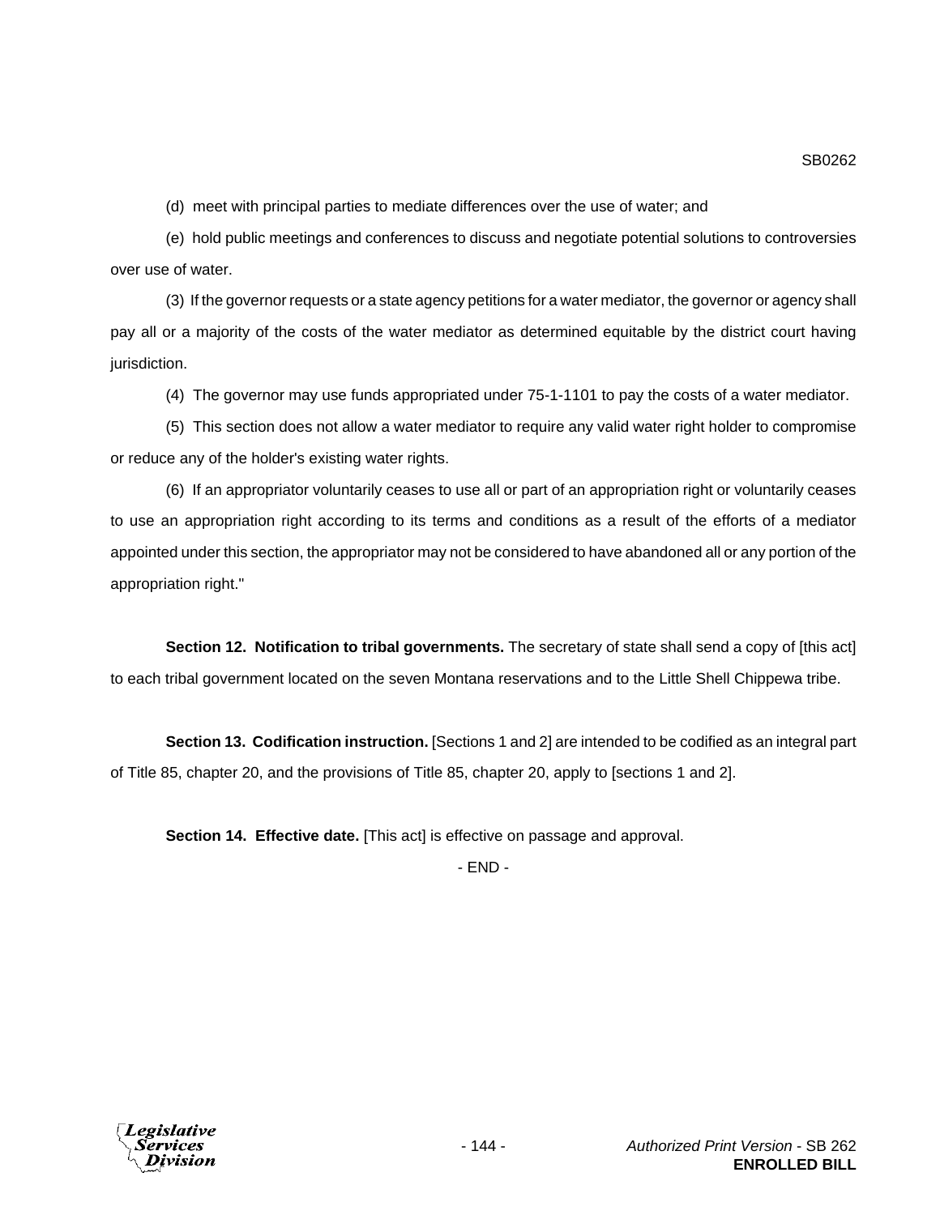(d) meet with principal parties to mediate differences over the use of water; and

(e) hold public meetings and conferences to discuss and negotiate potential solutions to controversies over use of water.

(3) If the governor requests or a state agency petitions for a water mediator, the governor or agency shall pay all or a majority of the costs of the water mediator as determined equitable by the district court having jurisdiction.

(4) The governor may use funds appropriated under 75-1-1101 to pay the costs of a water mediator.

(5) This section does not allow a water mediator to require any valid water right holder to compromise or reduce any of the holder's existing water rights.

(6) If an appropriator voluntarily ceases to use all or part of an appropriation right or voluntarily ceases to use an appropriation right according to its terms and conditions as a result of the efforts of a mediator appointed under this section, the appropriator may not be considered to have abandoned all or any portion of the appropriation right."

**Section 12. Notification to tribal governments.** The secretary of state shall send a copy of [this act] to each tribal government located on the seven Montana reservations and to the Little Shell Chippewa tribe.

**Section 13. Codification instruction.** [Sections 1 and 2] are intended to be codified as an integral part of Title 85, chapter 20, and the provisions of Title 85, chapter 20, apply to [sections 1 and 2].

**Section 14. Effective date.** [This act] is effective on passage and approval.

\- END -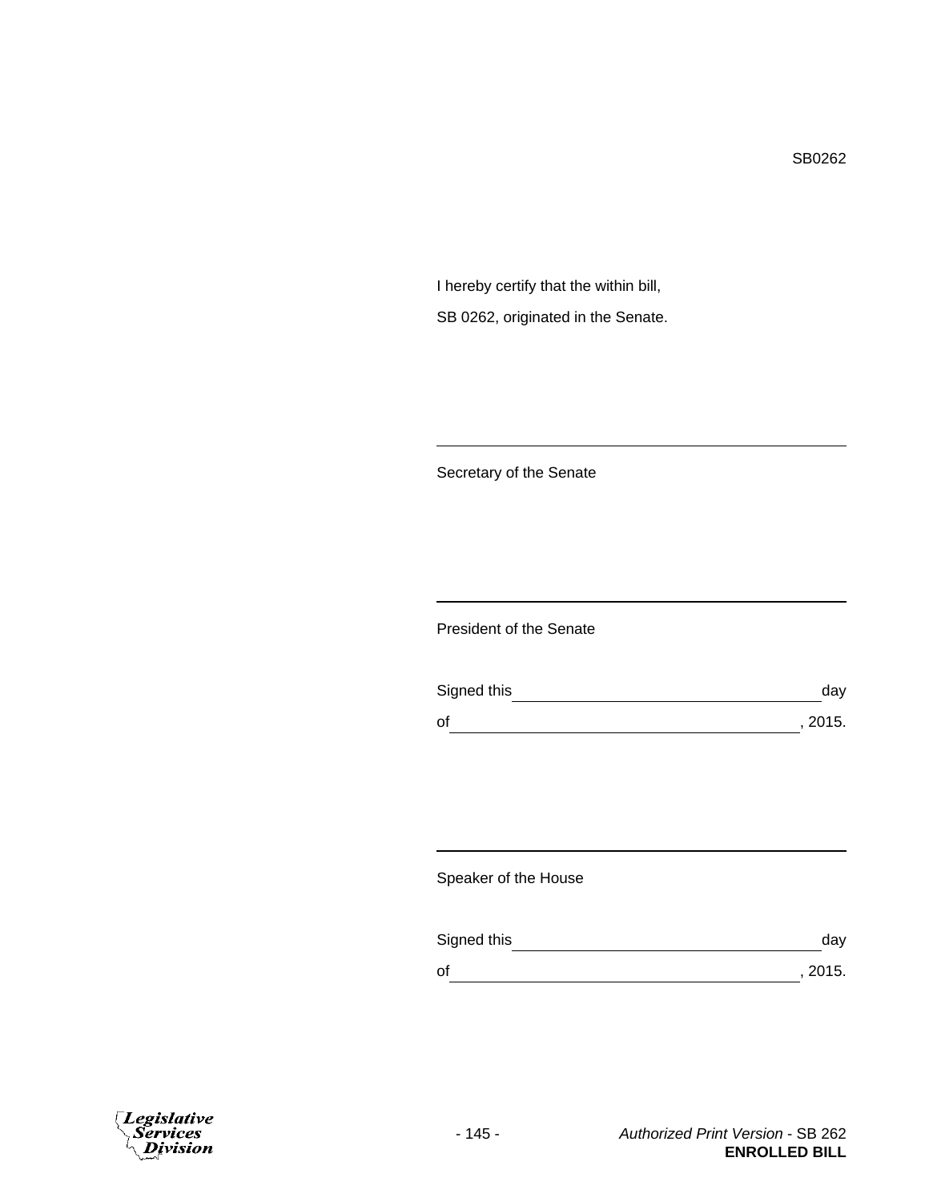SB0262

I hereby certify that the within bill,

SB 0262, originated in the Senate.

\_\_\_\_\_\_\_\_\_\_\_\_\_\_\_\_\_\_\_\_\_\_\_\_\_\_\_\_\_\_\_\_\_\_\_\_\_\_\_\_

Secretary of the Senate

\_\_\_\_\_\_\_\_\_\_\_\_\_\_\_\_\_\_\_\_\_\_\_\_\_\_\_\_\_\_\_\_\_\_\_\_\_\_\_\_

President of the Senate

Signed this \_\_\_\_\_\_\_\_\_\_\_\_\_\_\_\_\_\_\_\_\_\_\_\_\_\_\_\_\_\_ day

of \_\_\_\_\_\_\_\_\_\_\_\_\_\_\_\_\_\_\_\_\_\_\_\_\_\_\_\_\_\_\_\_\_\_, 2015.

\_\_\_\_\_\_\_\_\_\_\_\_\_\_\_\_\_\_\_\_\_\_\_\_\_\_\_\_\_\_\_\_\_\_\_\_\_\_\_\_

Speaker of the House

Signed this \_\_\_\_\_\_\_\_\_\_\_\_\_\_\_\_\_\_\_\_\_\_\_\_\_\_\_\_\_\_ day

of \_\_\_\_\_\_\_\_\_\_\_\_\_\_\_\_\_\_\_\_\_\_\_\_\_\_\_\_\_\_\_\_\_\_, 2015.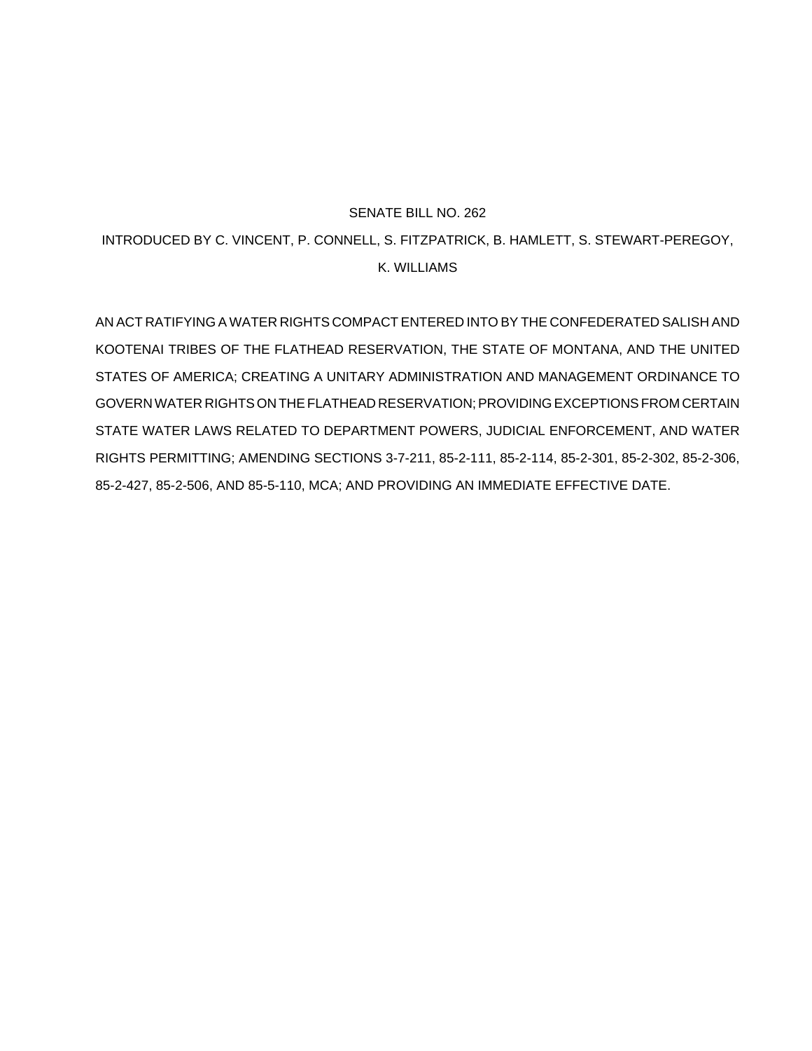SENATE BILL NO. 262

INTRODUCED BY C. VINCENT, P. CONNELL, S. FITZPATRICK, B. HAMLETT, S. STEWART-PEREGOY, K. WILLIAMS

AN ACT RATIFYING A WATER RIGHTS COMPACT ENTERED INTO BY THE CONFEDERATED SALISH AND KOOTENAI TRIBES OF THE FLATHEAD RESERVATION, THE STATE OF MONTANA, AND THE UNITED STATES OF AMERICA; CREATING A UNITARY ADMINISTRATION AND MANAGEMENT ORDINANCE TO GOVERN WATER RIGHTS ON THE FLATHEAD RESERVATION; PROVIDING EXCEPTIONS FROM CERTAIN STATE WATER LAWS RELATED TO DEPARTMENT POWERS, JUDICIAL ENFORCEMENT, AND WATER RIGHTS PERMITTING; AMENDING SECTIONS 3-7-211, 85-2-111, 85-2-114, 85-2-301, 85-2-302, 85-2-306, 85-2-427, 85-2-506, AND 85-5-110, MCA; AND PROVIDING AN IMMEDIATE EFFECTIVE DATE.